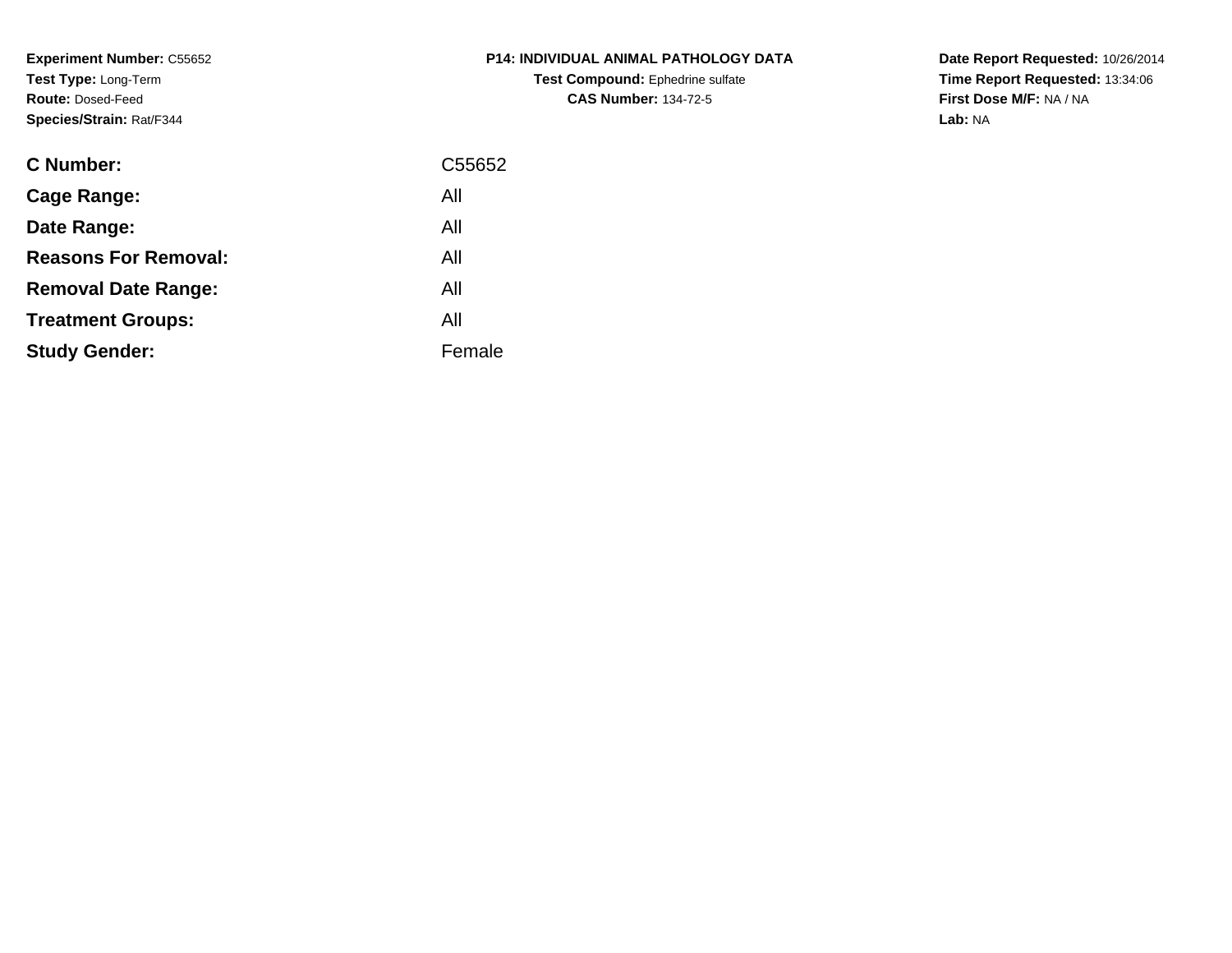**Experiment Number:** C55652
**Test Type:** Long-Term
**Route:** Dosed-Feed
**Species/Strain:** Rat/F344

**P14: INDIVIDUAL ANIMAL PATHOLOGY DATA**
**Test Compound:** Ephedrine sulfate
**CAS Number:** 134-72-5

**Date Report Requested:** 10/26/2014
**Time Report Requested:** 13:34:06
**First Dose M/F:** NA / NA
**Lab:** NA

| | |
|---|---|
| **C Number:** | C55652 |
| **Cage Range:** | All |
| **Date Range:** | All |
| **Reasons For Removal:** | All |
| **Removal Date Range:** | All |
| **Treatment Groups:** | All |
| **Study Gender:** | Female |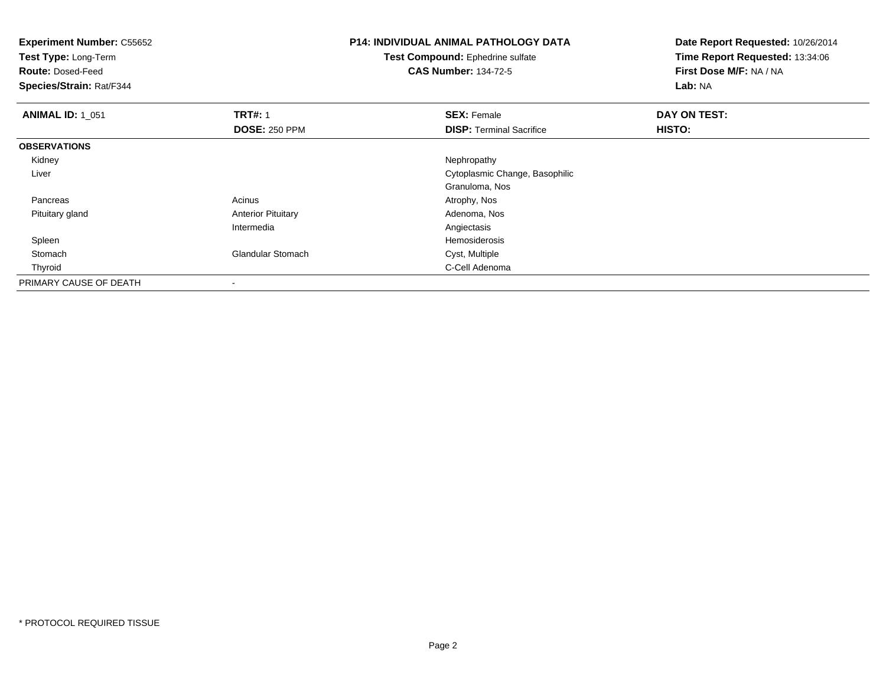**Experiment Number:** C55652
**Test Type:** Long-Term
**Route:** Dosed-Feed
**Species/Strain:** Rat/F344

**P14: INDIVIDUAL ANIMAL PATHOLOGY DATA**
**Test Compound:** Ephedrine sulfate
**CAS Number:** 134-72-5

**Date Report Requested:** 10/26/2014
**Time Report Requested:** 13:34:06
**First Dose M/F:** NA / NA
**Lab:** NA

| **ANIMAL ID:** 1_051 | **TRT#:** 1 | **SEX:** Female | **DAY ON TEST:** |
|---|---|---|---|
| | **DOSE:** 250 PPM | **DISP:** Terminal Sacrifice | **HISTO:** |
| **OBSERVATIONS** | | | |
| Kidney | | Nephropathy | |
| Liver | | Cytoplasmic Change, Basophilic | |
| | | Granuloma, Nos | |
| Pancreas | Acinus | Atrophy, Nos | |
| Pituitary gland | Anterior Pituitary | Adenoma, Nos | |
| | Intermedia | Angiectasis | |
| Spleen | | Hemosiderosis | |
| Stomach | Glandular Stomach | Cyst, Multiple | |
| Thyroid | | C-Cell Adenoma | |
| PRIMARY CAUSE OF DEATH | - | | |

* PROTOCOL REQUIRED TISSUE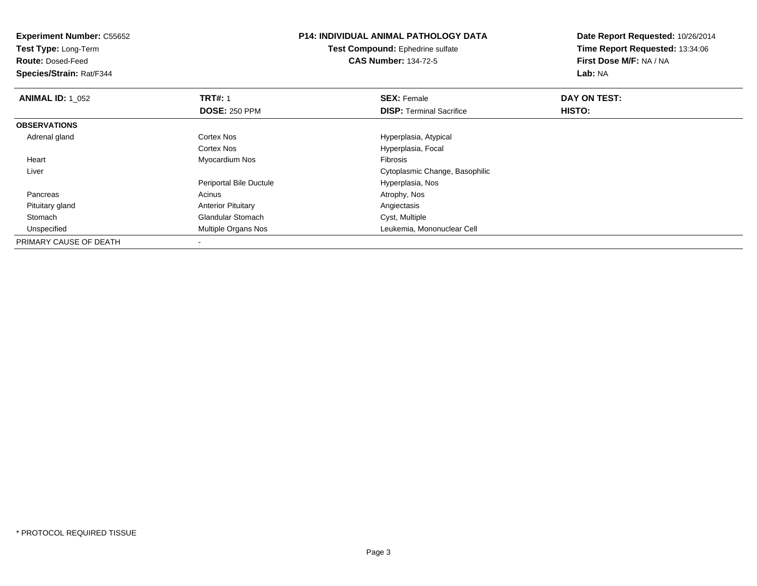**Experiment Number:** C55652
**Test Type:** Long-Term
**Route:** Dosed-Feed
**Species/Strain:** Rat/F344

**P14: INDIVIDUAL ANIMAL PATHOLOGY DATA**
**Test Compound:** Ephedrine sulfate
**CAS Number:** 134-72-5

**Date Report Requested:** 10/26/2014
**Time Report Requested:** 13:34:06
**First Dose M/F:** NA / NA
**Lab:** NA

| **ANIMAL ID:** 1_052 | **TRT#:** 1 | **SEX:** Female | **DAY ON TEST:** |
|---|---|---|---|
| | **DOSE:** 250 PPM | **DISP:** Terminal Sacrifice | **HISTO:** |
| **OBSERVATIONS** | | | |
| Adrenal gland | Cortex Nos | Hyperplasia, Atypical | |
| | Cortex Nos | Hyperplasia, Focal | |
| Heart | Myocardium Nos | Fibrosis | |
| Liver | | Cytoplasmic Change, Basophilic | |
| | Periportal Bile Ductule | Hyperplasia, Nos | |
| Pancreas | Acinus | Atrophy, Nos | |
| Pituitary gland | Anterior Pituitary | Angiectasis | |
| Stomach | Glandular Stomach | Cyst, Multiple | |
| Unspecified | Multiple Organs Nos | Leukemia, Mononuclear Cell | |
| PRIMARY CAUSE OF DEATH | - | | |

* PROTOCOL REQUIRED TISSUE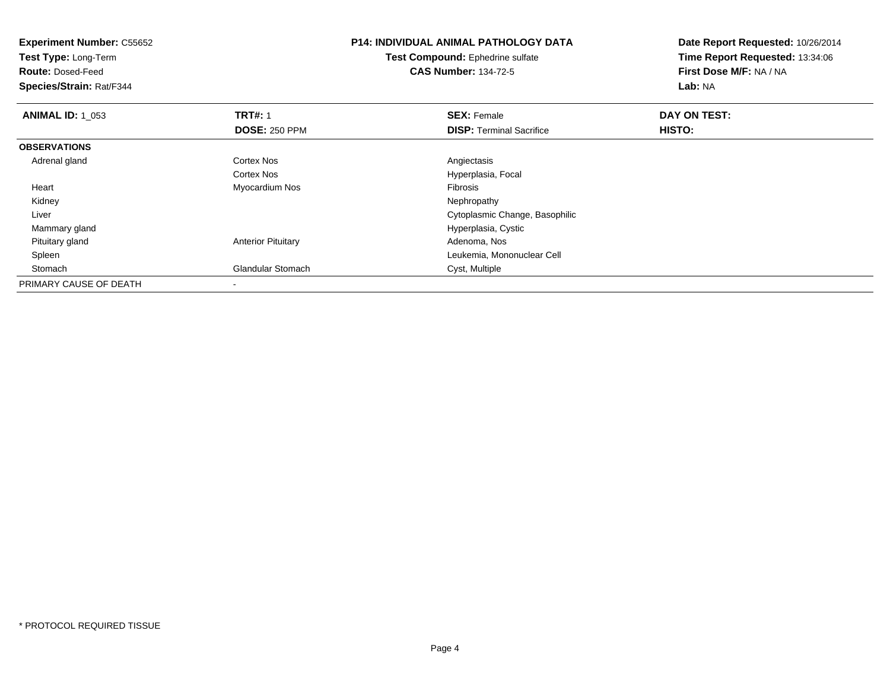**Experiment Number:** C55652
**Test Type:** Long-Term
**Route:** Dosed-Feed
**Species/Strain:** Rat/F344

**P14: INDIVIDUAL ANIMAL PATHOLOGY DATA**
**Test Compound:** Ephedrine sulfate
**CAS Number:** 134-72-5

**Date Report Requested:** 10/26/2014
**Time Report Requested:** 13:34:06
**First Dose M/F:** NA / NA
**Lab:** NA

| **ANIMAL ID:** 1_053 | **TRT#:** 1 | **SEX:** Female | **DAY ON TEST:** |
|---|---|---|---|
| | **DOSE:** 250 PPM | **DISP:** Terminal Sacrifice | **HISTO:** |
| **OBSERVATIONS** | | | |
| Adrenal gland | Cortex Nos | Angiectasis | |
| | Cortex Nos | Hyperplasia, Focal | |
| Heart | Myocardium Nos | Fibrosis | |
| Kidney | | Nephropathy | |
| Liver | | Cytoplasmic Change, Basophilic | |
| Mammary gland | | Hyperplasia, Cystic | |
| Pituitary gland | Anterior Pituitary | Adenoma, Nos | |
| Spleen | | Leukemia, Mononuclear Cell | |
| Stomach | Glandular Stomach | Cyst, Multiple | |
| PRIMARY CAUSE OF DEATH | - | | |

* PROTOCOL REQUIRED TISSUE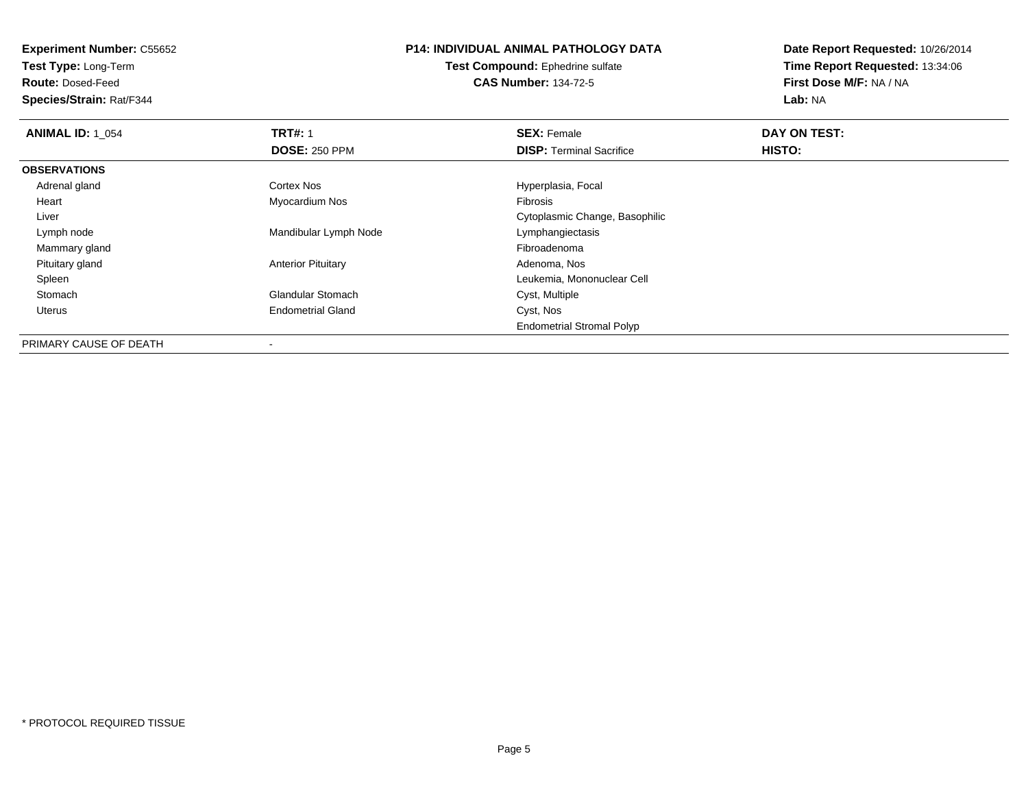**Experiment Number:** C55652
**Test Type:** Long-Term
**Route:** Dosed-Feed
**Species/Strain:** Rat/F344

**P14: INDIVIDUAL ANIMAL PATHOLOGY DATA**
**Test Compound:** Ephedrine sulfate
**CAS Number:** 134-72-5

**Date Report Requested:** 10/26/2014
**Time Report Requested:** 13:34:06
**First Dose M/F:** NA / NA
**Lab:** NA

| **ANIMAL ID:** 1_054 | **TRT#:** 1 | **SEX:** Female | **DAY ON TEST:** |
|---|---|---|---|
| | **DOSE:** 250 PPM | **DISP:** Terminal Sacrifice | **HISTO:** |
| **OBSERVATIONS** | | | |
| Adrenal gland | Cortex Nos | Hyperplasia, Focal | |
| Heart | Myocardium Nos | Fibrosis | |
| Liver | | Cytoplasmic Change, Basophilic | |
| Lymph node | Mandibular Lymph Node | Lymphangiectasis | |
| Mammary gland | | Fibroadenoma | |
| Pituitary gland | Anterior Pituitary | Adenoma, Nos | |
| Spleen | | Leukemia, Mononuclear Cell | |
| Stomach | Glandular Stomach | Cyst, Multiple | |
| Uterus | Endometrial Gland | Cyst, Nos | |
| | | Endometrial Stromal Polyp | |
| PRIMARY CAUSE OF DEATH | - | | |

* PROTOCOL REQUIRED TISSUE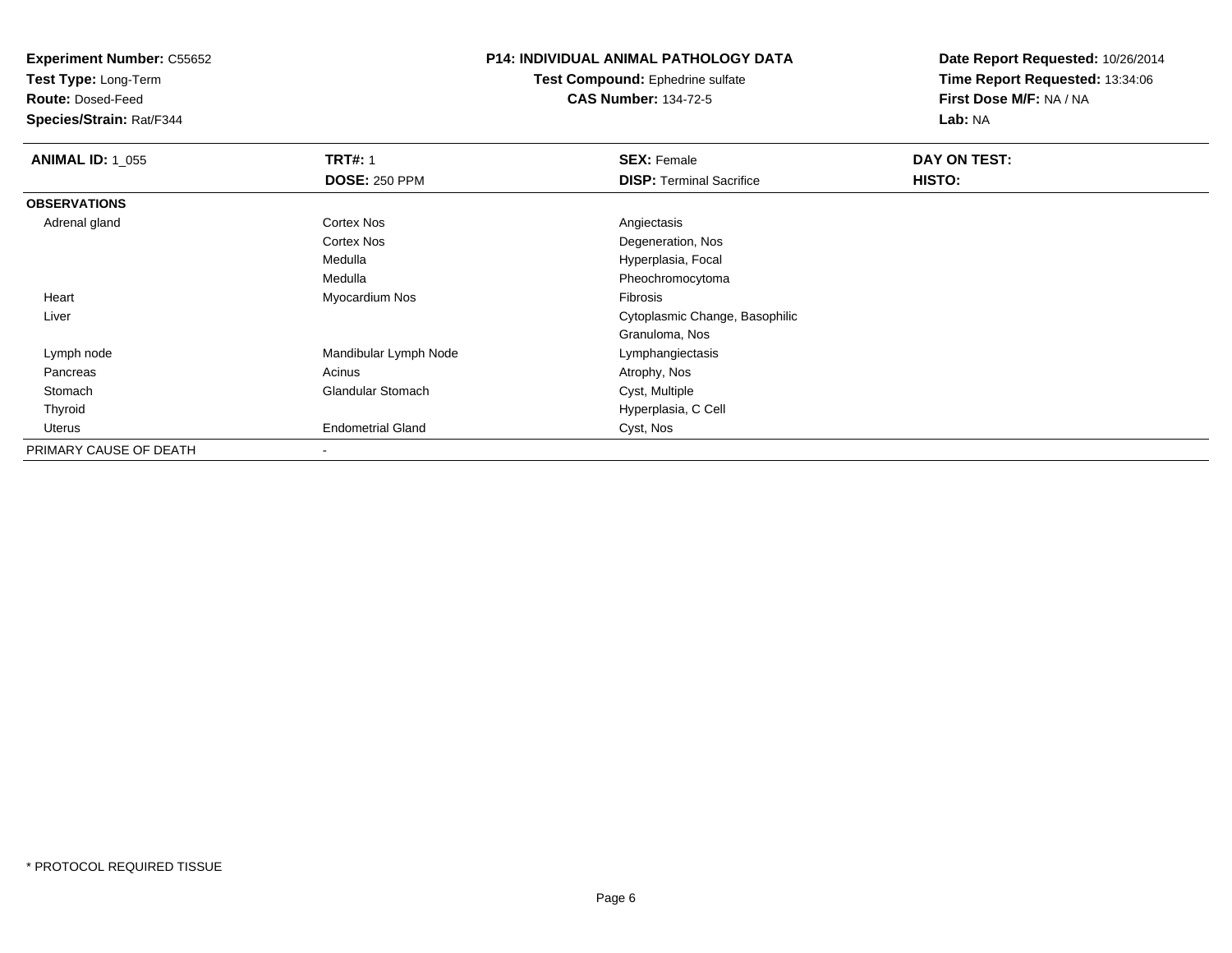**Experiment Number:** C55652
**Test Type:** Long-Term
**Route:** Dosed-Feed
**Species/Strain:** Rat/F344

**P14: INDIVIDUAL ANIMAL PATHOLOGY DATA**
**Test Compound:** Ephedrine sulfate
**CAS Number:** 134-72-5

**Date Report Requested:** 10/26/2014
**Time Report Requested:** 13:34:06
**First Dose M/F:** NA / NA
**Lab:** NA

| **ANIMAL ID:** 1_055 | **TRT#:** 1 | **SEX:** Female | **DAY ON TEST:** |
|---|---|---|---|
| | **DOSE:** 250 PPM | **DISP:** Terminal Sacrifice | **HISTO:** |
| **OBSERVATIONS** | | | |
| Adrenal gland | Cortex Nos | Angiectasis | |
| | Cortex Nos | Degeneration, Nos | |
| | Medulla | Hyperplasia, Focal | |
| | Medulla | Pheochromocytoma | |
| Heart | Myocardium Nos | Fibrosis | |
| Liver | | Cytoplasmic Change, Basophilic | |
| | | Granuloma, Nos | |
| Lymph node | Mandibular Lymph Node | Lymphangiectasis | |
| Pancreas | Acinus | Atrophy, Nos | |
| Stomach | Glandular Stomach | Cyst, Multiple | |
| Thyroid | | Hyperplasia, C Cell | |
| Uterus | Endometrial Gland | Cyst, Nos | |
| PRIMARY CAUSE OF DEATH | - | | |

* PROTOCOL REQUIRED TISSUE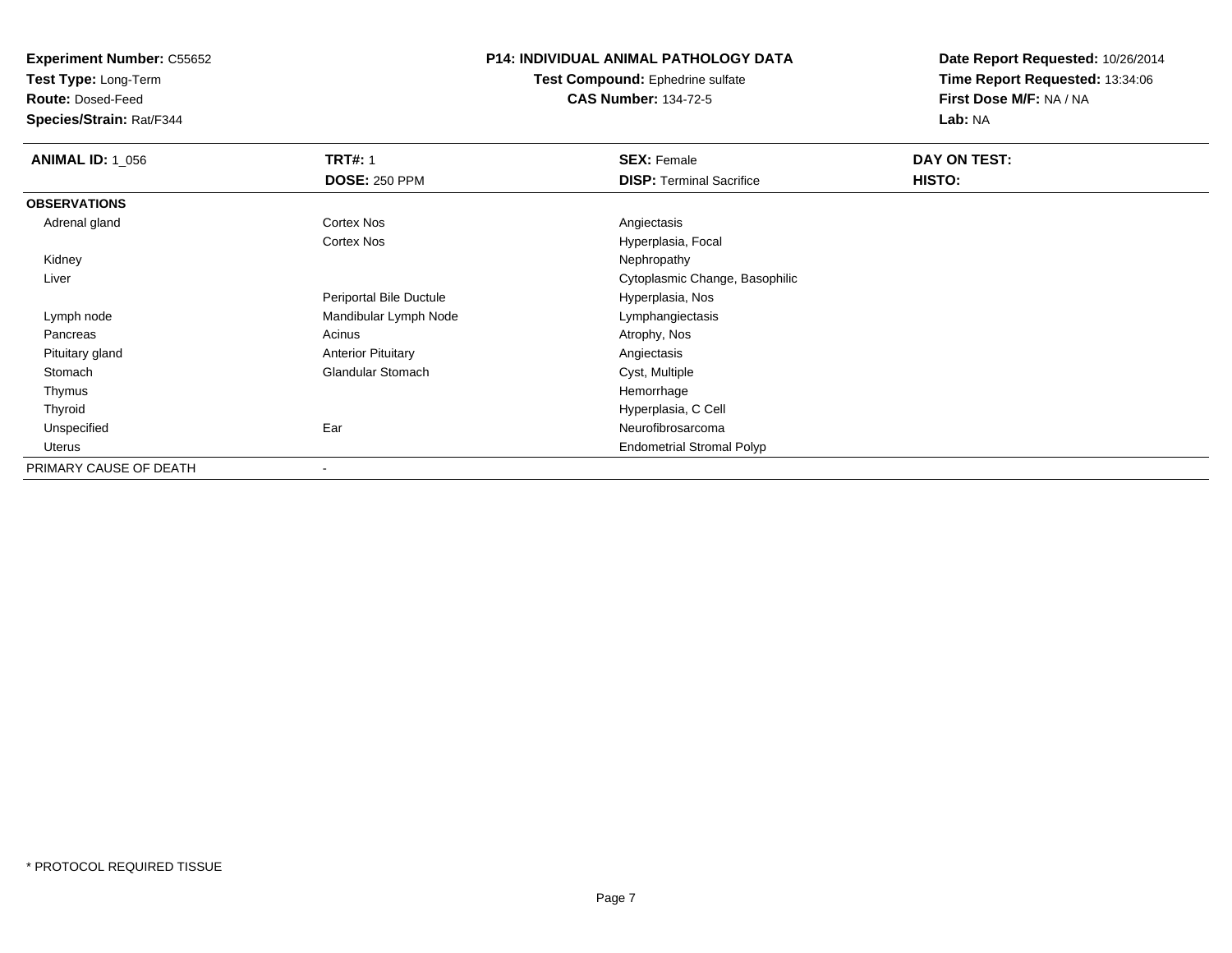**Experiment Number:** C55652
**Test Type:** Long-Term
**Route:** Dosed-Feed
**Species/Strain:** Rat/F344

**P14: INDIVIDUAL ANIMAL PATHOLOGY DATA**
**Test Compound:** Ephedrine sulfate
**CAS Number:** 134-72-5

**Date Report Requested:** 10/26/2014
**Time Report Requested:** 13:34:06
**First Dose M/F:** NA / NA
**Lab:** NA

| **ANIMAL ID:** 1_056 | **TRT#:** 1 | **SEX:** Female | **DAY ON TEST:** |
|---|---|---|---|
| | **DOSE:** 250 PPM | **DISP:** Terminal Sacrifice | **HISTO:** |
| **OBSERVATIONS** | | | |
| Adrenal gland | Cortex Nos | Angiectasis | |
| | Cortex Nos | Hyperplasia, Focal | |
| Kidney | | Nephropathy | |
| Liver | | Cytoplasmic Change, Basophilic | |
| | Periportal Bile Ductule | Hyperplasia, Nos | |
| Lymph node | Mandibular Lymph Node | Lymphangiectasis | |
| Pancreas | Acinus | Atrophy, Nos | |
| Pituitary gland | Anterior Pituitary | Angiectasis | |
| Stomach | Glandular Stomach | Cyst, Multiple | |
| Thymus | | Hemorrhage | |
| Thyroid | | Hyperplasia, C Cell | |
| Unspecified | Ear | Neurofibrosarcoma | |
| Uterus | | Endometrial Stromal Polyp | |
| PRIMARY CAUSE OF DEATH | - | | |

* PROTOCOL REQUIRED TISSUE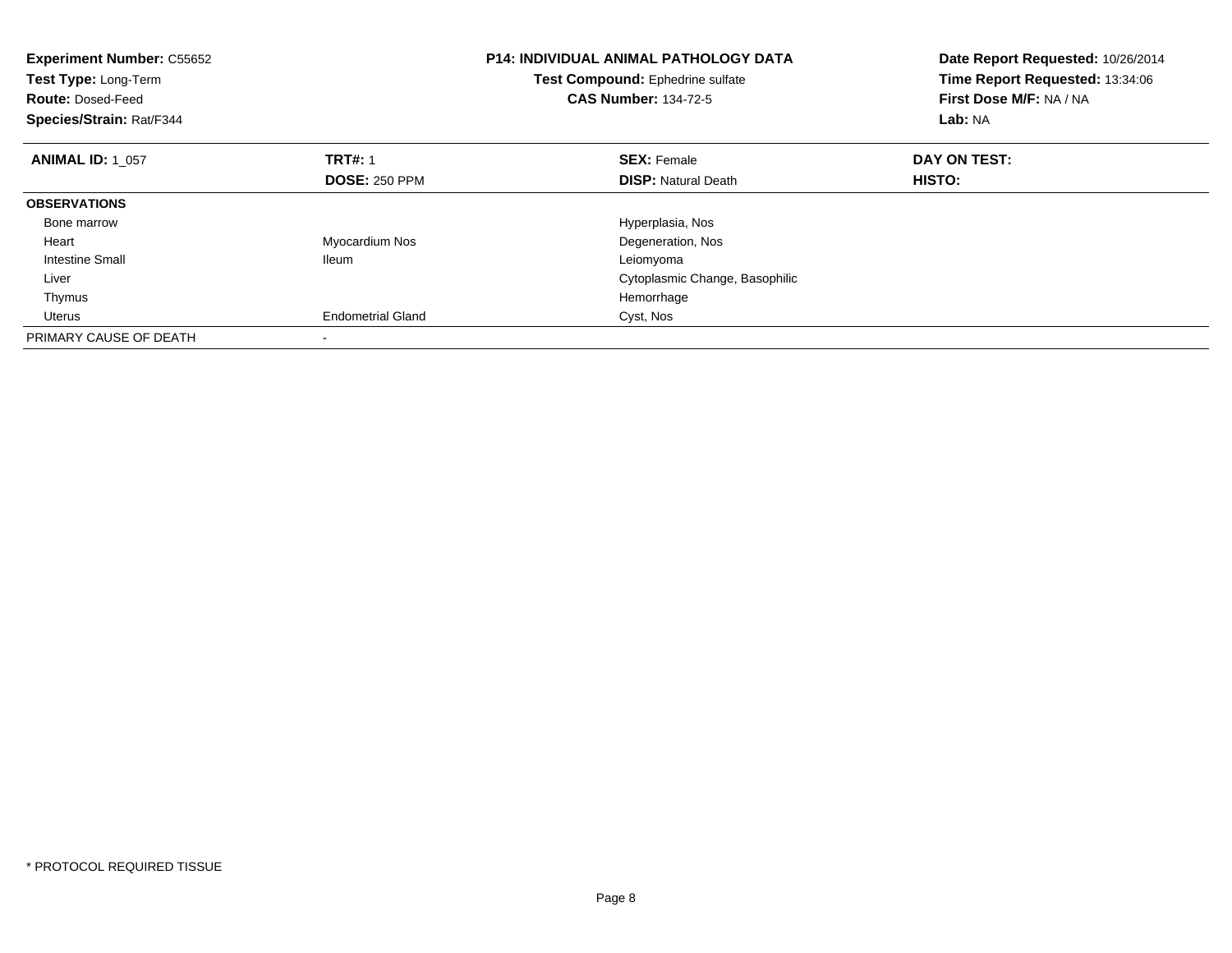**Experiment Number:** C55652
**Test Type:** Long-Term
**Route:** Dosed-Feed
**Species/Strain:** Rat/F344

**P14: INDIVIDUAL ANIMAL PATHOLOGY DATA**
**Test Compound:** Ephedrine sulfate
**CAS Number:** 134-72-5

**Date Report Requested:** 10/26/2014
**Time Report Requested:** 13:34:06
**First Dose M/F:** NA / NA
**Lab:** NA

| **ANIMAL ID:** 1_057 | **TRT#:** 1 | **SEX:** Female | **DAY ON TEST:** |
|---|---|---|---|
| | **DOSE:** 250 PPM | **DISP:** Natural Death | **HISTO:** |
| **OBSERVATIONS** | | | |
| Bone marrow | | Hyperplasia, Nos | |
| Heart | Myocardium Nos | Degeneration, Nos | |
| Intestine Small | Ileum | Leiomyoma | |
| Liver | | Cytoplasmic Change, Basophilic | |
| Thymus | | Hemorrhage | |
| Uterus | Endometrial Gland | Cyst, Nos | |
| PRIMARY CAUSE OF DEATH | - | | |

* PROTOCOL REQUIRED TISSUE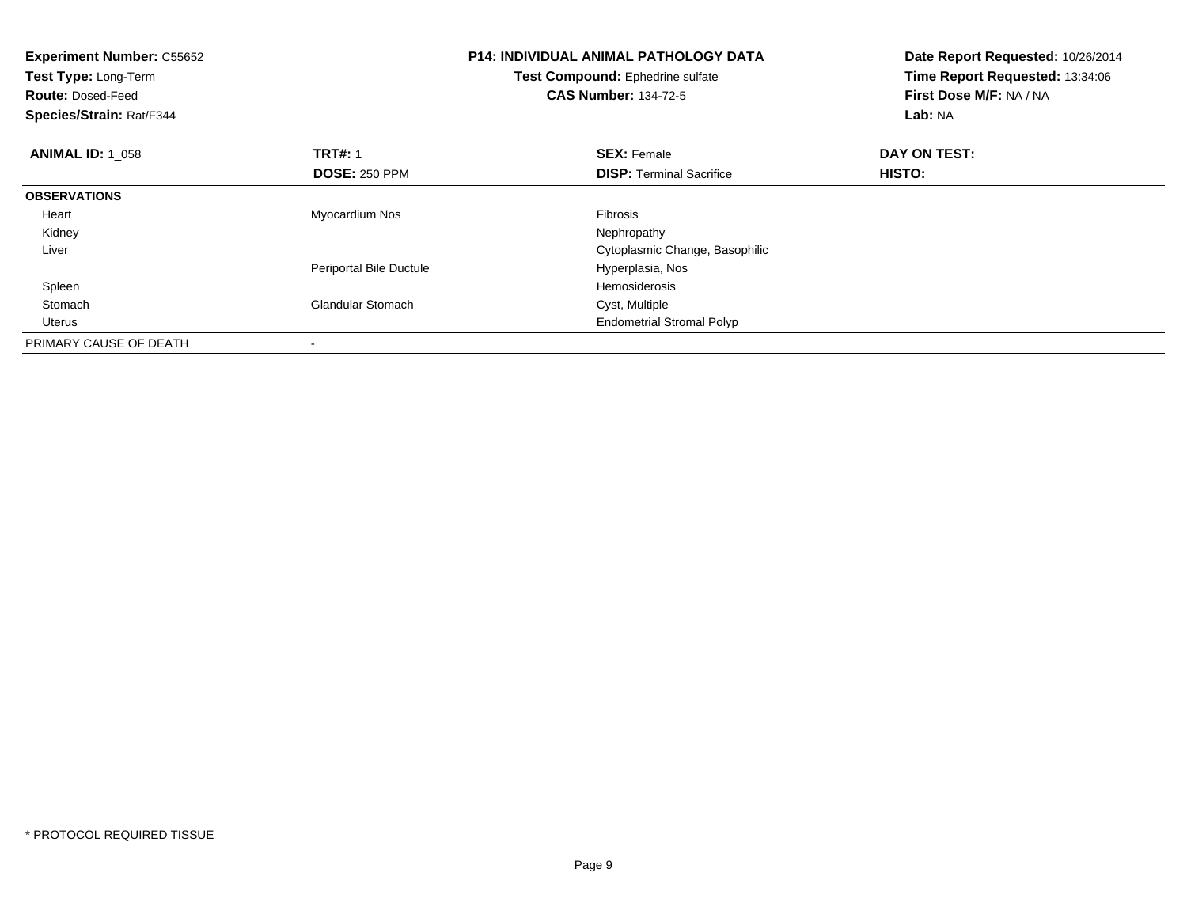**Experiment Number:** C55652
**Test Type:** Long-Term
**Route:** Dosed-Feed
**Species/Strain:** Rat/F344

**P14: INDIVIDUAL ANIMAL PATHOLOGY DATA**
**Test Compound:** Ephedrine sulfate
**CAS Number:** 134-72-5

**Date Report Requested:** 10/26/2014
**Time Report Requested:** 13:34:06
**First Dose M/F:** NA / NA
**Lab:** NA

| **ANIMAL ID:** 1_058 | **TRT#:** 1 | **SEX:** Female | **DAY ON TEST:** |
|---|---|---|---|
| | **DOSE:** 250 PPM | **DISP:** Terminal Sacrifice | **HISTO:** |
| **OBSERVATIONS** | | | |
| Heart | Myocardium Nos | Fibrosis | |
| Kidney | | Nephropathy | |
| Liver | | Cytoplasmic Change, Basophilic | |
| | Periportal Bile Ductule | Hyperplasia, Nos | |
| Spleen | | Hemosiderosis | |
| Stomach | Glandular Stomach | Cyst, Multiple | |
| Uterus | | Endometrial Stromal Polyp | |
| PRIMARY CAUSE OF DEATH | - | | |

* PROTOCOL REQUIRED TISSUE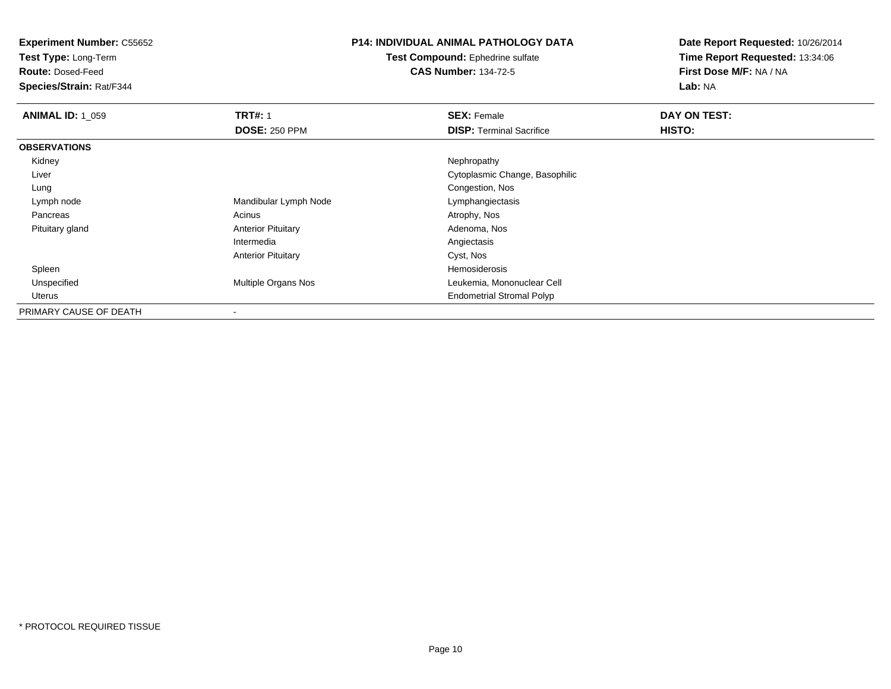**Experiment Number:** C55652
**Test Type:** Long-Term
**Route:** Dosed-Feed
**Species/Strain:** Rat/F344

**P14: INDIVIDUAL ANIMAL PATHOLOGY DATA**
**Test Compound:** Ephedrine sulfate
**CAS Number:** 134-72-5

**Date Report Requested:** 10/26/2014
**Time Report Requested:** 13:34:06
**First Dose M/F:** NA / NA
**Lab:** NA

| **ANIMAL ID:** 1_059 | **TRT#:** 1 | **SEX:** Female | **DAY ON TEST:** |
|---|---|---|---|
| | **DOSE:** 250 PPM | **DISP:** Terminal Sacrifice | **HISTO:** |
| **OBSERVATIONS** | | | |
| Kidney | | Nephropathy | |
| Liver | | Cytoplasmic Change, Basophilic | |
| Lung | | Congestion, Nos | |
| Lymph node | Mandibular Lymph Node | Lymphangiectasis | |
| Pancreas | Acinus | Atrophy, Nos | |
| Pituitary gland | Anterior Pituitary | Adenoma, Nos | |
| | Intermedia | Angiectasis | |
| | Anterior Pituitary | Cyst, Nos | |
| Spleen | | Hemosiderosis | |
| Unspecified | Multiple Organs Nos | Leukemia, Mononuclear Cell | |
| Uterus | | Endometrial Stromal Polyp | |
| PRIMARY CAUSE OF DEATH | - | | |

* PROTOCOL REQUIRED TISSUE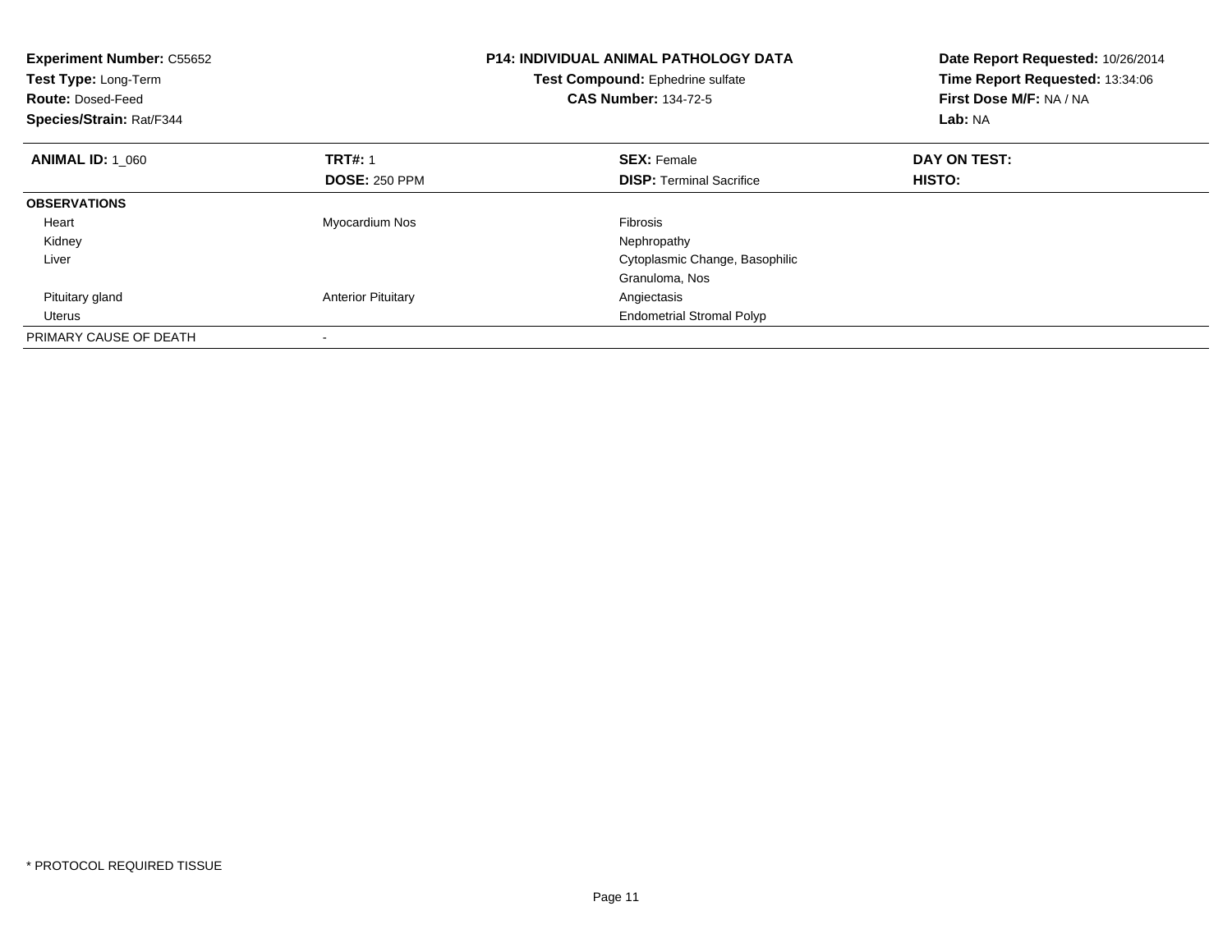**Experiment Number:** C55652
**Test Type:** Long-Term
**Route:** Dosed-Feed
**Species/Strain:** Rat/F344

**P14: INDIVIDUAL ANIMAL PATHOLOGY DATA**
**Test Compound:** Ephedrine sulfate
**CAS Number:** 134-72-5

**Date Report Requested:** 10/26/2014
**Time Report Requested:** 13:34:06
**First Dose M/F:** NA / NA
**Lab:** NA

| **ANIMAL ID:** 1_060 | **TRT#:** 1 | **SEX:** Female | **DAY ON TEST:** |
|---|---|---|---|
| | **DOSE:** 250 PPM | **DISP:** Terminal Sacrifice | **HISTO:** |
| **OBSERVATIONS** | | | |
| Heart | Myocardium Nos | Fibrosis | |
| Kidney | | Nephropathy | |
| Liver | | Cytoplasmic Change, Basophilic | |
| | | Granuloma, Nos | |
| Pituitary gland | Anterior Pituitary | Angiectasis | |
| Uterus | | Endometrial Stromal Polyp | |
| PRIMARY CAUSE OF DEATH | - | | |

* PROTOCOL REQUIRED TISSUE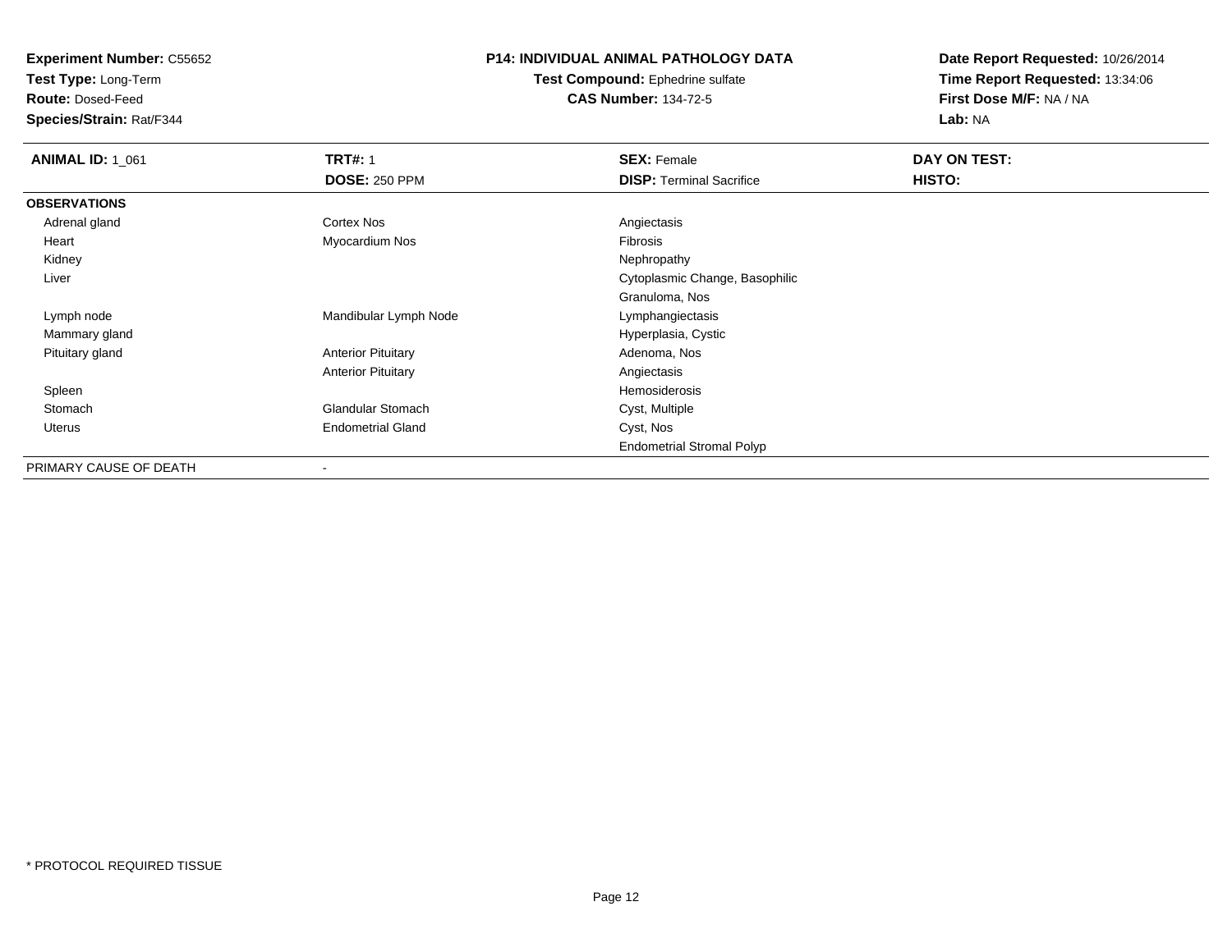**Experiment Number:** C55652
**Test Type:** Long-Term
**Route:** Dosed-Feed
**Species/Strain:** Rat/F344

**P14: INDIVIDUAL ANIMAL PATHOLOGY DATA**
**Test Compound:** Ephedrine sulfate
**CAS Number:** 134-72-5

**Date Report Requested:** 10/26/2014
**Time Report Requested:** 13:34:06
**First Dose M/F:** NA / NA
**Lab:** NA

| **ANIMAL ID:** 1_061 | **TRT#:** 1 | **SEX:** Female | **DAY ON TEST:** |
|---|---|---|---|
| | **DOSE:** 250 PPM | **DISP:** Terminal Sacrifice | **HISTO:** |
| **OBSERVATIONS** | | | |
| Adrenal gland | Cortex Nos | Angiectasis | |
| Heart | Myocardium Nos | Fibrosis | |
| Kidney | | Nephropathy | |
| Liver | | Cytoplasmic Change, Basophilic | |
| | | Granuloma, Nos | |
| Lymph node | Mandibular Lymph Node | Lymphangiectasis | |
| Mammary gland | | Hyperplasia, Cystic | |
| Pituitary gland | Anterior Pituitary | Adenoma, Nos | |
| | Anterior Pituitary | Angiectasis | |
| Spleen | | Hemosiderosis | |
| Stomach | Glandular Stomach | Cyst, Multiple | |
| Uterus | Endometrial Gland | Cyst, Nos | |
| | | Endometrial Stromal Polyp | |
| PRIMARY CAUSE OF DEATH | - | | |

* PROTOCOL REQUIRED TISSUE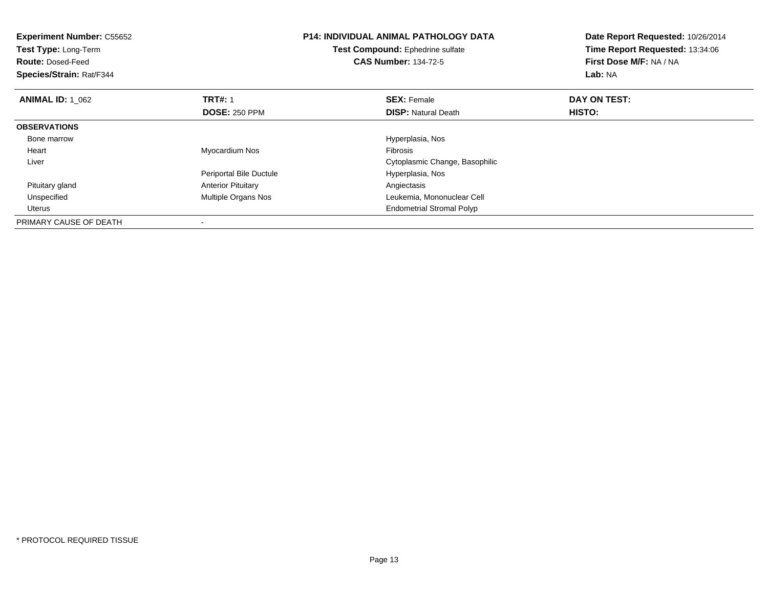**Experiment Number:** C55652
**Test Type:** Long-Term
**Route:** Dosed-Feed
**Species/Strain:** Rat/F344

**P14: INDIVIDUAL ANIMAL PATHOLOGY DATA**
**Test Compound:** Ephedrine sulfate
**CAS Number:** 134-72-5

**Date Report Requested:** 10/26/2014
**Time Report Requested:** 13:34:06
**First Dose M/F:** NA / NA
**Lab:** NA

| **ANIMAL ID:** 1_062 | **TRT#:** 1 | **SEX:** Female | **DAY ON TEST:** |
|---|---|---|---|
| | **DOSE:** 250 PPM | **DISP:** Natural Death | **HISTO:** |
| **OBSERVATIONS** | | | |
| Bone marrow | | Hyperplasia, Nos | |
| Heart | Myocardium Nos | Fibrosis | |
| Liver | | Cytoplasmic Change, Basophilic | |
| | Periportal Bile Ductule | Hyperplasia, Nos | |
| Pituitary gland | Anterior Pituitary | Angiectasis | |
| Unspecified | Multiple Organs Nos | Leukemia, Mononuclear Cell | |
| Uterus | | Endometrial Stromal Polyp | |
| PRIMARY CAUSE OF DEATH | - | | |

* PROTOCOL REQUIRED TISSUE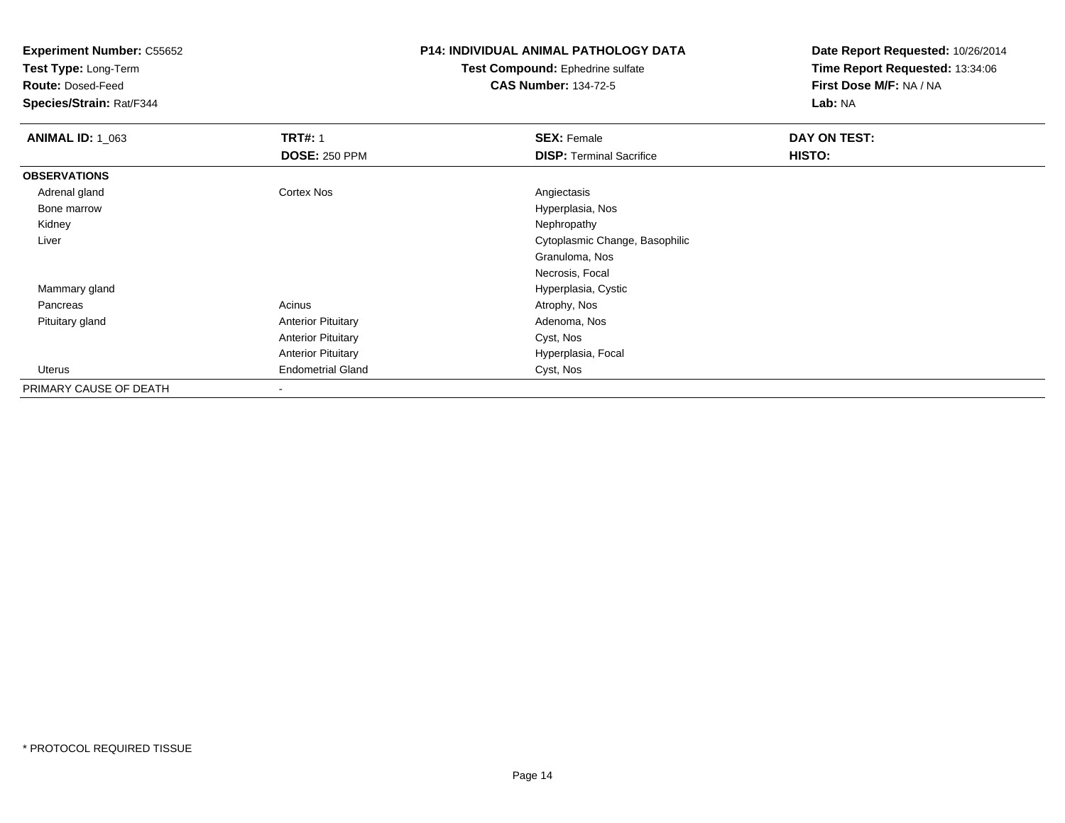**Experiment Number:** C55652
**Test Type:** Long-Term
**Route:** Dosed-Feed
**Species/Strain:** Rat/F344

**P14: INDIVIDUAL ANIMAL PATHOLOGY DATA**
**Test Compound:** Ephedrine sulfate
**CAS Number:** 134-72-5

**Date Report Requested:** 10/26/2014
**Time Report Requested:** 13:34:06
**First Dose M/F:** NA / NA
**Lab:** NA

| **ANIMAL ID:** 1_063 | **TRT#:** 1 | **SEX:** Female | **DAY ON TEST:** |
|---|---|---|---|
| | **DOSE:** 250 PPM | **DISP:** Terminal Sacrifice | **HISTO:** |
| **OBSERVATIONS** | | | |
| Adrenal gland | Cortex Nos | Angiectasis | |
| Bone marrow | | Hyperplasia, Nos | |
| Kidney | | Nephropathy | |
| Liver | | Cytoplasmic Change, Basophilic | |
| | | Granuloma, Nos | |
| | | Necrosis, Focal | |
| Mammary gland | | Hyperplasia, Cystic | |
| Pancreas | Acinus | Atrophy, Nos | |
| Pituitary gland | Anterior Pituitary | Adenoma, Nos | |
| | Anterior Pituitary | Cyst, Nos | |
| | Anterior Pituitary | Hyperplasia, Focal | |
| Uterus | Endometrial Gland | Cyst, Nos | |
| PRIMARY CAUSE OF DEATH | - | | |

\* PROTOCOL REQUIRED TISSUE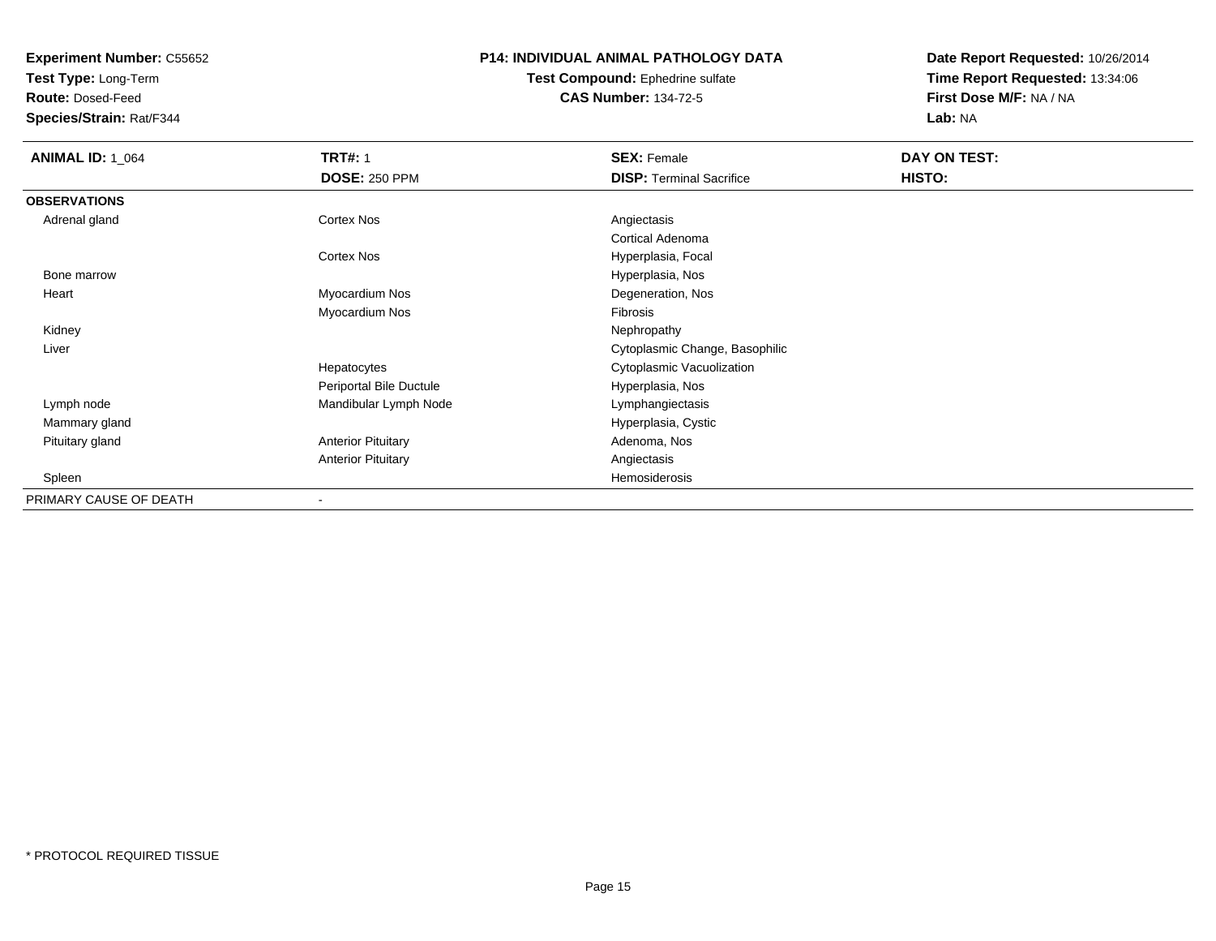**Experiment Number:** C55652
**Test Type:** Long-Term
**Route:** Dosed-Feed
**Species/Strain:** Rat/F344

## P14: INDIVIDUAL ANIMAL PATHOLOGY DATA

**Test Compound:** Ephedrine sulfate
**CAS Number:** 134-72-5

**Date Report Requested:** 10/26/2014
**Time Report Requested:** 13:34:06
**First Dose M/F:** NA / NA
**Lab:** NA

| **ANIMAL ID:** 1_064 | **TRT#:** 1 | **SEX:** Female | **DAY ON TEST:** |
|---|---|---|---|
| | **DOSE:** 250 PPM | **DISP:** Terminal Sacrifice | **HISTO:** |
| **OBSERVATIONS** | | | |
| Adrenal gland | Cortex Nos | Angiectasis | |
| | | Cortical Adenoma | |
| | Cortex Nos | Hyperplasia, Focal | |
| Bone marrow | | Hyperplasia, Nos | |
| Heart | Myocardium Nos | Degeneration, Nos | |
| | Myocardium Nos | Fibrosis | |
| Kidney | | Nephropathy | |
| Liver | | Cytoplasmic Change, Basophilic | |
| | Hepatocytes | Cytoplasmic Vacuolization | |
| | Periportal Bile Ductule | Hyperplasia, Nos | |
| Lymph node | Mandibular Lymph Node | Lymphangiectasis | |
| Mammary gland | | Hyperplasia, Cystic | |
| Pituitary gland | Anterior Pituitary | Adenoma, Nos | |
| | Anterior Pituitary | Angiectasis | |
| Spleen | | Hemosiderosis | |
| PRIMARY CAUSE OF DEATH | - | | |

* PROTOCOL REQUIRED TISSUE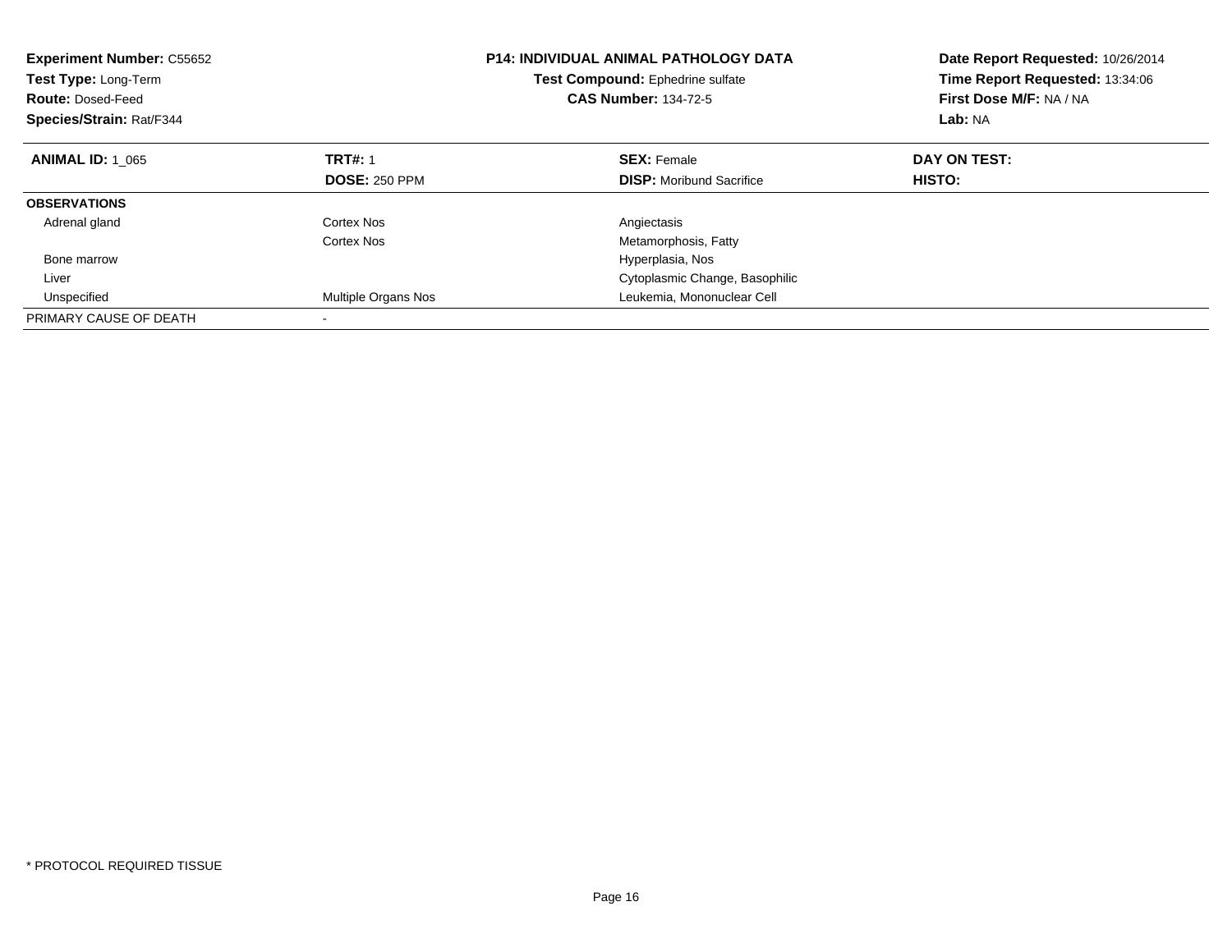**Experiment Number:** C55652
**Test Type:** Long-Term
**Route:** Dosed-Feed
**Species/Strain:** Rat/F344

**P14: INDIVIDUAL ANIMAL PATHOLOGY DATA**
**Test Compound:** Ephedrine sulfate
**CAS Number:** 134-72-5

**Date Report Requested:** 10/26/2014
**Time Report Requested:** 13:34:06
**First Dose M/F:** NA / NA
**Lab:** NA

| **ANIMAL ID:** 1_065 | **TRT#:** 1 | **SEX:** Female | **DAY ON TEST:** |
|---|---|---|---|
| | **DOSE:** 250 PPM | **DISP:** Moribund Sacrifice | **HISTO:** |
| **OBSERVATIONS** | | | |
| Adrenal gland | Cortex Nos | Angiectasis | |
| | Cortex Nos | Metamorphosis, Fatty | |
| Bone marrow | | Hyperplasia, Nos | |
| Liver | | Cytoplasmic Change, Basophilic | |
| Unspecified | Multiple Organs Nos | Leukemia, Mononuclear Cell | |
| PRIMARY CAUSE OF DEATH | - | | |

* PROTOCOL REQUIRED TISSUE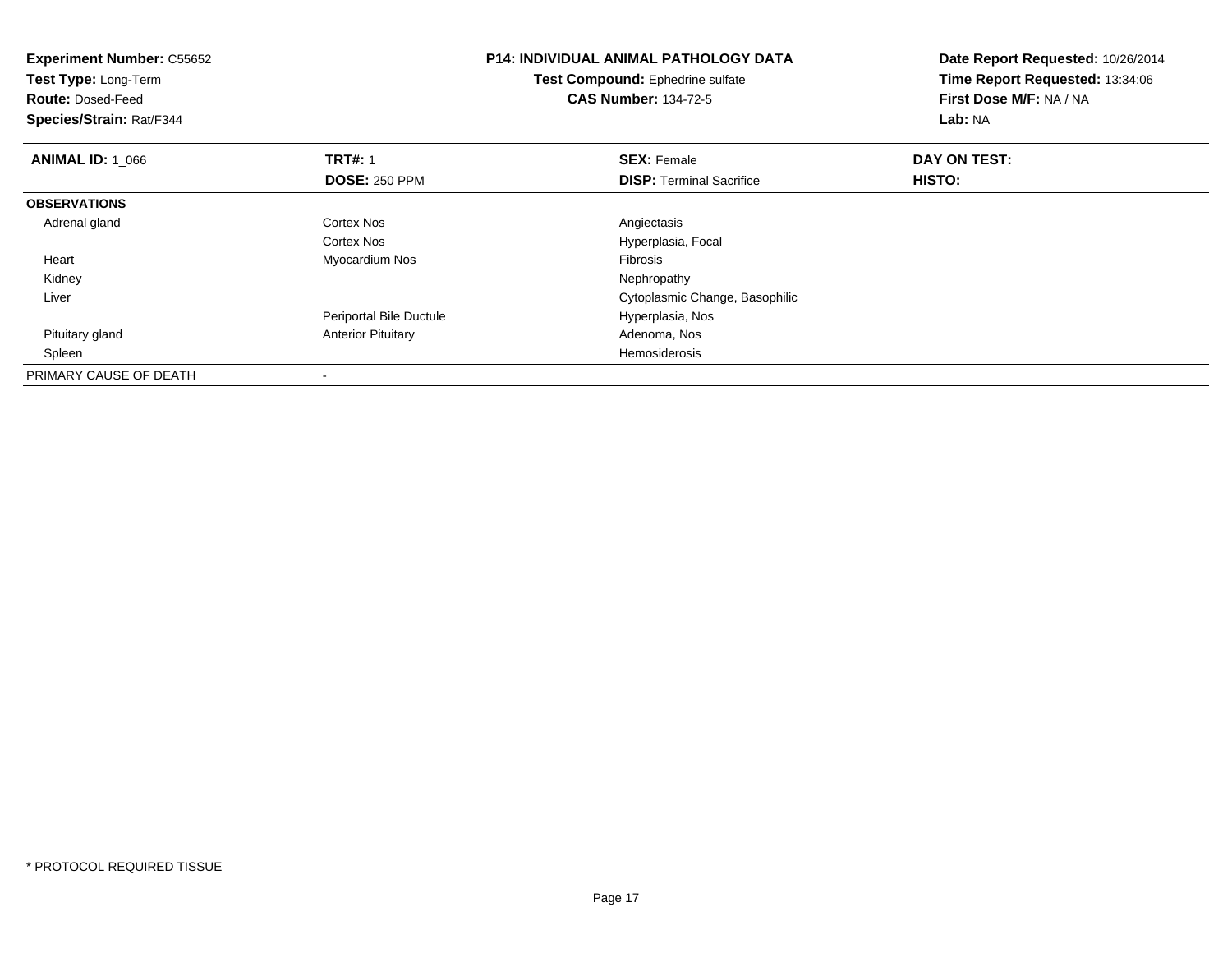**Experiment Number:** C55652
**Test Type:** Long-Term
**Route:** Dosed-Feed
**Species/Strain:** Rat/F344

**P14: INDIVIDUAL ANIMAL PATHOLOGY DATA**
**Test Compound:** Ephedrine sulfate
**CAS Number:** 134-72-5

**Date Report Requested:** 10/26/2014
**Time Report Requested:** 13:34:06
**First Dose M/F:** NA / NA
**Lab:** NA

| **ANIMAL ID:** 1_066 | **TRT#:** 1 | **SEX:** Female | **DAY ON TEST:** |
|---|---|---|---|
| | **DOSE:** 250 PPM | **DISP:** Terminal Sacrifice | **HISTO:** |
| **OBSERVATIONS** | | | |
| Adrenal gland | Cortex Nos | Angiectasis | |
| | Cortex Nos | Hyperplasia, Focal | |
| Heart | Myocardium Nos | Fibrosis | |
| Kidney | | Nephropathy | |
| Liver | | Cytoplasmic Change, Basophilic | |
| | Periportal Bile Ductule | Hyperplasia, Nos | |
| Pituitary gland | Anterior Pituitary | Adenoma, Nos | |
| Spleen | | Hemosiderosis | |
| PRIMARY CAUSE OF DEATH | - | | |

* PROTOCOL REQUIRED TISSUE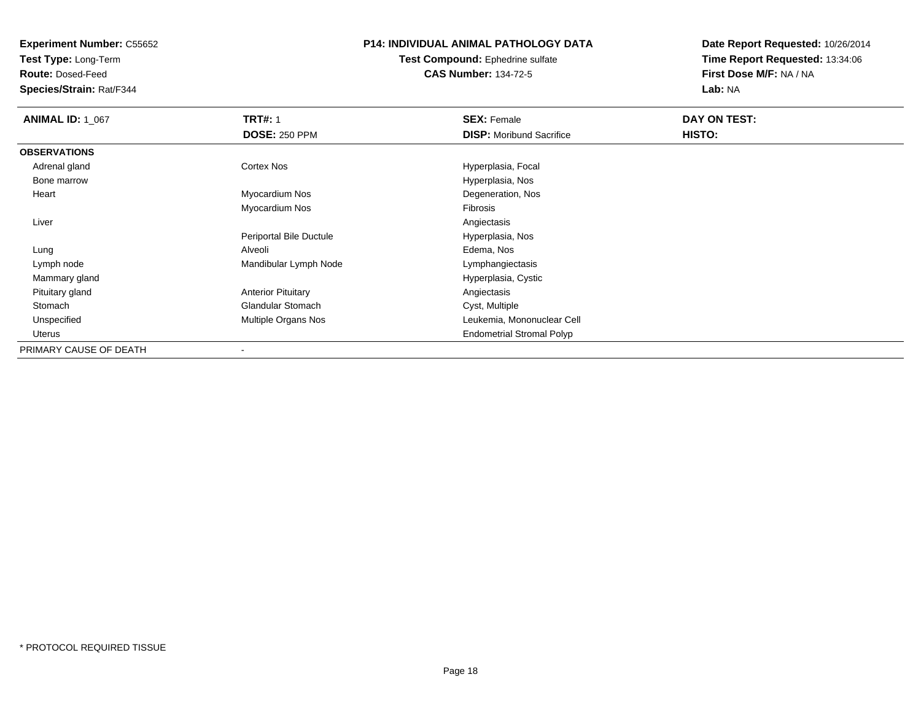**Experiment Number:** C55652
**Test Type:** Long-Term
**Route:** Dosed-Feed
**Species/Strain:** Rat/F344

**P14: INDIVIDUAL ANIMAL PATHOLOGY DATA**
**Test Compound:** Ephedrine sulfate
**CAS Number:** 134-72-5

**Date Report Requested:** 10/26/2014
**Time Report Requested:** 13:34:06
**First Dose M/F:** NA / NA
**Lab:** NA

| **ANIMAL ID:** 1_067 | **TRT#:** 1 | **SEX:** Female | **DAY ON TEST:** |
|---|---|---|---|
| | **DOSE:** 250 PPM | **DISP:** Moribund Sacrifice | **HISTO:** |
| **OBSERVATIONS** | | | |
| Adrenal gland | Cortex Nos | Hyperplasia, Focal | |
| Bone marrow | | Hyperplasia, Nos | |
| Heart | Myocardium Nos | Degeneration, Nos | |
| | Myocardium Nos | Fibrosis | |
| Liver | | Angiectasis | |
| | Periportal Bile Ductule | Hyperplasia, Nos | |
| Lung | Alveoli | Edema, Nos | |
| Lymph node | Mandibular Lymph Node | Lymphangiectasis | |
| Mammary gland | | Hyperplasia, Cystic | |
| Pituitary gland | Anterior Pituitary | Angiectasis | |
| Stomach | Glandular Stomach | Cyst, Multiple | |
| Unspecified | Multiple Organs Nos | Leukemia, Mononuclear Cell | |
| Uterus | | Endometrial Stromal Polyp | |
| PRIMARY CAUSE OF DEATH | - | | |

* PROTOCOL REQUIRED TISSUE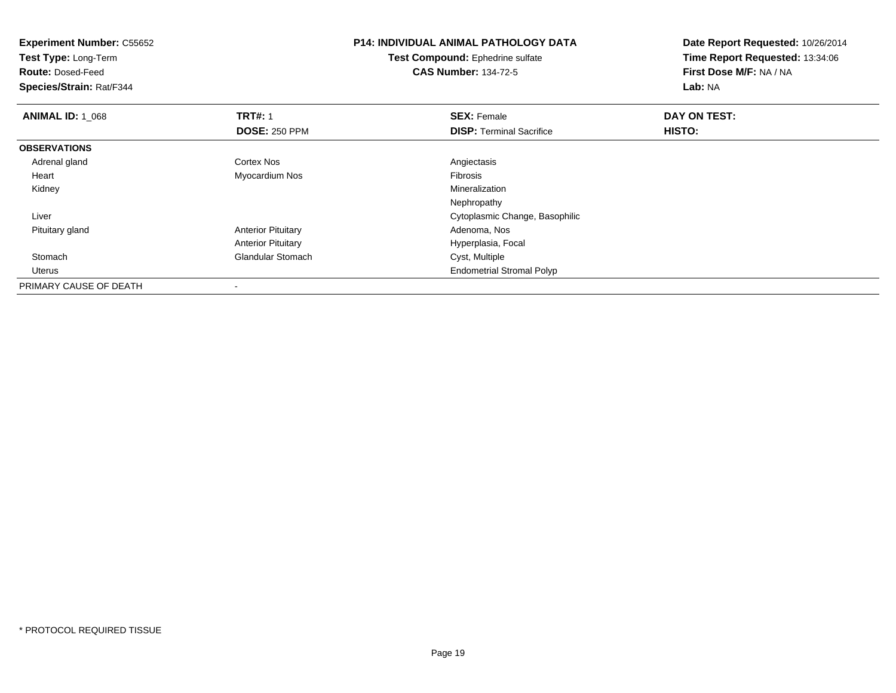**Experiment Number:** C55652
**Test Type:** Long-Term
**Route:** Dosed-Feed
**Species/Strain:** Rat/F344

**P14: INDIVIDUAL ANIMAL PATHOLOGY DATA**
**Test Compound:** Ephedrine sulfate
**CAS Number:** 134-72-5

**Date Report Requested:** 10/26/2014
**Time Report Requested:** 13:34:06
**First Dose M/F:** NA / NA
**Lab:** NA

| **ANIMAL ID:** 1_068 | **TRT#:** 1 | **SEX:** Female | **DAY ON TEST:** |
|---|---|---|---|
| | **DOSE:** 250 PPM | **DISP:** Terminal Sacrifice | **HISTO:** |
| **OBSERVATIONS** | | | |
| Adrenal gland | Cortex Nos | Angiectasis | |
| Heart | Myocardium Nos | Fibrosis | |
| Kidney | | Mineralization | |
| | | Nephropathy | |
| Liver | | Cytoplasmic Change, Basophilic | |
| Pituitary gland | Anterior Pituitary | Adenoma, Nos | |
| | Anterior Pituitary | Hyperplasia, Focal | |
| Stomach | Glandular Stomach | Cyst, Multiple | |
| Uterus | | Endometrial Stromal Polyp | |
| PRIMARY CAUSE OF DEATH | - | | |

* PROTOCOL REQUIRED TISSUE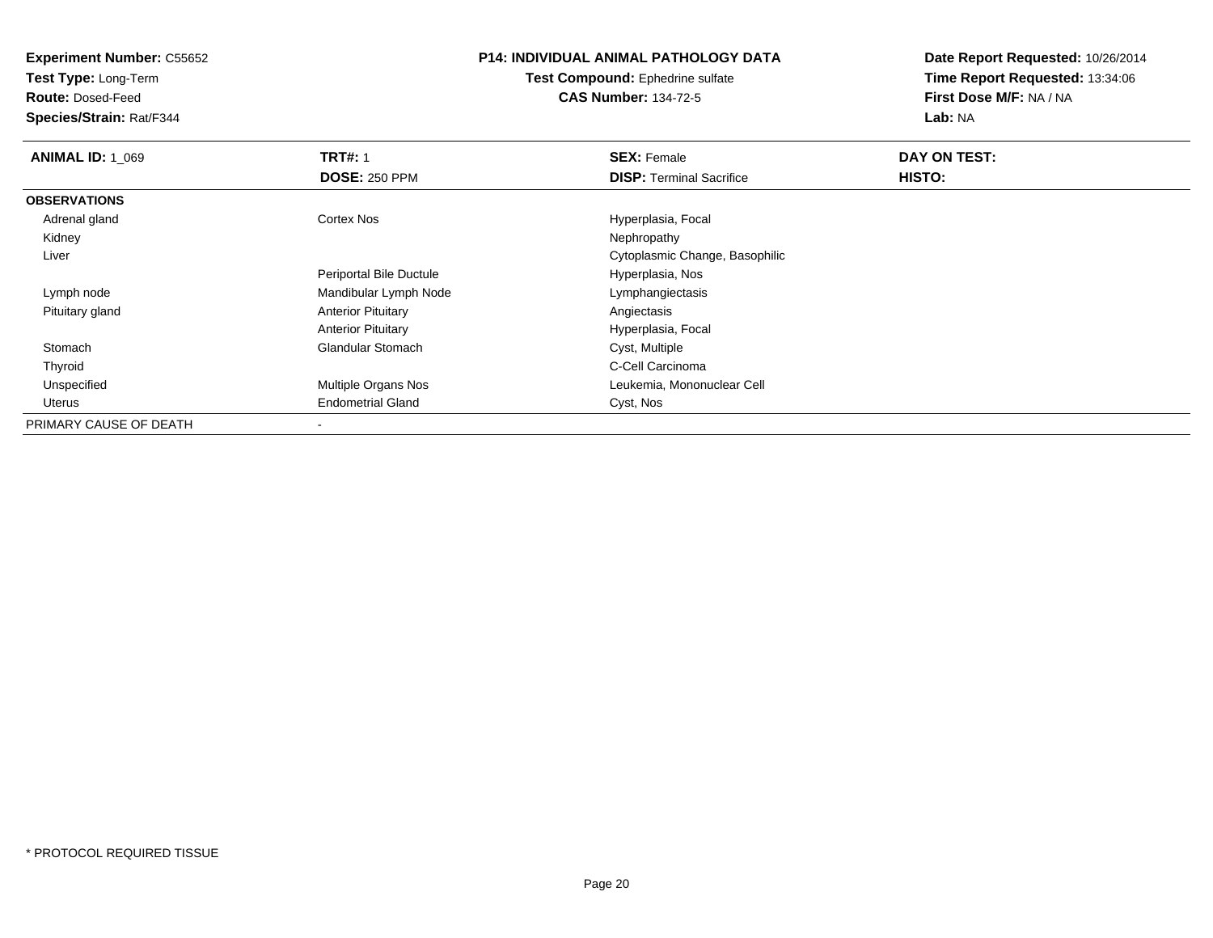**Experiment Number:** C55652
**Test Type:** Long-Term
**Route:** Dosed-Feed
**Species/Strain:** Rat/F344

**P14: INDIVIDUAL ANIMAL PATHOLOGY DATA**
**Test Compound:** Ephedrine sulfate
**CAS Number:** 134-72-5

**Date Report Requested:** 10/26/2014
**Time Report Requested:** 13:34:06
**First Dose M/F:** NA / NA
**Lab:** NA

| **ANIMAL ID:** 1_069 | **TRT#:** 1 | **SEX:** Female | **DAY ON TEST:** |
|---|---|---|---|
| | **DOSE:** 250 PPM | **DISP:** Terminal Sacrifice | **HISTO:** |
| **OBSERVATIONS** | | | |
| Adrenal gland | Cortex Nos | Hyperplasia, Focal | |
| Kidney | | Nephropathy | |
| Liver | | Cytoplasmic Change, Basophilic | |
| | Periportal Bile Ductule | Hyperplasia, Nos | |
| Lymph node | Mandibular Lymph Node | Lymphangiectasis | |
| Pituitary gland | Anterior Pituitary | Angiectasis | |
| | Anterior Pituitary | Hyperplasia, Focal | |
| Stomach | Glandular Stomach | Cyst, Multiple | |
| Thyroid | | C-Cell Carcinoma | |
| Unspecified | Multiple Organs Nos | Leukemia, Mononuclear Cell | |
| Uterus | Endometrial Gland | Cyst, Nos | |
| PRIMARY CAUSE OF DEATH | - | | |

* PROTOCOL REQUIRED TISSUE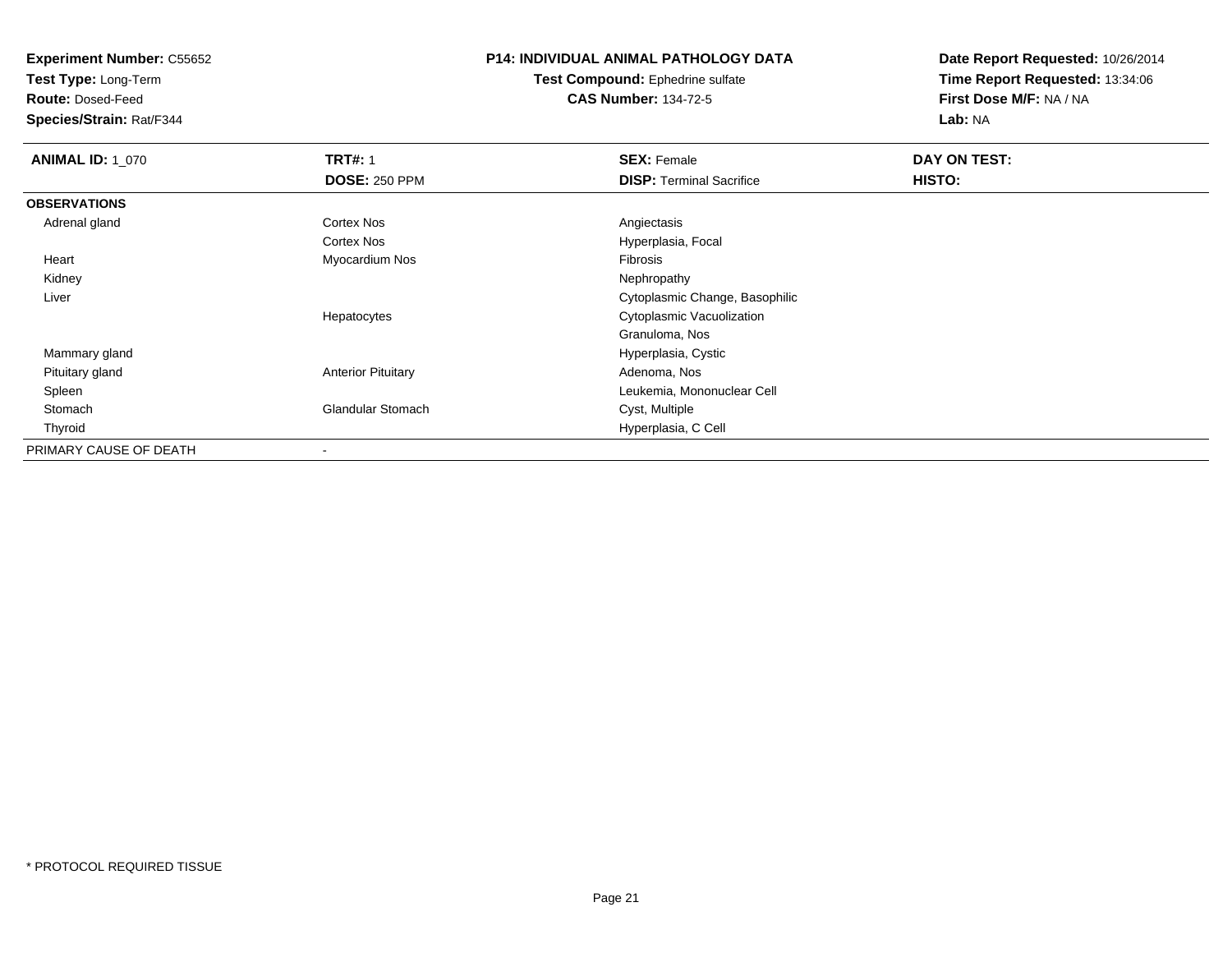**Experiment Number:** C55652
**Test Type:** Long-Term
**Route:** Dosed-Feed
**Species/Strain:** Rat/F344

**P14: INDIVIDUAL ANIMAL PATHOLOGY DATA**
**Test Compound:** Ephedrine sulfate
**CAS Number:** 134-72-5

**Date Report Requested:** 10/26/2014
**Time Report Requested:** 13:34:06
**First Dose M/F:** NA / NA
**Lab:** NA

| **ANIMAL ID:** 1_070 | **TRT#:** 1<br>**DOSE:** 250 PPM | **SEX:** Female<br>**DISP:** Terminal Sacrifice | **DAY ON TEST:**<br>**HISTO:** |
|---|---|---|---|
| **OBSERVATIONS** | | | |
| Adrenal gland | Cortex Nos | Angiectasis | |
| | Cortex Nos | Hyperplasia, Focal | |
| Heart | Myocardium Nos | Fibrosis | |
| Kidney | | Nephropathy | |
| Liver | | Cytoplasmic Change, Basophilic | |
| | Hepatocytes | Cytoplasmic Vacuolization | |
| | | Granuloma, Nos | |
| Mammary gland | | Hyperplasia, Cystic | |
| Pituitary gland | Anterior Pituitary | Adenoma, Nos | |
| Spleen | | Leukemia, Mononuclear Cell | |
| Stomach | Glandular Stomach | Cyst, Multiple | |
| Thyroid | | Hyperplasia, C Cell | |
| PRIMARY CAUSE OF DEATH | - | | |

* PROTOCOL REQUIRED TISSUE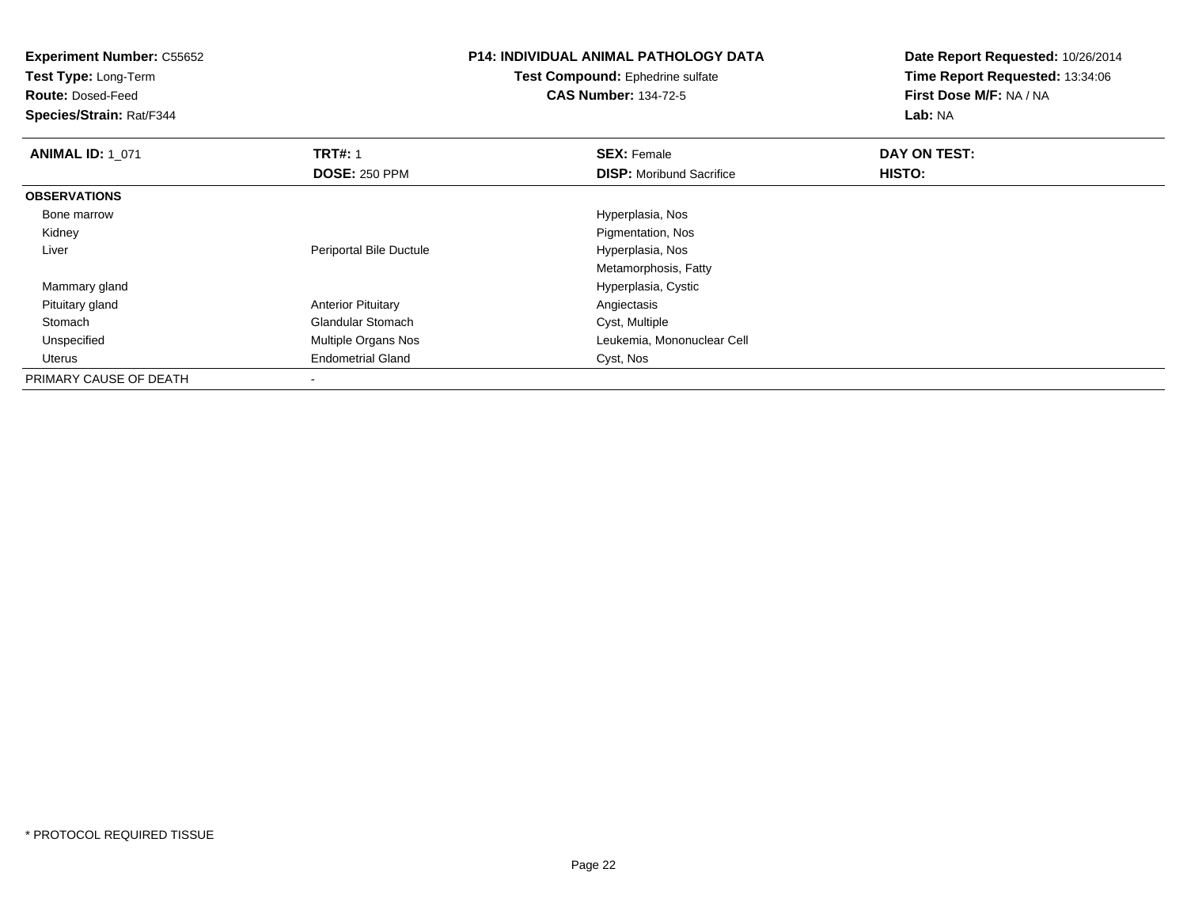**Experiment Number:** C55652
**Test Type:** Long-Term
**Route:** Dosed-Feed
**Species/Strain:** Rat/F344

**P14: INDIVIDUAL ANIMAL PATHOLOGY DATA**
**Test Compound:** Ephedrine sulfate
**CAS Number:** 134-72-5

**Date Report Requested:** 10/26/2014
**Time Report Requested:** 13:34:06
**First Dose M/F:** NA / NA
**Lab:** NA

| **ANIMAL ID:** 1_071 | **TRT#:** 1 | **SEX:** Female | **DAY ON TEST:** |
|---|---|---|---|
| | **DOSE:** 250 PPM | **DISP:** Moribund Sacrifice | **HISTO:** |
| **OBSERVATIONS** | | | |
| Bone marrow | | Hyperplasia, Nos | |
| Kidney | | Pigmentation, Nos | |
| Liver | Periportal Bile Ductule | Hyperplasia, Nos | |
| | | Metamorphosis, Fatty | |
| Mammary gland | | Hyperplasia, Cystic | |
| Pituitary gland | Anterior Pituitary | Angiectasis | |
| Stomach | Glandular Stomach | Cyst, Multiple | |
| Unspecified | Multiple Organs Nos | Leukemia, Mononuclear Cell | |
| Uterus | Endometrial Gland | Cyst, Nos | |
| PRIMARY CAUSE OF DEATH | - | | |

* PROTOCOL REQUIRED TISSUE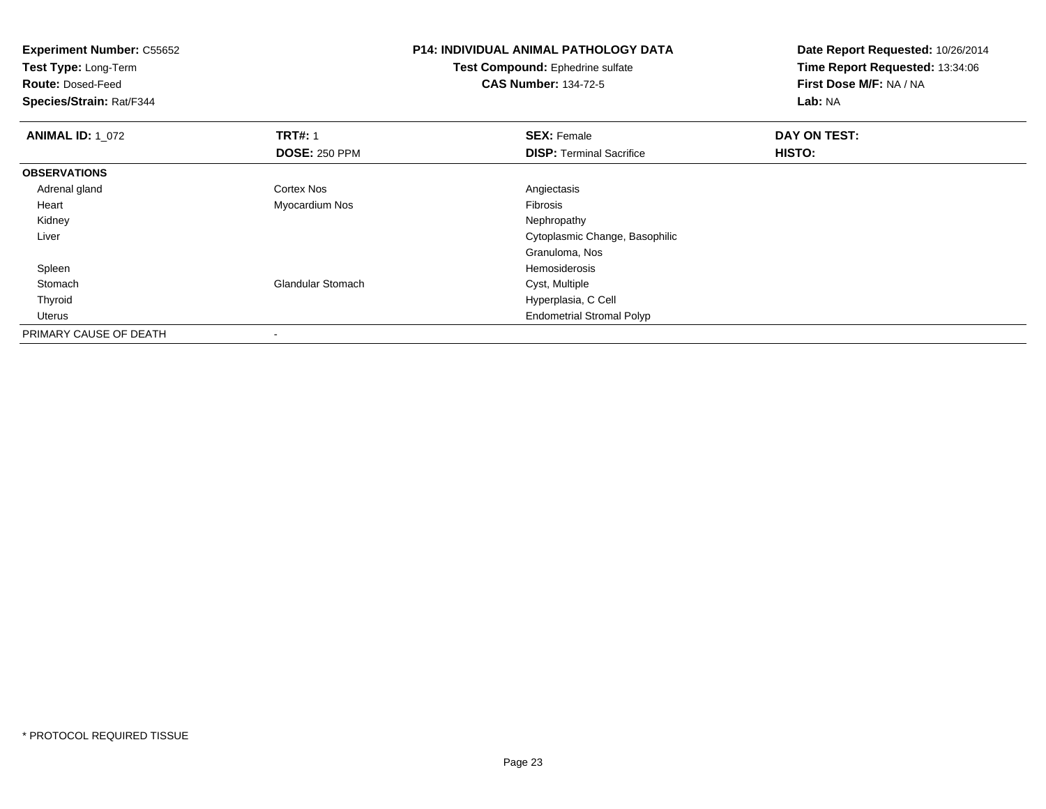**Experiment Number:** C55652
**Test Type:** Long-Term
**Route:** Dosed-Feed
**Species/Strain:** Rat/F344

**P14: INDIVIDUAL ANIMAL PATHOLOGY DATA**
**Test Compound:** Ephedrine sulfate
**CAS Number:** 134-72-5

**Date Report Requested:** 10/26/2014
**Time Report Requested:** 13:34:06
**First Dose M/F:** NA / NA
**Lab:** NA

| **ANIMAL ID:** 1_072 | **TRT#:** 1 | **SEX:** Female | **DAY ON TEST:** |
|---|---|---|---|
| | **DOSE:** 250 PPM | **DISP:** Terminal Sacrifice | **HISTO:** |
| **OBSERVATIONS** | | | |
| Adrenal gland | Cortex Nos | Angiectasis | |
| Heart | Myocardium Nos | Fibrosis | |
| Kidney | | Nephropathy | |
| Liver | | Cytoplasmic Change, Basophilic | |
| | | Granuloma, Nos | |
| Spleen | | Hemosiderosis | |
| Stomach | Glandular Stomach | Cyst, Multiple | |
| Thyroid | | Hyperplasia, C Cell | |
| Uterus | | Endometrial Stromal Polyp | |
| PRIMARY CAUSE OF DEATH | - | | |

* PROTOCOL REQUIRED TISSUE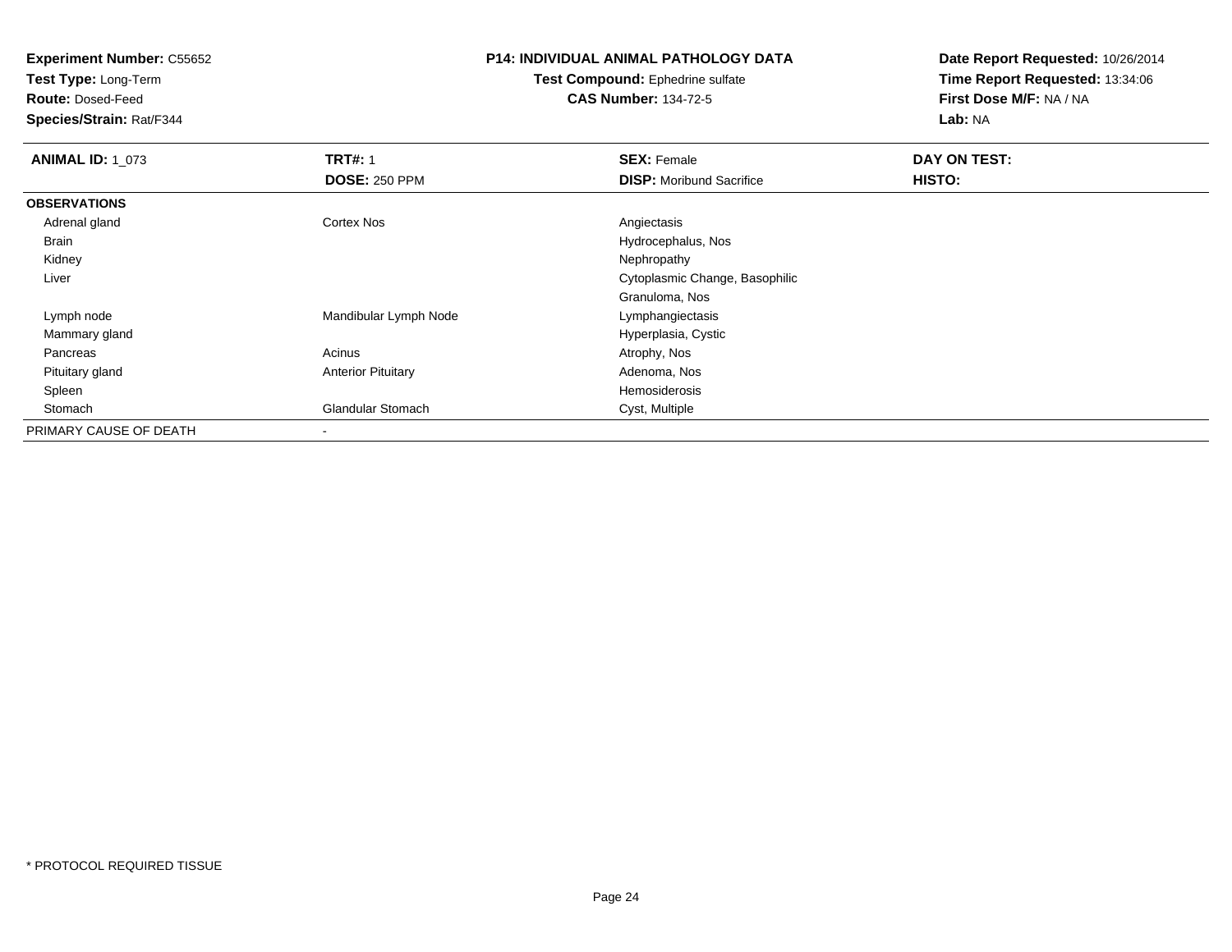**Experiment Number:** C55652
**Test Type:** Long-Term
**Route:** Dosed-Feed
**Species/Strain:** Rat/F344

**P14: INDIVIDUAL ANIMAL PATHOLOGY DATA**
**Test Compound:** Ephedrine sulfate
**CAS Number:** 134-72-5

**Date Report Requested:** 10/26/2014
**Time Report Requested:** 13:34:06
**First Dose M/F:** NA / NA
**Lab:** NA

| **ANIMAL ID:** 1_073 | **TRT#:** 1 | **SEX:** Female | **DAY ON TEST:** |
|---|---|---|---|
| | **DOSE:** 250 PPM | **DISP:** Moribund Sacrifice | **HISTO:** |
| **OBSERVATIONS** | | | |
| Adrenal gland | Cortex Nos | Angiectasis | |
| Brain | | Hydrocephalus, Nos | |
| Kidney | | Nephropathy | |
| Liver | | Cytoplasmic Change, Basophilic | |
| | | Granuloma, Nos | |
| Lymph node | Mandibular Lymph Node | Lymphangiectasis | |
| Mammary gland | | Hyperplasia, Cystic | |
| Pancreas | Acinus | Atrophy, Nos | |
| Pituitary gland | Anterior Pituitary | Adenoma, Nos | |
| Spleen | | Hemosiderosis | |
| Stomach | Glandular Stomach | Cyst, Multiple | |
| PRIMARY CAUSE OF DEATH | - | | |

* PROTOCOL REQUIRED TISSUE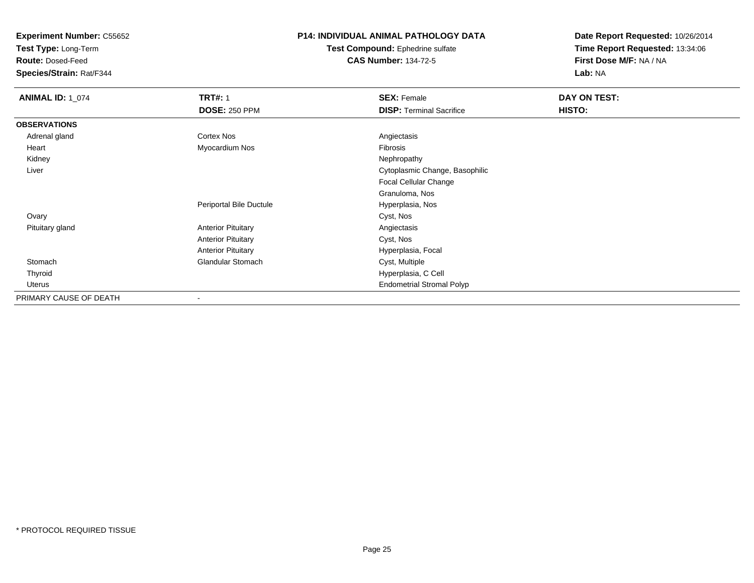**Experiment Number:** C55652
**Test Type:** Long-Term
**Route:** Dosed-Feed
**Species/Strain:** Rat/F344

**P14: INDIVIDUAL ANIMAL PATHOLOGY DATA**
**Test Compound:** Ephedrine sulfate
**CAS Number:** 134-72-5

**Date Report Requested:** 10/26/2014
**Time Report Requested:** 13:34:06
**First Dose M/F:** NA / NA
**Lab:** NA

| **ANIMAL ID:** 1_074 | **TRT#:** 1 | **SEX:** Female | **DAY ON TEST:** |
|---|---|---|---|
| | **DOSE:** 250 PPM | **DISP:** Terminal Sacrifice | **HISTO:** |
| **OBSERVATIONS** | | | |
| Adrenal gland | Cortex Nos | Angiectasis | |
| Heart | Myocardium Nos | Fibrosis | |
| Kidney | | Nephropathy | |
| Liver | | Cytoplasmic Change, Basophilic | |
| | | Focal Cellular Change | |
| | | Granuloma, Nos | |
| | Periportal Bile Ductule | Hyperplasia, Nos | |
| Ovary | | Cyst, Nos | |
| Pituitary gland | Anterior Pituitary | Angiectasis | |
| | Anterior Pituitary | Cyst, Nos | |
| | Anterior Pituitary | Hyperplasia, Focal | |
| Stomach | Glandular Stomach | Cyst, Multiple | |
| Thyroid | | Hyperplasia, C Cell | |
| Uterus | | Endometrial Stromal Polyp | |
| PRIMARY CAUSE OF DEATH | - | | |

* PROTOCOL REQUIRED TISSUE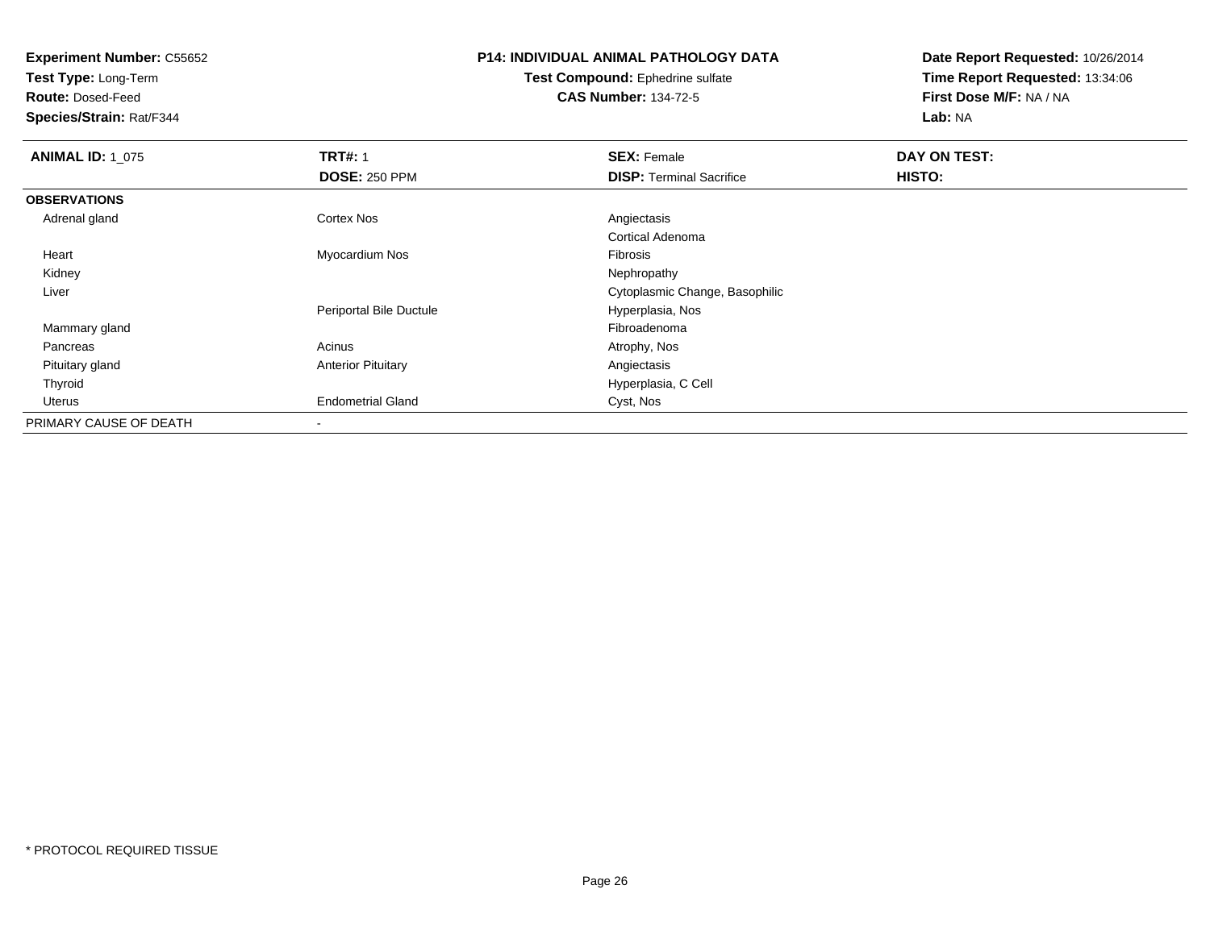**Experiment Number:** C55652
**Test Type:** Long-Term
**Route:** Dosed-Feed
**Species/Strain:** Rat/F344

## P14: INDIVIDUAL ANIMAL PATHOLOGY DATA

**Test Compound:** Ephedrine sulfate
**CAS Number:** 134-72-5

**Date Report Requested:** 10/26/2014
**Time Report Requested:** 13:34:06
**First Dose M/F:** NA / NA
**Lab:** NA

| **ANIMAL ID:** 1_075 | **TRT#:** 1 | **SEX:** Female | **DAY ON TEST:** |
|---|---|---|---|
| | **DOSE:** 250 PPM | **DISP:** Terminal Sacrifice | **HISTO:** |
| **OBSERVATIONS** | | | |
| Adrenal gland | Cortex Nos | Angiectasis | |
| | | Cortical Adenoma | |
| Heart | Myocardium Nos | Fibrosis | |
| Kidney | | Nephropathy | |
| Liver | | Cytoplasmic Change, Basophilic | |
| | Periportal Bile Ductule | Hyperplasia, Nos | |
| Mammary gland | | Fibroadenoma | |
| Pancreas | Acinus | Atrophy, Nos | |
| Pituitary gland | Anterior Pituitary | Angiectasis | |
| Thyroid | | Hyperplasia, C Cell | |
| Uterus | Endometrial Gland | Cyst, Nos | |
| PRIMARY CAUSE OF DEATH | - | | |

* PROTOCOL REQUIRED TISSUE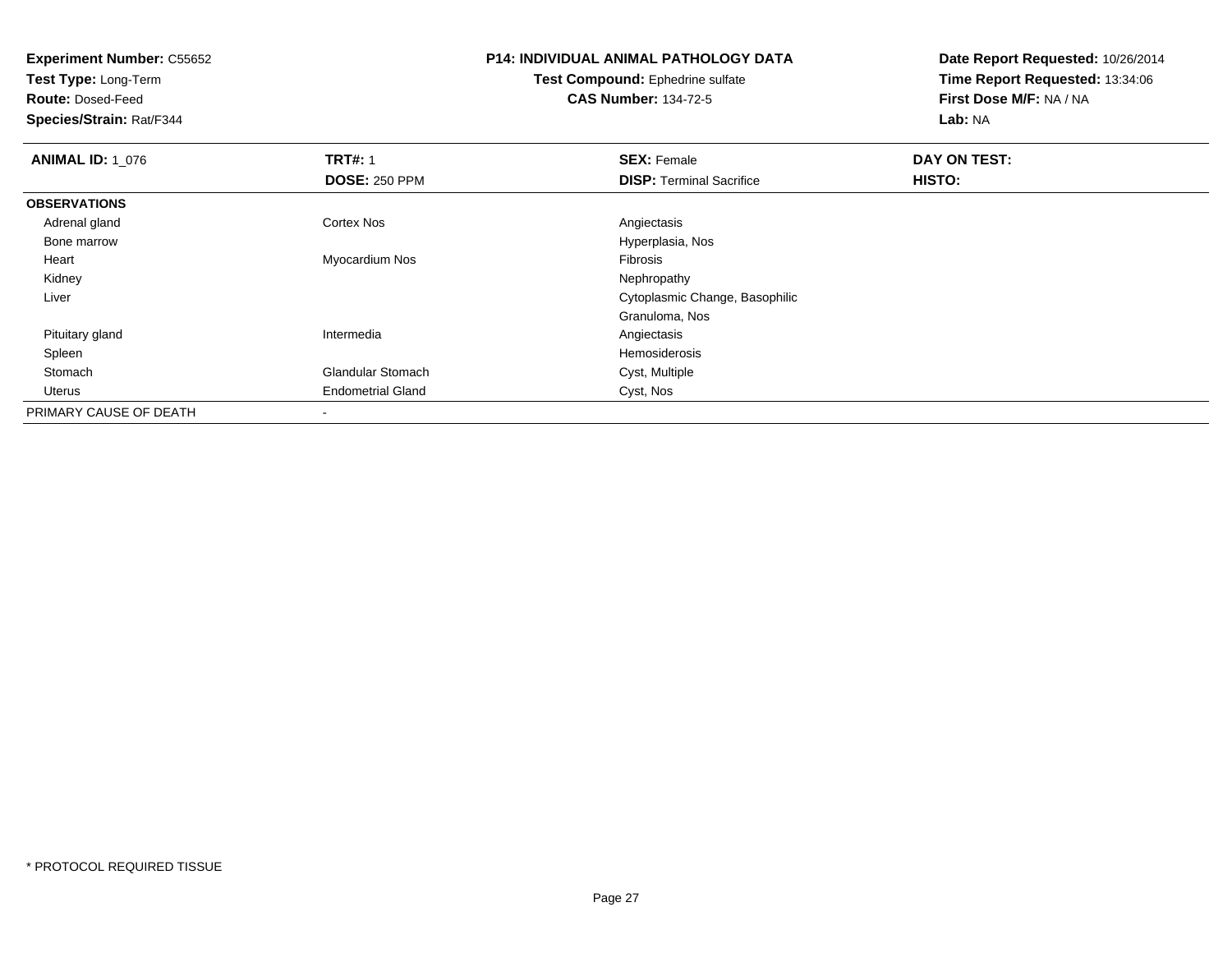**Experiment Number:** C55652
**Test Type:** Long-Term
**Route:** Dosed-Feed
**Species/Strain:** Rat/F344

**P14: INDIVIDUAL ANIMAL PATHOLOGY DATA**
**Test Compound:** Ephedrine sulfate
**CAS Number:** 134-72-5

**Date Report Requested:** 10/26/2014
**Time Report Requested:** 13:34:06
**First Dose M/F:** NA / NA
**Lab:** NA

| **ANIMAL ID:** 1_076 | **TRT#:** 1 | **SEX:** Female | **DAY ON TEST:** |
|---|---|---|---|
| | **DOSE:** 250 PPM | **DISP:** Terminal Sacrifice | **HISTO:** |
| **OBSERVATIONS** | | | |
| Adrenal gland | Cortex Nos | Angiectasis | |
| Bone marrow | | Hyperplasia, Nos | |
| Heart | Myocardium Nos | Fibrosis | |
| Kidney | | Nephropathy | |
| Liver | | Cytoplasmic Change, Basophilic | |
| | | Granuloma, Nos | |
| Pituitary gland | Intermedia | Angiectasis | |
| Spleen | | Hemosiderosis | |
| Stomach | Glandular Stomach | Cyst, Multiple | |
| Uterus | Endometrial Gland | Cyst, Nos | |
| PRIMARY CAUSE OF DEATH | - | | |

* PROTOCOL REQUIRED TISSUE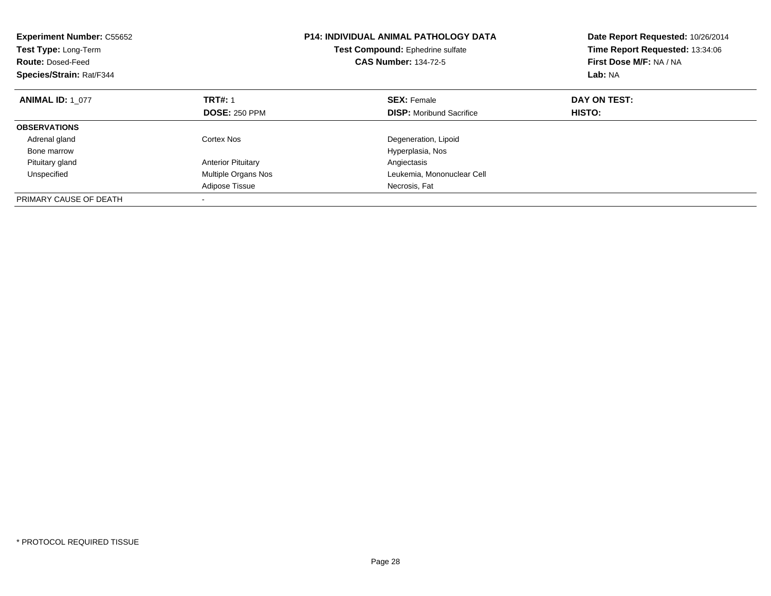**Experiment Number:** C55652
**Test Type:** Long-Term
**Route:** Dosed-Feed
**Species/Strain:** Rat/F344

# P14: INDIVIDUAL ANIMAL PATHOLOGY DATA

**Test Compound:** Ephedrine sulfate
**CAS Number:** 134-72-5

**Date Report Requested:** 10/26/2014
**Time Report Requested:** 13:34:06
**First Dose M/F:** NA / NA
**Lab:** NA

| **ANIMAL ID:** 1_077 | **TRT#:** 1 | **SEX:** Female | **DAY ON TEST:** |
|---|---|---|---|
| | **DOSE:** 250 PPM | **DISP:** Moribund Sacrifice | **HISTO:** |
| **OBSERVATIONS** | | | |
| Adrenal gland | Cortex Nos | Degeneration, Lipoid | |
| Bone marrow | | Hyperplasia, Nos | |
| Pituitary gland | Anterior Pituitary | Angiectasis | |
| Unspecified | Multiple Organs Nos | Leukemia, Mononuclear Cell | |
| | Adipose Tissue | Necrosis, Fat | |
| PRIMARY CAUSE OF DEATH | - | | |

* PROTOCOL REQUIRED TISSUE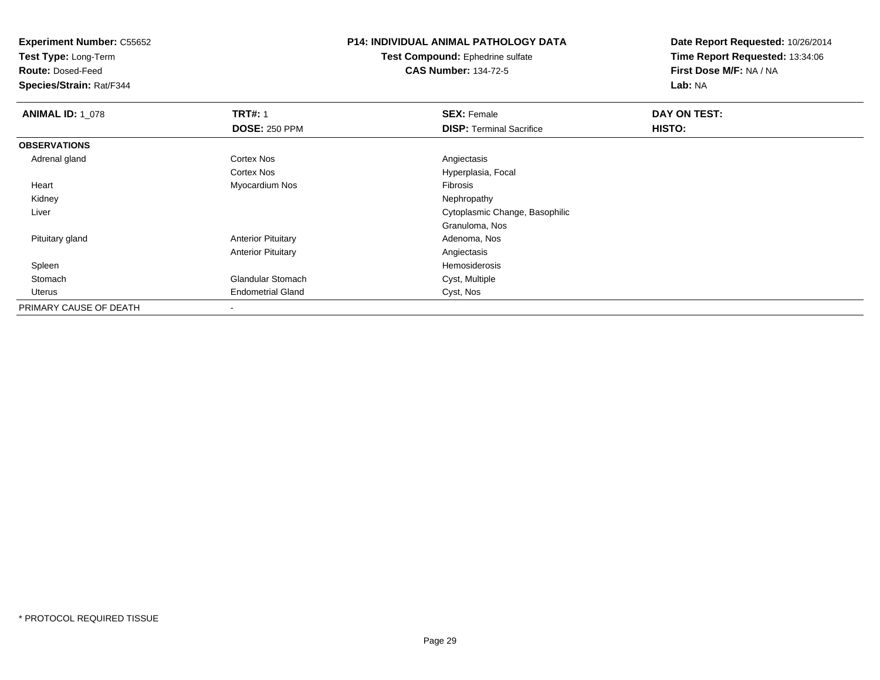**Experiment Number:** C55652
**Test Type:** Long-Term
**Route:** Dosed-Feed
**Species/Strain:** Rat/F344

**P14: INDIVIDUAL ANIMAL PATHOLOGY DATA**
**Test Compound:** Ephedrine sulfate
**CAS Number:** 134-72-5

**Date Report Requested:** 10/26/2014
**Time Report Requested:** 13:34:06
**First Dose M/F:** NA / NA
**Lab:** NA

| **ANIMAL ID:** 1_078 | **TRT#:** 1 | **SEX:** Female | **DAY ON TEST:** |
|---|---|---|---|
| | **DOSE:** 250 PPM | **DISP:** Terminal Sacrifice | **HISTO:** |
| **OBSERVATIONS** | | | |
| Adrenal gland | Cortex Nos | Angiectasis | |
| | Cortex Nos | Hyperplasia, Focal | |
| Heart | Myocardium Nos | Fibrosis | |
| Kidney | | Nephropathy | |
| Liver | | Cytoplasmic Change, Basophilic | |
| | | Granuloma, Nos | |
| Pituitary gland | Anterior Pituitary | Adenoma, Nos | |
| | Anterior Pituitary | Angiectasis | |
| Spleen | | Hemosiderosis | |
| Stomach | Glandular Stomach | Cyst, Multiple | |
| Uterus | Endometrial Gland | Cyst, Nos | |
| PRIMARY CAUSE OF DEATH | - | | |

* PROTOCOL REQUIRED TISSUE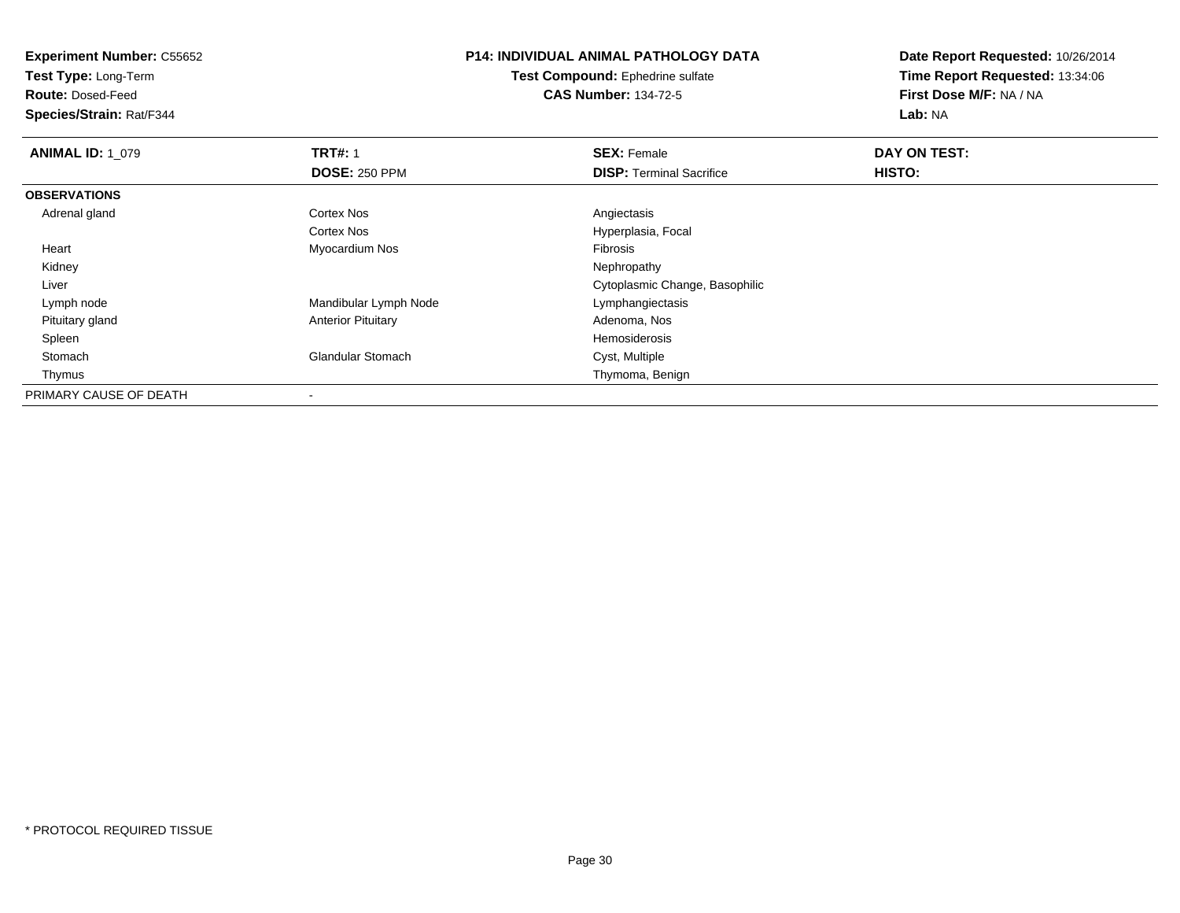**Experiment Number:** C55652
**Test Type:** Long-Term
**Route:** Dosed-Feed
**Species/Strain:** Rat/F344

**P14: INDIVIDUAL ANIMAL PATHOLOGY DATA**
**Test Compound:** Ephedrine sulfate
**CAS Number:** 134-72-5

**Date Report Requested:** 10/26/2014
**Time Report Requested:** 13:34:06
**First Dose M/F:** NA / NA
**Lab:** NA

| **ANIMAL ID:** 1_079 | **TRT#:** 1 | **SEX:** Female | **DAY ON TEST:** |
|---|---|---|---|
| | **DOSE:** 250 PPM | **DISP:** Terminal Sacrifice | **HISTO:** |
| **OBSERVATIONS** | | | |
| Adrenal gland | Cortex Nos | Angiectasis | |
| | Cortex Nos | Hyperplasia, Focal | |
| Heart | Myocardium Nos | Fibrosis | |
| Kidney | | Nephropathy | |
| Liver | | Cytoplasmic Change, Basophilic | |
| Lymph node | Mandibular Lymph Node | Lymphangiectasis | |
| Pituitary gland | Anterior Pituitary | Adenoma, Nos | |
| Spleen | | Hemosiderosis | |
| Stomach | Glandular Stomach | Cyst, Multiple | |
| Thymus | | Thymoma, Benign | |
| PRIMARY CAUSE OF DEATH | - | | |

* PROTOCOL REQUIRED TISSUE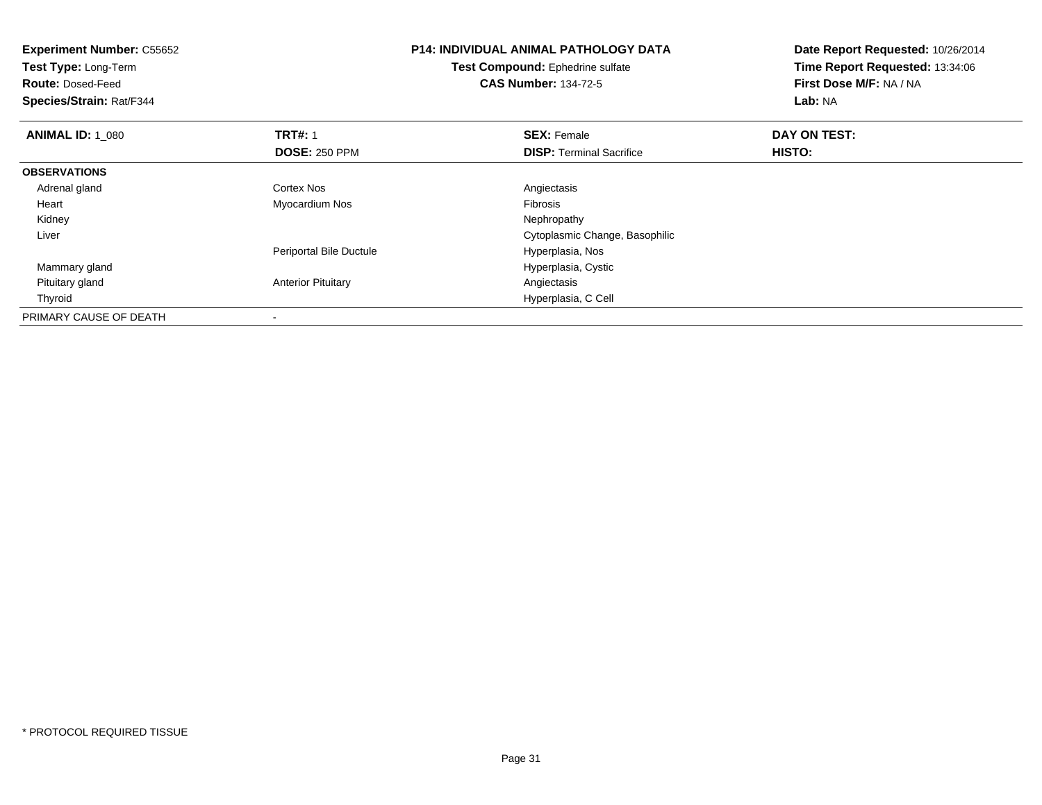**Experiment Number:** C55652
**Test Type:** Long-Term
**Route:** Dosed-Feed
**Species/Strain:** Rat/F344

**P14: INDIVIDUAL ANIMAL PATHOLOGY DATA**
**Test Compound:** Ephedrine sulfate
**CAS Number:** 134-72-5

**Date Report Requested:** 10/26/2014
**Time Report Requested:** 13:34:06
**First Dose M/F:** NA / NA
**Lab:** NA

| **ANIMAL ID:** 1_080 | **TRT#:** 1 | **SEX:** Female | **DAY ON TEST:** |
|---|---|---|---|
| | **DOSE:** 250 PPM | **DISP:** Terminal Sacrifice | **HISTO:** |
| **OBSERVATIONS** | | | |
| Adrenal gland | Cortex Nos | Angiectasis | |
| Heart | Myocardium Nos | Fibrosis | |
| Kidney | | Nephropathy | |
| Liver | | Cytoplasmic Change, Basophilic | |
| | Periportal Bile Ductule | Hyperplasia, Nos | |
| Mammary gland | | Hyperplasia, Cystic | |
| Pituitary gland | Anterior Pituitary | Angiectasis | |
| Thyroid | | Hyperplasia, C Cell | |
| PRIMARY CAUSE OF DEATH | - | | |

\* PROTOCOL REQUIRED TISSUE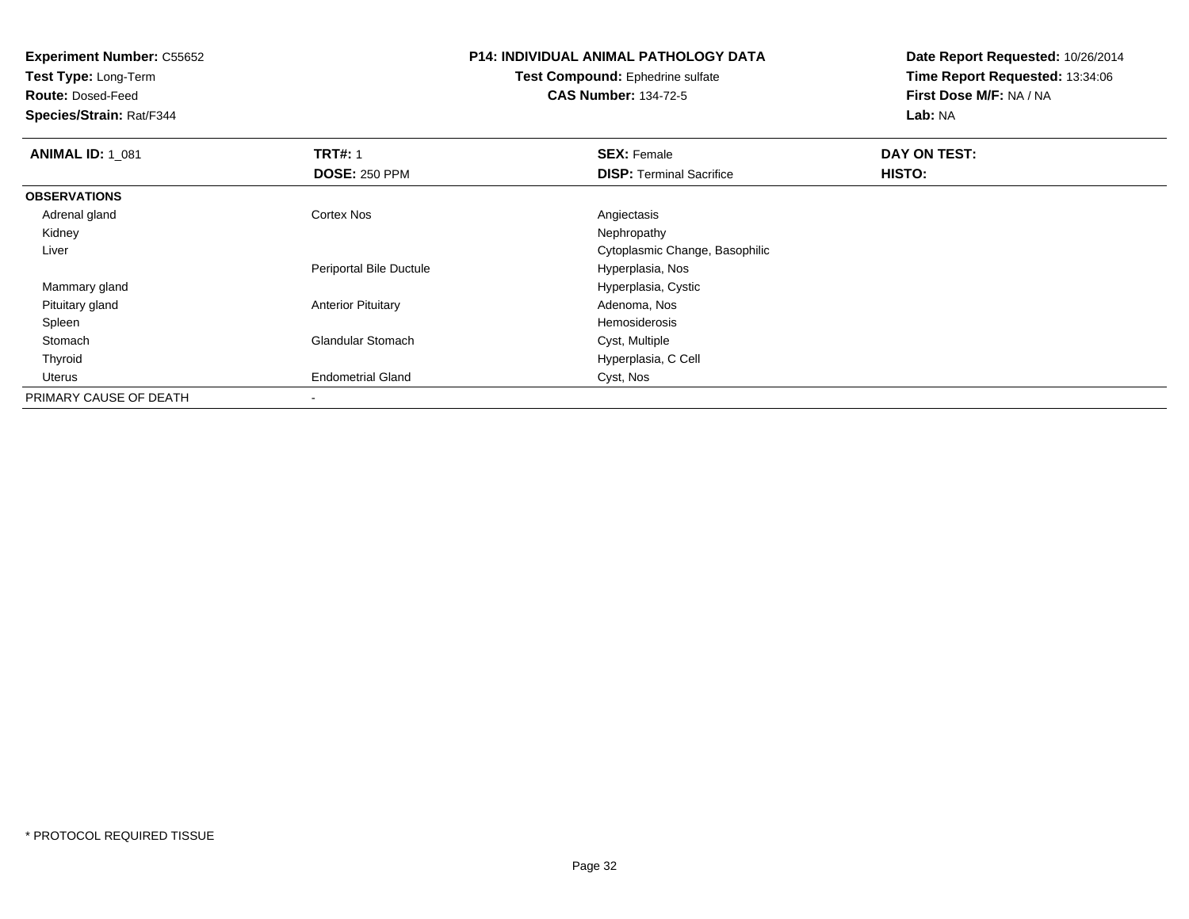**Experiment Number:** C55652
**Test Type:** Long-Term
**Route:** Dosed-Feed
**Species/Strain:** Rat/F344

**P14: INDIVIDUAL ANIMAL PATHOLOGY DATA**
**Test Compound:** Ephedrine sulfate
**CAS Number:** 134-72-5

**Date Report Requested:** 10/26/2014
**Time Report Requested:** 13:34:06
**First Dose M/F:** NA / NA
**Lab:** NA

| **ANIMAL ID:** 1_081 | **TRT#:** 1 | **SEX:** Female | **DAY ON TEST:** |
|---|---|---|---|
| | **DOSE:** 250 PPM | **DISP:** Terminal Sacrifice | **HISTO:** |
| **OBSERVATIONS** | | | |
| Adrenal gland | Cortex Nos | Angiectasis | |
| Kidney | | Nephropathy | |
| Liver | | Cytoplasmic Change, Basophilic | |
| | Periportal Bile Ductule | Hyperplasia, Nos | |
| Mammary gland | | Hyperplasia, Cystic | |
| Pituitary gland | Anterior Pituitary | Adenoma, Nos | |
| Spleen | | Hemosiderosis | |
| Stomach | Glandular Stomach | Cyst, Multiple | |
| Thyroid | | Hyperplasia, C Cell | |
| Uterus | Endometrial Gland | Cyst, Nos | |
| PRIMARY CAUSE OF DEATH | - | | |

\* PROTOCOL REQUIRED TISSUE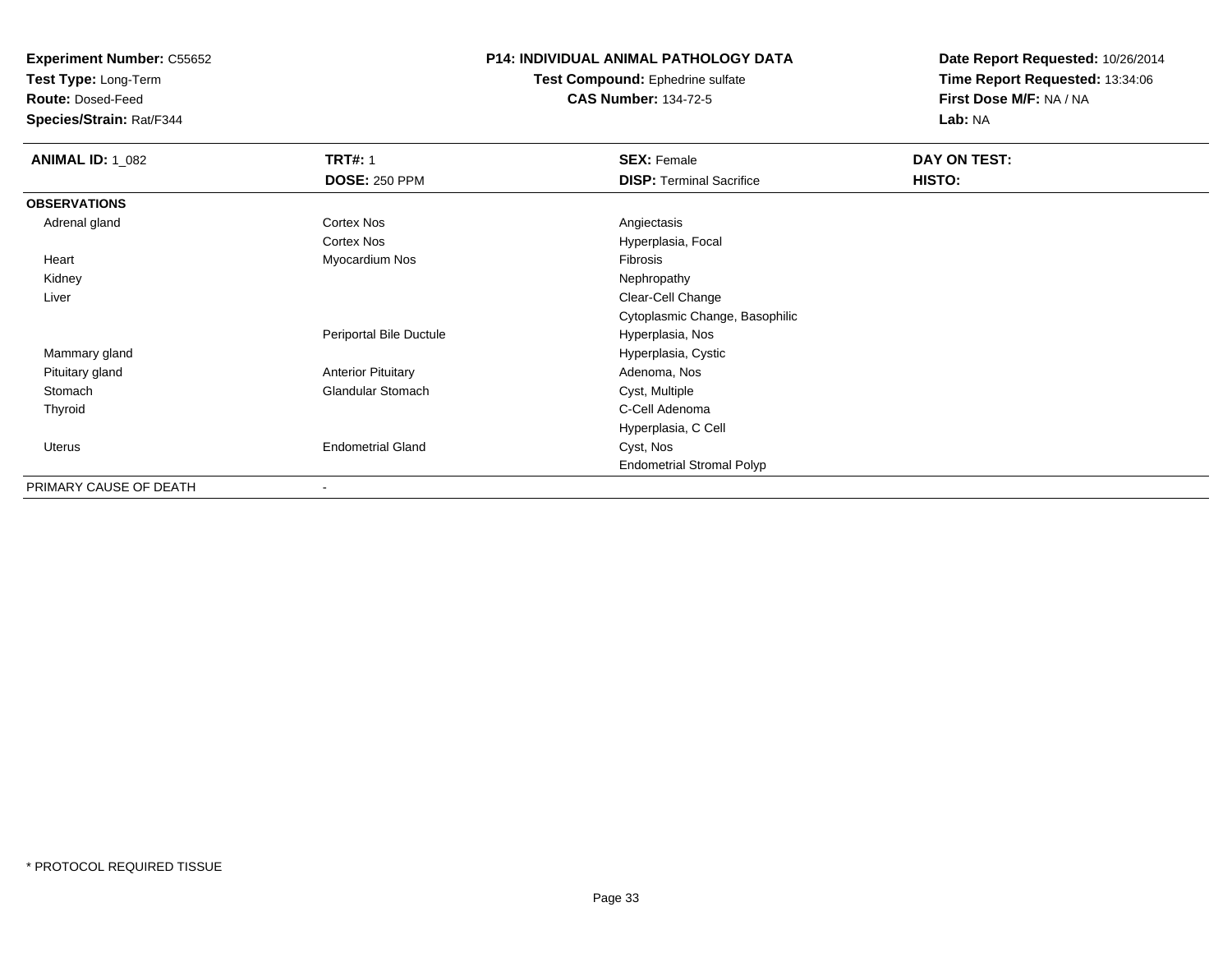**Experiment Number:** C55652
**Test Type:** Long-Term
**Route:** Dosed-Feed
**Species/Strain:** Rat/F344

**P14: INDIVIDUAL ANIMAL PATHOLOGY DATA**
**Test Compound:** Ephedrine sulfate
**CAS Number:** 134-72-5

**Date Report Requested:** 10/26/2014
**Time Report Requested:** 13:34:06
**First Dose M/F:** NA / NA
**Lab:** NA

| **ANIMAL ID:** 1_082 | **TRT#:** 1 | **SEX:** Female | **DAY ON TEST:** |
|---|---|---|---|
| | **DOSE:** 250 PPM | **DISP:** Terminal Sacrifice | **HISTO:** |
| **OBSERVATIONS** | | | |
| Adrenal gland | Cortex Nos | Angiectasis | |
| | Cortex Nos | Hyperplasia, Focal | |
| Heart | Myocardium Nos | Fibrosis | |
| Kidney | | Nephropathy | |
| Liver | | Clear-Cell Change | |
| | | Cytoplasmic Change, Basophilic | |
| | Periportal Bile Ductule | Hyperplasia, Nos | |
| Mammary gland | | Hyperplasia, Cystic | |
| Pituitary gland | Anterior Pituitary | Adenoma, Nos | |
| Stomach | Glandular Stomach | Cyst, Multiple | |
| Thyroid | | C-Cell Adenoma | |
| | | Hyperplasia, C Cell | |
| Uterus | Endometrial Gland | Cyst, Nos | |
| | | Endometrial Stromal Polyp | |
| PRIMARY CAUSE OF DEATH | - | | |

* PROTOCOL REQUIRED TISSUE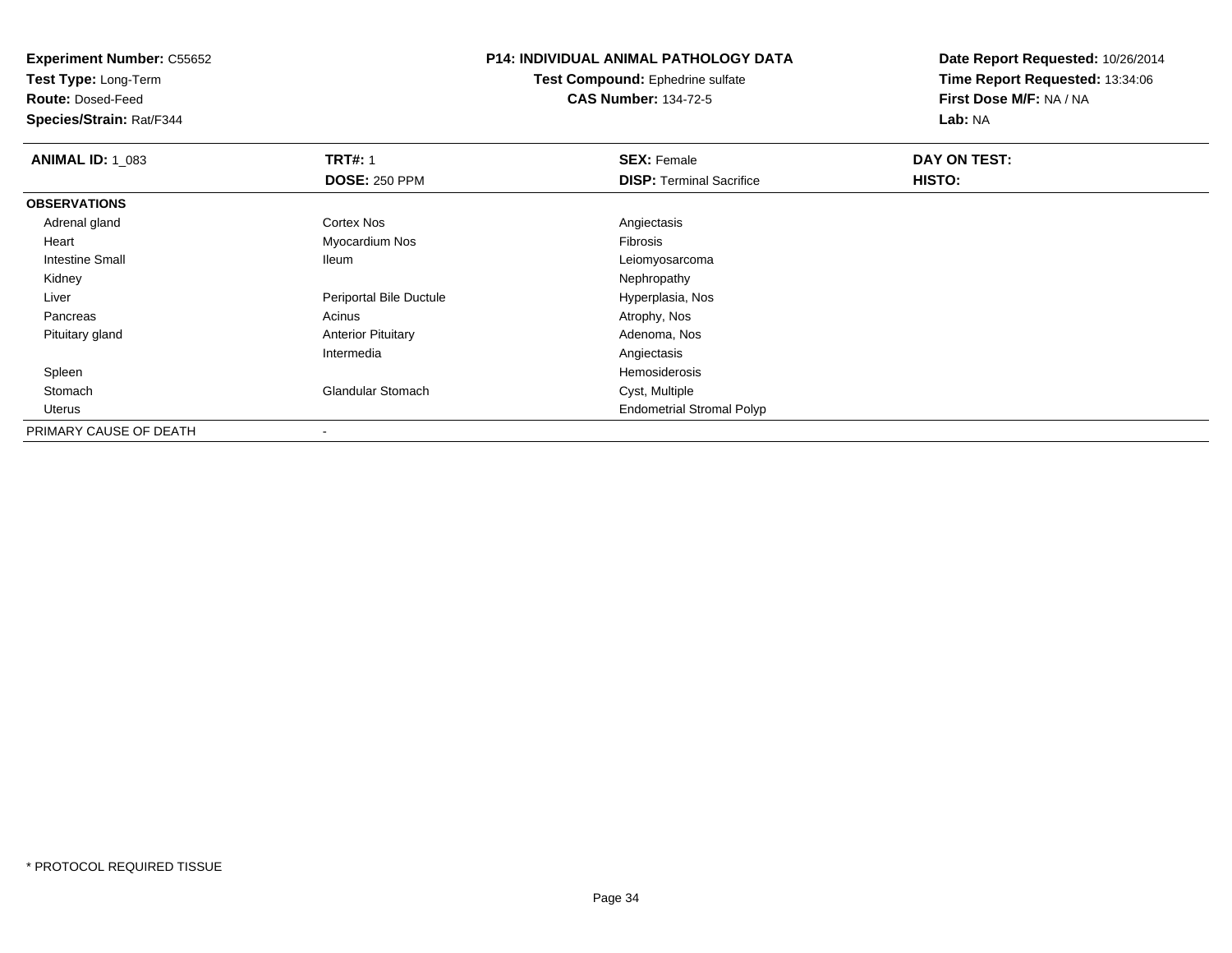**Experiment Number:** C55652
**Test Type:** Long-Term
**Route:** Dosed-Feed
**Species/Strain:** Rat/F344

**P14: INDIVIDUAL ANIMAL PATHOLOGY DATA**
**Test Compound:** Ephedrine sulfate
**CAS Number:** 134-72-5

**Date Report Requested:** 10/26/2014
**Time Report Requested:** 13:34:06
**First Dose M/F:** NA / NA
**Lab:** NA

| **ANIMAL ID:** 1_083 | **TRT#:** 1 | **SEX:** Female | **DAY ON TEST:** |
|---|---|---|---|
| | **DOSE:** 250 PPM | **DISP:** Terminal Sacrifice | **HISTO:** |
| **OBSERVATIONS** | | | |
| Adrenal gland | Cortex Nos | Angiectasis | |
| Heart | Myocardium Nos | Fibrosis | |
| Intestine Small | Ileum | Leiomyosarcoma | |
| Kidney | | Nephropathy | |
| Liver | Periportal Bile Ductule | Hyperplasia, Nos | |
| Pancreas | Acinus | Atrophy, Nos | |
| Pituitary gland | Anterior Pituitary | Adenoma, Nos | |
| | Intermedia | Angiectasis | |
| Spleen | | Hemosiderosis | |
| Stomach | Glandular Stomach | Cyst, Multiple | |
| Uterus | | Endometrial Stromal Polyp | |
| PRIMARY CAUSE OF DEATH | - | | |

* PROTOCOL REQUIRED TISSUE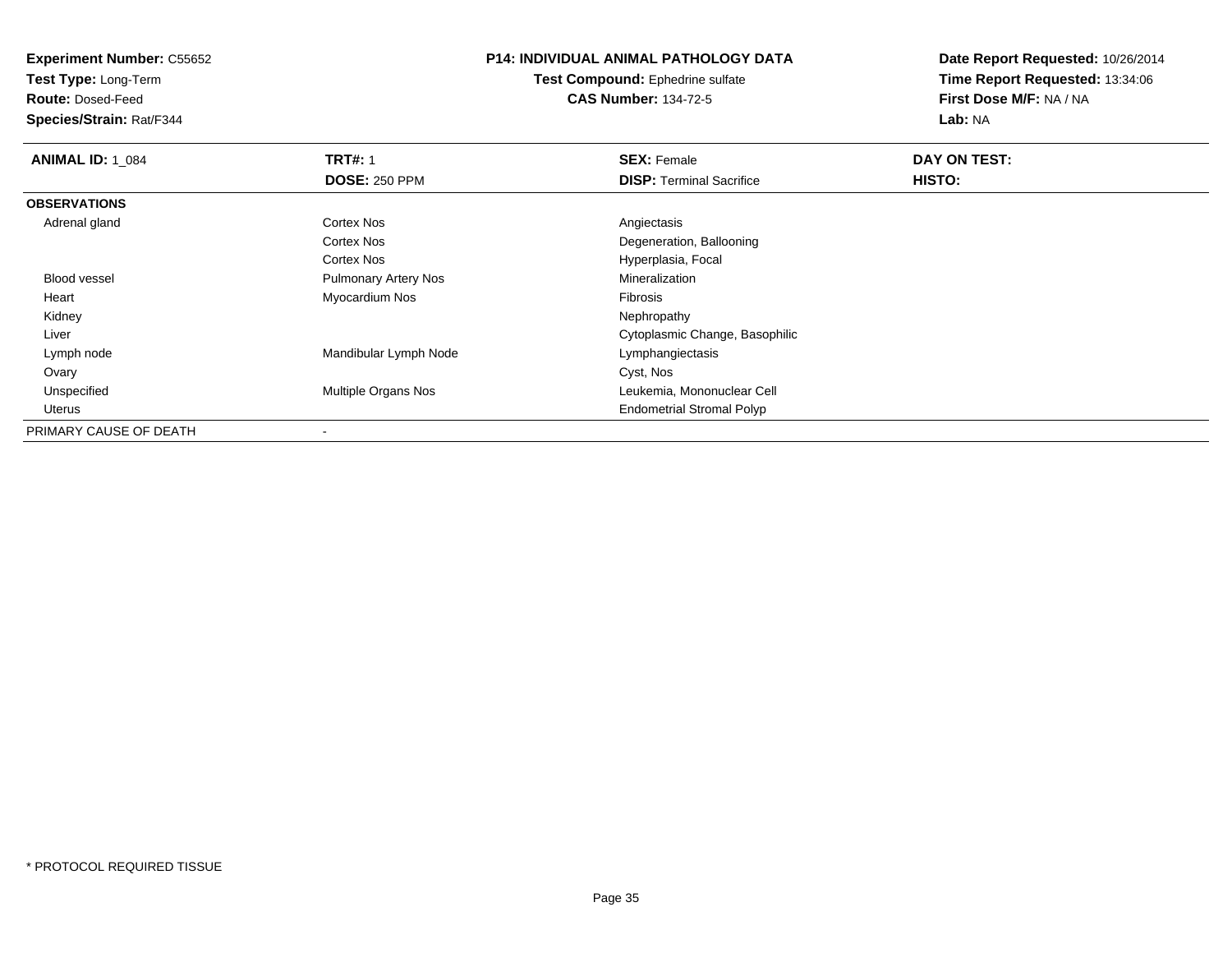**Experiment Number:** C55652
**Test Type:** Long-Term
**Route:** Dosed-Feed
**Species/Strain:** Rat/F344

**P14: INDIVIDUAL ANIMAL PATHOLOGY DATA**
**Test Compound:** Ephedrine sulfate
**CAS Number:** 134-72-5

**Date Report Requested:** 10/26/2014
**Time Report Requested:** 13:34:06
**First Dose M/F:** NA / NA
**Lab:** NA

| **ANIMAL ID:** 1_084 | **TRT#:** 1 | **SEX:** Female | **DAY ON TEST:** |
|---|---|---|---|
| | **DOSE:** 250 PPM | **DISP:** Terminal Sacrifice | **HISTO:** |
| **OBSERVATIONS** | | | |
| Adrenal gland | Cortex Nos | Angiectasis | |
| | Cortex Nos | Degeneration, Ballooning | |
| | Cortex Nos | Hyperplasia, Focal | |
| Blood vessel | Pulmonary Artery Nos | Mineralization | |
| Heart | Myocardium Nos | Fibrosis | |
| Kidney | | Nephropathy | |
| Liver | | Cytoplasmic Change, Basophilic | |
| Lymph node | Mandibular Lymph Node | Lymphangiectasis | |
| Ovary | | Cyst, Nos | |
| Unspecified | Multiple Organs Nos | Leukemia, Mononuclear Cell | |
| Uterus | | Endometrial Stromal Polyp | |
| PRIMARY CAUSE OF DEATH | - | | |

* PROTOCOL REQUIRED TISSUE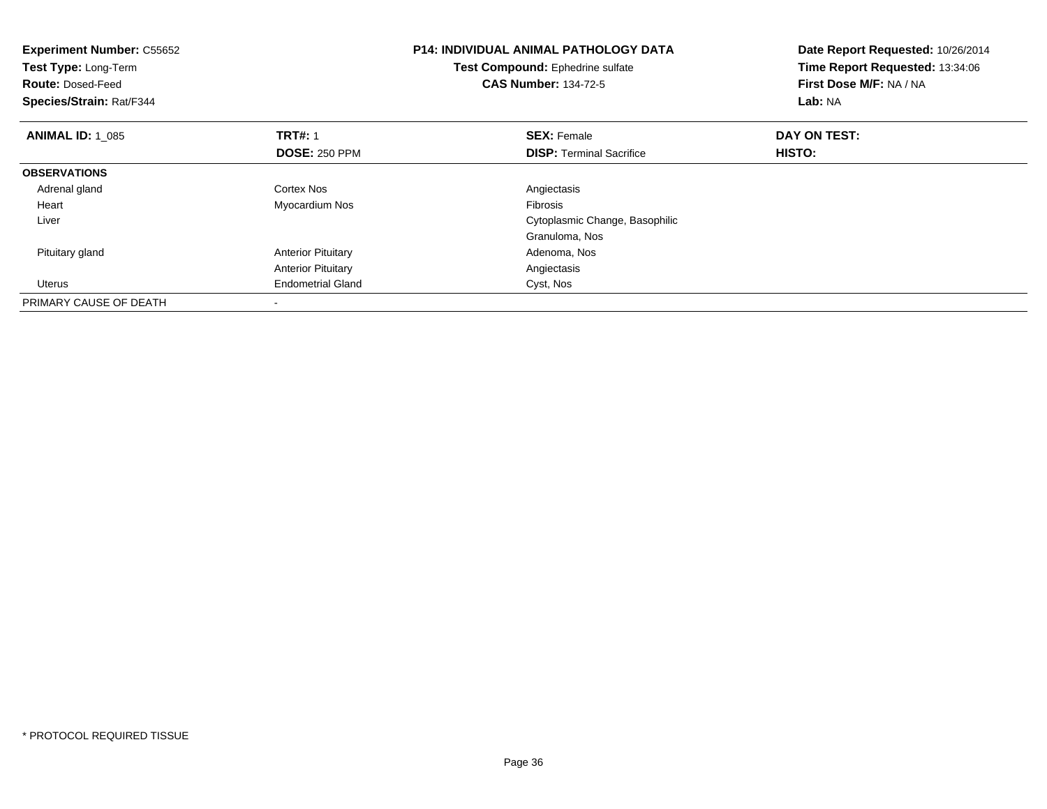**Experiment Number:** C55652
**Test Type:** Long-Term
**Route:** Dosed-Feed
**Species/Strain:** Rat/F344

**P14: INDIVIDUAL ANIMAL PATHOLOGY DATA**
**Test Compound:** Ephedrine sulfate
**CAS Number:** 134-72-5

**Date Report Requested:** 10/26/2014
**Time Report Requested:** 13:34:06
**First Dose M/F:** NA / NA
**Lab:** NA

| **ANIMAL ID:** 1_085 | **TRT#:** 1 | **SEX:** Female | **DAY ON TEST:** |
|---|---|---|---|
| | **DOSE:** 250 PPM | **DISP:** Terminal Sacrifice | **HISTO:** |
| **OBSERVATIONS** | | | |
| Adrenal gland | Cortex Nos | Angiectasis | |
| Heart | Myocardium Nos | Fibrosis | |
| Liver | | Cytoplasmic Change, Basophilic | |
| | | Granuloma, Nos | |
| Pituitary gland | Anterior Pituitary | Adenoma, Nos | |
| | Anterior Pituitary | Angiectasis | |
| Uterus | Endometrial Gland | Cyst, Nos | |
| PRIMARY CAUSE OF DEATH | - | | |

* PROTOCOL REQUIRED TISSUE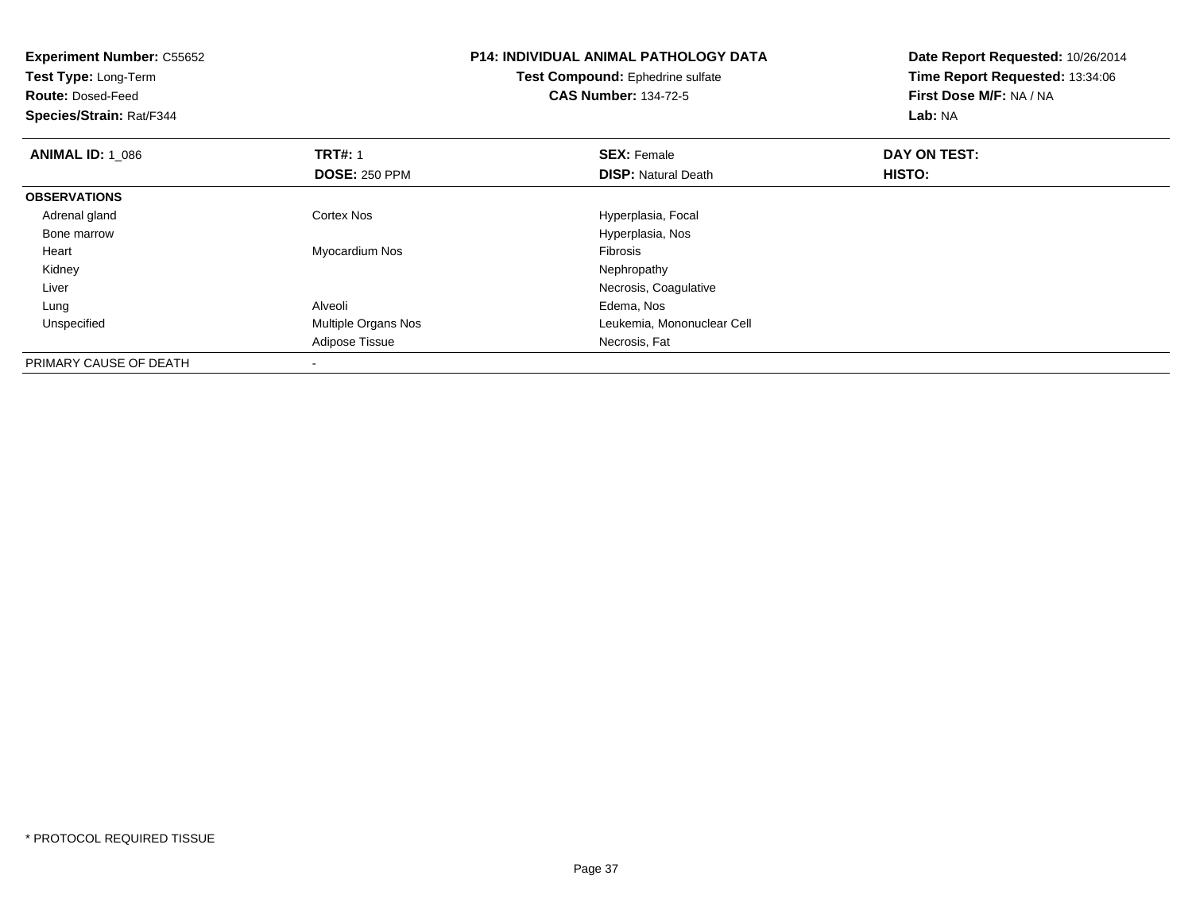**Experiment Number:** C55652
**Test Type:** Long-Term
**Route:** Dosed-Feed
**Species/Strain:** Rat/F344

**P14: INDIVIDUAL ANIMAL PATHOLOGY DATA**
**Test Compound:** Ephedrine sulfate
**CAS Number:** 134-72-5

**Date Report Requested:** 10/26/2014
**Time Report Requested:** 13:34:06
**First Dose M/F:** NA / NA
**Lab:** NA

| **ANIMAL ID:** 1_086 | **TRT#:** 1 | **SEX:** Female | **DAY ON TEST:** |
|---|---|---|---|
| | **DOSE:** 250 PPM | **DISP:** Natural Death | **HISTO:** |
| **OBSERVATIONS** | | | |
| Adrenal gland | Cortex Nos | Hyperplasia, Focal | |
| Bone marrow | | Hyperplasia, Nos | |
| Heart | Myocardium Nos | Fibrosis | |
| Kidney | | Nephropathy | |
| Liver | | Necrosis, Coagulative | |
| Lung | Alveoli | Edema, Nos | |
| Unspecified | Multiple Organs Nos | Leukemia, Mononuclear Cell | |
| | Adipose Tissue | Necrosis, Fat | |
| PRIMARY CAUSE OF DEATH | - | | |

* PROTOCOL REQUIRED TISSUE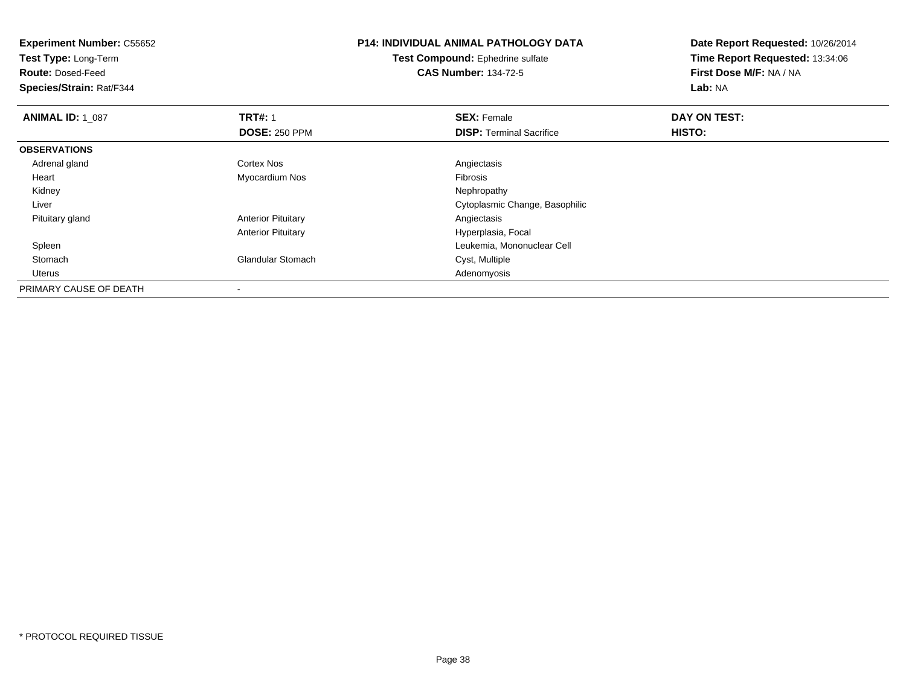**Experiment Number:** C55652
**Test Type:** Long-Term
**Route:** Dosed-Feed
**Species/Strain:** Rat/F344

**P14: INDIVIDUAL ANIMAL PATHOLOGY DATA**
**Test Compound:** Ephedrine sulfate
**CAS Number:** 134-72-5

**Date Report Requested:** 10/26/2014
**Time Report Requested:** 13:34:06
**First Dose M/F:** NA / NA
**Lab:** NA

| **ANIMAL ID:** 1_087 | **TRT#:** 1 | **SEX:** Female | **DAY ON TEST:** |
|---|---|---|---|
| | **DOSE:** 250 PPM | **DISP:** Terminal Sacrifice | **HISTO:** |
| **OBSERVATIONS** | | | |
| Adrenal gland | Cortex Nos | Angiectasis | |
| Heart | Myocardium Nos | Fibrosis | |
| Kidney | | Nephropathy | |
| Liver | | Cytoplasmic Change, Basophilic | |
| Pituitary gland | Anterior Pituitary | Angiectasis | |
| | Anterior Pituitary | Hyperplasia, Focal | |
| Spleen | | Leukemia, Mononuclear Cell | |
| Stomach | Glandular Stomach | Cyst, Multiple | |
| Uterus | | Adenomyosis | |
| PRIMARY CAUSE OF DEATH | - | | |

* PROTOCOL REQUIRED TISSUE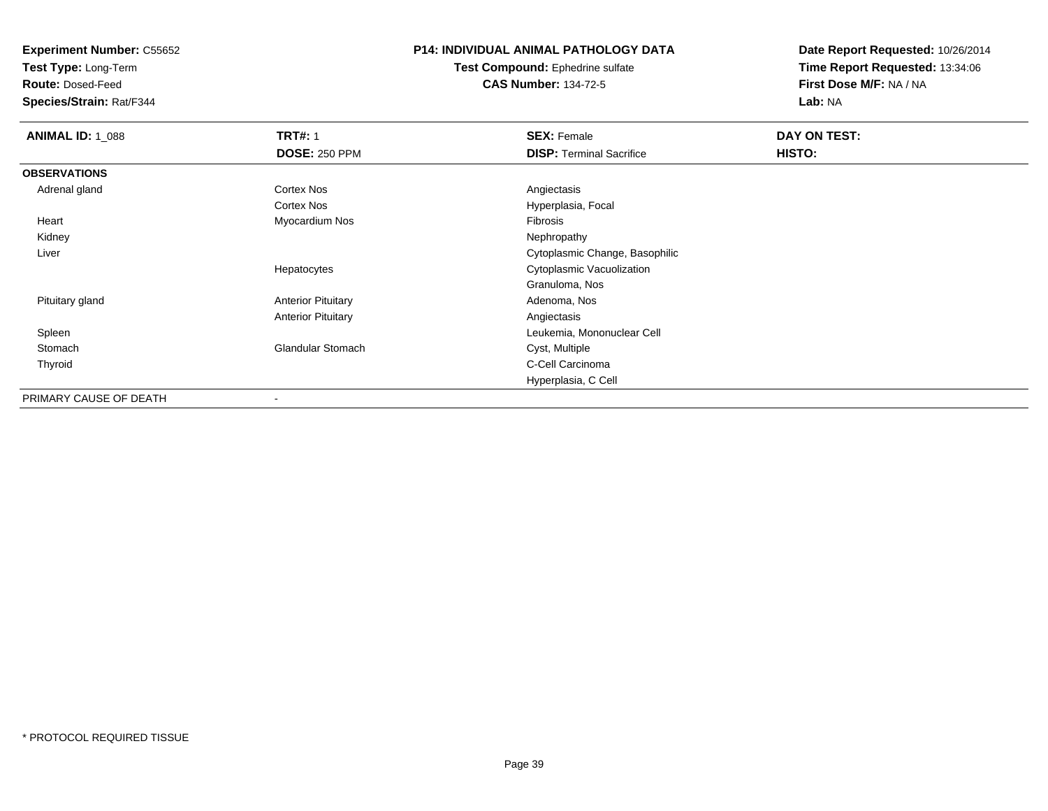**Experiment Number:** C55652
**Test Type:** Long-Term
**Route:** Dosed-Feed
**Species/Strain:** Rat/F344

**P14: INDIVIDUAL ANIMAL PATHOLOGY DATA**
**Test Compound:** Ephedrine sulfate
**CAS Number:** 134-72-5

**Date Report Requested:** 10/26/2014
**Time Report Requested:** 13:34:06
**First Dose M/F:** NA / NA
**Lab:** NA

| **ANIMAL ID:** 1_088 | **TRT#:** 1 | **SEX:** Female | **DAY ON TEST:** |
|---|---|---|---|
| | **DOSE:** 250 PPM | **DISP:** Terminal Sacrifice | **HISTO:** |
| **OBSERVATIONS** | | | |
| Adrenal gland | Cortex Nos | Angiectasis | |
| | Cortex Nos | Hyperplasia, Focal | |
| Heart | Myocardium Nos | Fibrosis | |
| Kidney | | Nephropathy | |
| Liver | | Cytoplasmic Change, Basophilic | |
| | Hepatocytes | Cytoplasmic Vacuolization | |
| | | Granuloma, Nos | |
| Pituitary gland | Anterior Pituitary | Adenoma, Nos | |
| | Anterior Pituitary | Angiectasis | |
| Spleen | | Leukemia, Mononuclear Cell | |
| Stomach | Glandular Stomach | Cyst, Multiple | |
| Thyroid | | C-Cell Carcinoma | |
| | | Hyperplasia, C Cell | |
| PRIMARY CAUSE OF DEATH | - | | |

* PROTOCOL REQUIRED TISSUE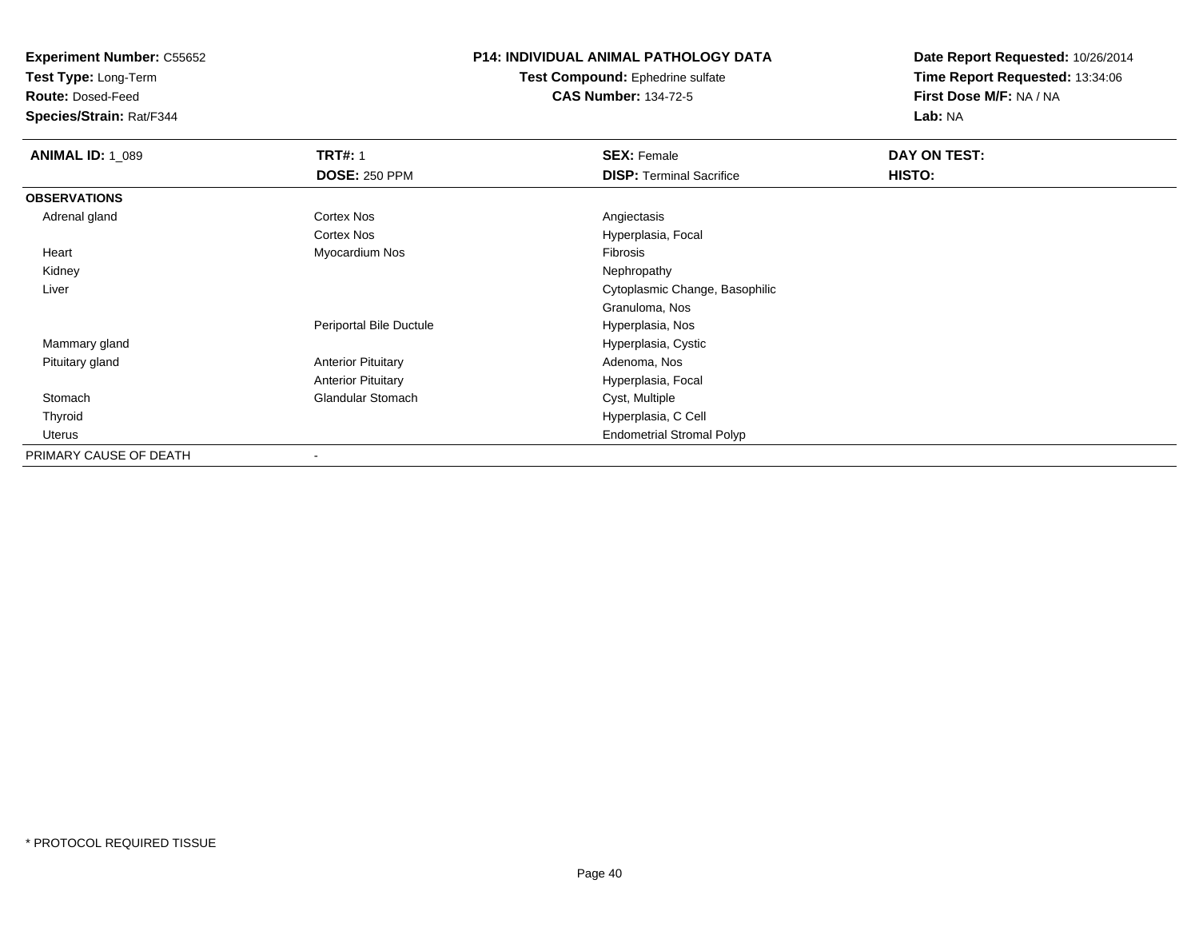**Experiment Number:** C55652
**Test Type:** Long-Term
**Route:** Dosed-Feed
**Species/Strain:** Rat/F344

**P14: INDIVIDUAL ANIMAL PATHOLOGY DATA**
**Test Compound:** Ephedrine sulfate
**CAS Number:** 134-72-5

**Date Report Requested:** 10/26/2014
**Time Report Requested:** 13:34:06
**First Dose M/F:** NA / NA
**Lab:** NA

| **ANIMAL ID:** 1_089 | **TRT#:** 1 | **SEX:** Female | **DAY ON TEST:** |
|---|---|---|---|
| | **DOSE:** 250 PPM | **DISP:** Terminal Sacrifice | **HISTO:** |
| **OBSERVATIONS** | | | |
| Adrenal gland | Cortex Nos | Angiectasis | |
| | Cortex Nos | Hyperplasia, Focal | |
| Heart | Myocardium Nos | Fibrosis | |
| Kidney | | Nephropathy | |
| Liver | | Cytoplasmic Change, Basophilic | |
| | | Granuloma, Nos | |
| | Periportal Bile Ductule | Hyperplasia, Nos | |
| Mammary gland | | Hyperplasia, Cystic | |
| Pituitary gland | Anterior Pituitary | Adenoma, Nos | |
| | Anterior Pituitary | Hyperplasia, Focal | |
| Stomach | Glandular Stomach | Cyst, Multiple | |
| Thyroid | | Hyperplasia, C Cell | |
| Uterus | | Endometrial Stromal Polyp | |
| PRIMARY CAUSE OF DEATH | - | | |

\* PROTOCOL REQUIRED TISSUE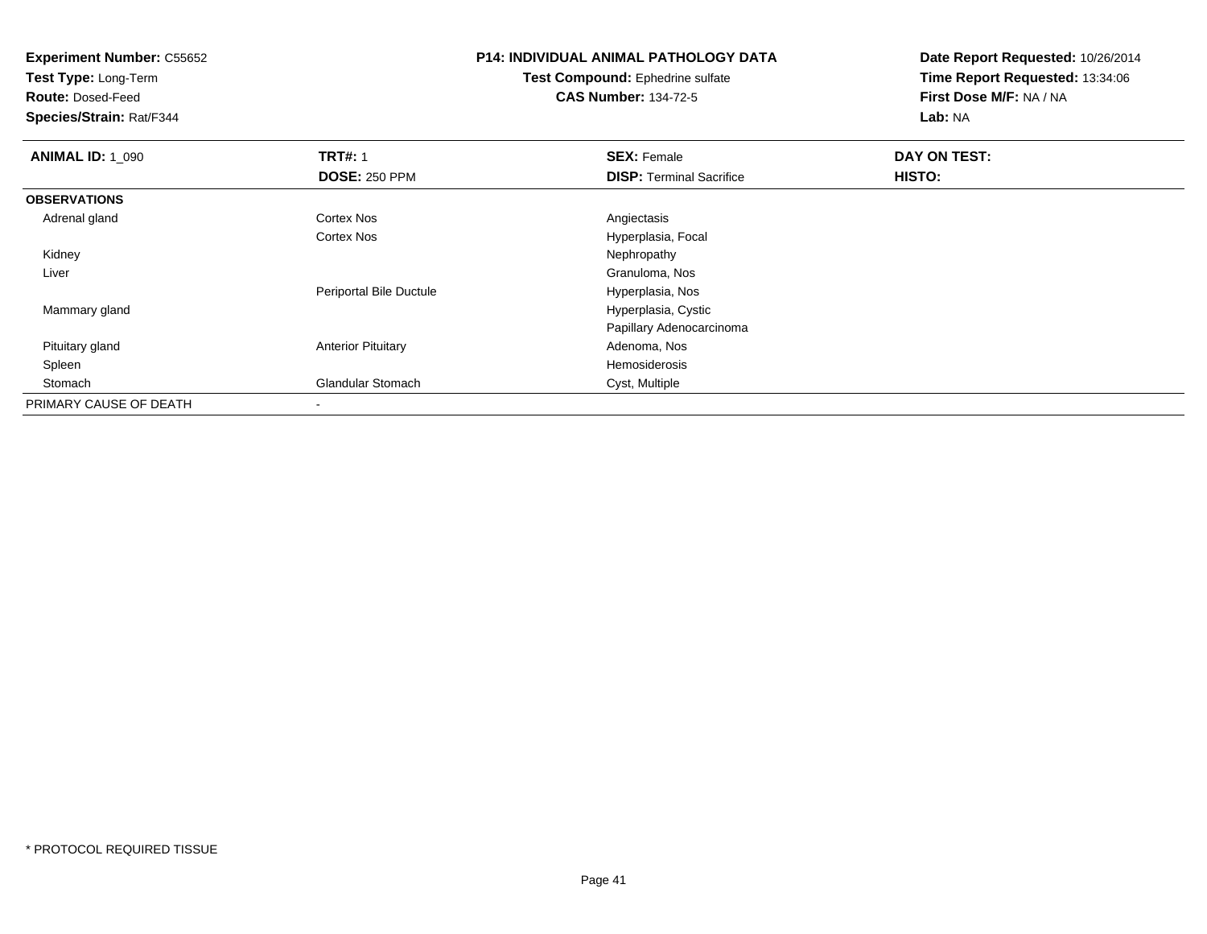**Experiment Number:** C55652
**Test Type:** Long-Term
**Route:** Dosed-Feed
**Species/Strain:** Rat/F344

**P14: INDIVIDUAL ANIMAL PATHOLOGY DATA**
**Test Compound:** Ephedrine sulfate
**CAS Number:** 134-72-5

**Date Report Requested:** 10/26/2014
**Time Report Requested:** 13:34:06
**First Dose M/F:** NA / NA
**Lab:** NA

| **ANIMAL ID:** 1_090 | **TRT#:** 1 | **SEX:** Female | **DAY ON TEST:** |
|---|---|---|---|
| | **DOSE:** 250 PPM | **DISP:** Terminal Sacrifice | **HISTO:** |
| **OBSERVATIONS** | | | |
| Adrenal gland | Cortex Nos | Angiectasis | |
| | Cortex Nos | Hyperplasia, Focal | |
| Kidney | | Nephropathy | |
| Liver | | Granuloma, Nos | |
| | Periportal Bile Ductule | Hyperplasia, Nos | |
| Mammary gland | | Hyperplasia, Cystic | |
| | | Papillary Adenocarcinoma | |
| Pituitary gland | Anterior Pituitary | Adenoma, Nos | |
| Spleen | | Hemosiderosis | |
| Stomach | Glandular Stomach | Cyst, Multiple | |
| PRIMARY CAUSE OF DEATH | - | | |

* PROTOCOL REQUIRED TISSUE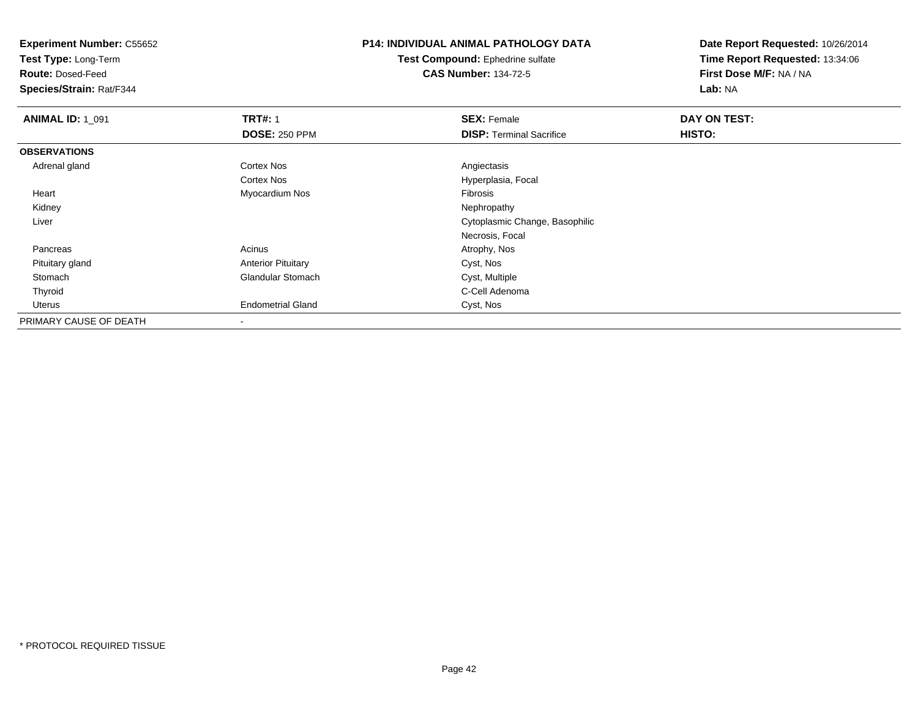**Experiment Number:** C55652
**Test Type:** Long-Term
**Route:** Dosed-Feed
**Species/Strain:** Rat/F344

**P14: INDIVIDUAL ANIMAL PATHOLOGY DATA**
**Test Compound:** Ephedrine sulfate
**CAS Number:** 134-72-5

**Date Report Requested:** 10/26/2014
**Time Report Requested:** 13:34:06
**First Dose M/F:** NA / NA
**Lab:** NA

| **ANIMAL ID:** 1_091 | **TRT#:** 1 | **SEX:** Female | **DAY ON TEST:** |
|---|---|---|---|
| | **DOSE:** 250 PPM | **DISP:** Terminal Sacrifice | **HISTO:** |
| **OBSERVATIONS** | | | |
| Adrenal gland | Cortex Nos | Angiectasis | |
| | Cortex Nos | Hyperplasia, Focal | |
| Heart | Myocardium Nos | Fibrosis | |
| Kidney | | Nephropathy | |
| Liver | | Cytoplasmic Change, Basophilic | |
| | | Necrosis, Focal | |
| Pancreas | Acinus | Atrophy, Nos | |
| Pituitary gland | Anterior Pituitary | Cyst, Nos | |
| Stomach | Glandular Stomach | Cyst, Multiple | |
| Thyroid | | C-Cell Adenoma | |
| Uterus | Endometrial Gland | Cyst, Nos | |
| PRIMARY CAUSE OF DEATH | - | | |

* PROTOCOL REQUIRED TISSUE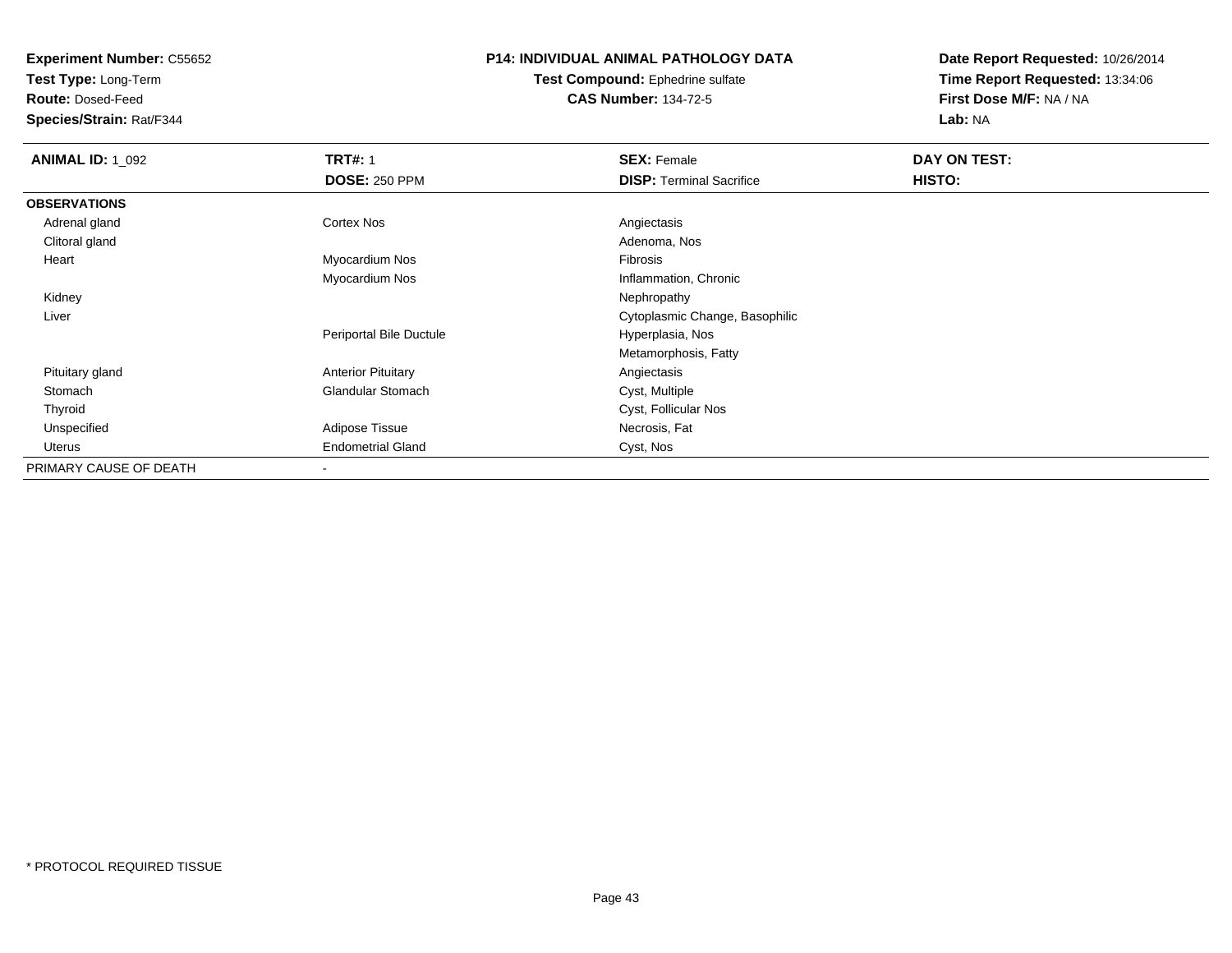**Experiment Number:** C55652
**Test Type:** Long-Term
**Route:** Dosed-Feed
**Species/Strain:** Rat/F344

**P14: INDIVIDUAL ANIMAL PATHOLOGY DATA**
**Test Compound:** Ephedrine sulfate
**CAS Number:** 134-72-5

**Date Report Requested:** 10/26/2014
**Time Report Requested:** 13:34:06
**First Dose M/F:** NA / NA
**Lab:** NA

| **ANIMAL ID:** 1_092 | **TRT#:** 1 | **SEX:** Female | **DAY ON TEST:** |
|---|---|---|---|
| | **DOSE:** 250 PPM | **DISP:** Terminal Sacrifice | **HISTO:** |
| **OBSERVATIONS** | | | |
| Adrenal gland | Cortex Nos | Angiectasis | |
| Clitoral gland | | Adenoma, Nos | |
| Heart | Myocardium Nos | Fibrosis | |
| | Myocardium Nos | Inflammation, Chronic | |
| Kidney | | Nephropathy | |
| Liver | | Cytoplasmic Change, Basophilic | |
| | Periportal Bile Ductule | Hyperplasia, Nos | |
| | | Metamorphosis, Fatty | |
| Pituitary gland | Anterior Pituitary | Angiectasis | |
| Stomach | Glandular Stomach | Cyst, Multiple | |
| Thyroid | | Cyst, Follicular Nos | |
| Unspecified | Adipose Tissue | Necrosis, Fat | |
| Uterus | Endometrial Gland | Cyst, Nos | |
| PRIMARY CAUSE OF DEATH | - | | |

* PROTOCOL REQUIRED TISSUE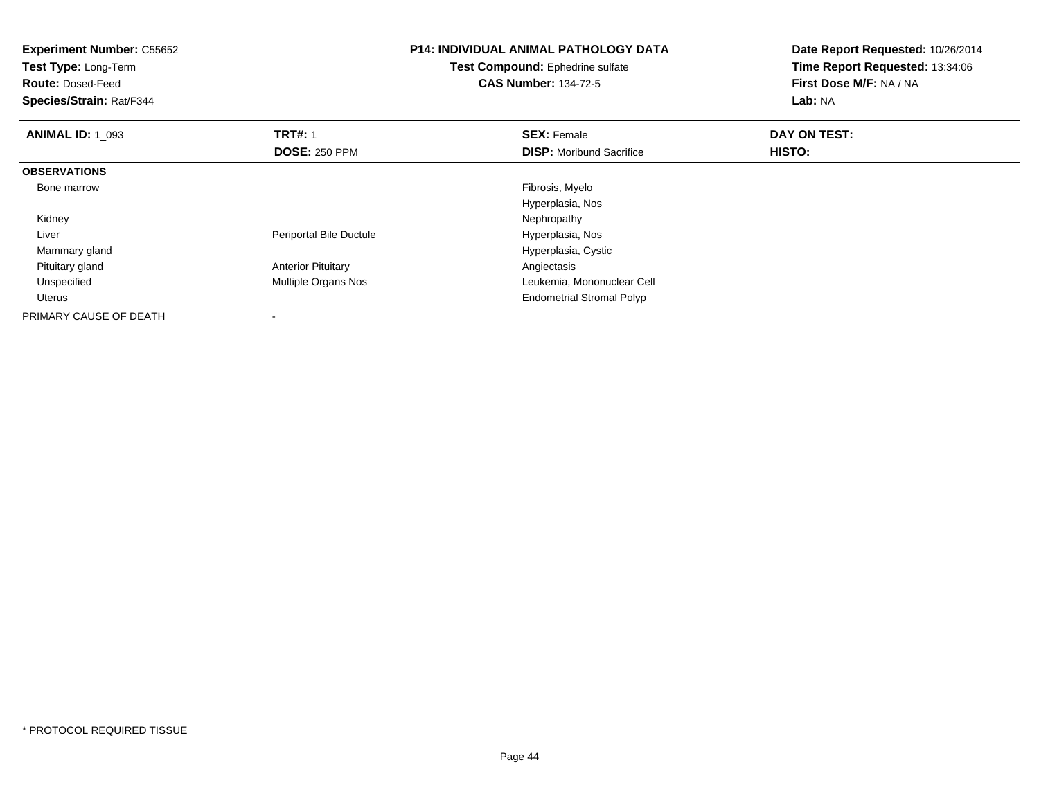**Experiment Number:** C55652
**Test Type:** Long-Term
**Route:** Dosed-Feed
**Species/Strain:** Rat/F344

**P14: INDIVIDUAL ANIMAL PATHOLOGY DATA**
**Test Compound:** Ephedrine sulfate
**CAS Number:** 134-72-5

**Date Report Requested:** 10/26/2014
**Time Report Requested:** 13:34:06
**First Dose M/F:** NA / NA
**Lab:** NA

| **ANIMAL ID:** 1_093 | **TRT#:** 1 | **SEX:** Female | **DAY ON TEST:** |
|---|---|---|---|
| | **DOSE:** 250 PPM | **DISP:** Moribund Sacrifice | **HISTO:** |
| **OBSERVATIONS** | | | |
| Bone marrow | | Fibrosis, Myelo | |
| | | Hyperplasia, Nos | |
| Kidney | | Nephropathy | |
| Liver | Periportal Bile Ductule | Hyperplasia, Nos | |
| Mammary gland | | Hyperplasia, Cystic | |
| Pituitary gland | Anterior Pituitary | Angiectasis | |
| Unspecified | Multiple Organs Nos | Leukemia, Mononuclear Cell | |
| Uterus | | Endometrial Stromal Polyp | |
| PRIMARY CAUSE OF DEATH | - | | |

* PROTOCOL REQUIRED TISSUE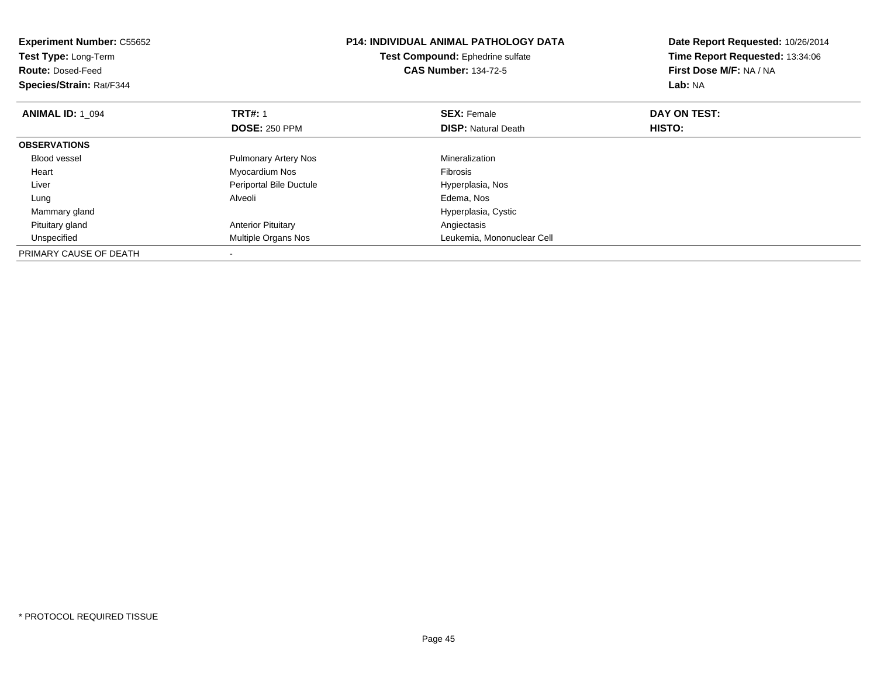**Experiment Number:** C55652
**Test Type:** Long-Term
**Route:** Dosed-Feed
**Species/Strain:** Rat/F344

**P14: INDIVIDUAL ANIMAL PATHOLOGY DATA**
**Test Compound:** Ephedrine sulfate
**CAS Number:** 134-72-5

**Date Report Requested:** 10/26/2014
**Time Report Requested:** 13:34:06
**First Dose M/F:** NA / NA
**Lab:** NA

| **ANIMAL ID:** 1_094 | **TRT#:** 1 | **SEX:** Female | **DAY ON TEST:** |
|---|---|---|---|
| | **DOSE:** 250 PPM | **DISP:** Natural Death | **HISTO:** |
| **OBSERVATIONS** | | | |
| Blood vessel | Pulmonary Artery Nos | Mineralization | |
| Heart | Myocardium Nos | Fibrosis | |
| Liver | Periportal Bile Ductule | Hyperplasia, Nos | |
| Lung | Alveoli | Edema, Nos | |
| Mammary gland | | Hyperplasia, Cystic | |
| Pituitary gland | Anterior Pituitary | Angiectasis | |
| Unspecified | Multiple Organs Nos | Leukemia, Mononuclear Cell | |
| PRIMARY CAUSE OF DEATH | - | | |

* PROTOCOL REQUIRED TISSUE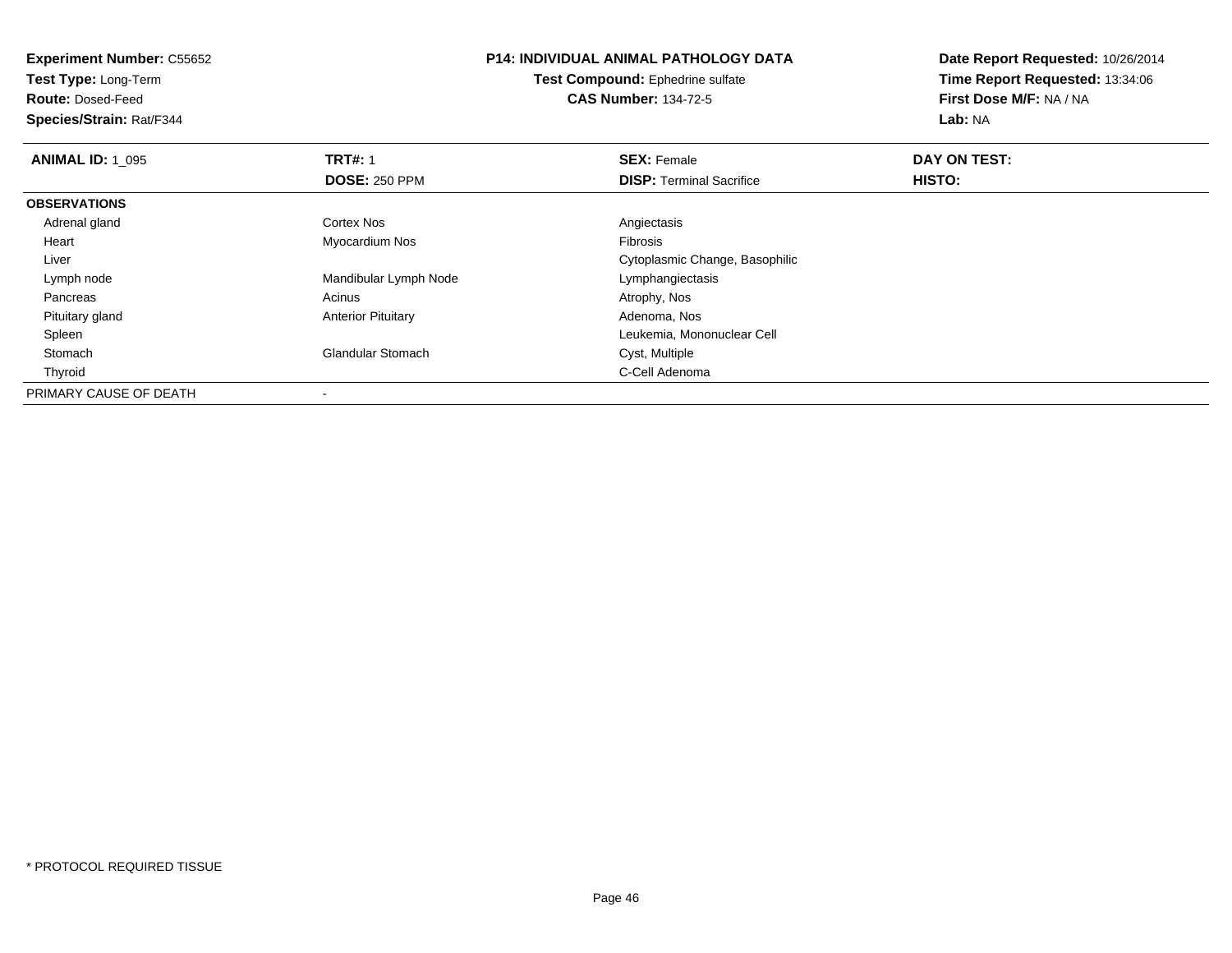**Experiment Number:** C55652
**Test Type:** Long-Term
**Route:** Dosed-Feed
**Species/Strain:** Rat/F344

**P14: INDIVIDUAL ANIMAL PATHOLOGY DATA**
**Test Compound:** Ephedrine sulfate
**CAS Number:** 134-72-5

**Date Report Requested:** 10/26/2014
**Time Report Requested:** 13:34:06
**First Dose M/F:** NA / NA
**Lab:** NA

| **ANIMAL ID:** 1_095 | **TRT#:** 1 | **SEX:** Female | **DAY ON TEST:** |
|---|---|---|---|
| | **DOSE:** 250 PPM | **DISP:** Terminal Sacrifice | **HISTO:** |
| **OBSERVATIONS** | | | |
| Adrenal gland | Cortex Nos | Angiectasis | |
| Heart | Myocardium Nos | Fibrosis | |
| Liver | | Cytoplasmic Change, Basophilic | |
| Lymph node | Mandibular Lymph Node | Lymphangiectasis | |
| Pancreas | Acinus | Atrophy, Nos | |
| Pituitary gland | Anterior Pituitary | Adenoma, Nos | |
| Spleen | | Leukemia, Mononuclear Cell | |
| Stomach | Glandular Stomach | Cyst, Multiple | |
| Thyroid | | C-Cell Adenoma | |
| PRIMARY CAUSE OF DEATH | - | | |

* PROTOCOL REQUIRED TISSUE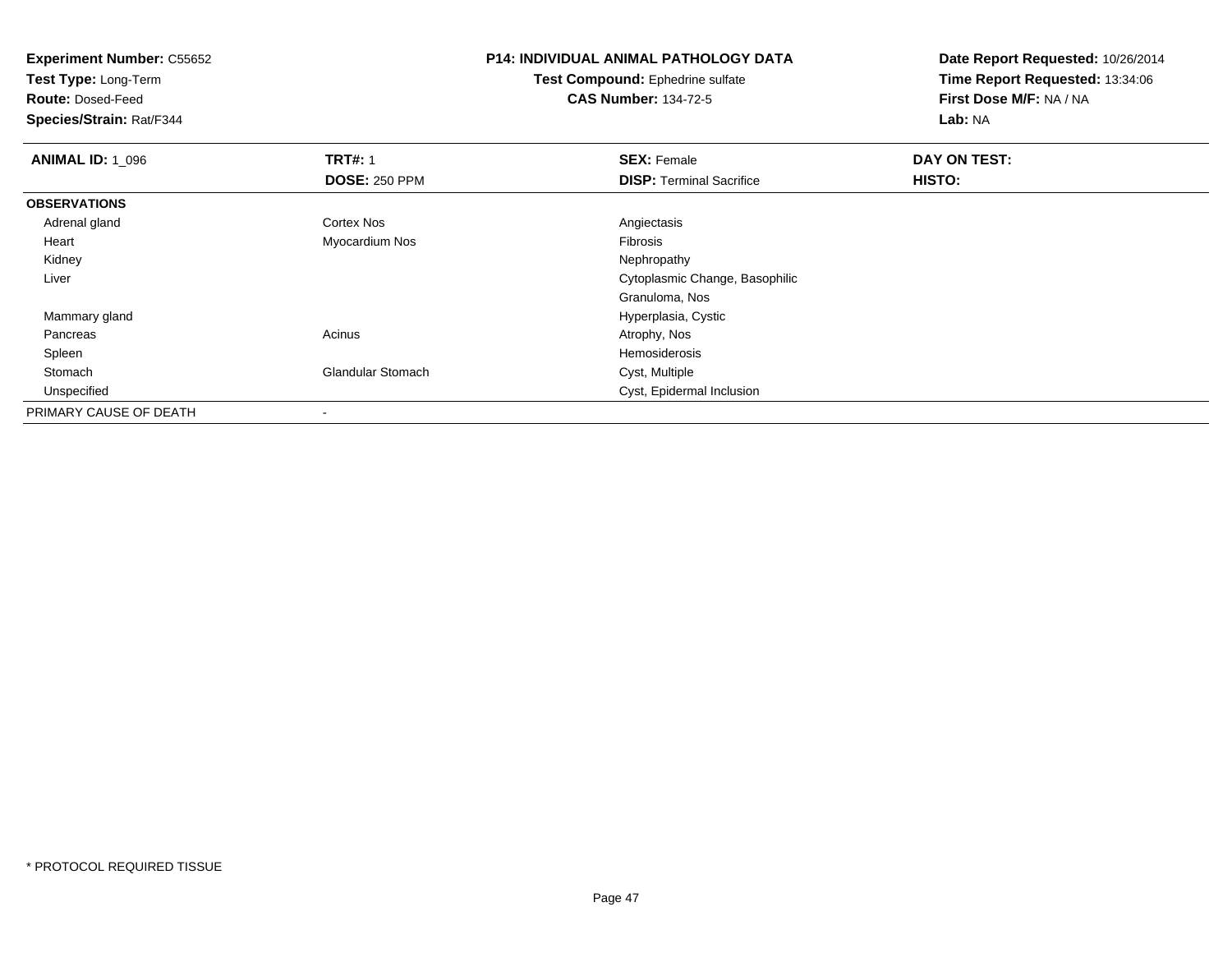**Experiment Number:** C55652
**Test Type:** Long-Term
**Route:** Dosed-Feed
**Species/Strain:** Rat/F344

**P14: INDIVIDUAL ANIMAL PATHOLOGY DATA**
**Test Compound:** Ephedrine sulfate
**CAS Number:** 134-72-5

**Date Report Requested:** 10/26/2014
**Time Report Requested:** 13:34:06
**First Dose M/F:** NA / NA
**Lab:** NA

| **ANIMAL ID:** 1_096 | **TRT#:** 1 | **SEX:** Female | **DAY ON TEST:** |
|---|---|---|---|
| | **DOSE:** 250 PPM | **DISP:** Terminal Sacrifice | **HISTO:** |
| **OBSERVATIONS** | | | |
| Adrenal gland | Cortex Nos | Angiectasis | |
| Heart | Myocardium Nos | Fibrosis | |
| Kidney | | Nephropathy | |
| Liver | | Cytoplasmic Change, Basophilic | |
| | | Granuloma, Nos | |
| Mammary gland | | Hyperplasia, Cystic | |
| Pancreas | Acinus | Atrophy, Nos | |
| Spleen | | Hemosiderosis | |
| Stomach | Glandular Stomach | Cyst, Multiple | |
| Unspecified | | Cyst, Epidermal Inclusion | |
| PRIMARY CAUSE OF DEATH | - | | |

* PROTOCOL REQUIRED TISSUE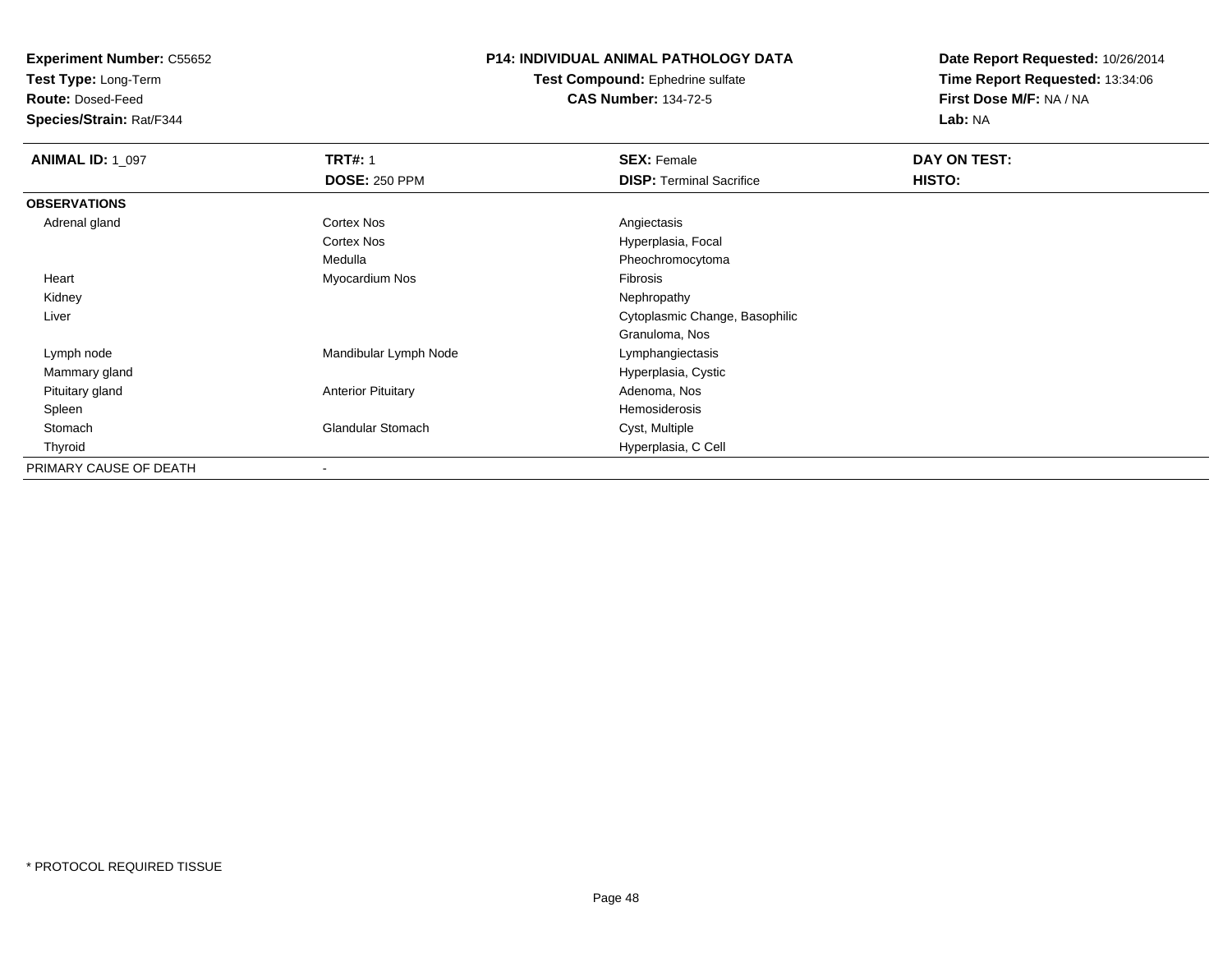**Experiment Number:** C55652
**Test Type:** Long-Term
**Route:** Dosed-Feed
**Species/Strain:** Rat/F344

**P14: INDIVIDUAL ANIMAL PATHOLOGY DATA**
**Test Compound:** Ephedrine sulfate
**CAS Number:** 134-72-5

**Date Report Requested:** 10/26/2014
**Time Report Requested:** 13:34:06
**First Dose M/F:** NA / NA
**Lab:** NA

| **ANIMAL ID:** 1_097 | **TRT#:** 1 | **SEX:** Female | **DAY ON TEST:** |
|---|---|---|---|
| | **DOSE:** 250 PPM | **DISP:** Terminal Sacrifice | **HISTO:** |
| **OBSERVATIONS** | | | |
| Adrenal gland | Cortex Nos | Angiectasis | |
| | Cortex Nos | Hyperplasia, Focal | |
| | Medulla | Pheochromocytoma | |
| Heart | Myocardium Nos | Fibrosis | |
| Kidney | | Nephropathy | |
| Liver | | Cytoplasmic Change, Basophilic | |
| | | Granuloma, Nos | |
| Lymph node | Mandibular Lymph Node | Lymphangiectasis | |
| Mammary gland | | Hyperplasia, Cystic | |
| Pituitary gland | Anterior Pituitary | Adenoma, Nos | |
| Spleen | | Hemosiderosis | |
| Stomach | Glandular Stomach | Cyst, Multiple | |
| Thyroid | | Hyperplasia, C Cell | |
| PRIMARY CAUSE OF DEATH | - | | |

* PROTOCOL REQUIRED TISSUE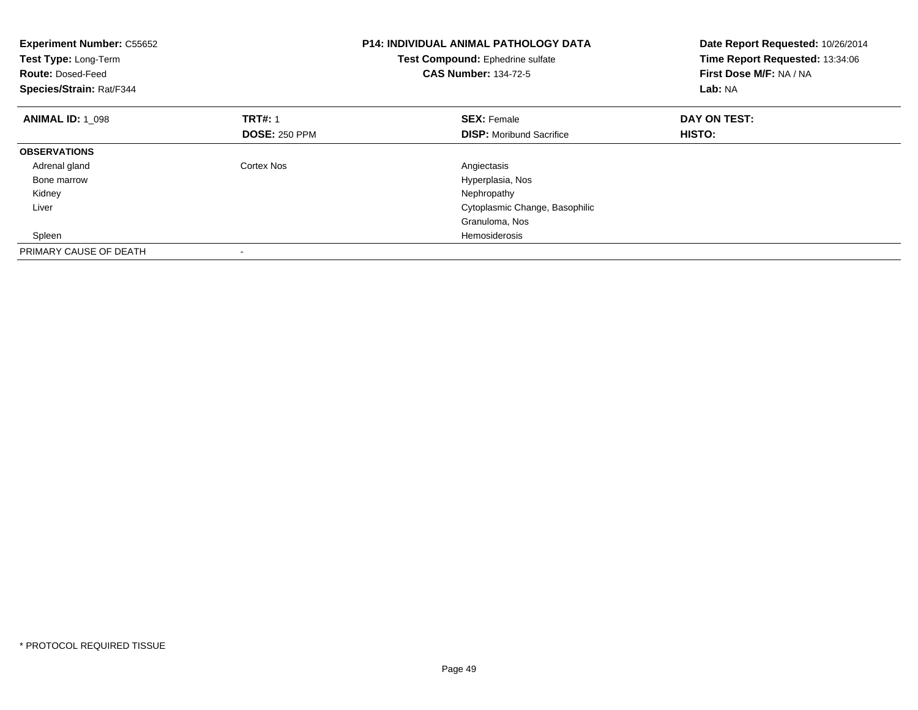**Experiment Number:** C55652
**Test Type:** Long-Term
**Route:** Dosed-Feed
**Species/Strain:** Rat/F344

**P14: INDIVIDUAL ANIMAL PATHOLOGY DATA**
**Test Compound:** Ephedrine sulfate
**CAS Number:** 134-72-5

**Date Report Requested:** 10/26/2014
**Time Report Requested:** 13:34:06
**First Dose M/F:** NA / NA
**Lab:** NA

| **ANIMAL ID:** 1_098 | **TRT#:** 1 | **SEX:** Female | **DAY ON TEST:** |
|---|---|---|---|
| | **DOSE:** 250 PPM | **DISP:** Moribund Sacrifice | **HISTO:** |
| **OBSERVATIONS** | | | |
| Adrenal gland | Cortex Nos | Angiectasis | |
| Bone marrow | | Hyperplasia, Nos | |
| Kidney | | Nephropathy | |
| Liver | | Cytoplasmic Change, Basophilic | |
| | | Granuloma, Nos | |
| Spleen | | Hemosiderosis | |
| PRIMARY CAUSE OF DEATH | - | | |

* PROTOCOL REQUIRED TISSUE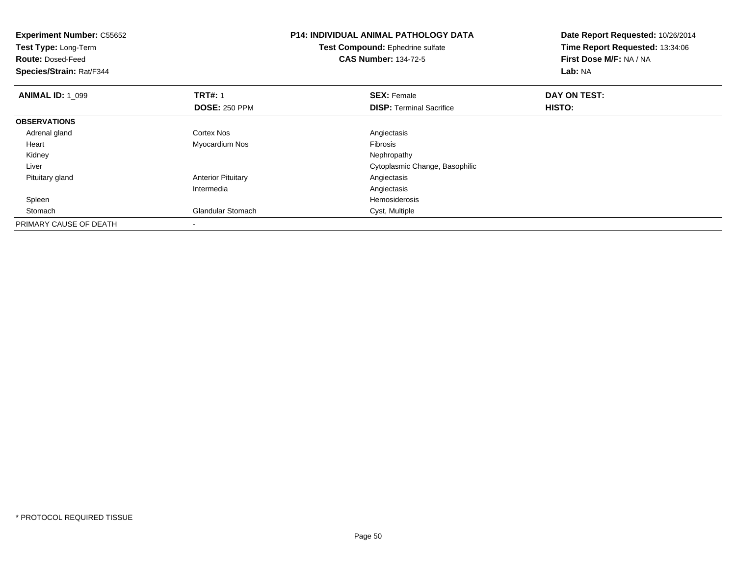**Experiment Number:** C55652
**Test Type:** Long-Term
**Route:** Dosed-Feed
**Species/Strain:** Rat/F344

**P14: INDIVIDUAL ANIMAL PATHOLOGY DATA**
**Test Compound:** Ephedrine sulfate
**CAS Number:** 134-72-5

**Date Report Requested:** 10/26/2014
**Time Report Requested:** 13:34:06
**First Dose M/F:** NA / NA
**Lab:** NA

| **ANIMAL ID:** 1_099 | **TRT#:** 1 | **SEX:** Female | **DAY ON TEST:** |
|---|---|---|---|
| | **DOSE:** 250 PPM | **DISP:** Terminal Sacrifice | **HISTO:** |
| **OBSERVATIONS** | | | |
| Adrenal gland | Cortex Nos | Angiectasis | |
| Heart | Myocardium Nos | Fibrosis | |
| Kidney | | Nephropathy | |
| Liver | | Cytoplasmic Change, Basophilic | |
| Pituitary gland | Anterior Pituitary | Angiectasis | |
| | Intermedia | Angiectasis | |
| Spleen | | Hemosiderosis | |
| Stomach | Glandular Stomach | Cyst, Multiple | |
| PRIMARY CAUSE OF DEATH | - | | |

\* PROTOCOL REQUIRED TISSUE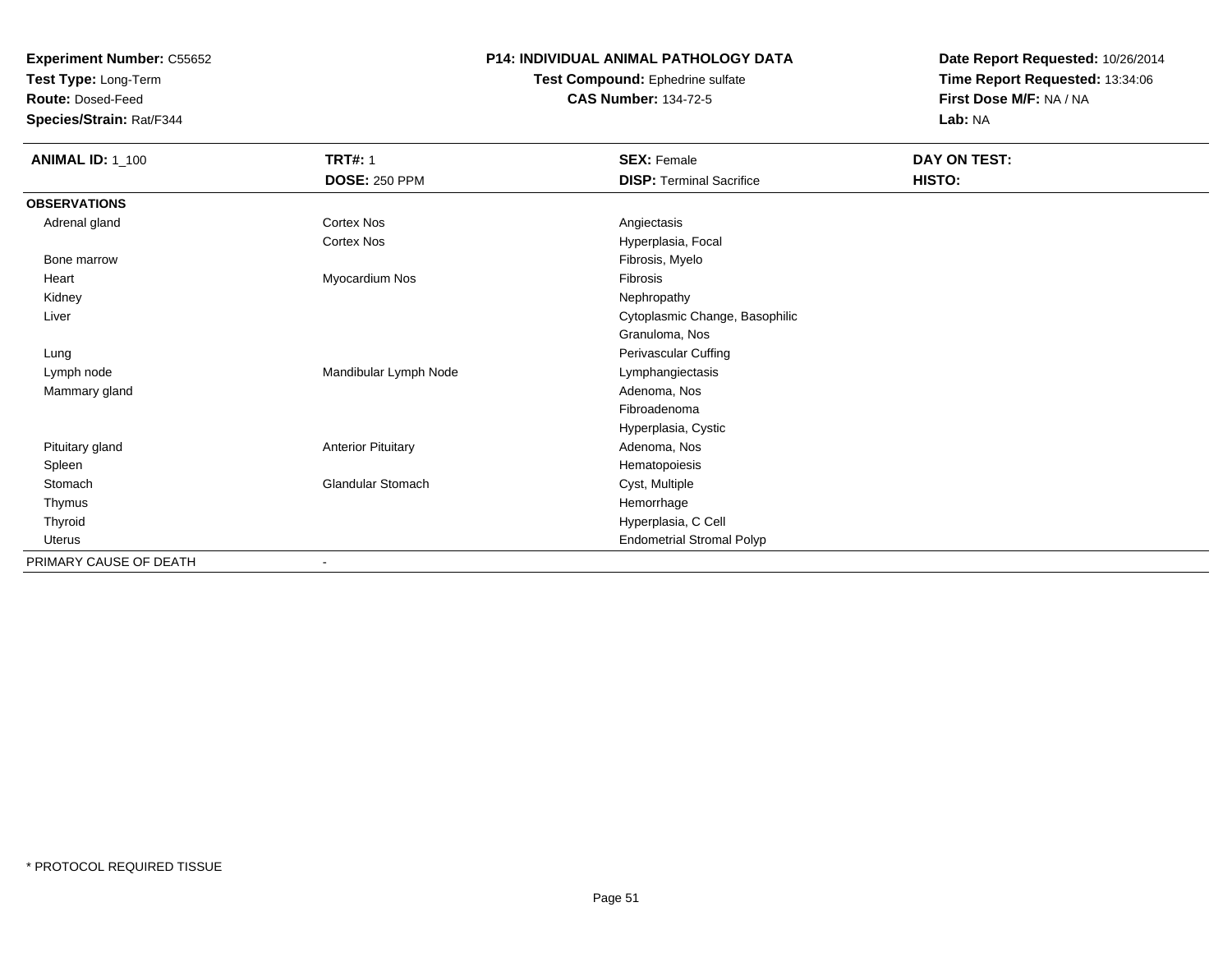**Experiment Number:** C55652
**Test Type:** Long-Term
**Route:** Dosed-Feed
**Species/Strain:** Rat/F344

**P14: INDIVIDUAL ANIMAL PATHOLOGY DATA**
**Test Compound:** Ephedrine sulfate
**CAS Number:** 134-72-5

**Date Report Requested:** 10/26/2014
**Time Report Requested:** 13:34:06
**First Dose M/F:** NA / NA
**Lab:** NA

| **ANIMAL ID:** 1_100 | **TRT#:** 1 | **SEX:** Female | **DAY ON TEST:** |
|---|---|---|---|
| | **DOSE:** 250 PPM | **DISP:** Terminal Sacrifice | **HISTO:** |
| **OBSERVATIONS** | | | |
| Adrenal gland | Cortex Nos | Angiectasis | |
| | Cortex Nos | Hyperplasia, Focal | |
| Bone marrow | | Fibrosis, Myelo | |
| Heart | Myocardium Nos | Fibrosis | |
| Kidney | | Nephropathy | |
| Liver | | Cytoplasmic Change, Basophilic | |
| | | Granuloma, Nos | |
| Lung | | Perivascular Cuffing | |
| Lymph node | Mandibular Lymph Node | Lymphangiectasis | |
| Mammary gland | | Adenoma, Nos | |
| | | Fibroadenoma | |
| | | Hyperplasia, Cystic | |
| Pituitary gland | Anterior Pituitary | Adenoma, Nos | |
| Spleen | | Hematopoiesis | |
| Stomach | Glandular Stomach | Cyst, Multiple | |
| Thymus | | Hemorrhage | |
| Thyroid | | Hyperplasia, C Cell | |
| Uterus | | Endometrial Stromal Polyp | |
| PRIMARY CAUSE OF DEATH | - | | |

* PROTOCOL REQUIRED TISSUE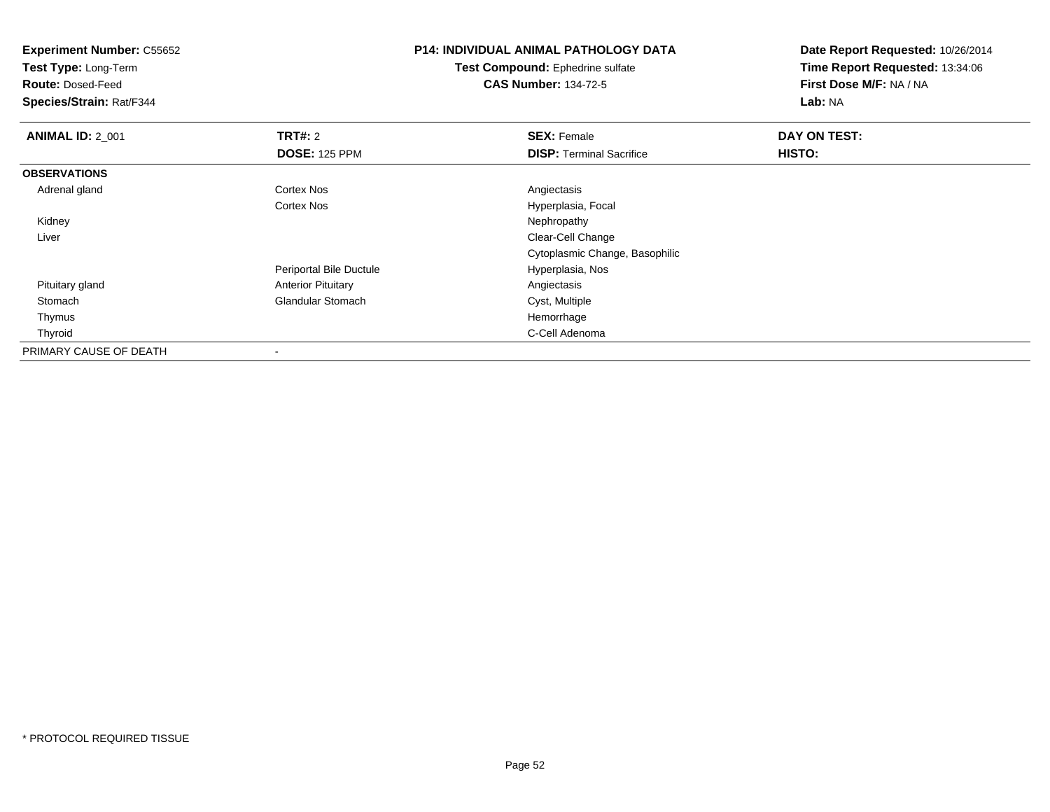**Experiment Number:** C55652
**Test Type:** Long-Term
**Route:** Dosed-Feed
**Species/Strain:** Rat/F344

**P14: INDIVIDUAL ANIMAL PATHOLOGY DATA**
**Test Compound:** Ephedrine sulfate
**CAS Number:** 134-72-5

**Date Report Requested:** 10/26/2014
**Time Report Requested:** 13:34:06
**First Dose M/F:** NA / NA
**Lab:** NA

| **ANIMAL ID:** 2_001 | **TRT#:** 2 | **SEX:** Female | **DAY ON TEST:** |
|---|---|---|---|
| | **DOSE:** 125 PPM | **DISP:** Terminal Sacrifice | **HISTO:** |
| **OBSERVATIONS** | | | |
| Adrenal gland | Cortex Nos | Angiectasis | |
| | Cortex Nos | Hyperplasia, Focal | |
| Kidney | | Nephropathy | |
| Liver | | Clear-Cell Change | |
| | | Cytoplasmic Change, Basophilic | |
| | Periportal Bile Ductule | Hyperplasia, Nos | |
| Pituitary gland | Anterior Pituitary | Angiectasis | |
| Stomach | Glandular Stomach | Cyst, Multiple | |
| Thymus | | Hemorrhage | |
| Thyroid | | C-Cell Adenoma | |
| PRIMARY CAUSE OF DEATH | - | | |

* PROTOCOL REQUIRED TISSUE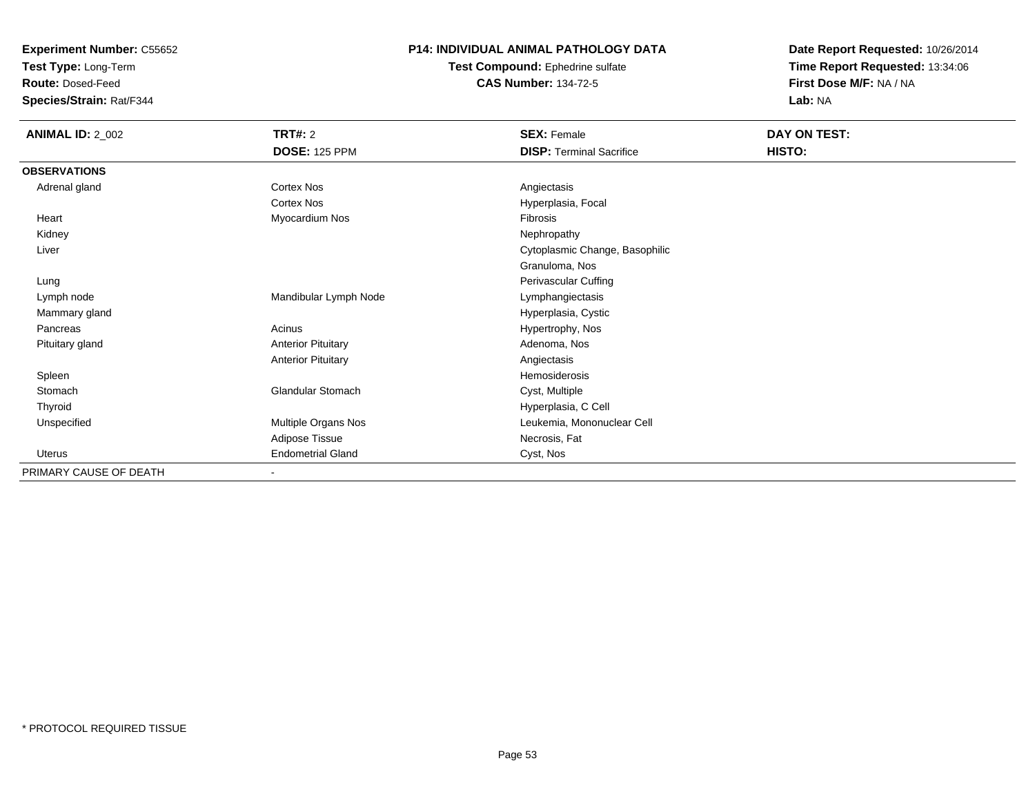**Experiment Number:** C55652
**Test Type:** Long-Term
**Route:** Dosed-Feed
**Species/Strain:** Rat/F344

**P14: INDIVIDUAL ANIMAL PATHOLOGY DATA**
**Test Compound:** Ephedrine sulfate
**CAS Number:** 134-72-5

**Date Report Requested:** 10/26/2014
**Time Report Requested:** 13:34:06
**First Dose M/F:** NA / NA
**Lab:** NA

| **ANIMAL ID:** 2_002 | **TRT#:** 2 | **SEX:** Female | **DAY ON TEST:** |
|---|---|---|---|
| | **DOSE:** 125 PPM | **DISP:** Terminal Sacrifice | **HISTO:** |
| **OBSERVATIONS** | | | |
| Adrenal gland | Cortex Nos | Angiectasis | |
| | Cortex Nos | Hyperplasia, Focal | |
| Heart | Myocardium Nos | Fibrosis | |
| Kidney | | Nephropathy | |
| Liver | | Cytoplasmic Change, Basophilic | |
| | | Granuloma, Nos | |
| Lung | | Perivascular Cuffing | |
| Lymph node | Mandibular Lymph Node | Lymphangiectasis | |
| Mammary gland | | Hyperplasia, Cystic | |
| Pancreas | Acinus | Hypertrophy, Nos | |
| Pituitary gland | Anterior Pituitary | Adenoma, Nos | |
| | Anterior Pituitary | Angiectasis | |
| Spleen | | Hemosiderosis | |
| Stomach | Glandular Stomach | Cyst, Multiple | |
| Thyroid | | Hyperplasia, C Cell | |
| Unspecified | Multiple Organs Nos | Leukemia, Mononuclear Cell | |
| | Adipose Tissue | Necrosis, Fat | |
| Uterus | Endometrial Gland | Cyst, Nos | |
| PRIMARY CAUSE OF DEATH | - | | |

* PROTOCOL REQUIRED TISSUE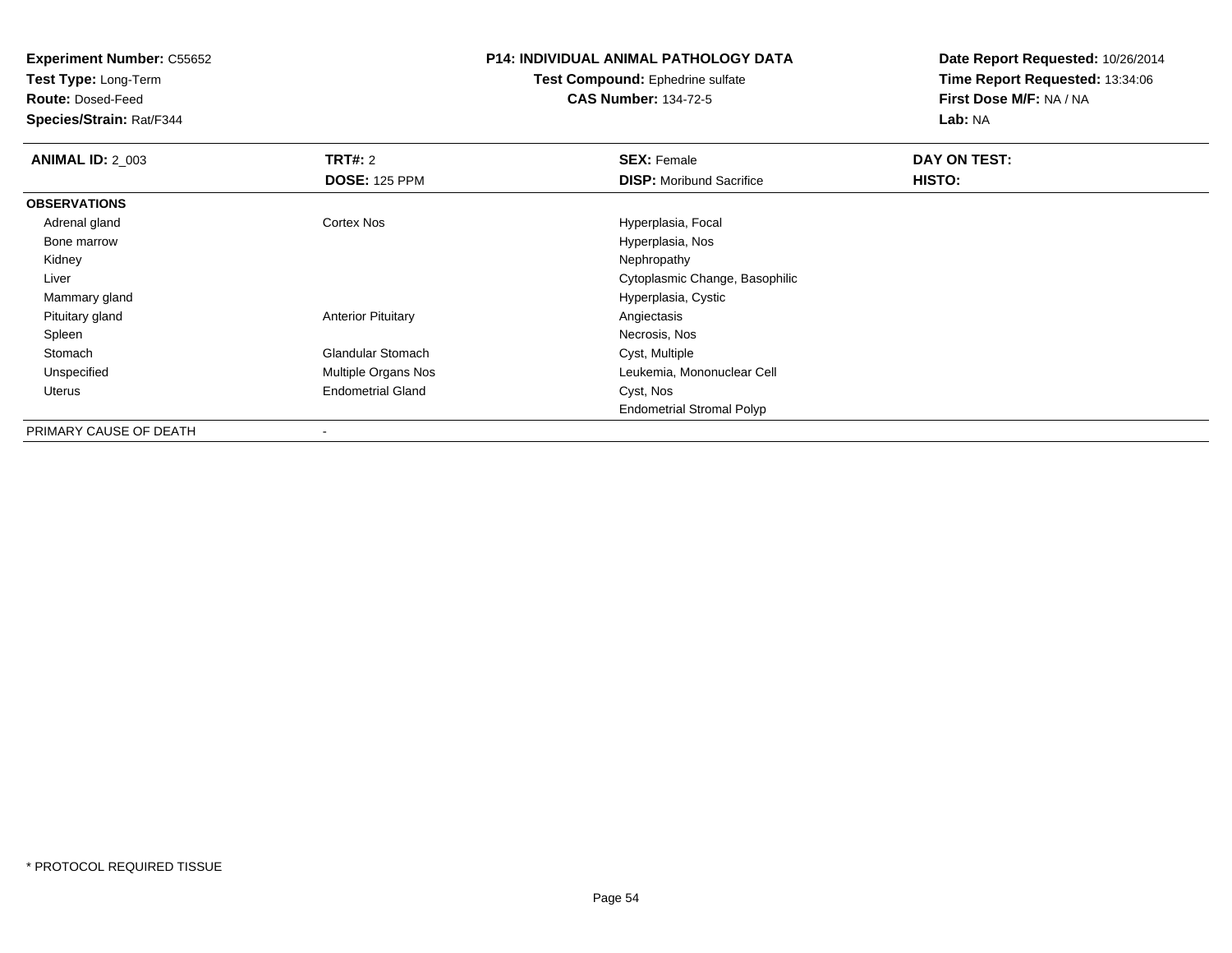**Experiment Number:** C55652
**Test Type:** Long-Term
**Route:** Dosed-Feed
**Species/Strain:** Rat/F344

**P14: INDIVIDUAL ANIMAL PATHOLOGY DATA**
**Test Compound:** Ephedrine sulfate
**CAS Number:** 134-72-5

**Date Report Requested:** 10/26/2014
**Time Report Requested:** 13:34:06
**First Dose M/F:** NA / NA
**Lab:** NA

| **ANIMAL ID:** 2_003 | **TRT#:** 2 | **SEX:** Female | **DAY ON TEST:** |
|---|---|---|---|
| | **DOSE:** 125 PPM | **DISP:** Moribund Sacrifice | **HISTO:** |
| **OBSERVATIONS** | | | |
| Adrenal gland | Cortex Nos | Hyperplasia, Focal | |
| Bone marrow | | Hyperplasia, Nos | |
| Kidney | | Nephropathy | |
| Liver | | Cytoplasmic Change, Basophilic | |
| Mammary gland | | Hyperplasia, Cystic | |
| Pituitary gland | Anterior Pituitary | Angiectasis | |
| Spleen | | Necrosis, Nos | |
| Stomach | Glandular Stomach | Cyst, Multiple | |
| Unspecified | Multiple Organs Nos | Leukemia, Mononuclear Cell | |
| Uterus | Endometrial Gland | Cyst, Nos | |
| | | Endometrial Stromal Polyp | |
| PRIMARY CAUSE OF DEATH | - | | |

* PROTOCOL REQUIRED TISSUE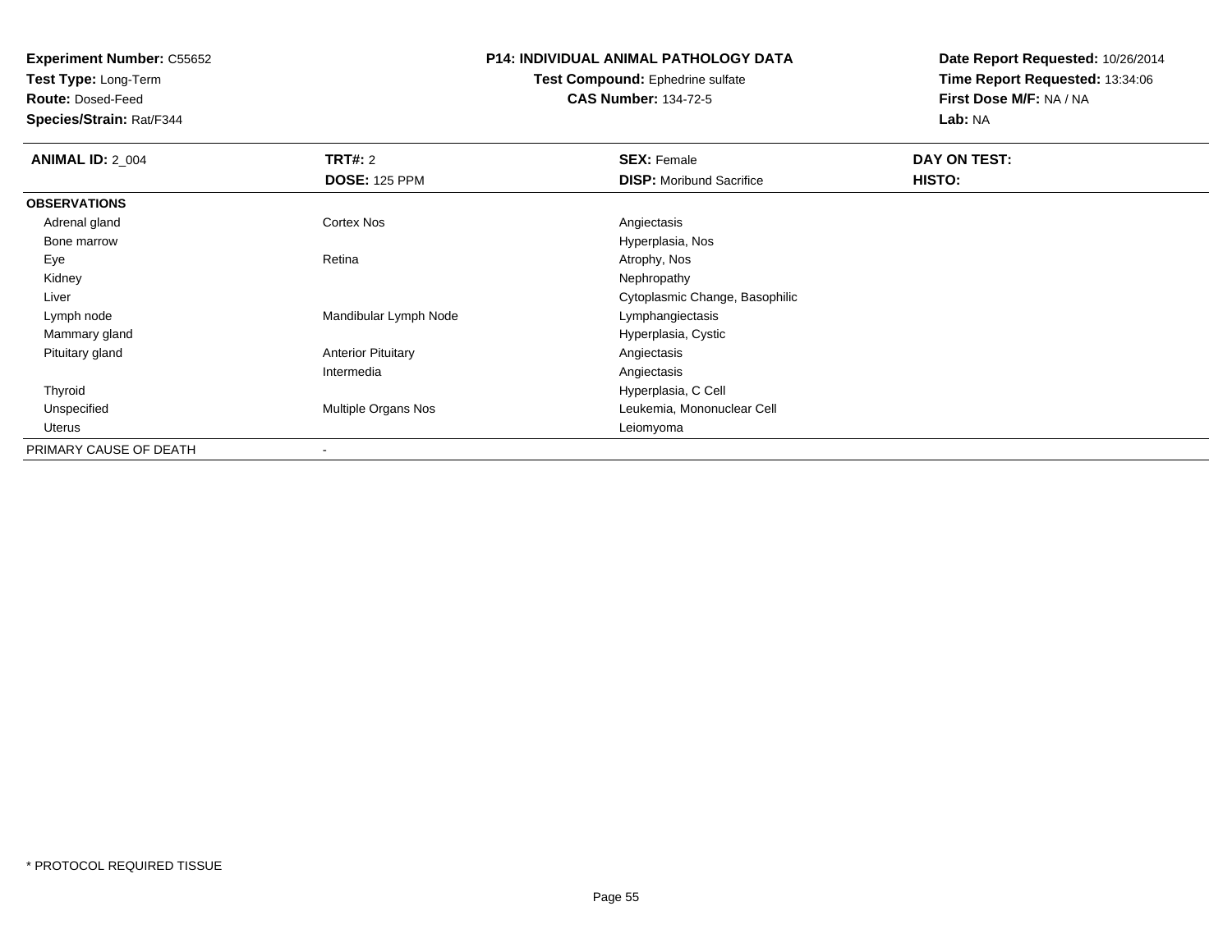**Experiment Number:** C55652
**Test Type:** Long-Term
**Route:** Dosed-Feed
**Species/Strain:** Rat/F344

**P14: INDIVIDUAL ANIMAL PATHOLOGY DATA**
**Test Compound:** Ephedrine sulfate
**CAS Number:** 134-72-5

**Date Report Requested:** 10/26/2014
**Time Report Requested:** 13:34:06
**First Dose M/F:** NA / NA
**Lab:** NA

| **ANIMAL ID:** 2_004 | **TRT#:** 2 | **SEX:** Female | **DAY ON TEST:** |
|---|---|---|---|
| | **DOSE:** 125 PPM | **DISP:** Moribund Sacrifice | **HISTO:** |
| **OBSERVATIONS** | | | |
| Adrenal gland | Cortex Nos | Angiectasis | |
| Bone marrow | | Hyperplasia, Nos | |
| Eye | Retina | Atrophy, Nos | |
| Kidney | | Nephropathy | |
| Liver | | Cytoplasmic Change, Basophilic | |
| Lymph node | Mandibular Lymph Node | Lymphangiectasis | |
| Mammary gland | | Hyperplasia, Cystic | |
| Pituitary gland | Anterior Pituitary | Angiectasis | |
| | Intermedia | Angiectasis | |
| Thyroid | | Hyperplasia, C Cell | |
| Unspecified | Multiple Organs Nos | Leukemia, Mononuclear Cell | |
| Uterus | | Leiomyoma | |
| PRIMARY CAUSE OF DEATH | - | | |

* PROTOCOL REQUIRED TISSUE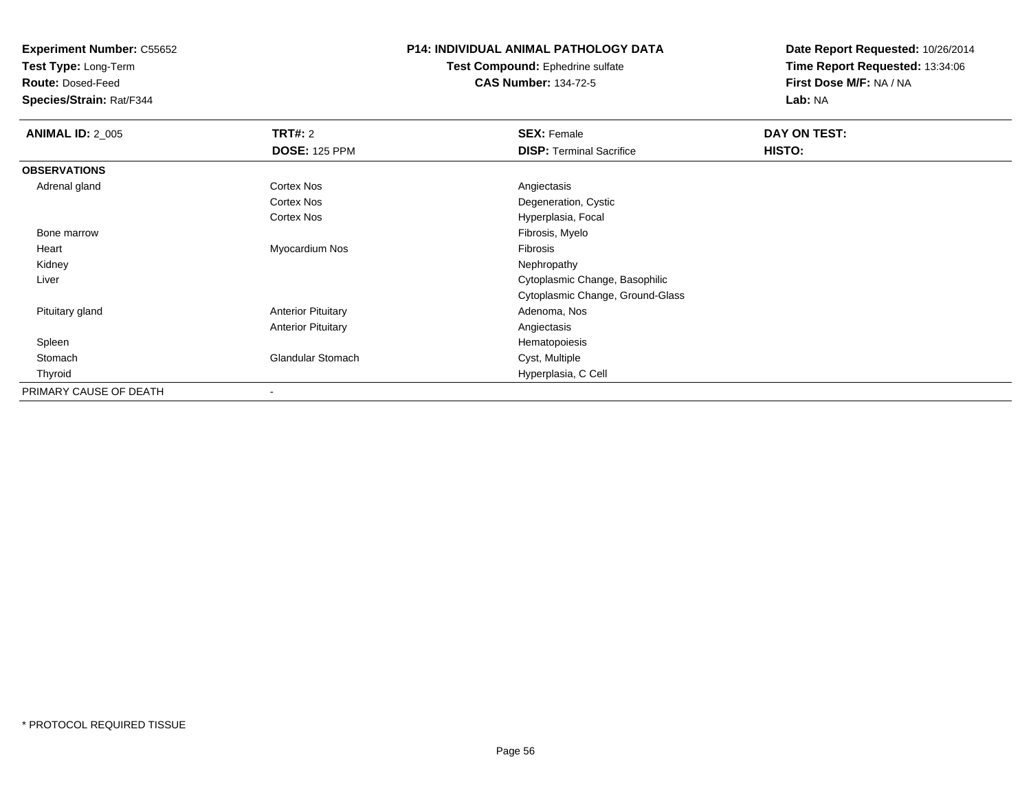**Experiment Number:** C55652
**Test Type:** Long-Term
**Route:** Dosed-Feed
**Species/Strain:** Rat/F344

**P14: INDIVIDUAL ANIMAL PATHOLOGY DATA**
**Test Compound:** Ephedrine sulfate
**CAS Number:** 134-72-5

**Date Report Requested:** 10/26/2014
**Time Report Requested:** 13:34:06
**First Dose M/F:** NA / NA
**Lab:** NA

| **ANIMAL ID:** 2_005 | **TRT#:** 2 | **SEX:** Female | **DAY ON TEST:** |
|---|---|---|---|
| | **DOSE:** 125 PPM | **DISP:** Terminal Sacrifice | **HISTO:** |
| **OBSERVATIONS** | | | |
| Adrenal gland | Cortex Nos | Angiectasis | |
| | Cortex Nos | Degeneration, Cystic | |
| | Cortex Nos | Hyperplasia, Focal | |
| Bone marrow | | Fibrosis, Myelo | |
| Heart | Myocardium Nos | Fibrosis | |
| Kidney | | Nephropathy | |
| Liver | | Cytoplasmic Change, Basophilic | |
| | | Cytoplasmic Change, Ground-Glass | |
| Pituitary gland | Anterior Pituitary | Adenoma, Nos | |
| | Anterior Pituitary | Angiectasis | |
| Spleen | | Hematopoiesis | |
| Stomach | Glandular Stomach | Cyst, Multiple | |
| Thyroid | | Hyperplasia, C Cell | |
| PRIMARY CAUSE OF DEATH | - | | |

* PROTOCOL REQUIRED TISSUE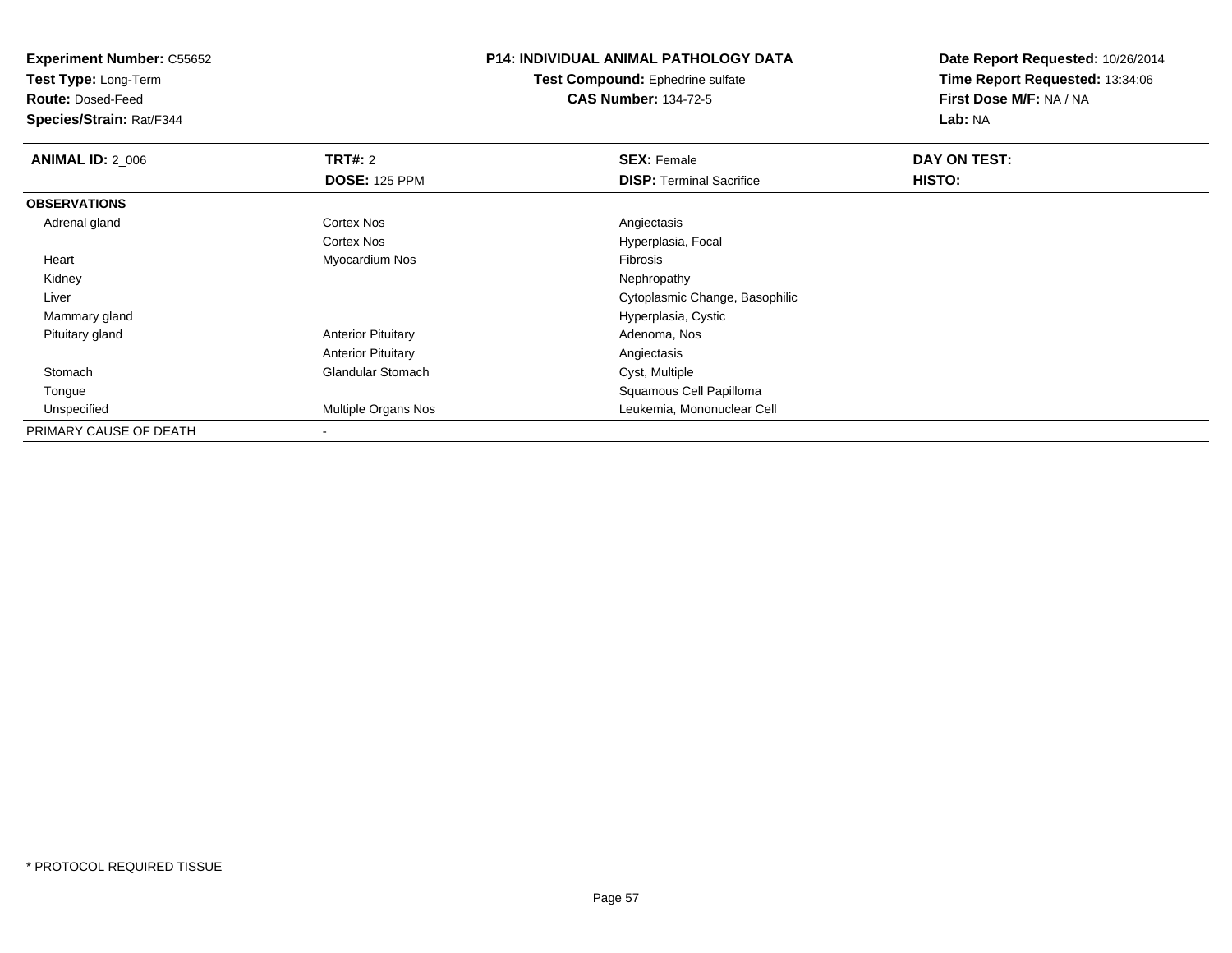**Experiment Number:** C55652
**Test Type:** Long-Term
**Route:** Dosed-Feed
**Species/Strain:** Rat/F344

**P14: INDIVIDUAL ANIMAL PATHOLOGY DATA**
**Test Compound:** Ephedrine sulfate
**CAS Number:** 134-72-5

**Date Report Requested:** 10/26/2014
**Time Report Requested:** 13:34:06
**First Dose M/F:** NA / NA
**Lab:** NA

| **ANIMAL ID:** 2_006 | **TRT#:** 2 | **SEX:** Female | **DAY ON TEST:** |
|---|---|---|---|
| | **DOSE:** 125 PPM | **DISP:** Terminal Sacrifice | **HISTO:** |
| **OBSERVATIONS** | | | |
| Adrenal gland | Cortex Nos | Angiectasis | |
| | Cortex Nos | Hyperplasia, Focal | |
| Heart | Myocardium Nos | Fibrosis | |
| Kidney | | Nephropathy | |
| Liver | | Cytoplasmic Change, Basophilic | |
| Mammary gland | | Hyperplasia, Cystic | |
| Pituitary gland | Anterior Pituitary | Adenoma, Nos | |
| | Anterior Pituitary | Angiectasis | |
| Stomach | Glandular Stomach | Cyst, Multiple | |
| Tongue | | Squamous Cell Papilloma | |
| Unspecified | Multiple Organs Nos | Leukemia, Mononuclear Cell | |
| PRIMARY CAUSE OF DEATH | - | | |

* PROTOCOL REQUIRED TISSUE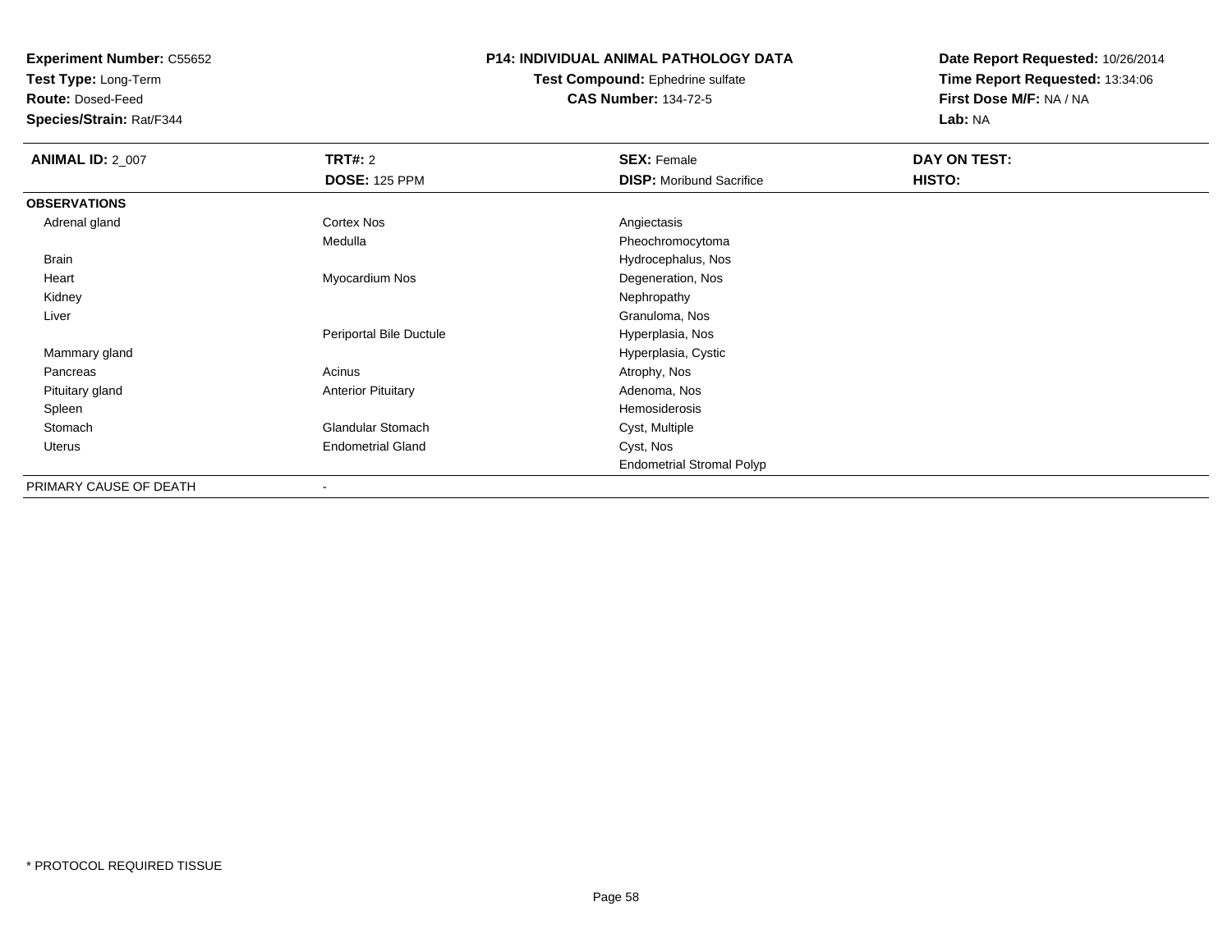**Experiment Number:** C55652
**Test Type:** Long-Term
**Route:** Dosed-Feed
**Species/Strain:** Rat/F344

**P14: INDIVIDUAL ANIMAL PATHOLOGY DATA**
**Test Compound:** Ephedrine sulfate
**CAS Number:** 134-72-5

**Date Report Requested:** 10/26/2014
**Time Report Requested:** 13:34:06
**First Dose M/F:** NA / NA
**Lab:** NA

| **ANIMAL ID:** 2_007 | **TRT#:** 2 | **SEX:** Female | **DAY ON TEST:** |
|---|---|---|---|
| | **DOSE:** 125 PPM | **DISP:** Moribund Sacrifice | **HISTO:** |
| **OBSERVATIONS** | | | |
| Adrenal gland | Cortex Nos | Angiectasis | |
| | Medulla | Pheochromocytoma | |
| Brain | | Hydrocephalus, Nos | |
| Heart | Myocardium Nos | Degeneration, Nos | |
| Kidney | | Nephropathy | |
| Liver | | Granuloma, Nos | |
| | Periportal Bile Ductule | Hyperplasia, Nos | |
| Mammary gland | | Hyperplasia, Cystic | |
| Pancreas | Acinus | Atrophy, Nos | |
| Pituitary gland | Anterior Pituitary | Adenoma, Nos | |
| Spleen | | Hemosiderosis | |
| Stomach | Glandular Stomach | Cyst, Multiple | |
| Uterus | Endometrial Gland | Cyst, Nos | |
| | | Endometrial Stromal Polyp | |
| PRIMARY CAUSE OF DEATH | - | | |

* PROTOCOL REQUIRED TISSUE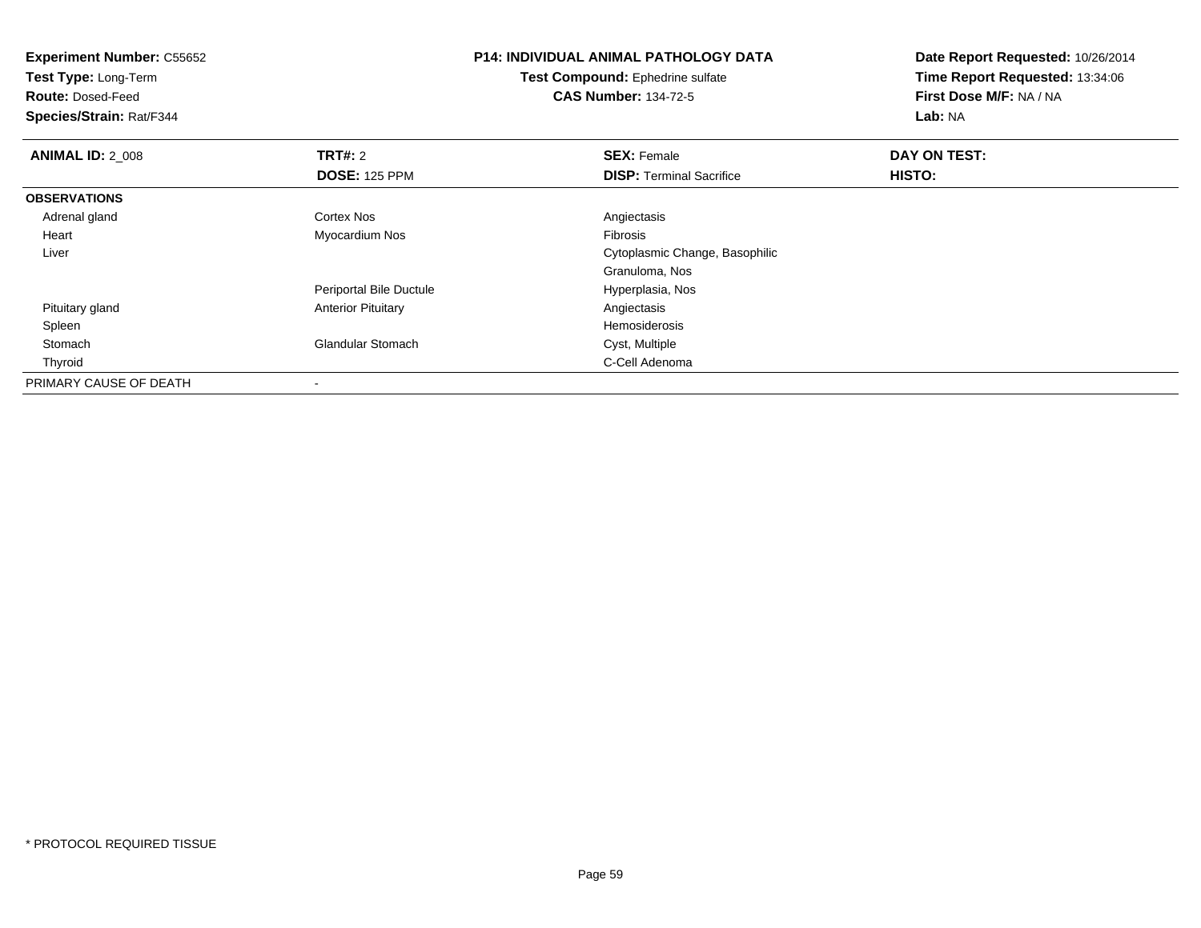**Experiment Number:** C55652
**Test Type:** Long-Term
**Route:** Dosed-Feed
**Species/Strain:** Rat/F344

**P14: INDIVIDUAL ANIMAL PATHOLOGY DATA**
**Test Compound:** Ephedrine sulfate
**CAS Number:** 134-72-5

**Date Report Requested:** 10/26/2014
**Time Report Requested:** 13:34:06
**First Dose M/F:** NA / NA
**Lab:** NA

| **ANIMAL ID:** 2_008 | **TRT#:** 2 | **SEX:** Female | **DAY ON TEST:** |
|---|---|---|---|
| | **DOSE:** 125 PPM | **DISP:** Terminal Sacrifice | **HISTO:** |
| **OBSERVATIONS** | | | |
| Adrenal gland | Cortex Nos | Angiectasis | |
| Heart | Myocardium Nos | Fibrosis | |
| Liver | | Cytoplasmic Change, Basophilic | |
| | | Granuloma, Nos | |
| | Periportal Bile Ductule | Hyperplasia, Nos | |
| Pituitary gland | Anterior Pituitary | Angiectasis | |
| Spleen | | Hemosiderosis | |
| Stomach | Glandular Stomach | Cyst, Multiple | |
| Thyroid | | C-Cell Adenoma | |
| PRIMARY CAUSE OF DEATH | - | | |

* PROTOCOL REQUIRED TISSUE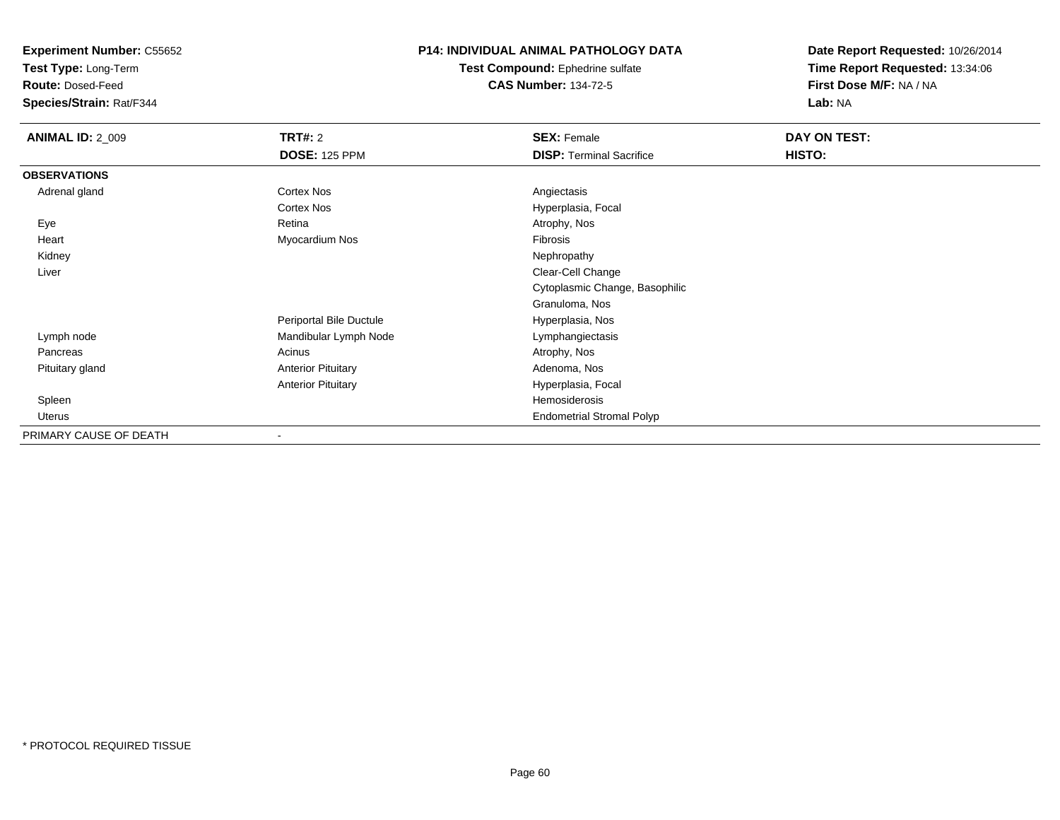**Experiment Number:** C55652
**Test Type:** Long-Term
**Route:** Dosed-Feed
**Species/Strain:** Rat/F344

**P14: INDIVIDUAL ANIMAL PATHOLOGY DATA**
**Test Compound:** Ephedrine sulfate
**CAS Number:** 134-72-5

**Date Report Requested:** 10/26/2014
**Time Report Requested:** 13:34:06
**First Dose M/F:** NA / NA
**Lab:** NA

| **ANIMAL ID:** 2_009 | **TRT#:** 2 | **SEX:** Female | **DAY ON TEST:** |
|---|---|---|---|
| | **DOSE:** 125 PPM | **DISP:** Terminal Sacrifice | **HISTO:** |
| **OBSERVATIONS** | | | |
| Adrenal gland | Cortex Nos | Angiectasis | |
| | Cortex Nos | Hyperplasia, Focal | |
| Eye | Retina | Atrophy, Nos | |
| Heart | Myocardium Nos | Fibrosis | |
| Kidney | | Nephropathy | |
| Liver | | Clear-Cell Change | |
| | | Cytoplasmic Change, Basophilic | |
| | | Granuloma, Nos | |
| | Periportal Bile Ductule | Hyperplasia, Nos | |
| Lymph node | Mandibular Lymph Node | Lymphangiectasis | |
| Pancreas | Acinus | Atrophy, Nos | |
| Pituitary gland | Anterior Pituitary | Adenoma, Nos | |
| | Anterior Pituitary | Hyperplasia, Focal | |
| Spleen | | Hemosiderosis | |
| Uterus | | Endometrial Stromal Polyp | |
| PRIMARY CAUSE OF DEATH | - | | |

\* PROTOCOL REQUIRED TISSUE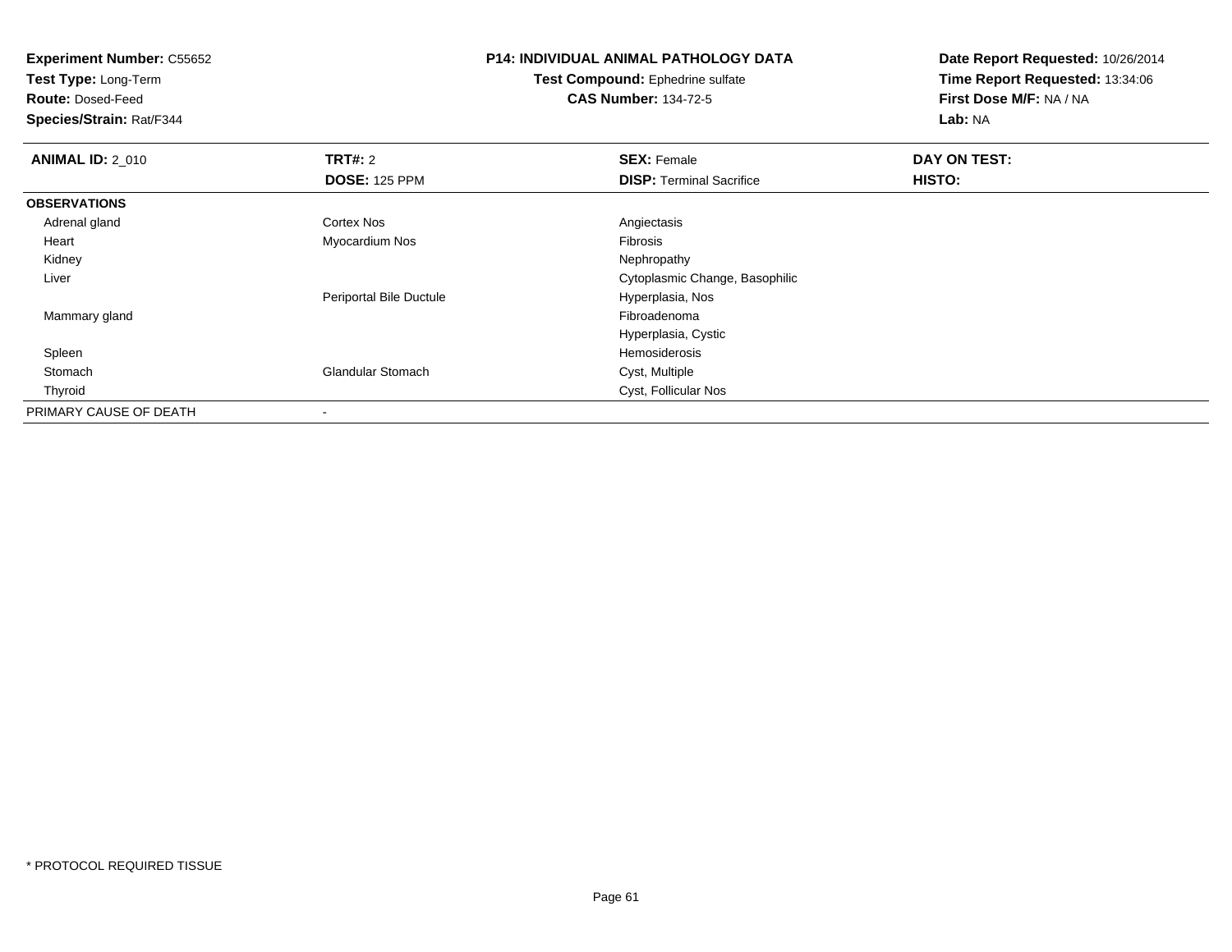**Experiment Number:** C55652
**Test Type:** Long-Term
**Route:** Dosed-Feed
**Species/Strain:** Rat/F344

**P14: INDIVIDUAL ANIMAL PATHOLOGY DATA**
**Test Compound:** Ephedrine sulfate
**CAS Number:** 134-72-5

**Date Report Requested:** 10/26/2014
**Time Report Requested:** 13:34:06
**First Dose M/F:** NA / NA
**Lab:** NA

| **ANIMAL ID:** 2_010 | **TRT#:** 2 | **SEX:** Female | **DAY ON TEST:** |
|---|---|---|---|
| | **DOSE:** 125 PPM | **DISP:** Terminal Sacrifice | **HISTO:** |
| **OBSERVATIONS** | | | |
| Adrenal gland | Cortex Nos | Angiectasis | |
| Heart | Myocardium Nos | Fibrosis | |
| Kidney | | Nephropathy | |
| Liver | | Cytoplasmic Change, Basophilic | |
| | Periportal Bile Ductule | Hyperplasia, Nos | |
| Mammary gland | | Fibroadenoma | |
| | | Hyperplasia, Cystic | |
| Spleen | | Hemosiderosis | |
| Stomach | Glandular Stomach | Cyst, Multiple | |
| Thyroid | | Cyst, Follicular Nos | |
| PRIMARY CAUSE OF DEATH | - | | |

* PROTOCOL REQUIRED TISSUE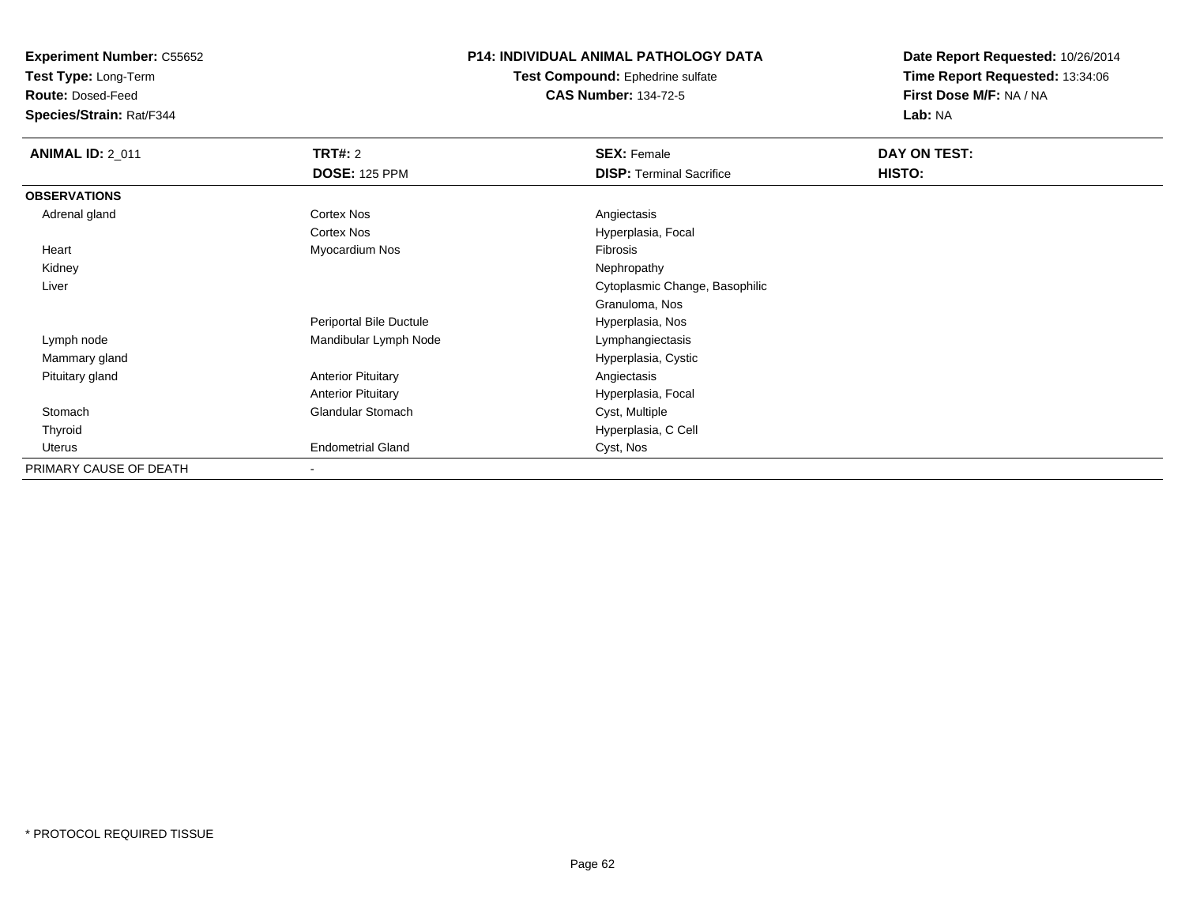**Experiment Number:** C55652
**Test Type:** Long-Term
**Route:** Dosed-Feed
**Species/Strain:** Rat/F344

**P14: INDIVIDUAL ANIMAL PATHOLOGY DATA**
**Test Compound:** Ephedrine sulfate
**CAS Number:** 134-72-5

**Date Report Requested:** 10/26/2014
**Time Report Requested:** 13:34:06
**First Dose M/F:** NA / NA
**Lab:** NA

| **ANIMAL ID:** 2_011 | **TRT#:** 2 | **SEX:** Female | **DAY ON TEST:** |
|---|---|---|---|
| | **DOSE:** 125 PPM | **DISP:** Terminal Sacrifice | **HISTO:** |
| **OBSERVATIONS** | | | |
| Adrenal gland | Cortex Nos | Angiectasis | |
| | Cortex Nos | Hyperplasia, Focal | |
| Heart | Myocardium Nos | Fibrosis | |
| Kidney | | Nephropathy | |
| Liver | | Cytoplasmic Change, Basophilic | |
| | | Granuloma, Nos | |
| | Periportal Bile Ductule | Hyperplasia, Nos | |
| Lymph node | Mandibular Lymph Node | Lymphangiectasis | |
| Mammary gland | | Hyperplasia, Cystic | |
| Pituitary gland | Anterior Pituitary | Angiectasis | |
| | Anterior Pituitary | Hyperplasia, Focal | |
| Stomach | Glandular Stomach | Cyst, Multiple | |
| Thyroid | | Hyperplasia, C Cell | |
| Uterus | Endometrial Gland | Cyst, Nos | |
| PRIMARY CAUSE OF DEATH | - | | |

* PROTOCOL REQUIRED TISSUE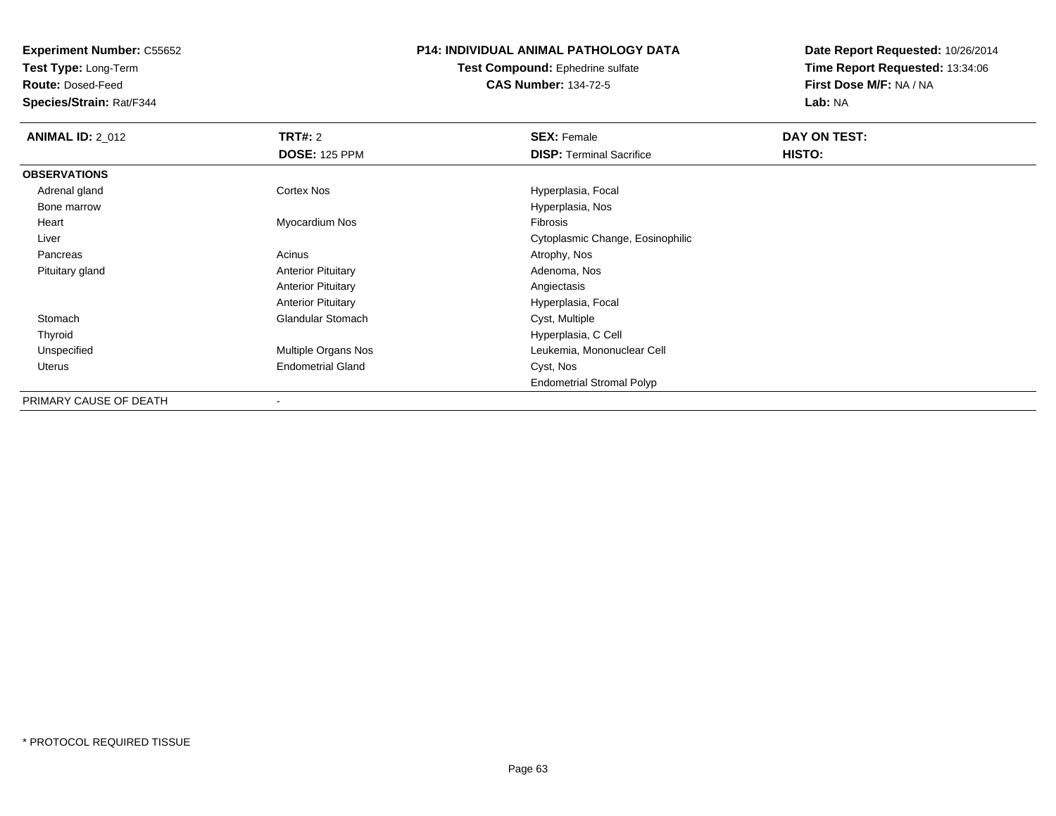**Experiment Number:** C55652
**Test Type:** Long-Term
**Route:** Dosed-Feed
**Species/Strain:** Rat/F344

**P14: INDIVIDUAL ANIMAL PATHOLOGY DATA**
**Test Compound:** Ephedrine sulfate
**CAS Number:** 134-72-5

**Date Report Requested:** 10/26/2014
**Time Report Requested:** 13:34:06
**First Dose M/F:** NA / NA
**Lab:** NA

| **ANIMAL ID:** 2_012 | **TRT#:** 2 | **SEX:** Female | **DAY ON TEST:** |
|---|---|---|---|
| | **DOSE:** 125 PPM | **DISP:** Terminal Sacrifice | **HISTO:** |
| **OBSERVATIONS** | | | |
| Adrenal gland | Cortex Nos | Hyperplasia, Focal | |
| Bone marrow | | Hyperplasia, Nos | |
| Heart | Myocardium Nos | Fibrosis | |
| Liver | | Cytoplasmic Change, Eosinophilic | |
| Pancreas | Acinus | Atrophy, Nos | |
| Pituitary gland | Anterior Pituitary | Adenoma, Nos | |
| | Anterior Pituitary | Angiectasis | |
| | Anterior Pituitary | Hyperplasia, Focal | |
| Stomach | Glandular Stomach | Cyst, Multiple | |
| Thyroid | | Hyperplasia, C Cell | |
| Unspecified | Multiple Organs Nos | Leukemia, Mononuclear Cell | |
| Uterus | Endometrial Gland | Cyst, Nos | |
| | | Endometrial Stromal Polyp | |
| PRIMARY CAUSE OF DEATH | - | | |

* PROTOCOL REQUIRED TISSUE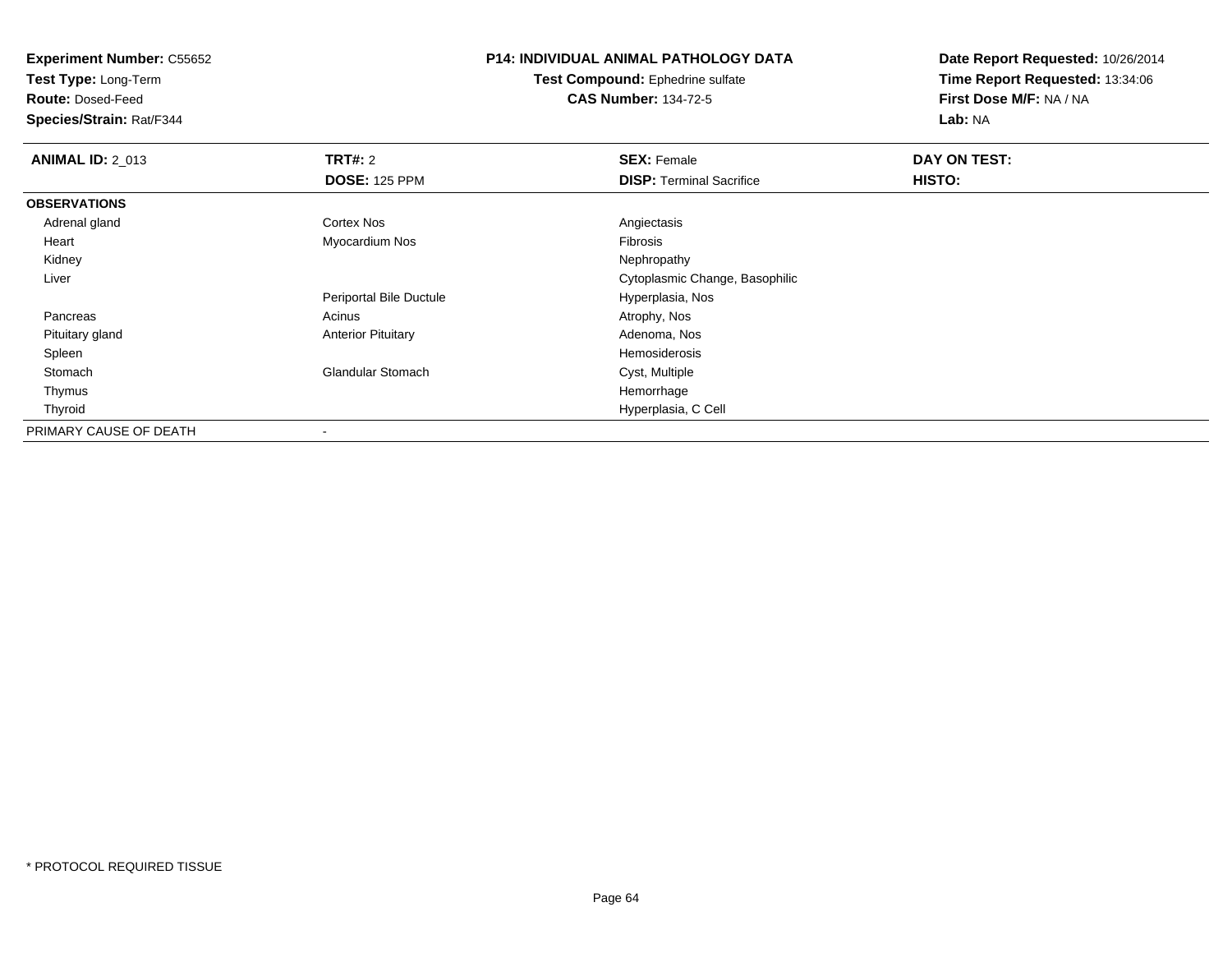**Experiment Number:** C55652
**Test Type:** Long-Term
**Route:** Dosed-Feed
**Species/Strain:** Rat/F344

**P14: INDIVIDUAL ANIMAL PATHOLOGY DATA**
**Test Compound:** Ephedrine sulfate
**CAS Number:** 134-72-5

**Date Report Requested:** 10/26/2014
**Time Report Requested:** 13:34:06
**First Dose M/F:** NA / NA
**Lab:** NA

| **ANIMAL ID:** 2_013 | **TRT#:** 2 | **SEX:** Female | **DAY ON TEST:** |
|---|---|---|---|
| | **DOSE:** 125 PPM | **DISP:** Terminal Sacrifice | **HISTO:** |
| **OBSERVATIONS** | | | |
| Adrenal gland | Cortex Nos | Angiectasis | |
| Heart | Myocardium Nos | Fibrosis | |
| Kidney | | Nephropathy | |
| Liver | | Cytoplasmic Change, Basophilic | |
| | Periportal Bile Ductule | Hyperplasia, Nos | |
| Pancreas | Acinus | Atrophy, Nos | |
| Pituitary gland | Anterior Pituitary | Adenoma, Nos | |
| Spleen | | Hemosiderosis | |
| Stomach | Glandular Stomach | Cyst, Multiple | |
| Thymus | | Hemorrhage | |
| Thyroid | | Hyperplasia, C Cell | |
| PRIMARY CAUSE OF DEATH | - | | |

* PROTOCOL REQUIRED TISSUE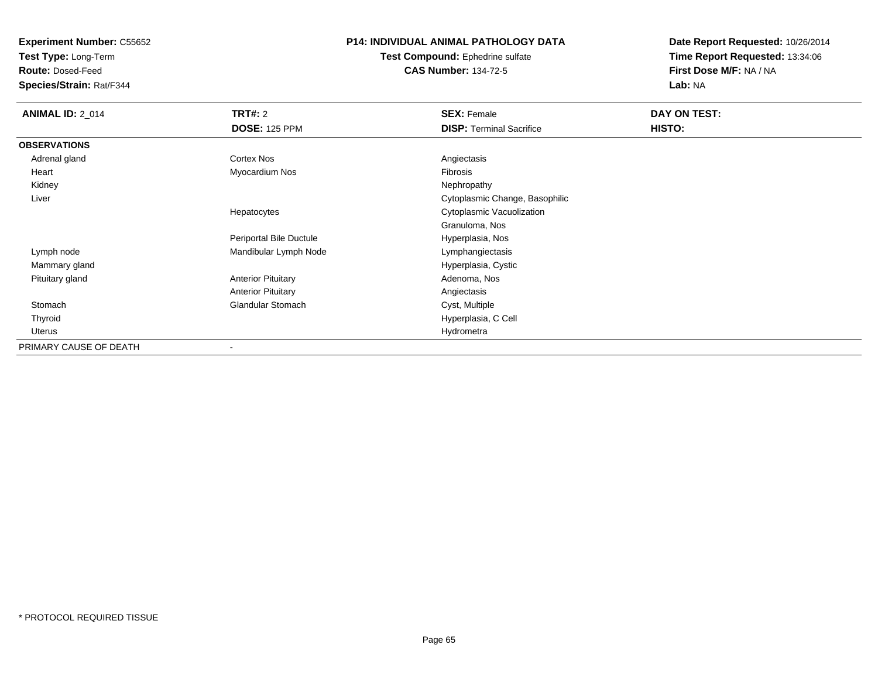**Experiment Number:** C55652
**Test Type:** Long-Term
**Route:** Dosed-Feed
**Species/Strain:** Rat/F344

**P14: INDIVIDUAL ANIMAL PATHOLOGY DATA**
**Test Compound:** Ephedrine sulfate
**CAS Number:** 134-72-5

**Date Report Requested:** 10/26/2014
**Time Report Requested:** 13:34:06
**First Dose M/F:** NA / NA
**Lab:** NA

| **ANIMAL ID:** 2_014 | **TRT#:** 2 | **SEX:** Female | **DAY ON TEST:** |
|---|---|---|---|
| | **DOSE:** 125 PPM | **DISP:** Terminal Sacrifice | **HISTO:** |
| **OBSERVATIONS** | | | |
| Adrenal gland | Cortex Nos | Angiectasis | |
| Heart | Myocardium Nos | Fibrosis | |
| Kidney | | Nephropathy | |
| Liver | | Cytoplasmic Change, Basophilic | |
| | Hepatocytes | Cytoplasmic Vacuolization | |
| | | Granuloma, Nos | |
| | Periportal Bile Ductule | Hyperplasia, Nos | |
| Lymph node | Mandibular Lymph Node | Lymphangiectasis | |
| Mammary gland | | Hyperplasia, Cystic | |
| Pituitary gland | Anterior Pituitary | Adenoma, Nos | |
| | Anterior Pituitary | Angiectasis | |
| Stomach | Glandular Stomach | Cyst, Multiple | |
| Thyroid | | Hyperplasia, C Cell | |
| Uterus | | Hydrometra | |
| PRIMARY CAUSE OF DEATH | - | | |

* PROTOCOL REQUIRED TISSUE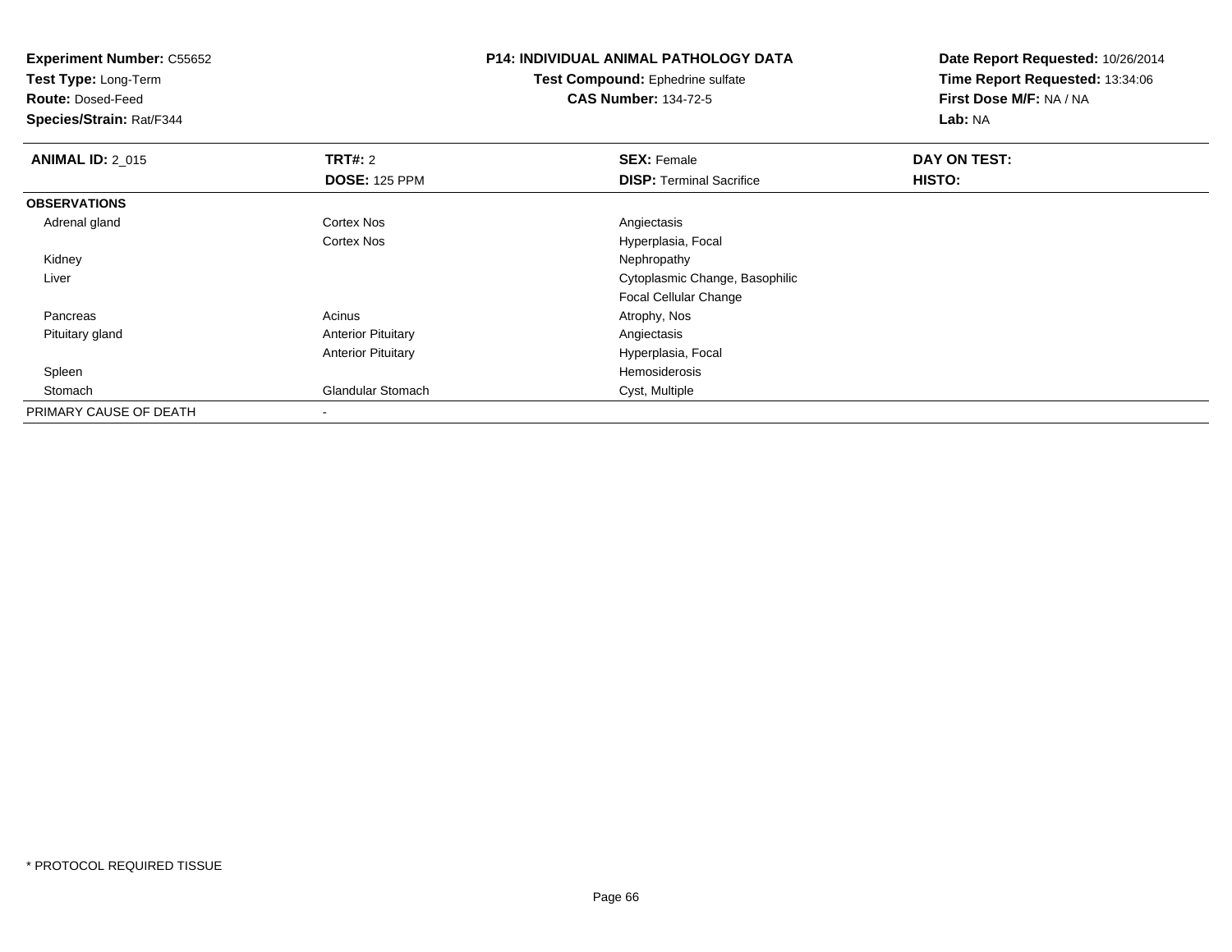**Experiment Number:** C55652
**Test Type:** Long-Term
**Route:** Dosed-Feed
**Species/Strain:** Rat/F344

**P14: INDIVIDUAL ANIMAL PATHOLOGY DATA**
**Test Compound:** Ephedrine sulfate
**CAS Number:** 134-72-5

**Date Report Requested:** 10/26/2014
**Time Report Requested:** 13:34:06
**First Dose M/F:** NA / NA
**Lab:** NA

| **ANIMAL ID:** 2_015 | **TRT#:** 2 | **SEX:** Female | **DAY ON TEST:** |
|---|---|---|---|
| | **DOSE:** 125 PPM | **DISP:** Terminal Sacrifice | **HISTO:** |
| **OBSERVATIONS** | | | |
| Adrenal gland | Cortex Nos | Angiectasis | |
| | Cortex Nos | Hyperplasia, Focal | |
| Kidney | | Nephropathy | |
| Liver | | Cytoplasmic Change, Basophilic | |
| | | Focal Cellular Change | |
| Pancreas | Acinus | Atrophy, Nos | |
| Pituitary gland | Anterior Pituitary | Angiectasis | |
| | Anterior Pituitary | Hyperplasia, Focal | |
| Spleen | | Hemosiderosis | |
| Stomach | Glandular Stomach | Cyst, Multiple | |
| PRIMARY CAUSE OF DEATH | - | | |

* PROTOCOL REQUIRED TISSUE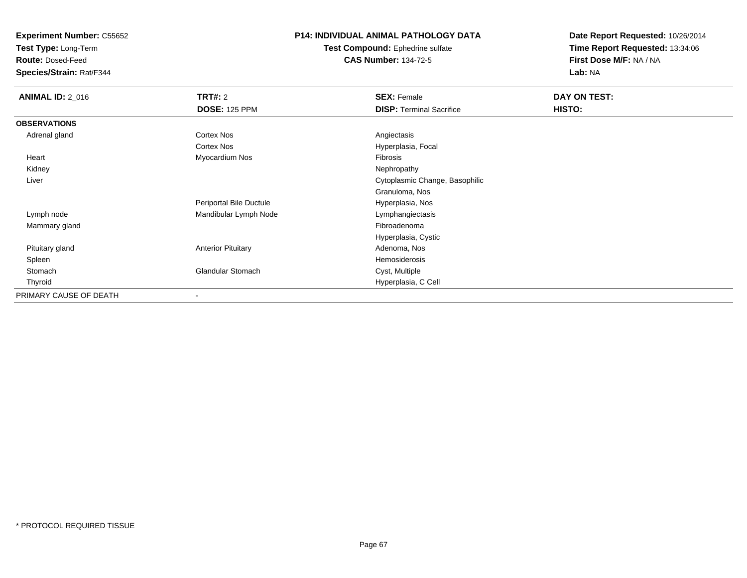**Experiment Number:** C55652
**Test Type:** Long-Term
**Route:** Dosed-Feed
**Species/Strain:** Rat/F344

**P14: INDIVIDUAL ANIMAL PATHOLOGY DATA**
**Test Compound:** Ephedrine sulfate
**CAS Number:** 134-72-5

**Date Report Requested:** 10/26/2014
**Time Report Requested:** 13:34:06
**First Dose M/F:** NA / NA
**Lab:** NA

| **ANIMAL ID:** 2_016 | **TRT#:** 2 | **SEX:** Female | **DAY ON TEST:** |
|---|---|---|---|
| | **DOSE:** 125 PPM | **DISP:** Terminal Sacrifice | **HISTO:** |
| **OBSERVATIONS** | | | |
| Adrenal gland | Cortex Nos | Angiectasis | |
| | Cortex Nos | Hyperplasia, Focal | |
| Heart | Myocardium Nos | Fibrosis | |
| Kidney | | Nephropathy | |
| Liver | | Cytoplasmic Change, Basophilic | |
| | | Granuloma, Nos | |
| | Periportal Bile Ductule | Hyperplasia, Nos | |
| Lymph node | Mandibular Lymph Node | Lymphangiectasis | |
| Mammary gland | | Fibroadenoma | |
| | | Hyperplasia, Cystic | |
| Pituitary gland | Anterior Pituitary | Adenoma, Nos | |
| Spleen | | Hemosiderosis | |
| Stomach | Glandular Stomach | Cyst, Multiple | |
| Thyroid | | Hyperplasia, C Cell | |
| PRIMARY CAUSE OF DEATH | - | | |

* PROTOCOL REQUIRED TISSUE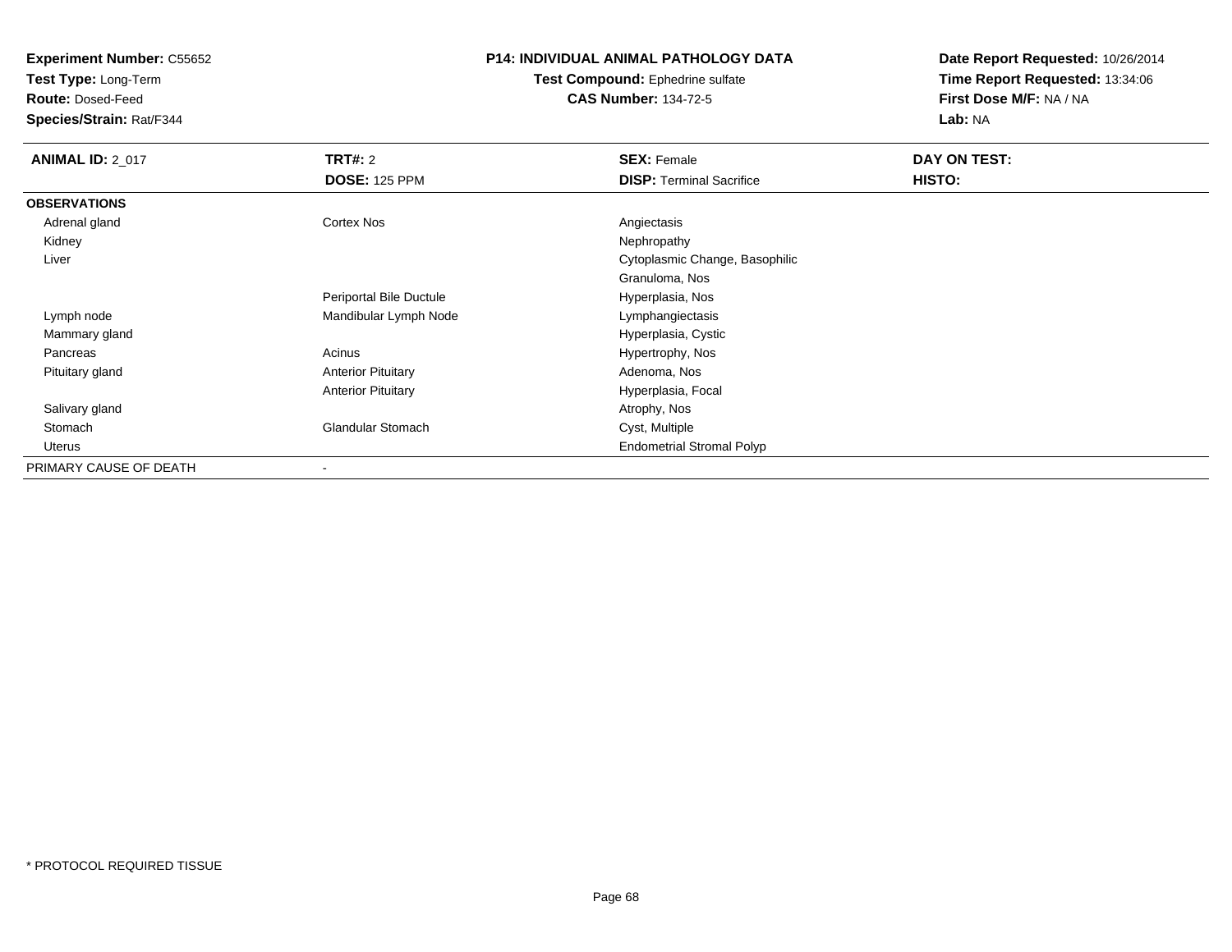**Experiment Number:** C55652
**Test Type:** Long-Term
**Route:** Dosed-Feed
**Species/Strain:** Rat/F344

**P14: INDIVIDUAL ANIMAL PATHOLOGY DATA**
**Test Compound:** Ephedrine sulfate
**CAS Number:** 134-72-5

**Date Report Requested:** 10/26/2014
**Time Report Requested:** 13:34:06
**First Dose M/F:** NA / NA
**Lab:** NA

| **ANIMAL ID:** 2_017 | **TRT#:** 2 | **SEX:** Female | **DAY ON TEST:** |
|---|---|---|---|
| | **DOSE:** 125 PPM | **DISP:** Terminal Sacrifice | **HISTO:** |
| **OBSERVATIONS** | | | |
| Adrenal gland | Cortex Nos | Angiectasis | |
| Kidney | | Nephropathy | |
| Liver | | Cytoplasmic Change, Basophilic | |
| | | Granuloma, Nos | |
| | Periportal Bile Ductule | Hyperplasia, Nos | |
| Lymph node | Mandibular Lymph Node | Lymphangiectasis | |
| Mammary gland | | Hyperplasia, Cystic | |
| Pancreas | Acinus | Hypertrophy, Nos | |
| Pituitary gland | Anterior Pituitary | Adenoma, Nos | |
| | Anterior Pituitary | Hyperplasia, Focal | |
| Salivary gland | | Atrophy, Nos | |
| Stomach | Glandular Stomach | Cyst, Multiple | |
| Uterus | | Endometrial Stromal Polyp | |
| PRIMARY CAUSE OF DEATH | - | | |

* PROTOCOL REQUIRED TISSUE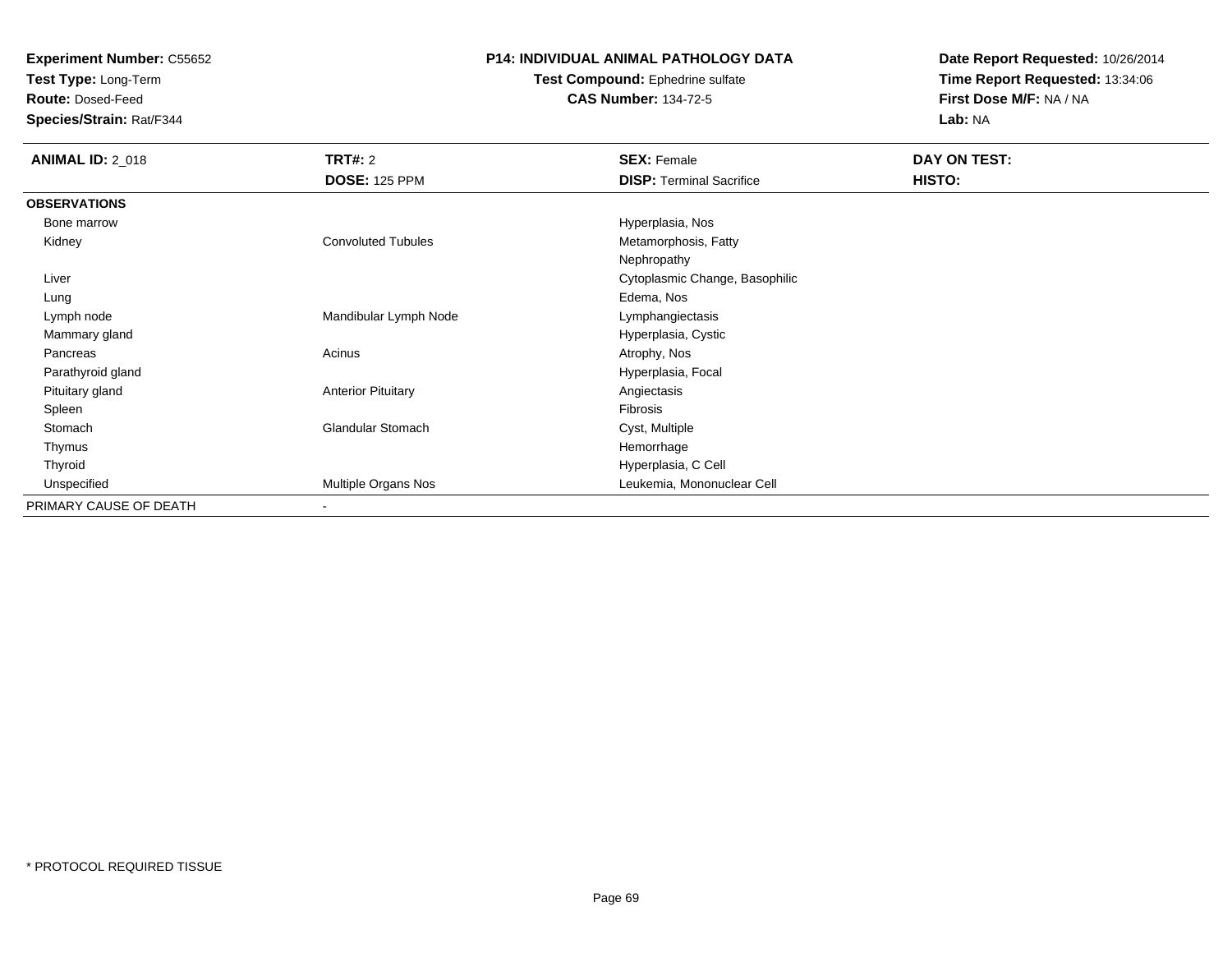**Experiment Number:** C55652
**Test Type:** Long-Term
**Route:** Dosed-Feed
**Species/Strain:** Rat/F344

**P14: INDIVIDUAL ANIMAL PATHOLOGY DATA**
**Test Compound:** Ephedrine sulfate
**CAS Number:** 134-72-5

**Date Report Requested:** 10/26/2014
**Time Report Requested:** 13:34:06
**First Dose M/F:** NA / NA
**Lab:** NA

| **ANIMAL ID:** 2_018 | **TRT#:** 2 | **SEX:** Female | **DAY ON TEST:** |
|---|---|---|---|
| | **DOSE:** 125 PPM | **DISP:** Terminal Sacrifice | **HISTO:** |
| **OBSERVATIONS** | | | |
| Bone marrow | | Hyperplasia, Nos | |
| Kidney | Convoluted Tubules | Metamorphosis, Fatty | |
| | | Nephropathy | |
| Liver | | Cytoplasmic Change, Basophilic | |
| Lung | | Edema, Nos | |
| Lymph node | Mandibular Lymph Node | Lymphangiectasis | |
| Mammary gland | | Hyperplasia, Cystic | |
| Pancreas | Acinus | Atrophy, Nos | |
| Parathyroid gland | | Hyperplasia, Focal | |
| Pituitary gland | Anterior Pituitary | Angiectasis | |
| Spleen | | Fibrosis | |
| Stomach | Glandular Stomach | Cyst, Multiple | |
| Thymus | | Hemorrhage | |
| Thyroid | | Hyperplasia, C Cell | |
| Unspecified | Multiple Organs Nos | Leukemia, Mononuclear Cell | |
| PRIMARY CAUSE OF DEATH | - | | |

* PROTOCOL REQUIRED TISSUE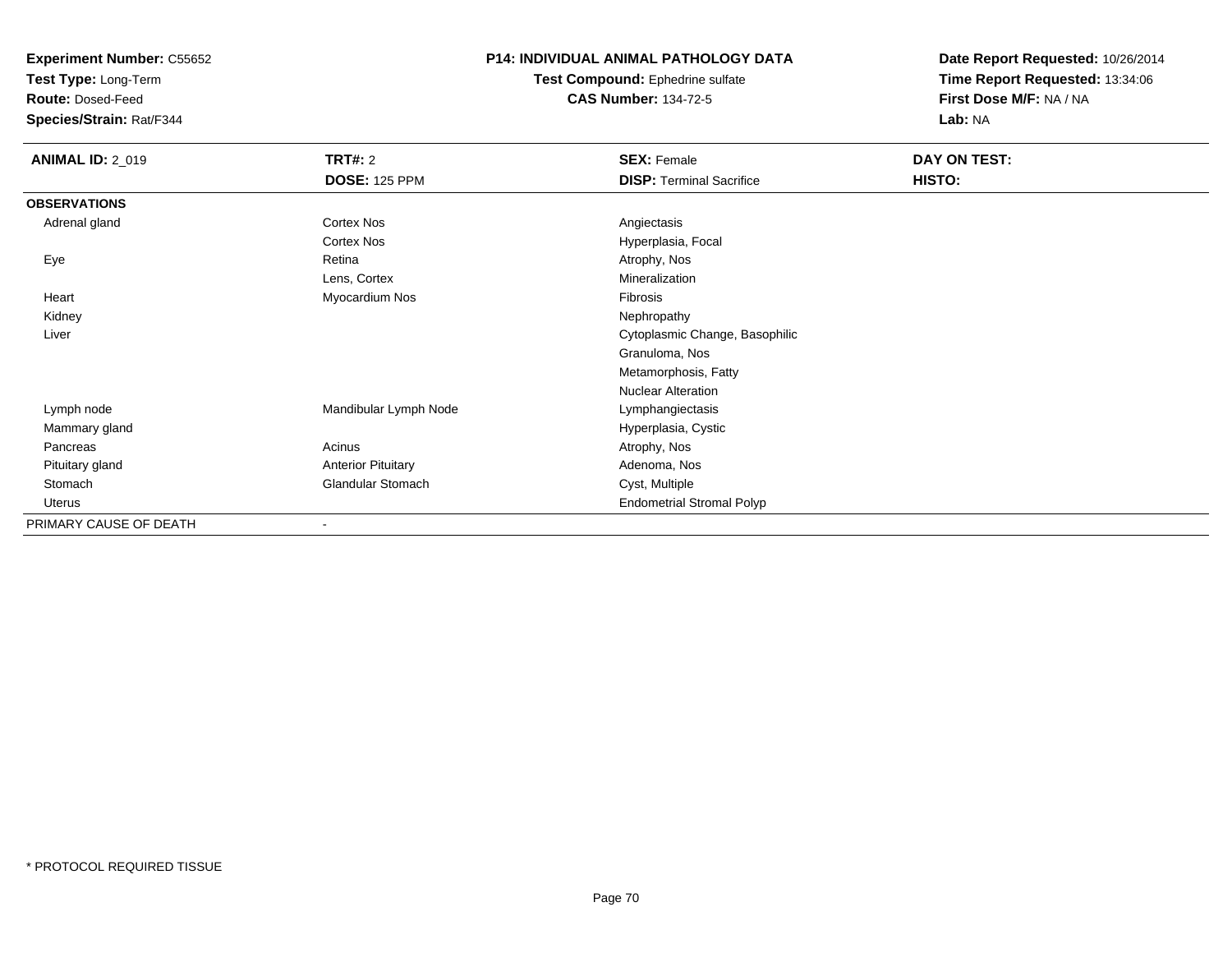**Experiment Number:** C55652
**Test Type:** Long-Term
**Route:** Dosed-Feed
**Species/Strain:** Rat/F344

**P14: INDIVIDUAL ANIMAL PATHOLOGY DATA**
**Test Compound:** Ephedrine sulfate
**CAS Number:** 134-72-5

**Date Report Requested:** 10/26/2014
**Time Report Requested:** 13:34:06
**First Dose M/F:** NA / NA
**Lab:** NA

| **ANIMAL ID:** 2_019 | **TRT#:** 2 | **SEX:** Female | **DAY ON TEST:** |
|---|---|---|---|
| | **DOSE:** 125 PPM | **DISP:** Terminal Sacrifice | **HISTO:** |
| **OBSERVATIONS** | | | |
| Adrenal gland | Cortex Nos | Angiectasis | |
| | Cortex Nos | Hyperplasia, Focal | |
| Eye | Retina | Atrophy, Nos | |
| | Lens, Cortex | Mineralization | |
| Heart | Myocardium Nos | Fibrosis | |
| Kidney | | Nephropathy | |
| Liver | | Cytoplasmic Change, Basophilic | |
| | | Granuloma, Nos | |
| | | Metamorphosis, Fatty | |
| | | Nuclear Alteration | |
| Lymph node | Mandibular Lymph Node | Lymphangiectasis | |
| Mammary gland | | Hyperplasia, Cystic | |
| Pancreas | Acinus | Atrophy, Nos | |
| Pituitary gland | Anterior Pituitary | Adenoma, Nos | |
| Stomach | Glandular Stomach | Cyst, Multiple | |
| Uterus | | Endometrial Stromal Polyp | |
| PRIMARY CAUSE OF DEATH | - | | |

* PROTOCOL REQUIRED TISSUE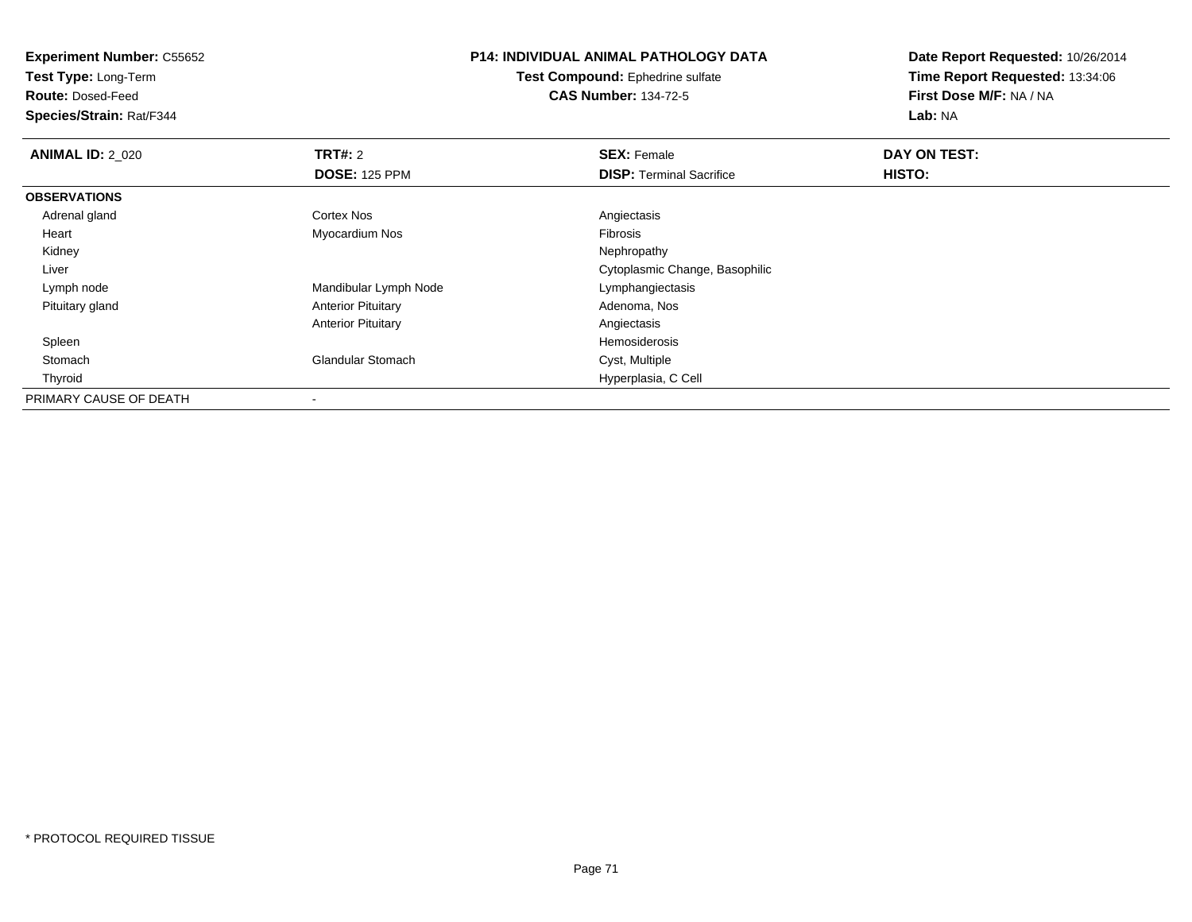**Experiment Number:** C55652
**Test Type:** Long-Term
**Route:** Dosed-Feed
**Species/Strain:** Rat/F344

**P14: INDIVIDUAL ANIMAL PATHOLOGY DATA**
**Test Compound:** Ephedrine sulfate
**CAS Number:** 134-72-5

**Date Report Requested:** 10/26/2014
**Time Report Requested:** 13:34:06
**First Dose M/F:** NA / NA
**Lab:** NA

| **ANIMAL ID:** 2_020 | **TRT#:** 2 | **SEX:** Female | **DAY ON TEST:** |
|---|---|---|---|
| | **DOSE:** 125 PPM | **DISP:** Terminal Sacrifice | **HISTO:** |
| **OBSERVATIONS** | | | |
| Adrenal gland | Cortex Nos | Angiectasis | |
| Heart | Myocardium Nos | Fibrosis | |
| Kidney | | Nephropathy | |
| Liver | | Cytoplasmic Change, Basophilic | |
| Lymph node | Mandibular Lymph Node | Lymphangiectasis | |
| Pituitary gland | Anterior Pituitary | Adenoma, Nos | |
| | Anterior Pituitary | Angiectasis | |
| Spleen | | Hemosiderosis | |
| Stomach | Glandular Stomach | Cyst, Multiple | |
| Thyroid | | Hyperplasia, C Cell | |
| PRIMARY CAUSE OF DEATH | - | | |

* PROTOCOL REQUIRED TISSUE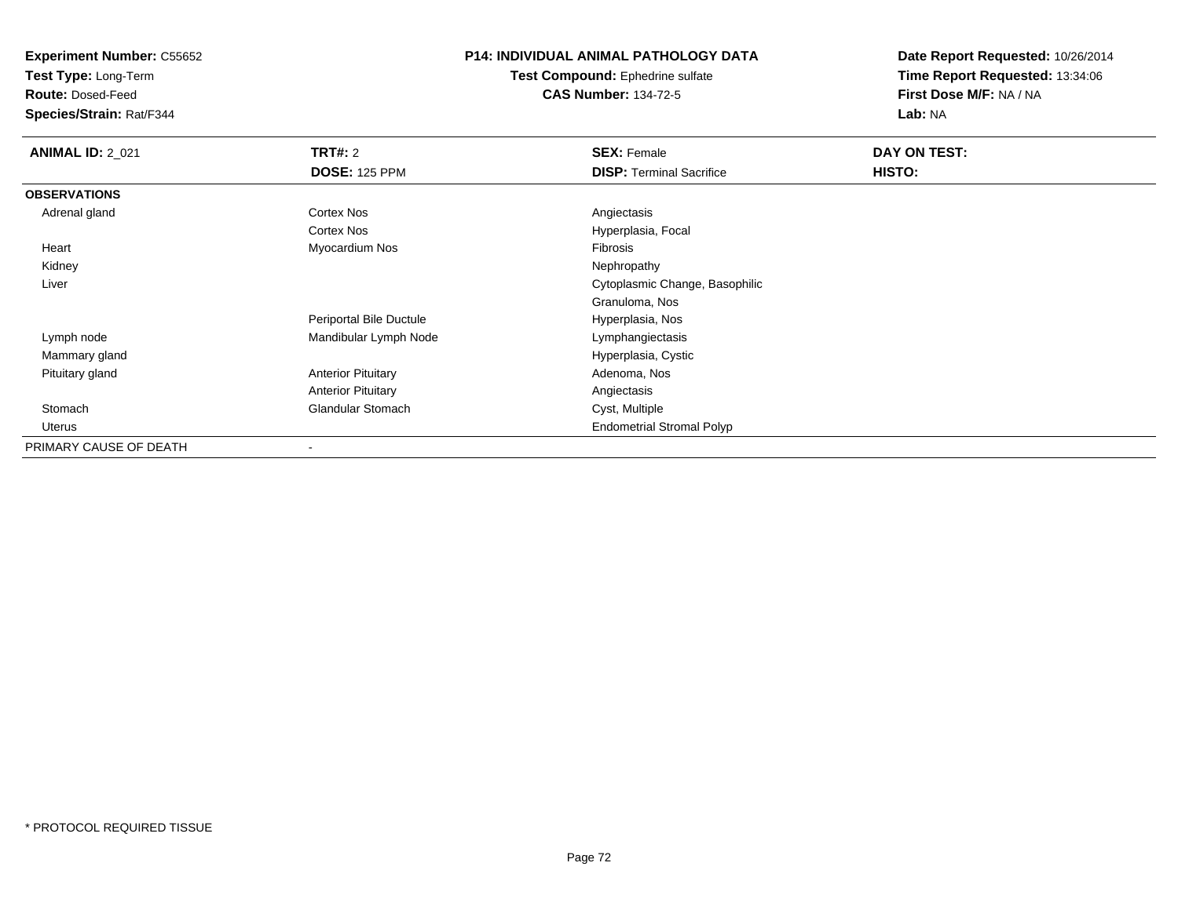**Experiment Number:** C55652
**Test Type:** Long-Term
**Route:** Dosed-Feed
**Species/Strain:** Rat/F344

**P14: INDIVIDUAL ANIMAL PATHOLOGY DATA**
**Test Compound:** Ephedrine sulfate
**CAS Number:** 134-72-5

**Date Report Requested:** 10/26/2014
**Time Report Requested:** 13:34:06
**First Dose M/F:** NA / NA
**Lab:** NA

| **ANIMAL ID:** 2_021 | **TRT#:** 2 | **SEX:** Female | **DAY ON TEST:** |
|---|---|---|---|
| | **DOSE:** 125 PPM | **DISP:** Terminal Sacrifice | **HISTO:** |
| **OBSERVATIONS** | | | |
| Adrenal gland | Cortex Nos | Angiectasis | |
| | Cortex Nos | Hyperplasia, Focal | |
| Heart | Myocardium Nos | Fibrosis | |
| Kidney | | Nephropathy | |
| Liver | | Cytoplasmic Change, Basophilic | |
| | | Granuloma, Nos | |
| | Periportal Bile Ductule | Hyperplasia, Nos | |
| Lymph node | Mandibular Lymph Node | Lymphangiectasis | |
| Mammary gland | | Hyperplasia, Cystic | |
| Pituitary gland | Anterior Pituitary | Adenoma, Nos | |
| | Anterior Pituitary | Angiectasis | |
| Stomach | Glandular Stomach | Cyst, Multiple | |
| Uterus | | Endometrial Stromal Polyp | |
| PRIMARY CAUSE OF DEATH | - | | |

* PROTOCOL REQUIRED TISSUE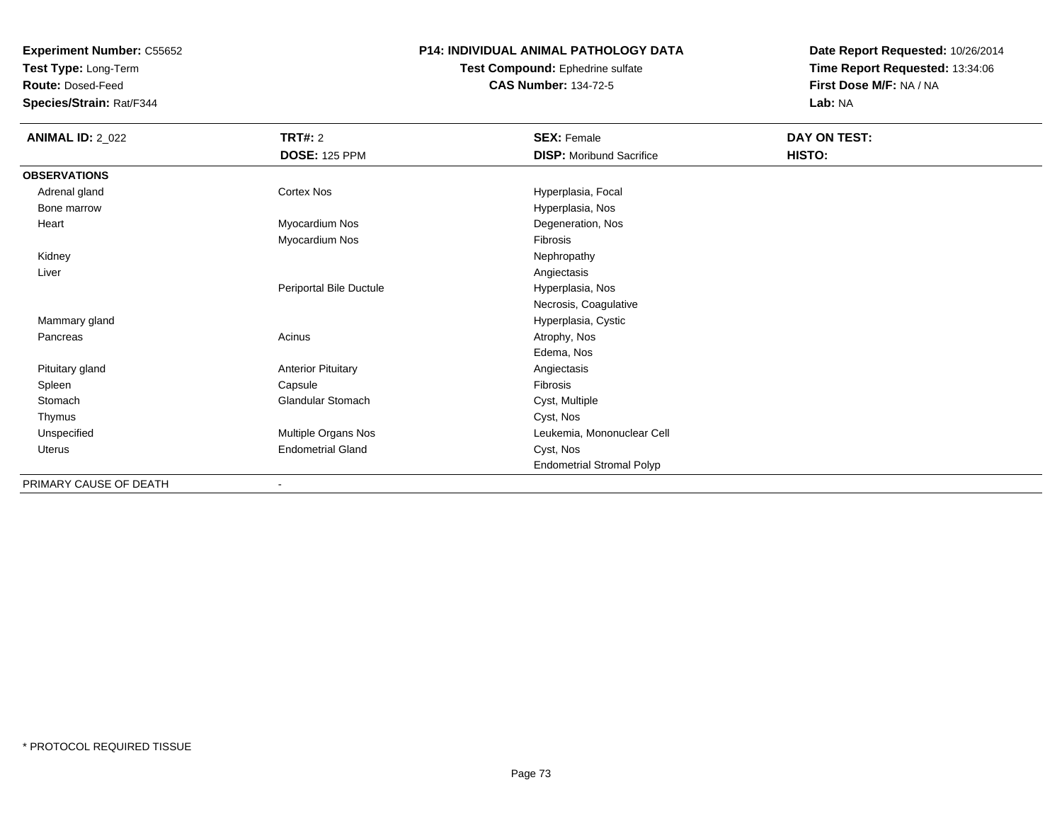**Experiment Number:** C55652
**Test Type:** Long-Term
**Route:** Dosed-Feed
**Species/Strain:** Rat/F344

## P14: INDIVIDUAL ANIMAL PATHOLOGY DATA

**Test Compound:** Ephedrine sulfate
**CAS Number:** 134-72-5

**Date Report Requested:** 10/26/2014
**Time Report Requested:** 13:34:06
**First Dose M/F:** NA / NA
**Lab:** NA

| **ANIMAL ID:** 2_022 | **TRT#:** 2 | **SEX:** Female | **DAY ON TEST:** |
|---|---|---|---|
| | **DOSE:** 125 PPM | **DISP:** Moribund Sacrifice | **HISTO:** |
| **OBSERVATIONS** | | | |
| Adrenal gland | Cortex Nos | Hyperplasia, Focal | |
| Bone marrow | | Hyperplasia, Nos | |
| Heart | Myocardium Nos | Degeneration, Nos | |
| | Myocardium Nos | Fibrosis | |
| Kidney | | Nephropathy | |
| Liver | | Angiectasis | |
| | Periportal Bile Ductule | Hyperplasia, Nos | |
| | | Necrosis, Coagulative | |
| Mammary gland | | Hyperplasia, Cystic | |
| Pancreas | Acinus | Atrophy, Nos | |
| | | Edema, Nos | |
| Pituitary gland | Anterior Pituitary | Angiectasis | |
| Spleen | Capsule | Fibrosis | |
| Stomach | Glandular Stomach | Cyst, Multiple | |
| Thymus | | Cyst, Nos | |
| Unspecified | Multiple Organs Nos | Leukemia, Mononuclear Cell | |
| Uterus | Endometrial Gland | Cyst, Nos | |
| | | Endometrial Stromal Polyp | |
| PRIMARY CAUSE OF DEATH | - | | |

* PROTOCOL REQUIRED TISSUE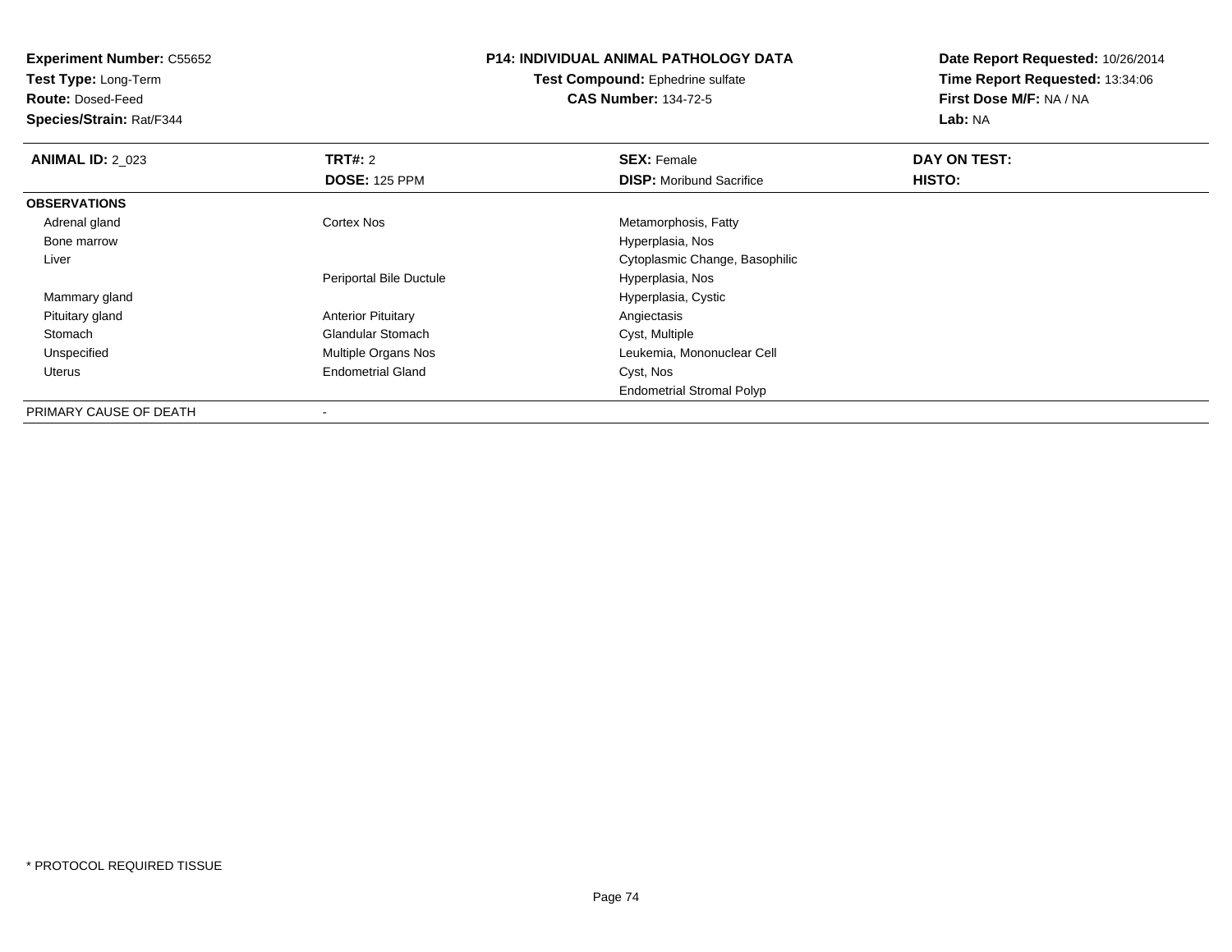**Experiment Number:** C55652
**Test Type:** Long-Term
**Route:** Dosed-Feed
**Species/Strain:** Rat/F344

**P14: INDIVIDUAL ANIMAL PATHOLOGY DATA**
**Test Compound:** Ephedrine sulfate
**CAS Number:** 134-72-5

**Date Report Requested:** 10/26/2014
**Time Report Requested:** 13:34:06
**First Dose M/F:** NA / NA
**Lab:** NA

| **ANIMAL ID:** 2_023 | **TRT#:** 2 | **SEX:** Female | **DAY ON TEST:** |
|---|---|---|---|
| | **DOSE:** 125 PPM | **DISP:** Moribund Sacrifice | **HISTO:** |
| **OBSERVATIONS** | | | |
| Adrenal gland | Cortex Nos | Metamorphosis, Fatty | |
| Bone marrow | | Hyperplasia, Nos | |
| Liver | | Cytoplasmic Change, Basophilic | |
| | Periportal Bile Ductule | Hyperplasia, Nos | |
| Mammary gland | | Hyperplasia, Cystic | |
| Pituitary gland | Anterior Pituitary | Angiectasis | |
| Stomach | Glandular Stomach | Cyst, Multiple | |
| Unspecified | Multiple Organs Nos | Leukemia, Mononuclear Cell | |
| Uterus | Endometrial Gland | Cyst, Nos | |
| | | Endometrial Stromal Polyp | |
| PRIMARY CAUSE OF DEATH | - | | |

* PROTOCOL REQUIRED TISSUE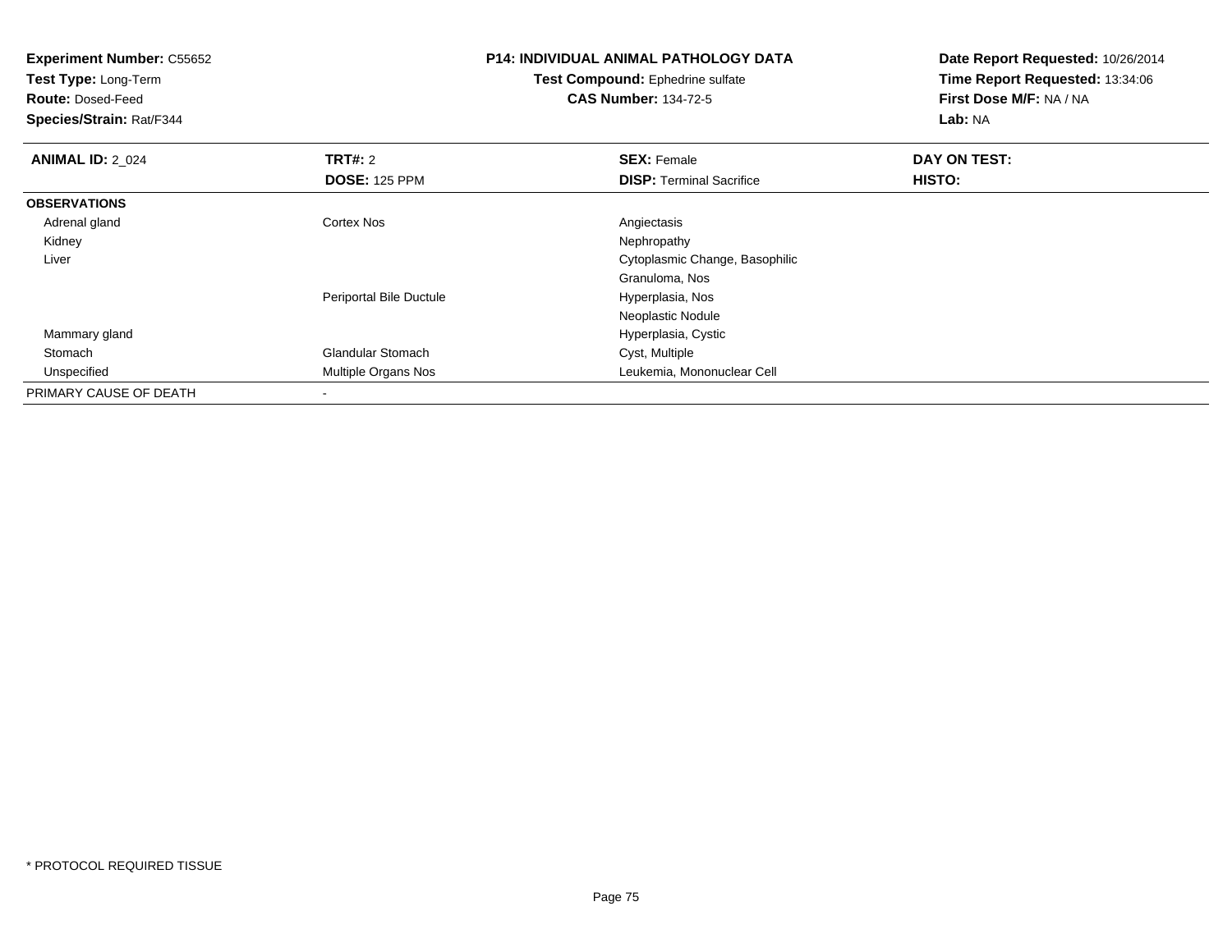**Experiment Number:** C55652
**Test Type:** Long-Term
**Route:** Dosed-Feed
**Species/Strain:** Rat/F344

**P14: INDIVIDUAL ANIMAL PATHOLOGY DATA**
**Test Compound:** Ephedrine sulfate
**CAS Number:** 134-72-5

**Date Report Requested:** 10/26/2014
**Time Report Requested:** 13:34:06
**First Dose M/F:** NA / NA
**Lab:** NA

| **ANIMAL ID:** 2_024 | **TRT#:** 2 | **SEX:** Female | **DAY ON TEST:** |
|---|---|---|---|
| | **DOSE:** 125 PPM | **DISP:** Terminal Sacrifice | **HISTO:** |
| **OBSERVATIONS** | | | |
| Adrenal gland | Cortex Nos | Angiectasis | |
| Kidney | | Nephropathy | |
| Liver | | Cytoplasmic Change, Basophilic | |
| | | Granuloma, Nos | |
| | Periportal Bile Ductule | Hyperplasia, Nos | |
| | | Neoplastic Nodule | |
| Mammary gland | | Hyperplasia, Cystic | |
| Stomach | Glandular Stomach | Cyst, Multiple | |
| Unspecified | Multiple Organs Nos | Leukemia, Mononuclear Cell | |
| PRIMARY CAUSE OF DEATH | - | | |

* PROTOCOL REQUIRED TISSUE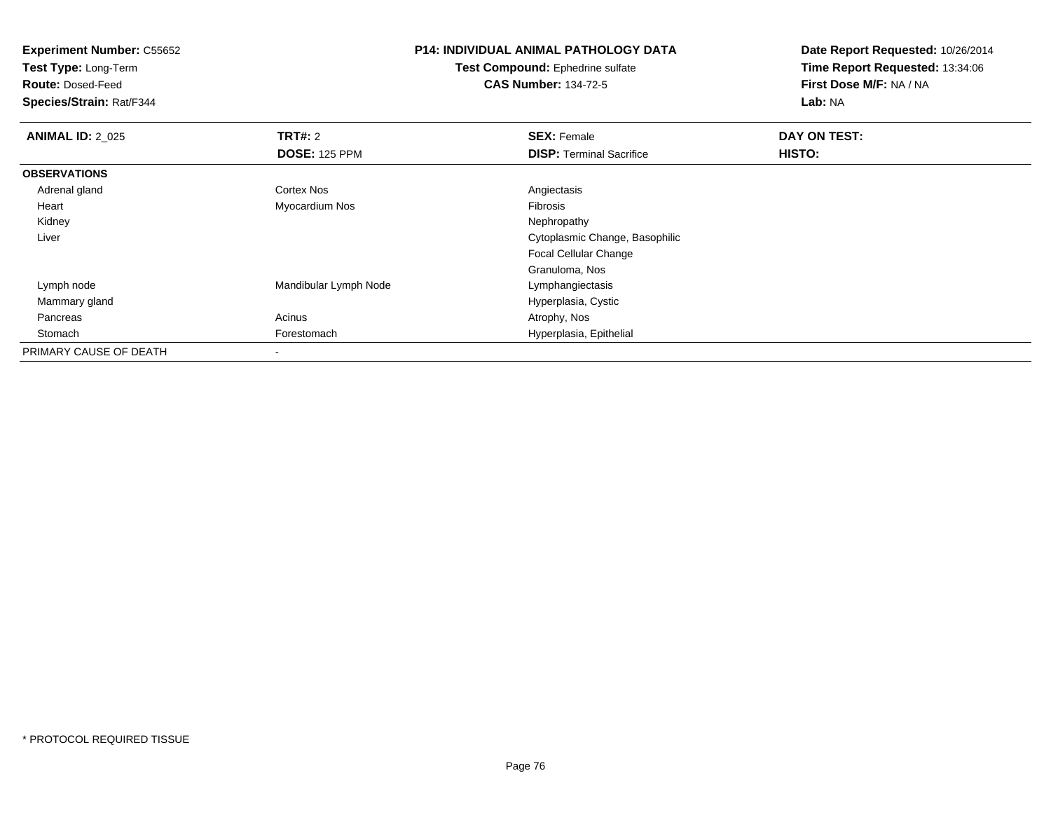**Experiment Number:** C55652
**Test Type:** Long-Term
**Route:** Dosed-Feed
**Species/Strain:** Rat/F344

**P14: INDIVIDUAL ANIMAL PATHOLOGY DATA**
**Test Compound:** Ephedrine sulfate
**CAS Number:** 134-72-5

**Date Report Requested:** 10/26/2014
**Time Report Requested:** 13:34:06
**First Dose M/F:** NA / NA
**Lab:** NA

| **ANIMAL ID:** 2_025 | **TRT#:** 2 | **SEX:** Female | **DAY ON TEST:** |
|---|---|---|---|
| | **DOSE:** 125 PPM | **DISP:** Terminal Sacrifice | **HISTO:** |
| **OBSERVATIONS** | | | |
| Adrenal gland | Cortex Nos | Angiectasis | |
| Heart | Myocardium Nos | Fibrosis | |
| Kidney | | Nephropathy | |
| Liver | | Cytoplasmic Change, Basophilic | |
| | | Focal Cellular Change | |
| | | Granuloma, Nos | |
| Lymph node | Mandibular Lymph Node | Lymphangiectasis | |
| Mammary gland | | Hyperplasia, Cystic | |
| Pancreas | Acinus | Atrophy, Nos | |
| Stomach | Forestomach | Hyperplasia, Epithelial | |
| PRIMARY CAUSE OF DEATH | - | | |

\* PROTOCOL REQUIRED TISSUE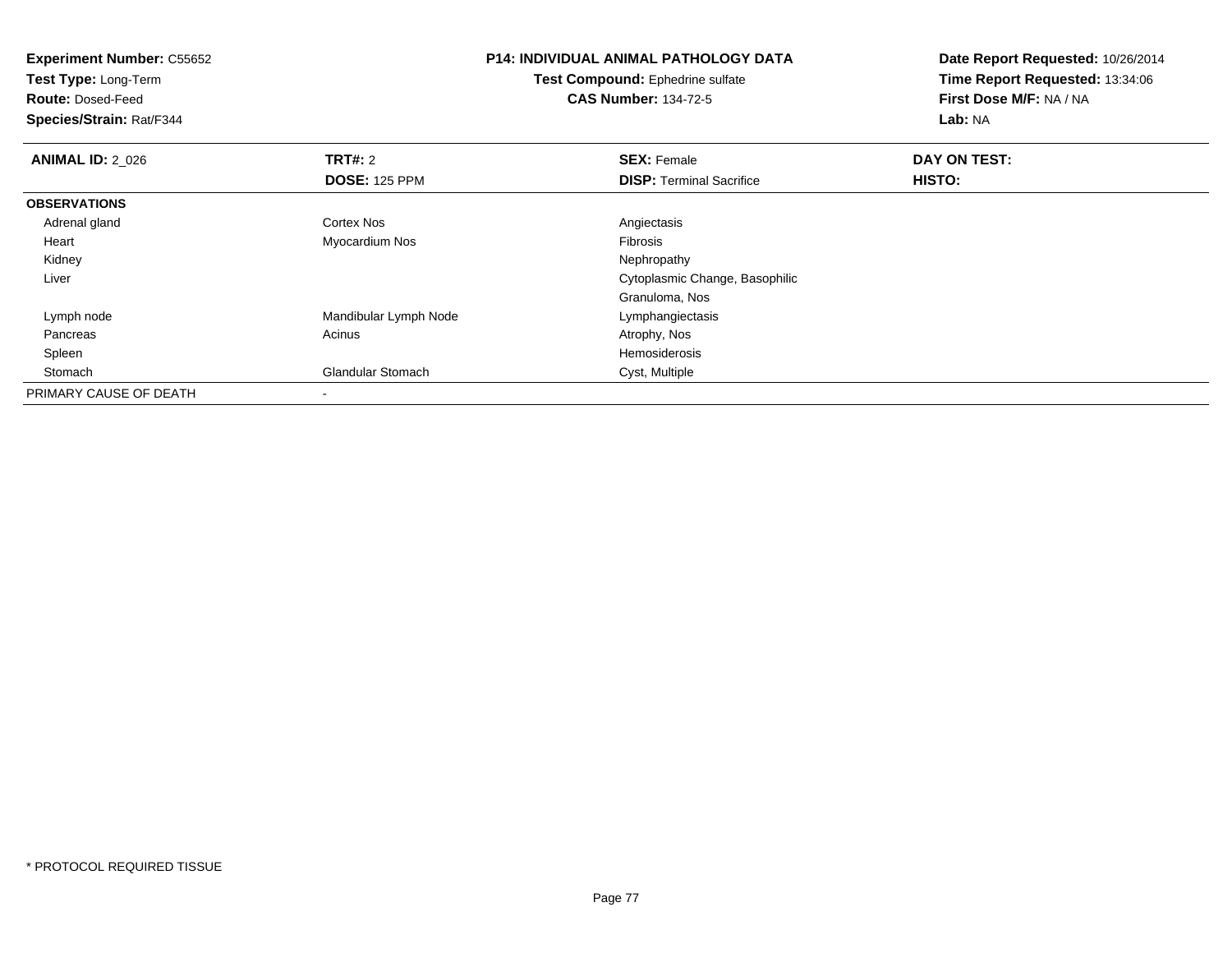**Experiment Number:** C55652
**Test Type:** Long-Term
**Route:** Dosed-Feed
**Species/Strain:** Rat/F344

**P14: INDIVIDUAL ANIMAL PATHOLOGY DATA**
**Test Compound:** Ephedrine sulfate
**CAS Number:** 134-72-5

**Date Report Requested:** 10/26/2014
**Time Report Requested:** 13:34:06
**First Dose M/F:** NA / NA
**Lab:** NA

| **ANIMAL ID:** 2_026 | **TRT#:** 2 | **SEX:** Female | **DAY ON TEST:** |
|---|---|---|---|
| | **DOSE:** 125 PPM | **DISP:** Terminal Sacrifice | **HISTO:** |
| **OBSERVATIONS** | | | |
| Adrenal gland | Cortex Nos | Angiectasis | |
| Heart | Myocardium Nos | Fibrosis | |
| Kidney | | Nephropathy | |
| Liver | | Cytoplasmic Change, Basophilic | |
| | | Granuloma, Nos | |
| Lymph node | Mandibular Lymph Node | Lymphangiectasis | |
| Pancreas | Acinus | Atrophy, Nos | |
| Spleen | | Hemosiderosis | |
| Stomach | Glandular Stomach | Cyst, Multiple | |
| PRIMARY CAUSE OF DEATH | - | | |

\* PROTOCOL REQUIRED TISSUE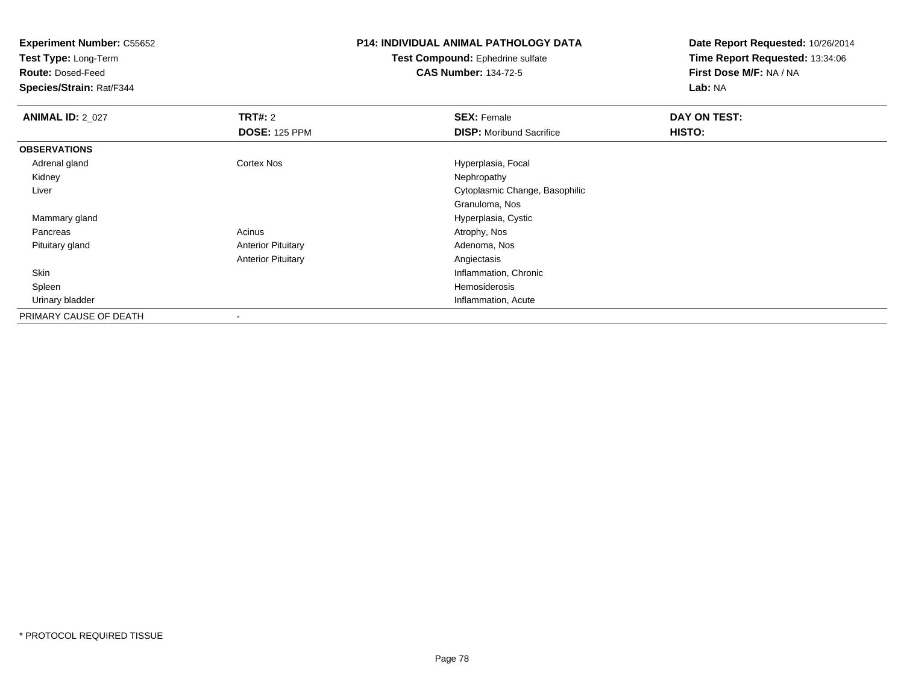**Experiment Number:** C55652
**Test Type:** Long-Term
**Route:** Dosed-Feed
**Species/Strain:** Rat/F344

**P14: INDIVIDUAL ANIMAL PATHOLOGY DATA**
**Test Compound:** Ephedrine sulfate
**CAS Number:** 134-72-5

**Date Report Requested:** 10/26/2014
**Time Report Requested:** 13:34:06
**First Dose M/F:** NA / NA
**Lab:** NA

| **ANIMAL ID:** 2_027 | **TRT#:** 2 | **SEX:** Female | **DAY ON TEST:** |
|---|---|---|---|
| | **DOSE:** 125 PPM | **DISP:** Moribund Sacrifice | **HISTO:** |
| **OBSERVATIONS** | | | |
| Adrenal gland | Cortex Nos | Hyperplasia, Focal | |
| Kidney | | Nephropathy | |
| Liver | | Cytoplasmic Change, Basophilic | |
| | | Granuloma, Nos | |
| Mammary gland | | Hyperplasia, Cystic | |
| Pancreas | Acinus | Atrophy, Nos | |
| Pituitary gland | Anterior Pituitary | Adenoma, Nos | |
| | Anterior Pituitary | Angiectasis | |
| Skin | | Inflammation, Chronic | |
| Spleen | | Hemosiderosis | |
| Urinary bladder | | Inflammation, Acute | |
| PRIMARY CAUSE OF DEATH | - | | |

\* PROTOCOL REQUIRED TISSUE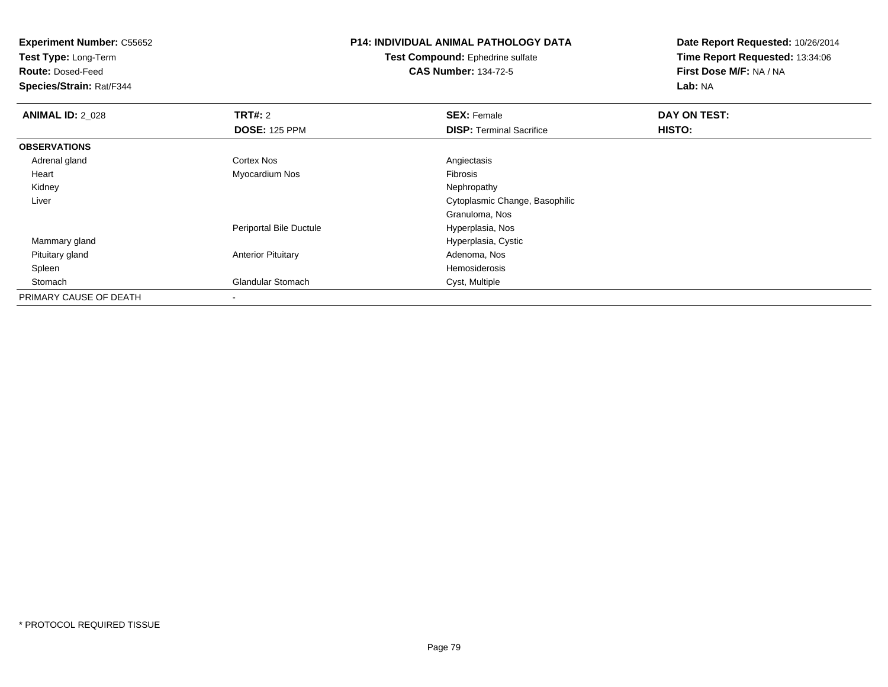**Experiment Number:** C55652
**Test Type:** Long-Term
**Route:** Dosed-Feed
**Species/Strain:** Rat/F344

**P14: INDIVIDUAL ANIMAL PATHOLOGY DATA**
**Test Compound:** Ephedrine sulfate
**CAS Number:** 134-72-5

**Date Report Requested:** 10/26/2014
**Time Report Requested:** 13:34:06
**First Dose M/F:** NA / NA
**Lab:** NA

| **ANIMAL ID:** 2_028 | **TRT#:** 2 | **SEX:** Female | **DAY ON TEST:** |
|---|---|---|---|
| | **DOSE:** 125 PPM | **DISP:** Terminal Sacrifice | **HISTO:** |
| **OBSERVATIONS** | | | |
| Adrenal gland | Cortex Nos | Angiectasis | |
| Heart | Myocardium Nos | Fibrosis | |
| Kidney | | Nephropathy | |
| Liver | | Cytoplasmic Change, Basophilic | |
| | | Granuloma, Nos | |
| | Periportal Bile Ductule | Hyperplasia, Nos | |
| Mammary gland | | Hyperplasia, Cystic | |
| Pituitary gland | Anterior Pituitary | Adenoma, Nos | |
| Spleen | | Hemosiderosis | |
| Stomach | Glandular Stomach | Cyst, Multiple | |
| PRIMARY CAUSE OF DEATH | - | | |

\* PROTOCOL REQUIRED TISSUE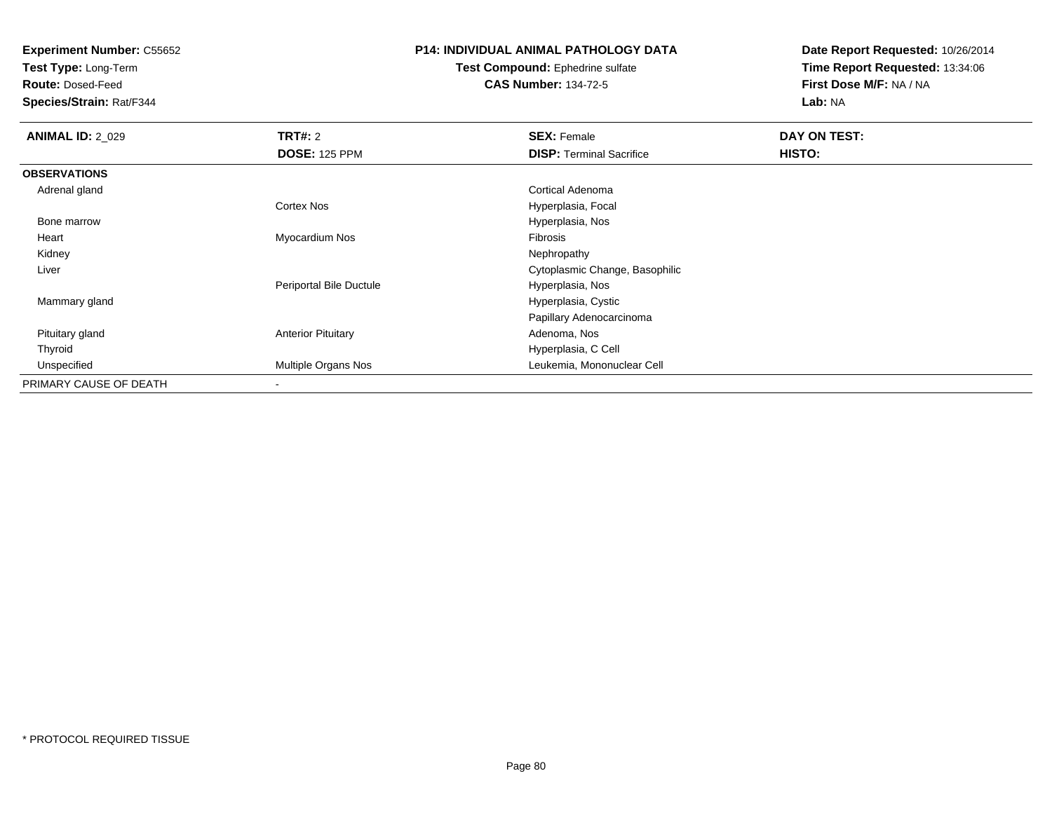**Experiment Number:** C55652
**Test Type:** Long-Term
**Route:** Dosed-Feed
**Species/Strain:** Rat/F344

**P14: INDIVIDUAL ANIMAL PATHOLOGY DATA**
**Test Compound:** Ephedrine sulfate
**CAS Number:** 134-72-5

**Date Report Requested:** 10/26/2014
**Time Report Requested:** 13:34:06
**First Dose M/F:** NA / NA
**Lab:** NA

| **ANIMAL ID:** 2_029 | **TRT#:** 2 | **SEX:** Female | **DAY ON TEST:** |
|---|---|---|---|
| | **DOSE:** 125 PPM | **DISP:** Terminal Sacrifice | **HISTO:** |
| **OBSERVATIONS** | | | |
| Adrenal gland | | Cortical Adenoma | |
| | Cortex Nos | Hyperplasia, Focal | |
| Bone marrow | | Hyperplasia, Nos | |
| Heart | Myocardium Nos | Fibrosis | |
| Kidney | | Nephropathy | |
| Liver | | Cytoplasmic Change, Basophilic | |
| | Periportal Bile Ductule | Hyperplasia, Nos | |
| Mammary gland | | Hyperplasia, Cystic | |
| | | Papillary Adenocarcinoma | |
| Pituitary gland | Anterior Pituitary | Adenoma, Nos | |
| Thyroid | | Hyperplasia, C Cell | |
| Unspecified | Multiple Organs Nos | Leukemia, Mononuclear Cell | |
| PRIMARY CAUSE OF DEATH | - | | |

\* PROTOCOL REQUIRED TISSUE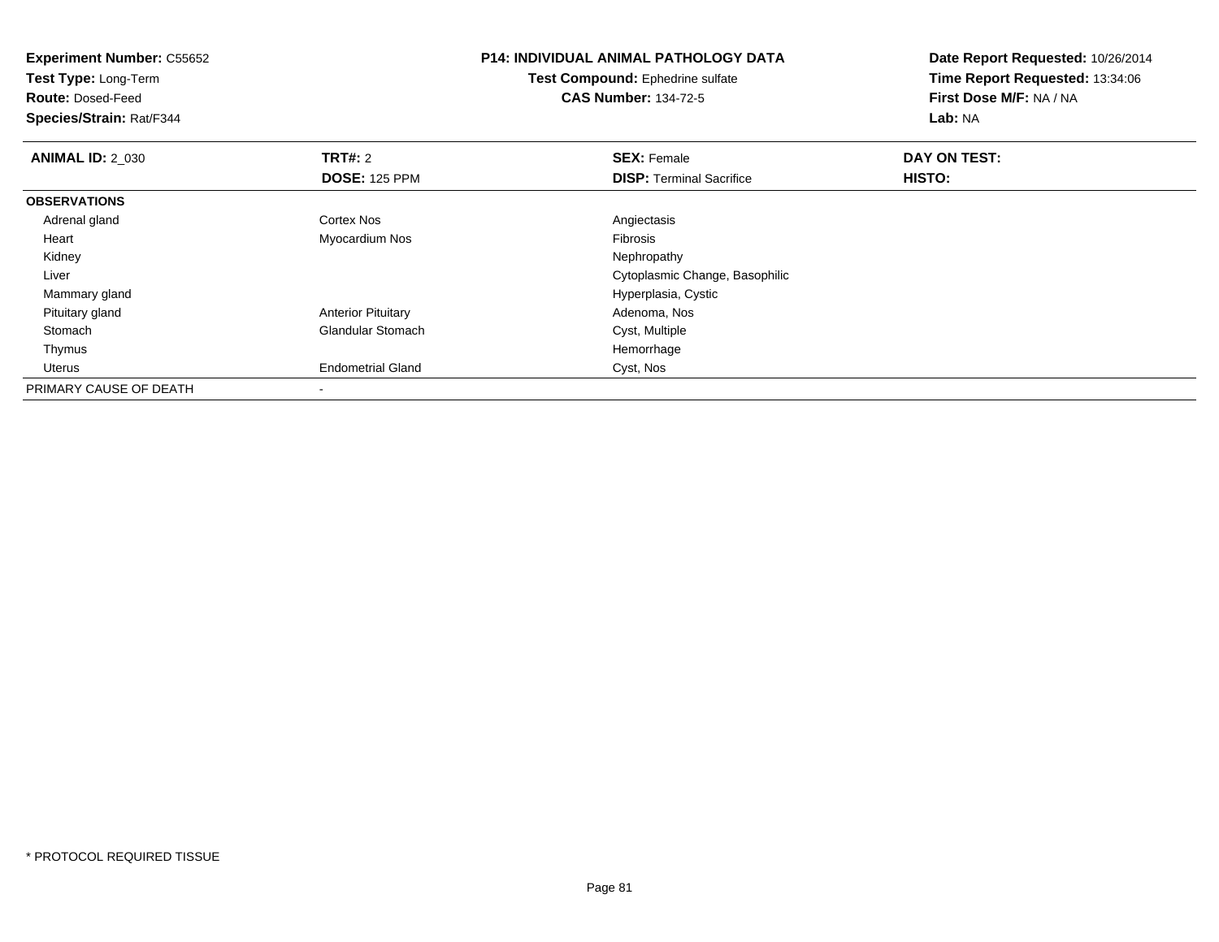**Experiment Number:** C55652
**Test Type:** Long-Term
**Route:** Dosed-Feed
**Species/Strain:** Rat/F344

**P14: INDIVIDUAL ANIMAL PATHOLOGY DATA**
**Test Compound:** Ephedrine sulfate
**CAS Number:** 134-72-5

**Date Report Requested:** 10/26/2014
**Time Report Requested:** 13:34:06
**First Dose M/F:** NA / NA
**Lab:** NA

| **ANIMAL ID:** 2_030 | **TRT#:** 2 | **SEX:** Female | **DAY ON TEST:** |
|---|---|---|---|
| | **DOSE:** 125 PPM | **DISP:** Terminal Sacrifice | **HISTO:** |
| **OBSERVATIONS** | | | |
| Adrenal gland | Cortex Nos | Angiectasis | |
| Heart | Myocardium Nos | Fibrosis | |
| Kidney | | Nephropathy | |
| Liver | | Cytoplasmic Change, Basophilic | |
| Mammary gland | | Hyperplasia, Cystic | |
| Pituitary gland | Anterior Pituitary | Adenoma, Nos | |
| Stomach | Glandular Stomach | Cyst, Multiple | |
| Thymus | | Hemorrhage | |
| Uterus | Endometrial Gland | Cyst, Nos | |
| PRIMARY CAUSE OF DEATH | - | | |

* PROTOCOL REQUIRED TISSUE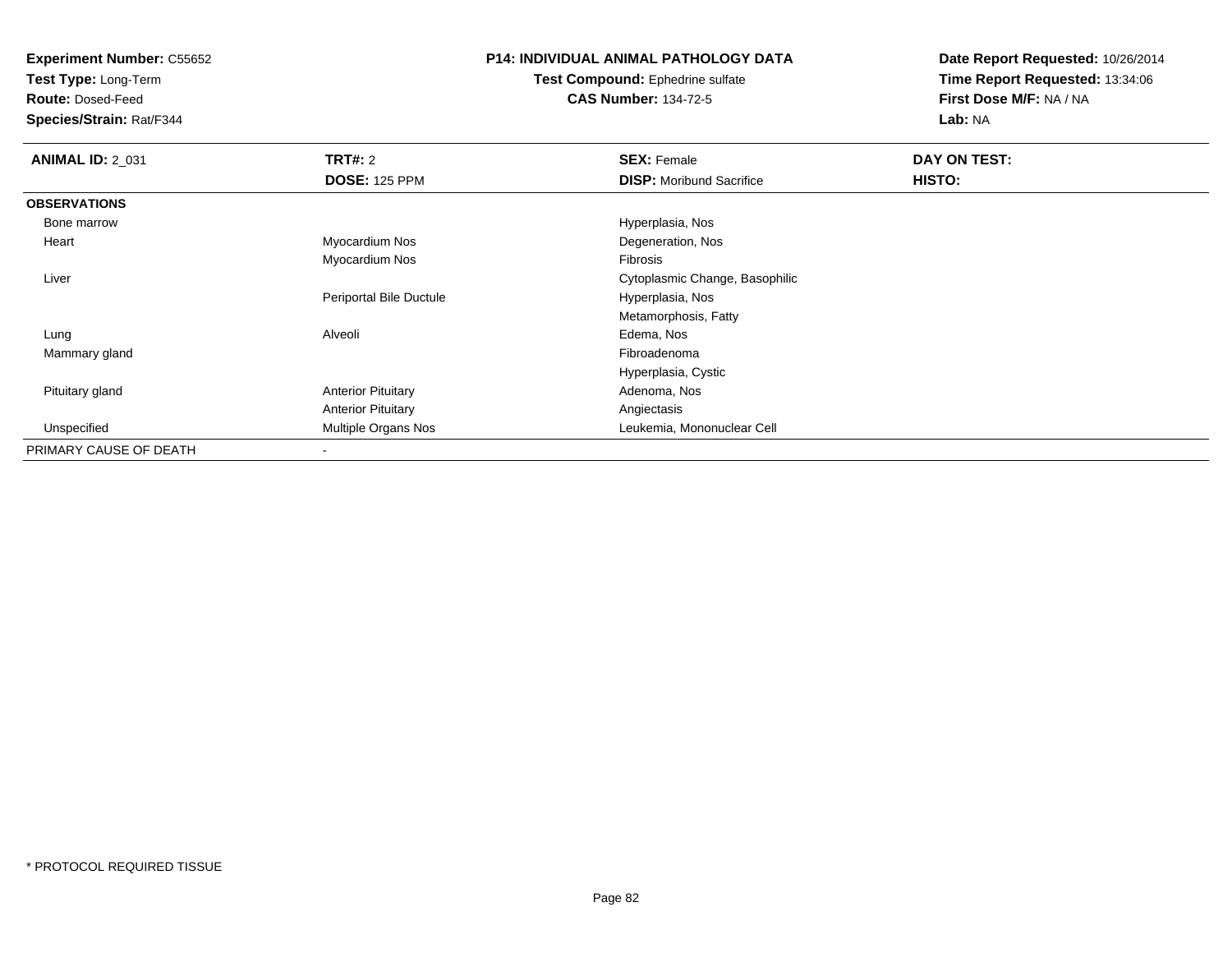**Experiment Number:** C55652
**Test Type:** Long-Term
**Route:** Dosed-Feed
**Species/Strain:** Rat/F344

**P14: INDIVIDUAL ANIMAL PATHOLOGY DATA**
**Test Compound:** Ephedrine sulfate
**CAS Number:** 134-72-5

**Date Report Requested:** 10/26/2014
**Time Report Requested:** 13:34:06
**First Dose M/F:** NA / NA
**Lab:** NA

| **ANIMAL ID:** 2_031 | **TRT#:** 2 | **SEX:** Female | **DAY ON TEST:** |
|---|---|---|---|
| | **DOSE:** 125 PPM | **DISP:** Moribund Sacrifice | **HISTO:** |
| **OBSERVATIONS** | | | |
| Bone marrow | | Hyperplasia, Nos | |
| Heart | Myocardium Nos | Degeneration, Nos | |
| | Myocardium Nos | Fibrosis | |
| Liver | | Cytoplasmic Change, Basophilic | |
| | Periportal Bile Ductule | Hyperplasia, Nos | |
| | | Metamorphosis, Fatty | |
| Lung | Alveoli | Edema, Nos | |
| Mammary gland | | Fibroadenoma | |
| | | Hyperplasia, Cystic | |
| Pituitary gland | Anterior Pituitary | Adenoma, Nos | |
| | Anterior Pituitary | Angiectasis | |
| Unspecified | Multiple Organs Nos | Leukemia, Mononuclear Cell | |
| PRIMARY CAUSE OF DEATH | - | | |

* PROTOCOL REQUIRED TISSUE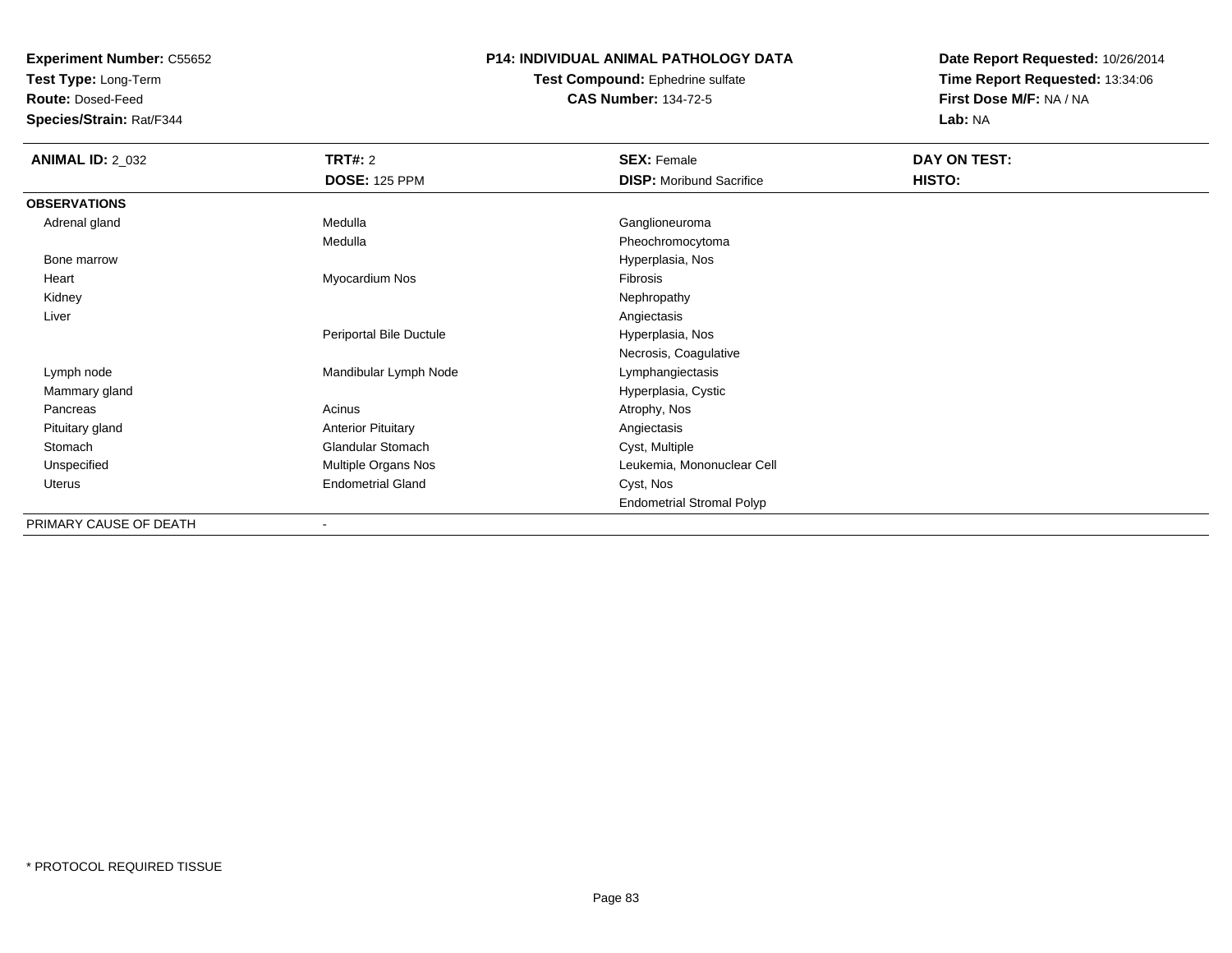**Experiment Number:** C55652
**Test Type:** Long-Term
**Route:** Dosed-Feed
**Species/Strain:** Rat/F344

**P14: INDIVIDUAL ANIMAL PATHOLOGY DATA**
**Test Compound:** Ephedrine sulfate
**CAS Number:** 134-72-5

**Date Report Requested:** 10/26/2014
**Time Report Requested:** 13:34:06
**First Dose M/F:** NA / NA
**Lab:** NA

| **ANIMAL ID:** 2_032 | **TRT#:** 2 | **SEX:** Female | **DAY ON TEST:** |
|---|---|---|---|
| | **DOSE:** 125 PPM | **DISP:** Moribund Sacrifice | **HISTO:** |
| **OBSERVATIONS** | | | |
| Adrenal gland | Medulla | Ganglioneuroma | |
| | Medulla | Pheochromocytoma | |
| Bone marrow | | Hyperplasia, Nos | |
| Heart | Myocardium Nos | Fibrosis | |
| Kidney | | Nephropathy | |
| Liver | | Angiectasis | |
| | Periportal Bile Ductule | Hyperplasia, Nos | |
| | | Necrosis, Coagulative | |
| Lymph node | Mandibular Lymph Node | Lymphangiectasis | |
| Mammary gland | | Hyperplasia, Cystic | |
| Pancreas | Acinus | Atrophy, Nos | |
| Pituitary gland | Anterior Pituitary | Angiectasis | |
| Stomach | Glandular Stomach | Cyst, Multiple | |
| Unspecified | Multiple Organs Nos | Leukemia, Mononuclear Cell | |
| Uterus | Endometrial Gland | Cyst, Nos | |
| | | Endometrial Stromal Polyp | |
| PRIMARY CAUSE OF DEATH | - | | |

* PROTOCOL REQUIRED TISSUE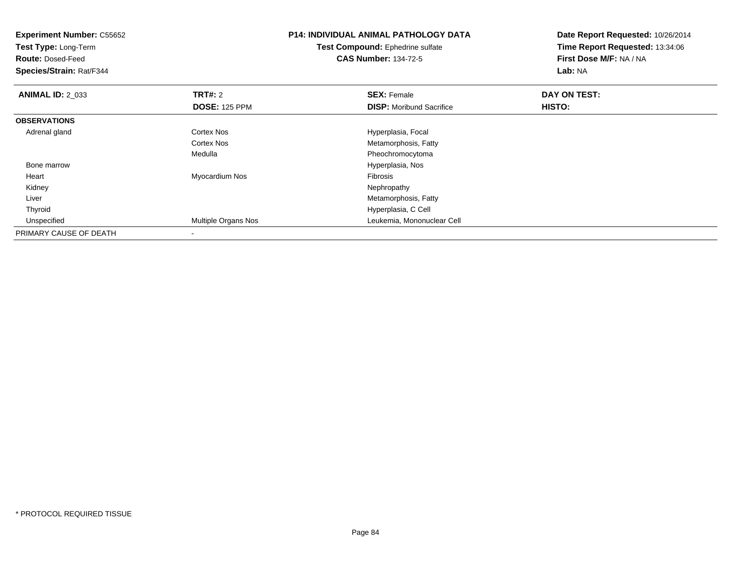**Experiment Number:** C55652
**Test Type:** Long-Term
**Route:** Dosed-Feed
**Species/Strain:** Rat/F344

**P14: INDIVIDUAL ANIMAL PATHOLOGY DATA**
**Test Compound:** Ephedrine sulfate
**CAS Number:** 134-72-5

**Date Report Requested:** 10/26/2014
**Time Report Requested:** 13:34:06
**First Dose M/F:** NA / NA
**Lab:** NA

| **ANIMAL ID:** 2_033 | **TRT#:** 2 | **SEX:** Female | **DAY ON TEST:** |
|---|---|---|---|
| | **DOSE:** 125 PPM | **DISP:** Moribund Sacrifice | **HISTO:** |
| **OBSERVATIONS** | | | |
| Adrenal gland | Cortex Nos | Hyperplasia, Focal | |
| | Cortex Nos | Metamorphosis, Fatty | |
| | Medulla | Pheochromocytoma | |
| Bone marrow | | Hyperplasia, Nos | |
| Heart | Myocardium Nos | Fibrosis | |
| Kidney | | Nephropathy | |
| Liver | | Metamorphosis, Fatty | |
| Thyroid | | Hyperplasia, C Cell | |
| Unspecified | Multiple Organs Nos | Leukemia, Mononuclear Cell | |
| PRIMARY CAUSE OF DEATH | - | | |

* PROTOCOL REQUIRED TISSUE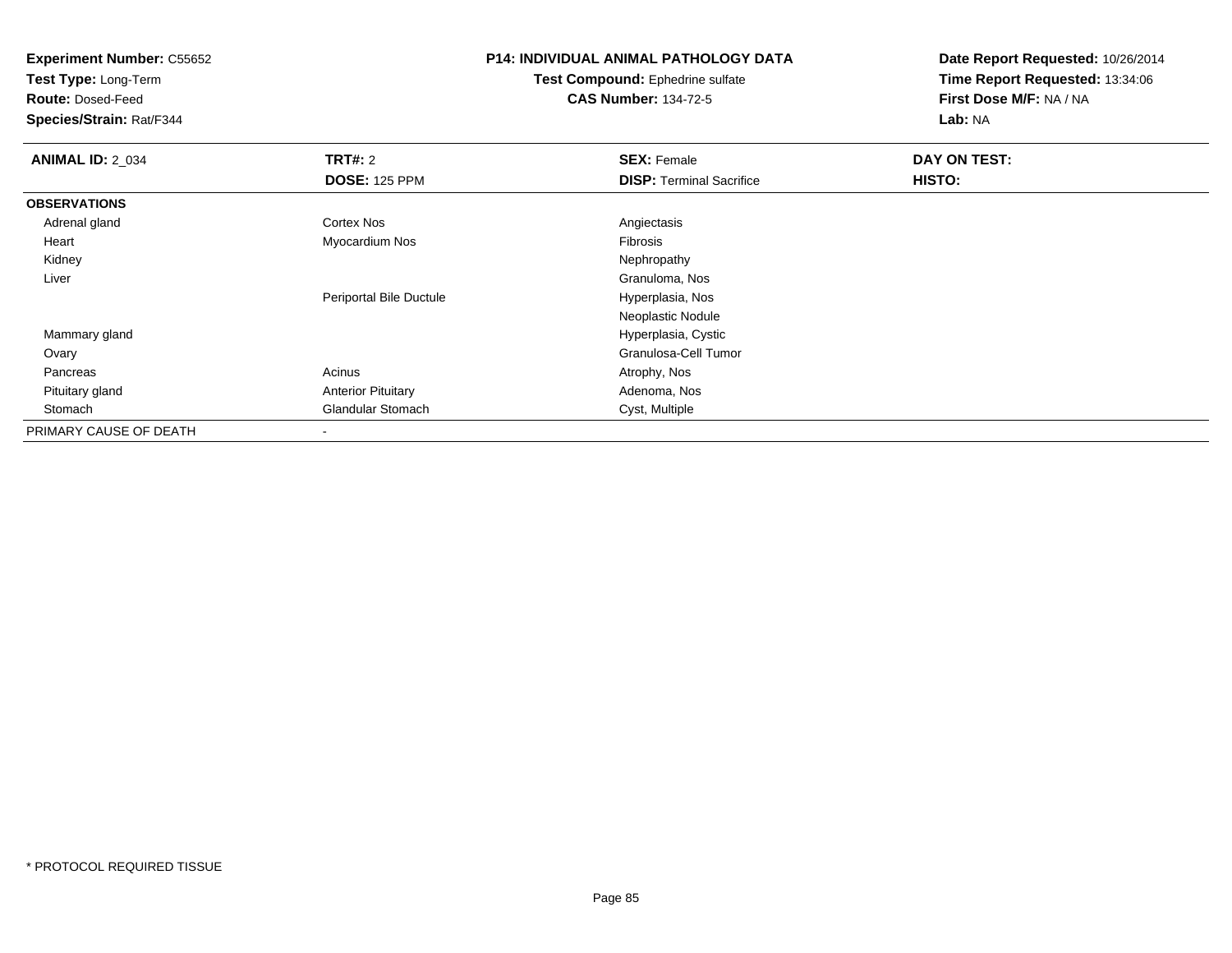**Experiment Number:** C55652
**Test Type:** Long-Term
**Route:** Dosed-Feed
**Species/Strain:** Rat/F344

**P14: INDIVIDUAL ANIMAL PATHOLOGY DATA**
**Test Compound:** Ephedrine sulfate
**CAS Number:** 134-72-5

**Date Report Requested:** 10/26/2014
**Time Report Requested:** 13:34:06
**First Dose M/F:** NA / NA
**Lab:** NA

| **ANIMAL ID:** 2_034 | **TRT#:** 2 | **SEX:** Female | **DAY ON TEST:** |
|---|---|---|---|
| | **DOSE:** 125 PPM | **DISP:** Terminal Sacrifice | **HISTO:** |
| **OBSERVATIONS** | | | |
| Adrenal gland | Cortex Nos | Angiectasis | |
| Heart | Myocardium Nos | Fibrosis | |
| Kidney | | Nephropathy | |
| Liver | | Granuloma, Nos | |
| | Periportal Bile Ductule | Hyperplasia, Nos | |
| | | Neoplastic Nodule | |
| Mammary gland | | Hyperplasia, Cystic | |
| Ovary | | Granulosa-Cell Tumor | |
| Pancreas | Acinus | Atrophy, Nos | |
| Pituitary gland | Anterior Pituitary | Adenoma, Nos | |
| Stomach | Glandular Stomach | Cyst, Multiple | |
| PRIMARY CAUSE OF DEATH | - | | |

* PROTOCOL REQUIRED TISSUE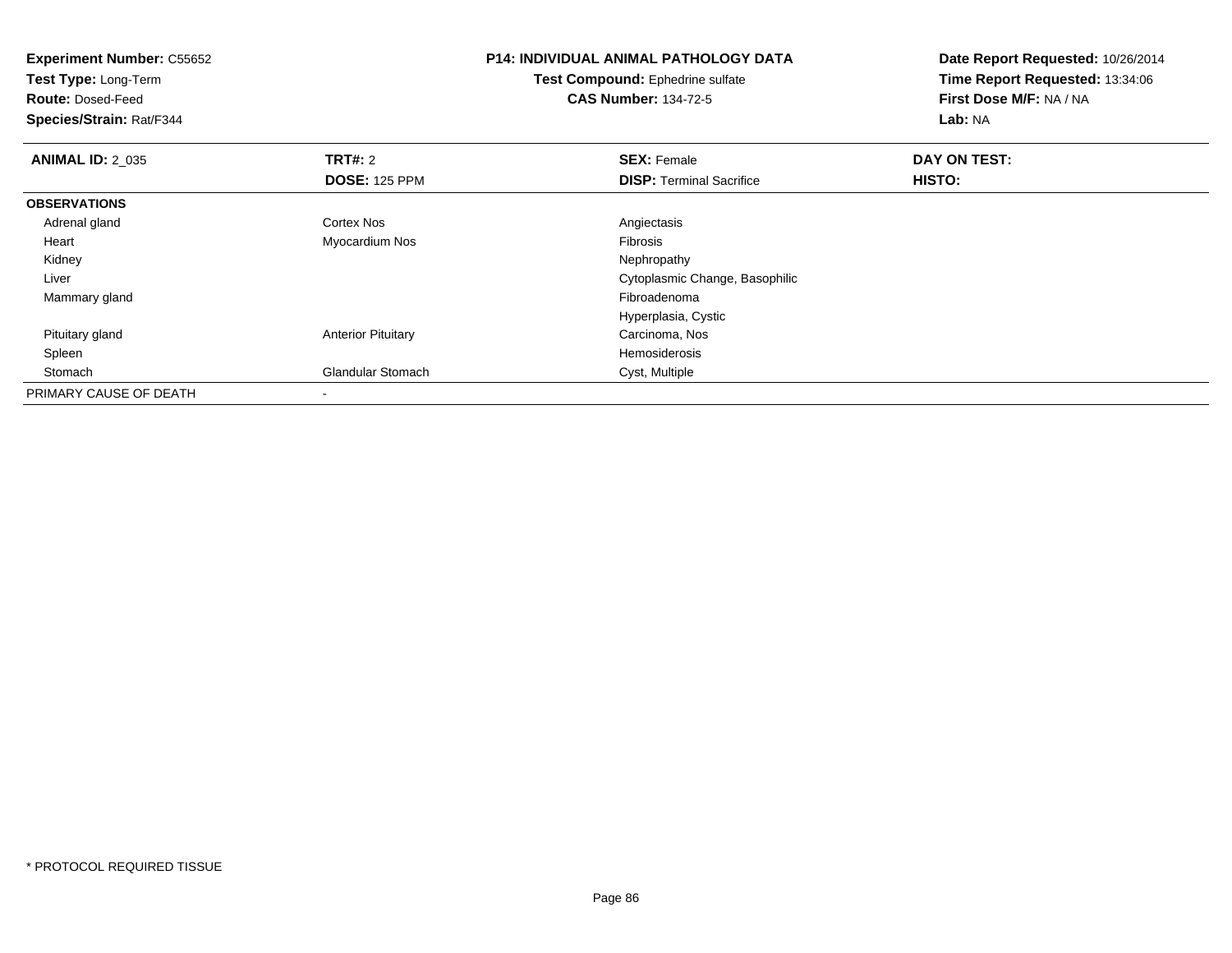**Experiment Number:** C55652
**Test Type:** Long-Term
**Route:** Dosed-Feed
**Species/Strain:** Rat/F344

**P14: INDIVIDUAL ANIMAL PATHOLOGY DATA**
**Test Compound:** Ephedrine sulfate
**CAS Number:** 134-72-5

**Date Report Requested:** 10/26/2014
**Time Report Requested:** 13:34:06
**First Dose M/F:** NA / NA
**Lab:** NA

| **ANIMAL ID:** 2_035 | **TRT#:** 2 | **SEX:** Female | **DAY ON TEST:** |
|---|---|---|---|
| | **DOSE:** 125 PPM | **DISP:** Terminal Sacrifice | **HISTO:** |
| **OBSERVATIONS** | | | |
| Adrenal gland | Cortex Nos | Angiectasis | |
| Heart | Myocardium Nos | Fibrosis | |
| Kidney | | Nephropathy | |
| Liver | | Cytoplasmic Change, Basophilic | |
| Mammary gland | | Fibroadenoma | |
| | | Hyperplasia, Cystic | |
| Pituitary gland | Anterior Pituitary | Carcinoma, Nos | |
| Spleen | | Hemosiderosis | |
| Stomach | Glandular Stomach | Cyst, Multiple | |
| PRIMARY CAUSE OF DEATH | - | | |

* PROTOCOL REQUIRED TISSUE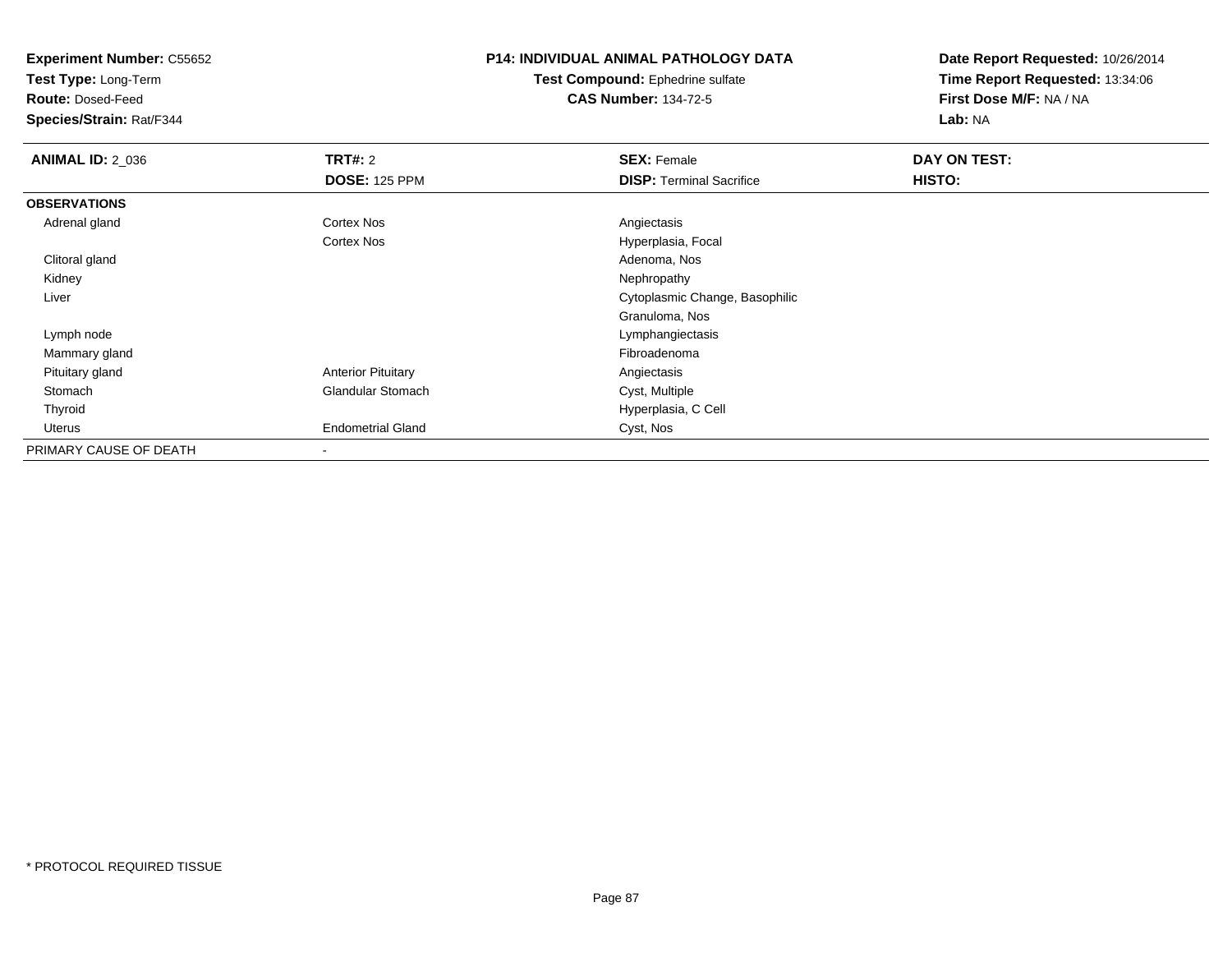**Experiment Number:** C55652
**Test Type:** Long-Term
**Route:** Dosed-Feed
**Species/Strain:** Rat/F344

**P14: INDIVIDUAL ANIMAL PATHOLOGY DATA**
**Test Compound:** Ephedrine sulfate
**CAS Number:** 134-72-5

**Date Report Requested:** 10/26/2014
**Time Report Requested:** 13:34:06
**First Dose M/F:** NA / NA
**Lab:** NA

| **ANIMAL ID:** 2_036 | **TRT#:** 2 | **SEX:** Female | **DAY ON TEST:** |
|---|---|---|---|
| | **DOSE:** 125 PPM | **DISP:** Terminal Sacrifice | **HISTO:** |
| **OBSERVATIONS** | | | |
| Adrenal gland | Cortex Nos | Angiectasis | |
| | Cortex Nos | Hyperplasia, Focal | |
| Clitoral gland | | Adenoma, Nos | |
| Kidney | | Nephropathy | |
| Liver | | Cytoplasmic Change, Basophilic | |
| | | Granuloma, Nos | |
| Lymph node | | Lymphangiectasis | |
| Mammary gland | | Fibroadenoma | |
| Pituitary gland | Anterior Pituitary | Angiectasis | |
| Stomach | Glandular Stomach | Cyst, Multiple | |
| Thyroid | | Hyperplasia, C Cell | |
| Uterus | Endometrial Gland | Cyst, Nos | |
| PRIMARY CAUSE OF DEATH | - | | |

\* PROTOCOL REQUIRED TISSUE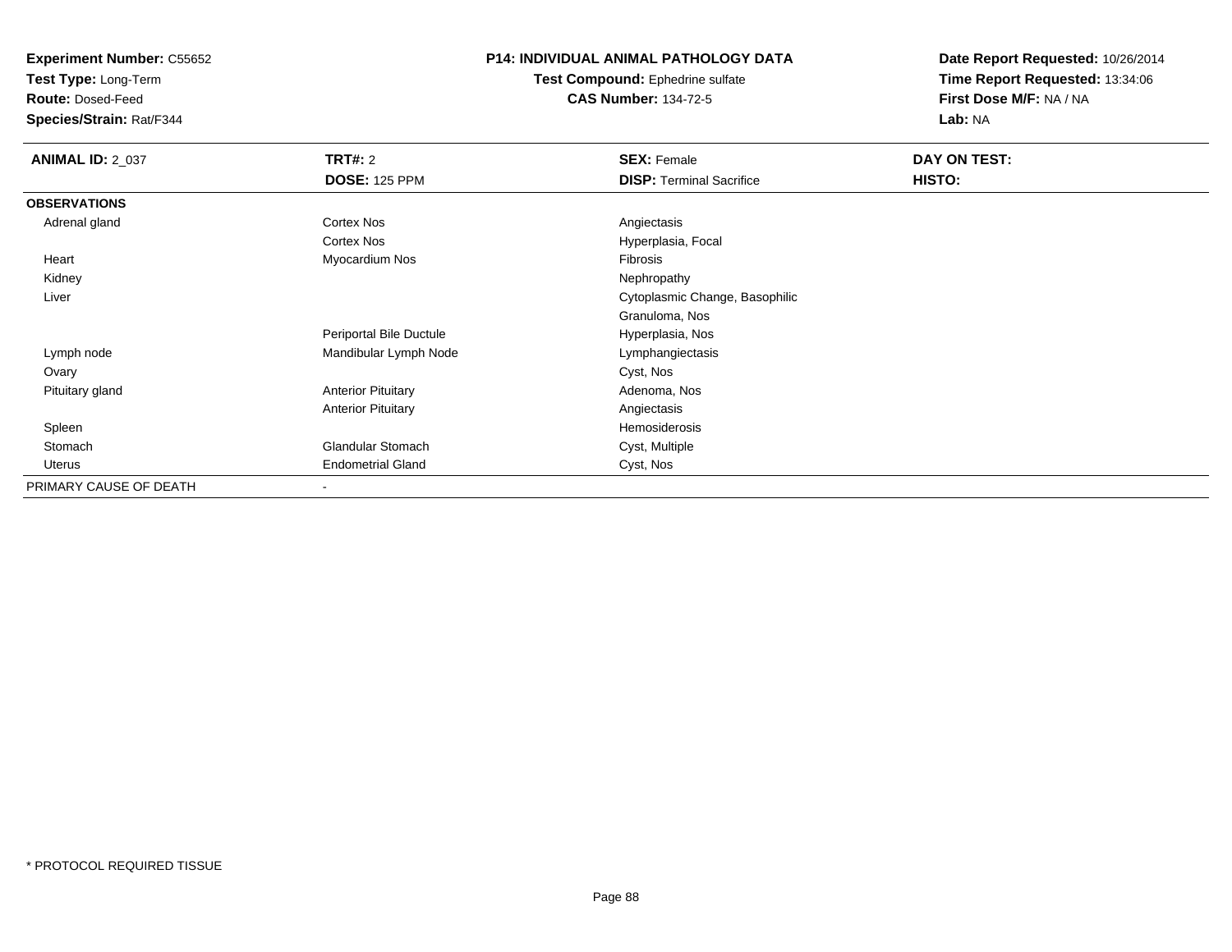**Experiment Number:** C55652
**Test Type:** Long-Term
**Route:** Dosed-Feed
**Species/Strain:** Rat/F344

**P14: INDIVIDUAL ANIMAL PATHOLOGY DATA**
**Test Compound:** Ephedrine sulfate
**CAS Number:** 134-72-5

**Date Report Requested:** 10/26/2014
**Time Report Requested:** 13:34:06
**First Dose M/F:** NA / NA
**Lab:** NA

| **ANIMAL ID:** 2_037 | **TRT#:** 2 | **SEX:** Female | **DAY ON TEST:** |
|---|---|---|---|
| | **DOSE:** 125 PPM | **DISP:** Terminal Sacrifice | **HISTO:** |
| **OBSERVATIONS** | | | |
| Adrenal gland | Cortex Nos | Angiectasis | |
| | Cortex Nos | Hyperplasia, Focal | |
| Heart | Myocardium Nos | Fibrosis | |
| Kidney | | Nephropathy | |
| Liver | | Cytoplasmic Change, Basophilic | |
| | | Granuloma, Nos | |
| | Periportal Bile Ductule | Hyperplasia, Nos | |
| Lymph node | Mandibular Lymph Node | Lymphangiectasis | |
| Ovary | | Cyst, Nos | |
| Pituitary gland | Anterior Pituitary | Adenoma, Nos | |
| | Anterior Pituitary | Angiectasis | |
| Spleen | | Hemosiderosis | |
| Stomach | Glandular Stomach | Cyst, Multiple | |
| Uterus | Endometrial Gland | Cyst, Nos | |
| PRIMARY CAUSE OF DEATH | - | | |

* PROTOCOL REQUIRED TISSUE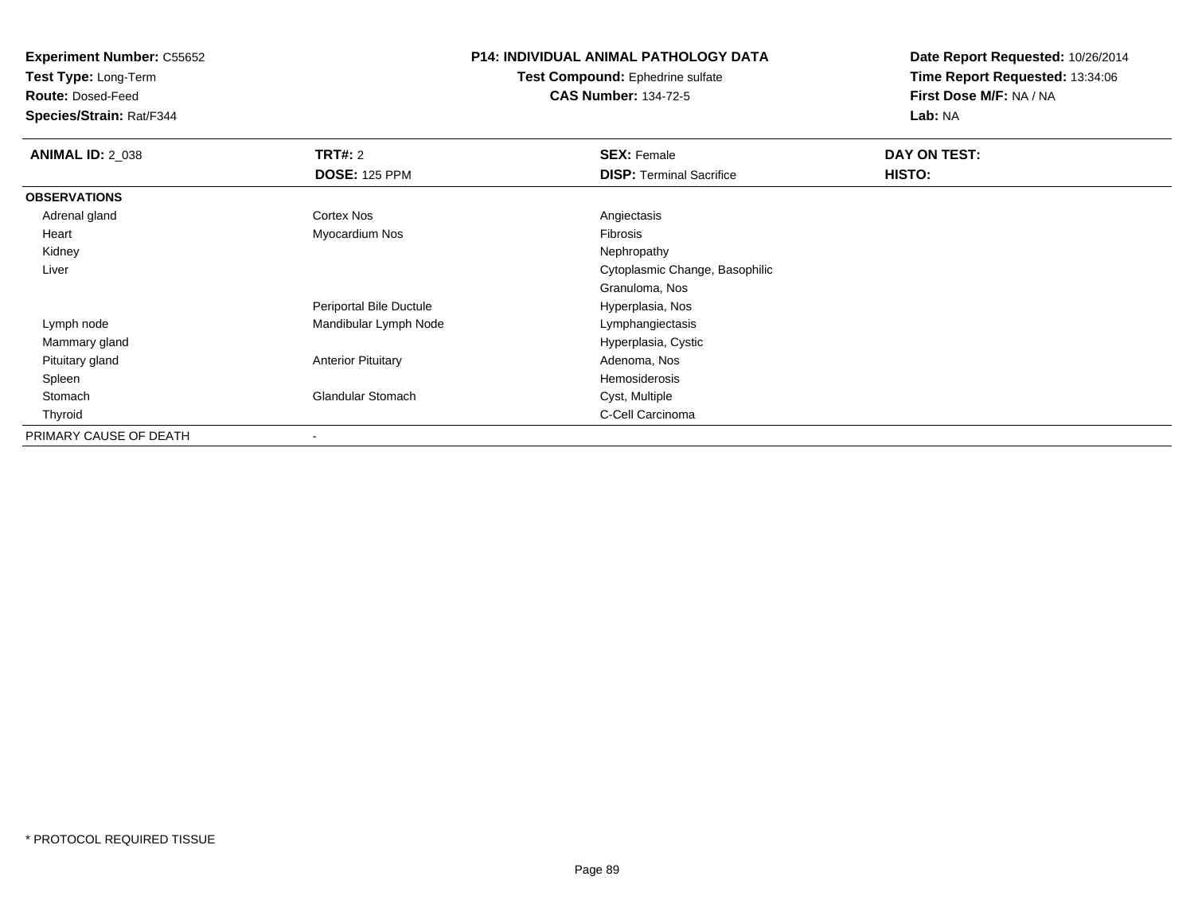**Experiment Number:** C55652
**Test Type:** Long-Term
**Route:** Dosed-Feed
**Species/Strain:** Rat/F344

**P14: INDIVIDUAL ANIMAL PATHOLOGY DATA**
**Test Compound:** Ephedrine sulfate
**CAS Number:** 134-72-5

**Date Report Requested:** 10/26/2014
**Time Report Requested:** 13:34:06
**First Dose M/F:** NA / NA
**Lab:** NA

| **ANIMAL ID:** 2_038 | **TRT#:** 2 | **SEX:** Female | **DAY ON TEST:** |
|---|---|---|---|
| | **DOSE:** 125 PPM | **DISP:** Terminal Sacrifice | **HISTO:** |
| **OBSERVATIONS** | | | |
| Adrenal gland | Cortex Nos | Angiectasis | |
| Heart | Myocardium Nos | Fibrosis | |
| Kidney | | Nephropathy | |
| Liver | | Cytoplasmic Change, Basophilic | |
| | | Granuloma, Nos | |
| | Periportal Bile Ductule | Hyperplasia, Nos | |
| Lymph node | Mandibular Lymph Node | Lymphangiectasis | |
| Mammary gland | | Hyperplasia, Cystic | |
| Pituitary gland | Anterior Pituitary | Adenoma, Nos | |
| Spleen | | Hemosiderosis | |
| Stomach | Glandular Stomach | Cyst, Multiple | |
| Thyroid | | C-Cell Carcinoma | |
| PRIMARY CAUSE OF DEATH | - | | |

* PROTOCOL REQUIRED TISSUE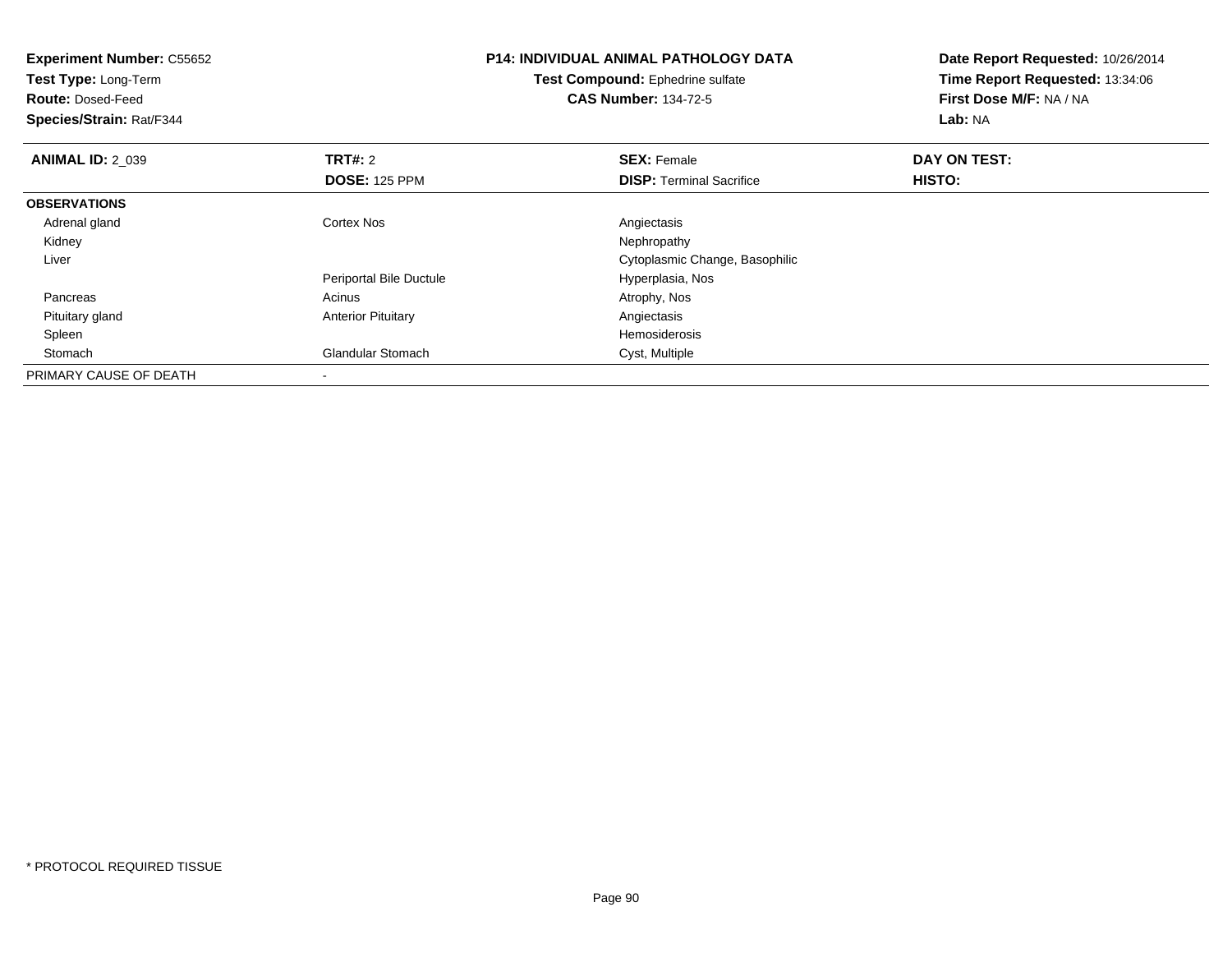**Experiment Number:** C55652
**Test Type:** Long-Term
**Route:** Dosed-Feed
**Species/Strain:** Rat/F344

**P14: INDIVIDUAL ANIMAL PATHOLOGY DATA**
**Test Compound:** Ephedrine sulfate
**CAS Number:** 134-72-5

**Date Report Requested:** 10/26/2014
**Time Report Requested:** 13:34:06
**First Dose M/F:** NA / NA
**Lab:** NA

| **ANIMAL ID:** 2_039 | **TRT#:** 2 | **SEX:** Female | **DAY ON TEST:** |
|---|---|---|---|
| | **DOSE:** 125 PPM | **DISP:** Terminal Sacrifice | **HISTO:** |
| **OBSERVATIONS** | | | |
| Adrenal gland | Cortex Nos | Angiectasis | |
| Kidney | | Nephropathy | |
| Liver | | Cytoplasmic Change, Basophilic | |
| | Periportal Bile Ductule | Hyperplasia, Nos | |
| Pancreas | Acinus | Atrophy, Nos | |
| Pituitary gland | Anterior Pituitary | Angiectasis | |
| Spleen | | Hemosiderosis | |
| Stomach | Glandular Stomach | Cyst, Multiple | |
| PRIMARY CAUSE OF DEATH | - | | |

* PROTOCOL REQUIRED TISSUE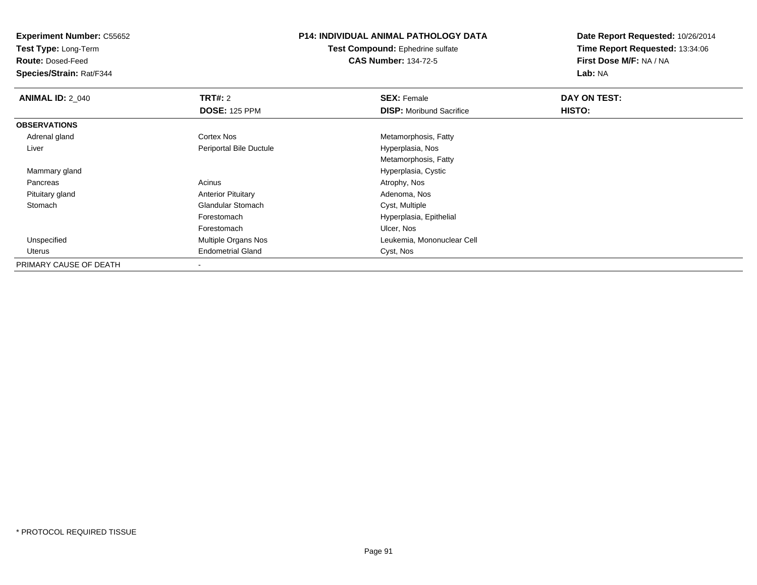**Experiment Number:** C55652
**Test Type:** Long-Term
**Route:** Dosed-Feed
**Species/Strain:** Rat/F344

**P14: INDIVIDUAL ANIMAL PATHOLOGY DATA**
**Test Compound:** Ephedrine sulfate
**CAS Number:** 134-72-5

**Date Report Requested:** 10/26/2014
**Time Report Requested:** 13:34:06
**First Dose M/F:** NA / NA
**Lab:** NA

| **ANIMAL ID:** 2_040 | **TRT#:** 2 | **SEX:** Female | **DAY ON TEST:** |
|---|---|---|---|
| | **DOSE:** 125 PPM | **DISP:** Moribund Sacrifice | **HISTO:** |
| **OBSERVATIONS** | | | |
| Adrenal gland | Cortex Nos | Metamorphosis, Fatty | |
| Liver | Periportal Bile Ductule | Hyperplasia, Nos | |
| | | Metamorphosis, Fatty | |
| Mammary gland | | Hyperplasia, Cystic | |
| Pancreas | Acinus | Atrophy, Nos | |
| Pituitary gland | Anterior Pituitary | Adenoma, Nos | |
| Stomach | Glandular Stomach | Cyst, Multiple | |
| | Forestomach | Hyperplasia, Epithelial | |
| | Forestomach | Ulcer, Nos | |
| Unspecified | Multiple Organs Nos | Leukemia, Mononuclear Cell | |
| Uterus | Endometrial Gland | Cyst, Nos | |
| PRIMARY CAUSE OF DEATH | - | | |

* PROTOCOL REQUIRED TISSUE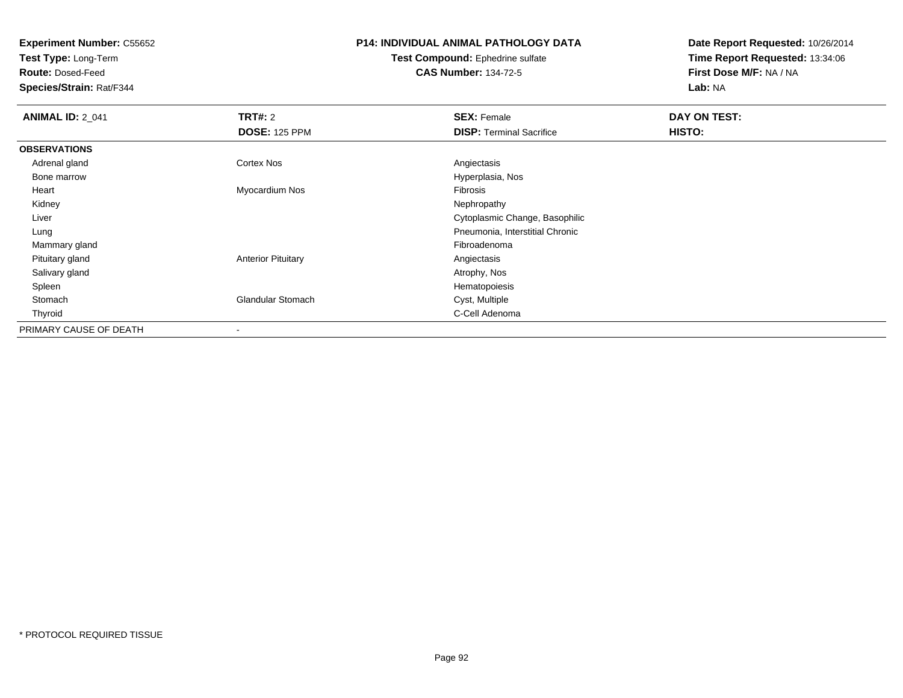**Experiment Number:** C55652
**Test Type:** Long-Term
**Route:** Dosed-Feed
**Species/Strain:** Rat/F344

**P14: INDIVIDUAL ANIMAL PATHOLOGY DATA**
**Test Compound:** Ephedrine sulfate
**CAS Number:** 134-72-5

**Date Report Requested:** 10/26/2014
**Time Report Requested:** 13:34:06
**First Dose M/F:** NA / NA
**Lab:** NA

| **ANIMAL ID:** 2_041 | **TRT#:** 2 | **SEX:** Female | **DAY ON TEST:** |
|---|---|---|---|
| | **DOSE:** 125 PPM | **DISP:** Terminal Sacrifice | **HISTO:** |
| **OBSERVATIONS** | | | |
| Adrenal gland | Cortex Nos | Angiectasis | |
| Bone marrow | | Hyperplasia, Nos | |
| Heart | Myocardium Nos | Fibrosis | |
| Kidney | | Nephropathy | |
| Liver | | Cytoplasmic Change, Basophilic | |
| Lung | | Pneumonia, Interstitial Chronic | |
| Mammary gland | | Fibroadenoma | |
| Pituitary gland | Anterior Pituitary | Angiectasis | |
| Salivary gland | | Atrophy, Nos | |
| Spleen | | Hematopoiesis | |
| Stomach | Glandular Stomach | Cyst, Multiple | |
| Thyroid | | C-Cell Adenoma | |
| PRIMARY CAUSE OF DEATH | - | | |

* PROTOCOL REQUIRED TISSUE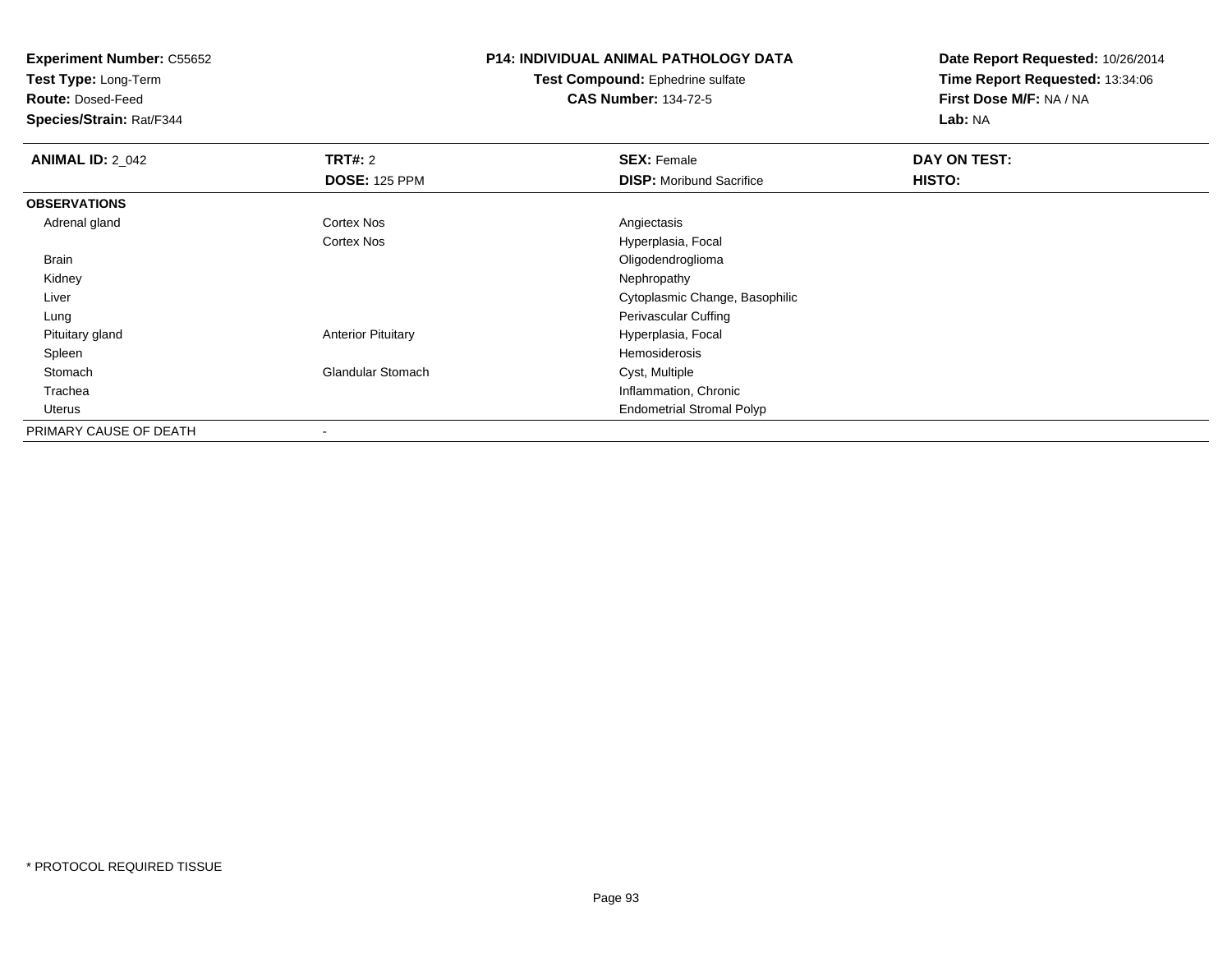**Experiment Number:** C55652
**Test Type:** Long-Term
**Route:** Dosed-Feed
**Species/Strain:** Rat/F344

**P14: INDIVIDUAL ANIMAL PATHOLOGY DATA**
**Test Compound:** Ephedrine sulfate
**CAS Number:** 134-72-5

**Date Report Requested:** 10/26/2014
**Time Report Requested:** 13:34:06
**First Dose M/F:** NA / NA
**Lab:** NA

| **ANIMAL ID:** 2_042 | **TRT#:** 2 | **SEX:** Female | **DAY ON TEST:** |
|---|---|---|---|
| | **DOSE:** 125 PPM | **DISP:** Moribund Sacrifice | **HISTO:** |
| **OBSERVATIONS** | | | |
| Adrenal gland | Cortex Nos | Angiectasis | |
| | Cortex Nos | Hyperplasia, Focal | |
| Brain | | Oligodendroglioma | |
| Kidney | | Nephropathy | |
| Liver | | Cytoplasmic Change, Basophilic | |
| Lung | | Perivascular Cuffing | |
| Pituitary gland | Anterior Pituitary | Hyperplasia, Focal | |
| Spleen | | Hemosiderosis | |
| Stomach | Glandular Stomach | Cyst, Multiple | |
| Trachea | | Inflammation, Chronic | |
| Uterus | | Endometrial Stromal Polyp | |
| PRIMARY CAUSE OF DEATH | - | | |

* PROTOCOL REQUIRED TISSUE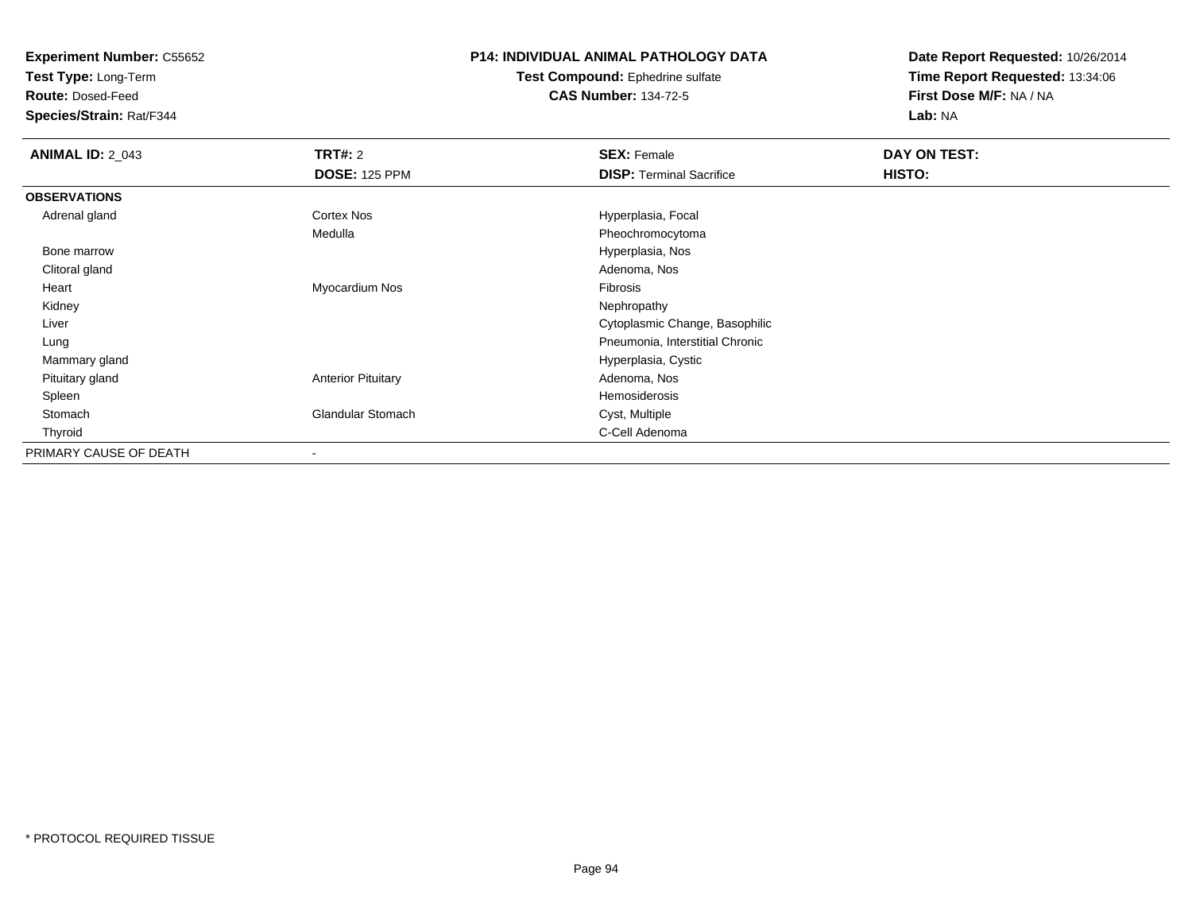**Experiment Number:** C55652
**Test Type:** Long-Term
**Route:** Dosed-Feed
**Species/Strain:** Rat/F344

**P14: INDIVIDUAL ANIMAL PATHOLOGY DATA**
**Test Compound:** Ephedrine sulfate
**CAS Number:** 134-72-5

**Date Report Requested:** 10/26/2014
**Time Report Requested:** 13:34:06
**First Dose M/F:** NA / NA
**Lab:** NA

| **ANIMAL ID:** 2_043 | **TRT#:** 2 | **SEX:** Female | **DAY ON TEST:** |
|---|---|---|---|
| | **DOSE:** 125 PPM | **DISP:** Terminal Sacrifice | **HISTO:** |
| **OBSERVATIONS** | | | |
| Adrenal gland | Cortex Nos | Hyperplasia, Focal | |
| | Medulla | Pheochromocytoma | |
| Bone marrow | | Hyperplasia, Nos | |
| Clitoral gland | | Adenoma, Nos | |
| Heart | Myocardium Nos | Fibrosis | |
| Kidney | | Nephropathy | |
| Liver | | Cytoplasmic Change, Basophilic | |
| Lung | | Pneumonia, Interstitial Chronic | |
| Mammary gland | | Hyperplasia, Cystic | |
| Pituitary gland | Anterior Pituitary | Adenoma, Nos | |
| Spleen | | Hemosiderosis | |
| Stomach | Glandular Stomach | Cyst, Multiple | |
| Thyroid | | C-Cell Adenoma | |
| PRIMARY CAUSE OF DEATH | - | | |

* PROTOCOL REQUIRED TISSUE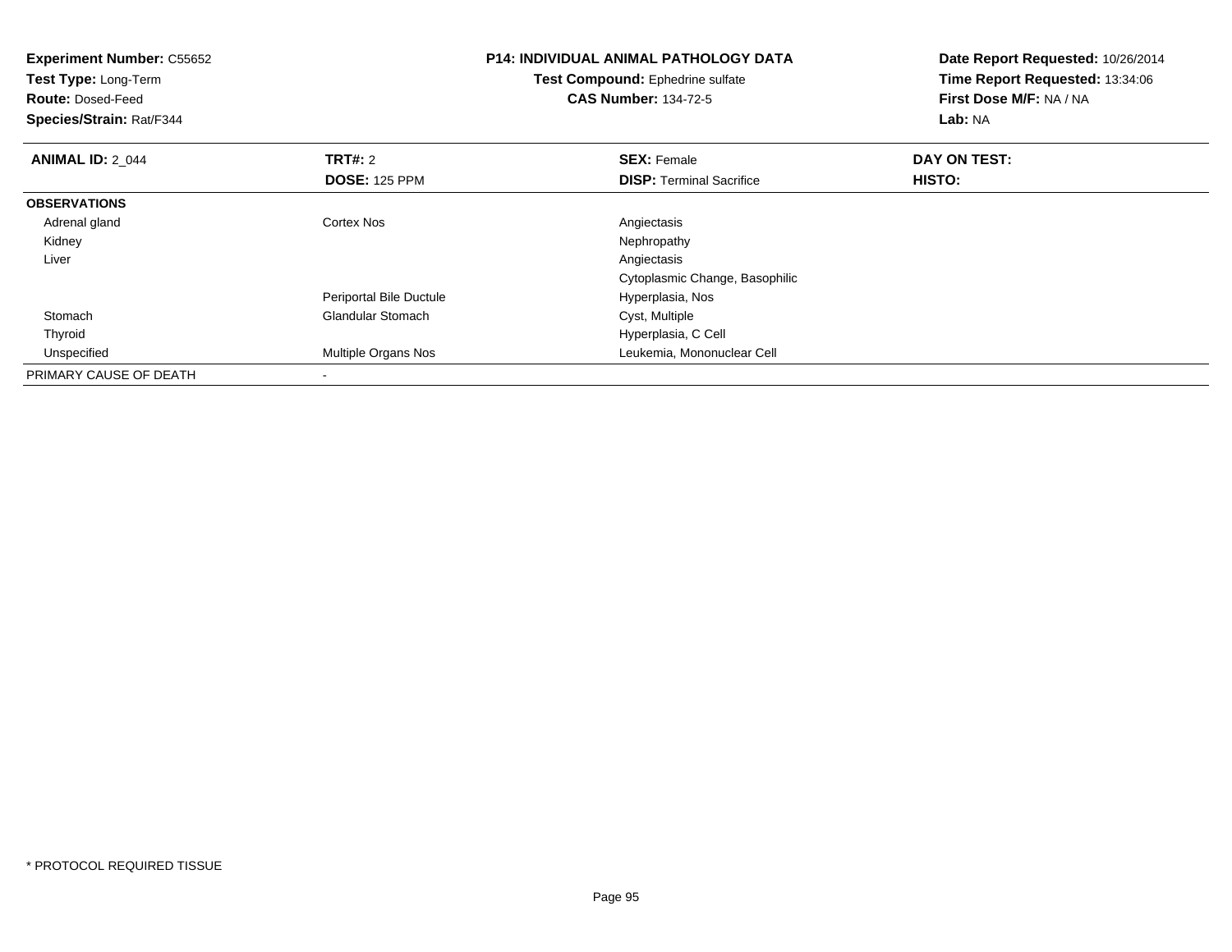**Experiment Number:** C55652
**Test Type:** Long-Term
**Route:** Dosed-Feed
**Species/Strain:** Rat/F344

**P14: INDIVIDUAL ANIMAL PATHOLOGY DATA**
**Test Compound:** Ephedrine sulfate
**CAS Number:** 134-72-5

**Date Report Requested:** 10/26/2014
**Time Report Requested:** 13:34:06
**First Dose M/F:** NA / NA
**Lab:** NA

| **ANIMAL ID:** 2_044 | **TRT#:** 2 | **SEX:** Female | **DAY ON TEST:** |
|---|---|---|---|
| | **DOSE:** 125 PPM | **DISP:** Terminal Sacrifice | **HISTO:** |
| **OBSERVATIONS** | | | |
| Adrenal gland | Cortex Nos | Angiectasis | |
| Kidney | | Nephropathy | |
| Liver | | Angiectasis | |
| | | Cytoplasmic Change, Basophilic | |
| | Periportal Bile Ductule | Hyperplasia, Nos | |
| Stomach | Glandular Stomach | Cyst, Multiple | |
| Thyroid | | Hyperplasia, C Cell | |
| Unspecified | Multiple Organs Nos | Leukemia, Mononuclear Cell | |
| PRIMARY CAUSE OF DEATH | - | | |

* PROTOCOL REQUIRED TISSUE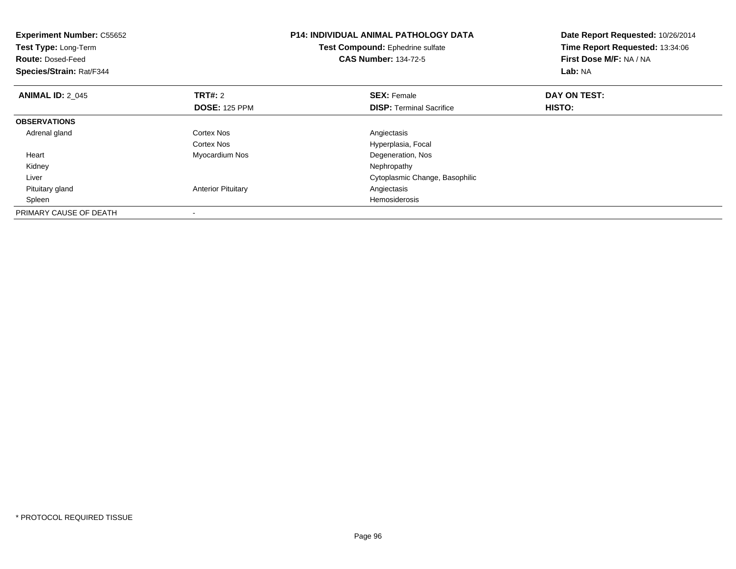**Experiment Number:** C55652
**Test Type:** Long-Term
**Route:** Dosed-Feed
**Species/Strain:** Rat/F344

**P14: INDIVIDUAL ANIMAL PATHOLOGY DATA**
**Test Compound:** Ephedrine sulfate
**CAS Number:** 134-72-5

**Date Report Requested:** 10/26/2014
**Time Report Requested:** 13:34:06
**First Dose M/F:** NA / NA
**Lab:** NA

| **ANIMAL ID:** 2_045 | **TRT#:** 2 | **SEX:** Female | **DAY ON TEST:** |
|---|---|---|---|
| | **DOSE:** 125 PPM | **DISP:** Terminal Sacrifice | **HISTO:** |
| **OBSERVATIONS** | | | |
| Adrenal gland | Cortex Nos | Angiectasis | |
| | Cortex Nos | Hyperplasia, Focal | |
| Heart | Myocardium Nos | Degeneration, Nos | |
| Kidney | | Nephropathy | |
| Liver | | Cytoplasmic Change, Basophilic | |
| Pituitary gland | Anterior Pituitary | Angiectasis | |
| Spleen | | Hemosiderosis | |
| PRIMARY CAUSE OF DEATH | - | | |

* PROTOCOL REQUIRED TISSUE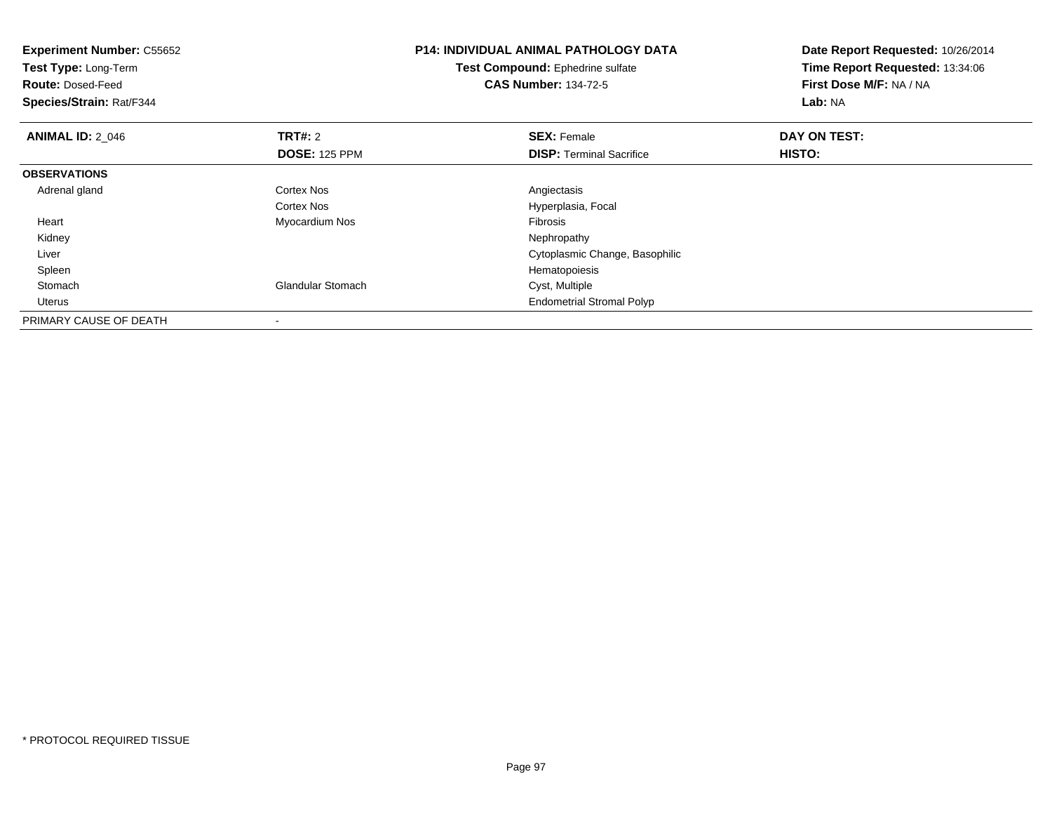**Experiment Number:** C55652
**Test Type:** Long-Term
**Route:** Dosed-Feed
**Species/Strain:** Rat/F344

# P14: INDIVIDUAL ANIMAL PATHOLOGY DATA

**Test Compound:** Ephedrine sulfate
**CAS Number:** 134-72-5

**Date Report Requested:** 10/26/2014
**Time Report Requested:** 13:34:06
**First Dose M/F:** NA / NA
**Lab:** NA

| **ANIMAL ID:** 2_046 | **TRT#:** 2 | **SEX:** Female | **DAY ON TEST:** |
|---|---|---|---|
| | **DOSE:** 125 PPM | **DISP:** Terminal Sacrifice | **HISTO:** |
| **OBSERVATIONS** | | | |
| Adrenal gland | Cortex Nos | Angiectasis | |
| | Cortex Nos | Hyperplasia, Focal | |
| Heart | Myocardium Nos | Fibrosis | |
| Kidney | | Nephropathy | |
| Liver | | Cytoplasmic Change, Basophilic | |
| Spleen | | Hematopoiesis | |
| Stomach | Glandular Stomach | Cyst, Multiple | |
| Uterus | | Endometrial Stromal Polyp | |
| PRIMARY CAUSE OF DEATH | - | | |

* PROTOCOL REQUIRED TISSUE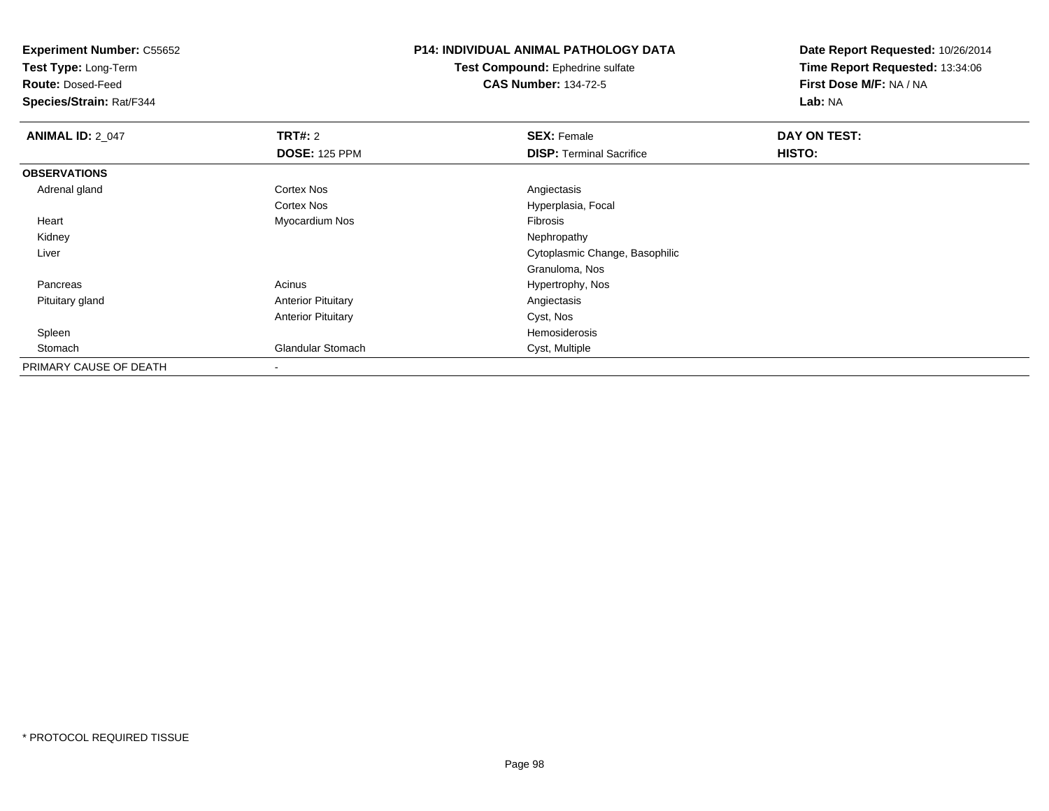**Experiment Number:** C55652
**Test Type:** Long-Term
**Route:** Dosed-Feed
**Species/Strain:** Rat/F344

**P14: INDIVIDUAL ANIMAL PATHOLOGY DATA**
**Test Compound:** Ephedrine sulfate
**CAS Number:** 134-72-5

**Date Report Requested:** 10/26/2014
**Time Report Requested:** 13:34:06
**First Dose M/F:** NA / NA
**Lab:** NA

| **ANIMAL ID:** 2_047 | **TRT#:** 2 | **SEX:** Female | **DAY ON TEST:** |
|---|---|---|---|
| | **DOSE:** 125 PPM | **DISP:** Terminal Sacrifice | **HISTO:** |
| **OBSERVATIONS** | | | |
| Adrenal gland | Cortex Nos | Angiectasis | |
| | Cortex Nos | Hyperplasia, Focal | |
| Heart | Myocardium Nos | Fibrosis | |
| Kidney | | Nephropathy | |
| Liver | | Cytoplasmic Change, Basophilic | |
| | | Granuloma, Nos | |
| Pancreas | Acinus | Hypertrophy, Nos | |
| Pituitary gland | Anterior Pituitary | Angiectasis | |
| | Anterior Pituitary | Cyst, Nos | |
| Spleen | | Hemosiderosis | |
| Stomach | Glandular Stomach | Cyst, Multiple | |
| PRIMARY CAUSE OF DEATH | - | | |

* PROTOCOL REQUIRED TISSUE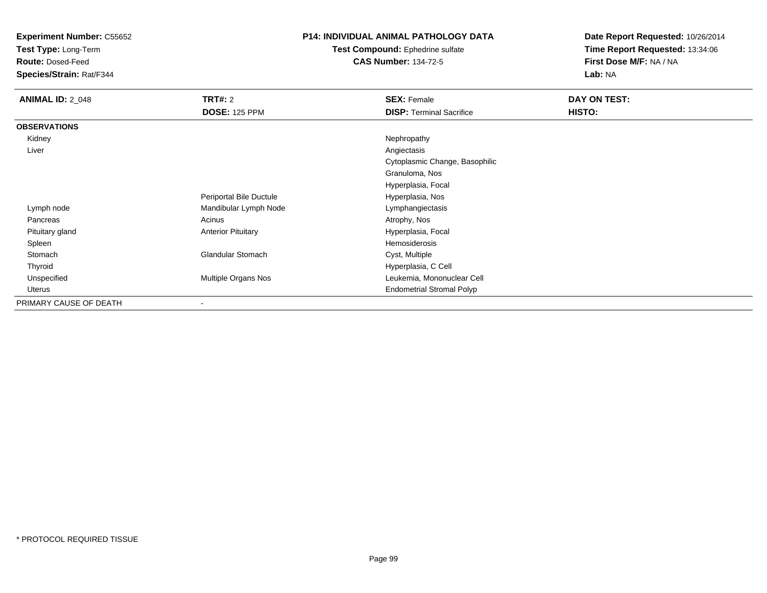**Experiment Number:** C55652
**Test Type:** Long-Term
**Route:** Dosed-Feed
**Species/Strain:** Rat/F344

**P14: INDIVIDUAL ANIMAL PATHOLOGY DATA**
**Test Compound:** Ephedrine sulfate
**CAS Number:** 134-72-5

**Date Report Requested:** 10/26/2014
**Time Report Requested:** 13:34:06
**First Dose M/F:** NA / NA
**Lab:** NA

| **ANIMAL ID:** 2_048 | **TRT#:** 2 | **SEX:** Female | **DAY ON TEST:** |
|---|---|---|---|
| | **DOSE:** 125 PPM | **DISP:** Terminal Sacrifice | **HISTO:** |
| **OBSERVATIONS** | | | |
| Kidney | | Nephropathy | |
| Liver | | Angiectasis | |
| | | Cytoplasmic Change, Basophilic | |
| | | Granuloma, Nos | |
| | | Hyperplasia, Focal | |
| | Periportal Bile Ductule | Hyperplasia, Nos | |
| Lymph node | Mandibular Lymph Node | Lymphangiectasis | |
| Pancreas | Acinus | Atrophy, Nos | |
| Pituitary gland | Anterior Pituitary | Hyperplasia, Focal | |
| Spleen | | Hemosiderosis | |
| Stomach | Glandular Stomach | Cyst, Multiple | |
| Thyroid | | Hyperplasia, C Cell | |
| Unspecified | Multiple Organs Nos | Leukemia, Mononuclear Cell | |
| Uterus | | Endometrial Stromal Polyp | |
| PRIMARY CAUSE OF DEATH | - | | |

* PROTOCOL REQUIRED TISSUE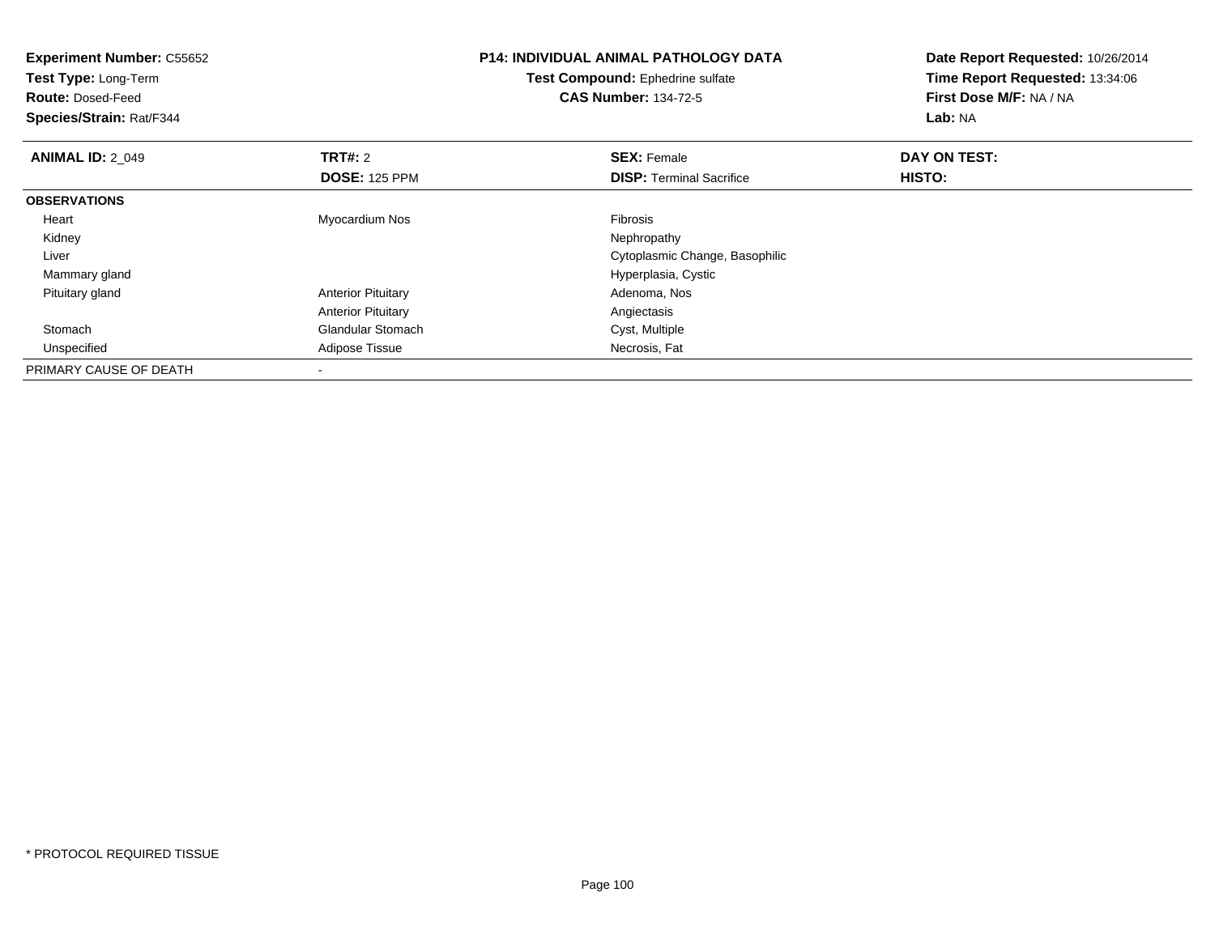**Experiment Number:** C55652
**Test Type:** Long-Term
**Route:** Dosed-Feed
**Species/Strain:** Rat/F344

**P14: INDIVIDUAL ANIMAL PATHOLOGY DATA**
**Test Compound:** Ephedrine sulfate
**CAS Number:** 134-72-5

**Date Report Requested:** 10/26/2014
**Time Report Requested:** 13:34:06
**First Dose M/F:** NA / NA
**Lab:** NA

| **ANIMAL ID:** 2_049 | **TRT#:** 2 | **SEX:** Female | **DAY ON TEST:** |
|---|---|---|---|
| | **DOSE:** 125 PPM | **DISP:** Terminal Sacrifice | **HISTO:** |
| **OBSERVATIONS** | | | |
| Heart | Myocardium Nos | Fibrosis | |
| Kidney | | Nephropathy | |
| Liver | | Cytoplasmic Change, Basophilic | |
| Mammary gland | | Hyperplasia, Cystic | |
| Pituitary gland | Anterior Pituitary | Adenoma, Nos | |
| | Anterior Pituitary | Angiectasis | |
| Stomach | Glandular Stomach | Cyst, Multiple | |
| Unspecified | Adipose Tissue | Necrosis, Fat | |
| PRIMARY CAUSE OF DEATH | - | | |

\* PROTOCOL REQUIRED TISSUE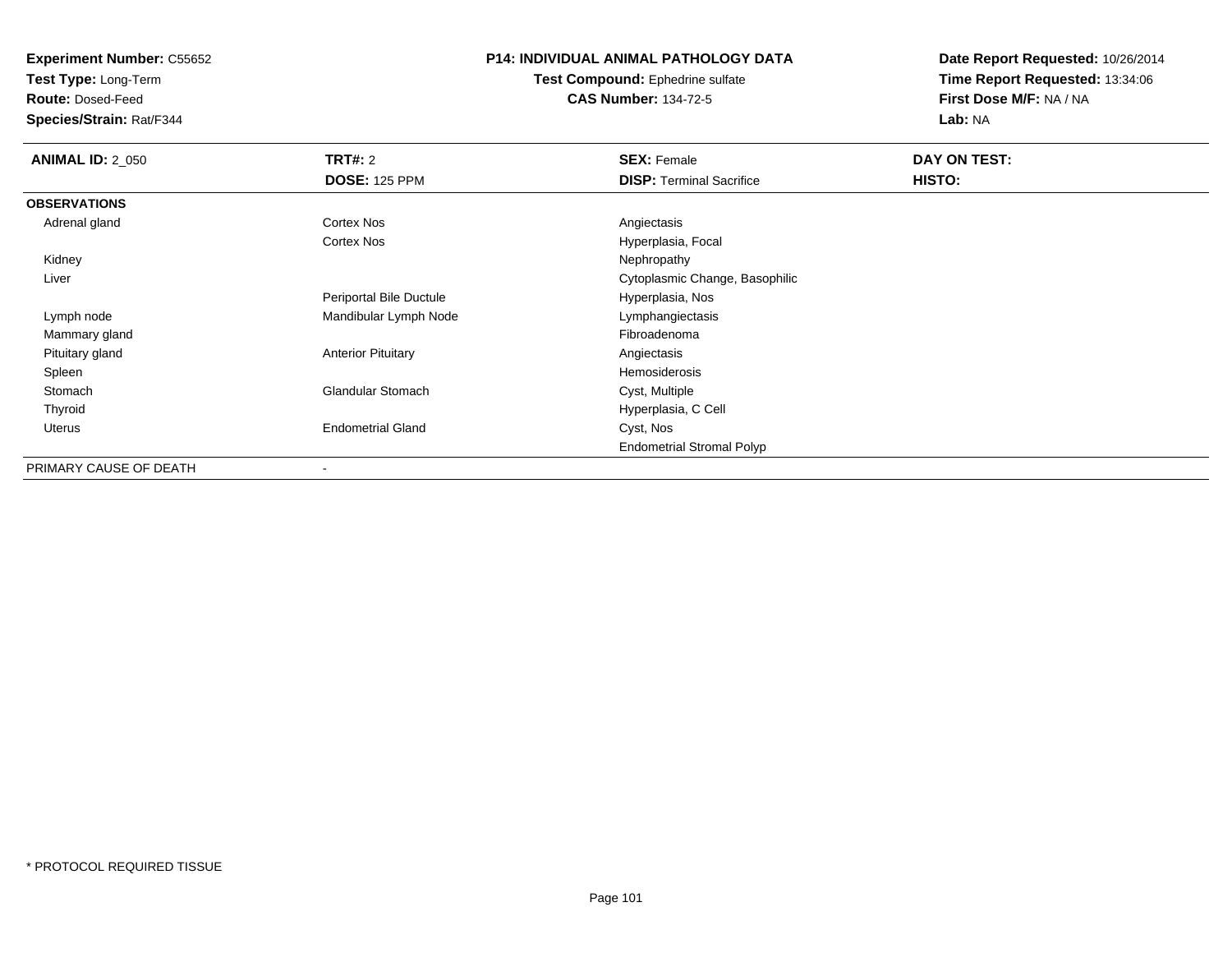**Experiment Number:** C55652
**Test Type:** Long-Term
**Route:** Dosed-Feed
**Species/Strain:** Rat/F344

**P14: INDIVIDUAL ANIMAL PATHOLOGY DATA**
**Test Compound:** Ephedrine sulfate
**CAS Number:** 134-72-5

**Date Report Requested:** 10/26/2014
**Time Report Requested:** 13:34:06
**First Dose M/F:** NA / NA
**Lab:** NA

| **ANIMAL ID:** 2_050 | **TRT#:** 2 | **SEX:** Female | **DAY ON TEST:** |
|---|---|---|---|
| | **DOSE:** 125 PPM | **DISP:** Terminal Sacrifice | **HISTO:** |
| **OBSERVATIONS** | | | |
| Adrenal gland | Cortex Nos | Angiectasis | |
| | Cortex Nos | Hyperplasia, Focal | |
| Kidney | | Nephropathy | |
| Liver | | Cytoplasmic Change, Basophilic | |
| | Periportal Bile Ductule | Hyperplasia, Nos | |
| Lymph node | Mandibular Lymph Node | Lymphangiectasis | |
| Mammary gland | | Fibroadenoma | |
| Pituitary gland | Anterior Pituitary | Angiectasis | |
| Spleen | | Hemosiderosis | |
| Stomach | Glandular Stomach | Cyst, Multiple | |
| Thyroid | | Hyperplasia, C Cell | |
| Uterus | Endometrial Gland | Cyst, Nos | |
| | | Endometrial Stromal Polyp | |
| PRIMARY CAUSE OF DEATH | - | | |

* PROTOCOL REQUIRED TISSUE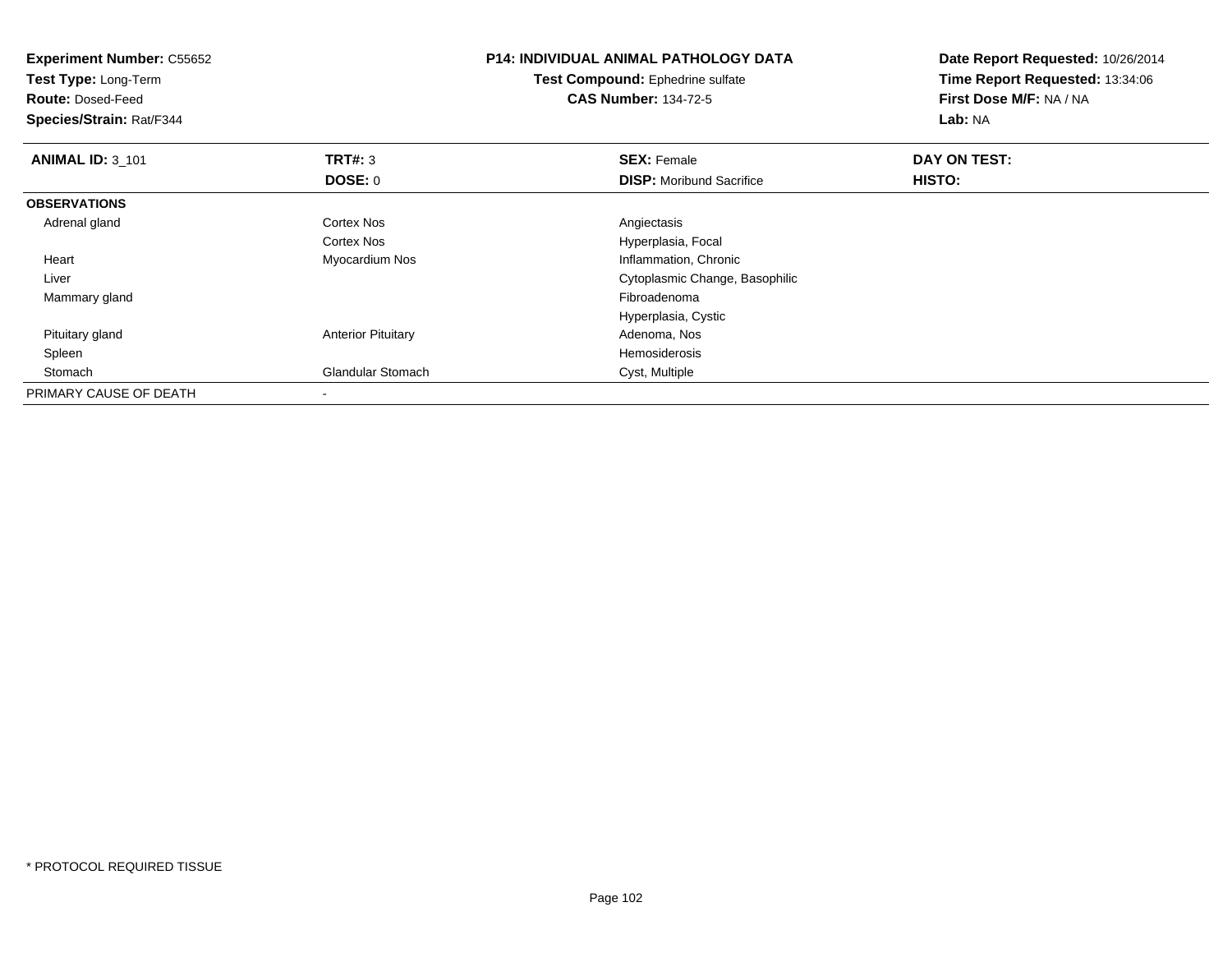**Experiment Number:** C55652
**Test Type:** Long-Term
**Route:** Dosed-Feed
**Species/Strain:** Rat/F344

**P14: INDIVIDUAL ANIMAL PATHOLOGY DATA**
**Test Compound:** Ephedrine sulfate
**CAS Number:** 134-72-5

**Date Report Requested:** 10/26/2014
**Time Report Requested:** 13:34:06
**First Dose M/F:** NA / NA
**Lab:** NA

| **ANIMAL ID:** 3_101 | **TRT#:** 3 | **SEX:** Female | **DAY ON TEST:** |
|---|---|---|---|
| | **DOSE:** 0 | **DISP:** Moribund Sacrifice | **HISTO:** |
| **OBSERVATIONS** | | | |
| Adrenal gland | Cortex Nos | Angiectasis | |
| | Cortex Nos | Hyperplasia, Focal | |
| Heart | Myocardium Nos | Inflammation, Chronic | |
| Liver | | Cytoplasmic Change, Basophilic | |
| Mammary gland | | Fibroadenoma | |
| | | Hyperplasia, Cystic | |
| Pituitary gland | Anterior Pituitary | Adenoma, Nos | |
| Spleen | | Hemosiderosis | |
| Stomach | Glandular Stomach | Cyst, Multiple | |
| PRIMARY CAUSE OF DEATH | - | | |

* PROTOCOL REQUIRED TISSUE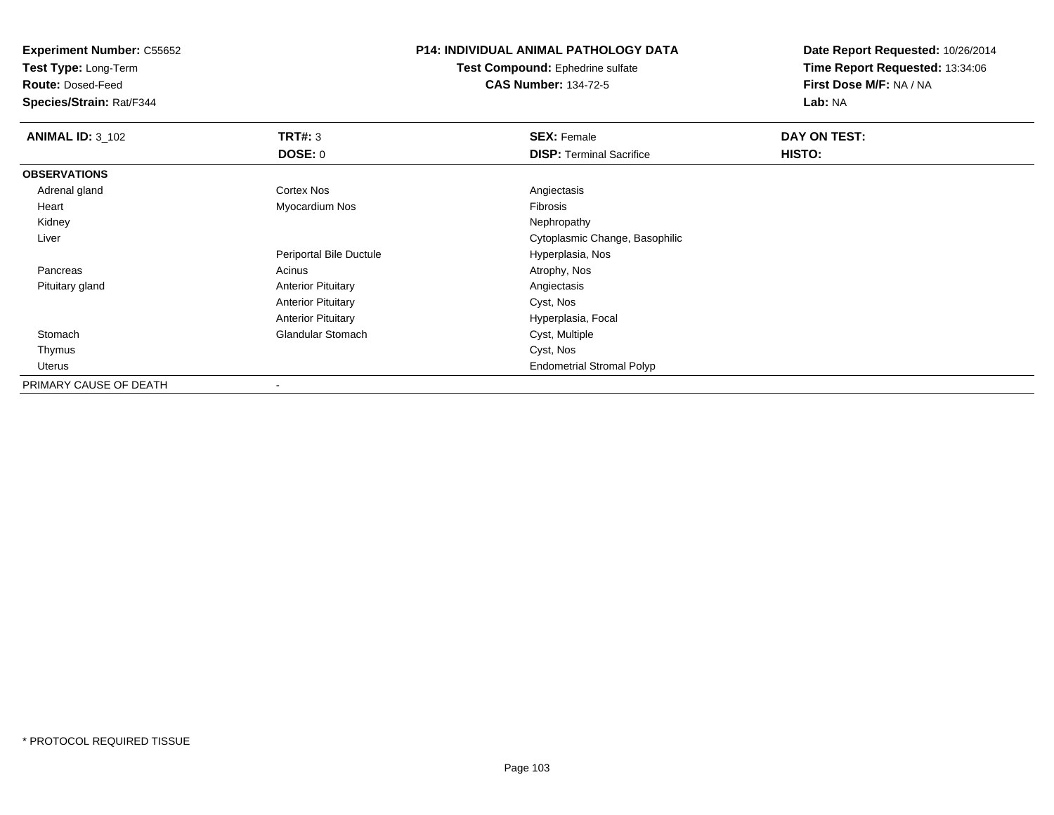**Experiment Number:** C55652
**Test Type:** Long-Term
**Route:** Dosed-Feed
**Species/Strain:** Rat/F344

**P14: INDIVIDUAL ANIMAL PATHOLOGY DATA**
**Test Compound:** Ephedrine sulfate
**CAS Number:** 134-72-5

**Date Report Requested:** 10/26/2014
**Time Report Requested:** 13:34:06
**First Dose M/F:** NA / NA
**Lab:** NA

| **ANIMAL ID:** 3_102 | **TRT#:** 3 | **SEX:** Female | **DAY ON TEST:** |
|---|---|---|---|
| | **DOSE:** 0 | **DISP:** Terminal Sacrifice | **HISTO:** |
| **OBSERVATIONS** | | | |
| Adrenal gland | Cortex Nos | Angiectasis | |
| Heart | Myocardium Nos | Fibrosis | |
| Kidney | | Nephropathy | |
| Liver | | Cytoplasmic Change, Basophilic | |
| | Periportal Bile Ductule | Hyperplasia, Nos | |
| Pancreas | Acinus | Atrophy, Nos | |
| Pituitary gland | Anterior Pituitary | Angiectasis | |
| | Anterior Pituitary | Cyst, Nos | |
| | Anterior Pituitary | Hyperplasia, Focal | |
| Stomach | Glandular Stomach | Cyst, Multiple | |
| Thymus | | Cyst, Nos | |
| Uterus | | Endometrial Stromal Polyp | |
| PRIMARY CAUSE OF DEATH | - | | |

* PROTOCOL REQUIRED TISSUE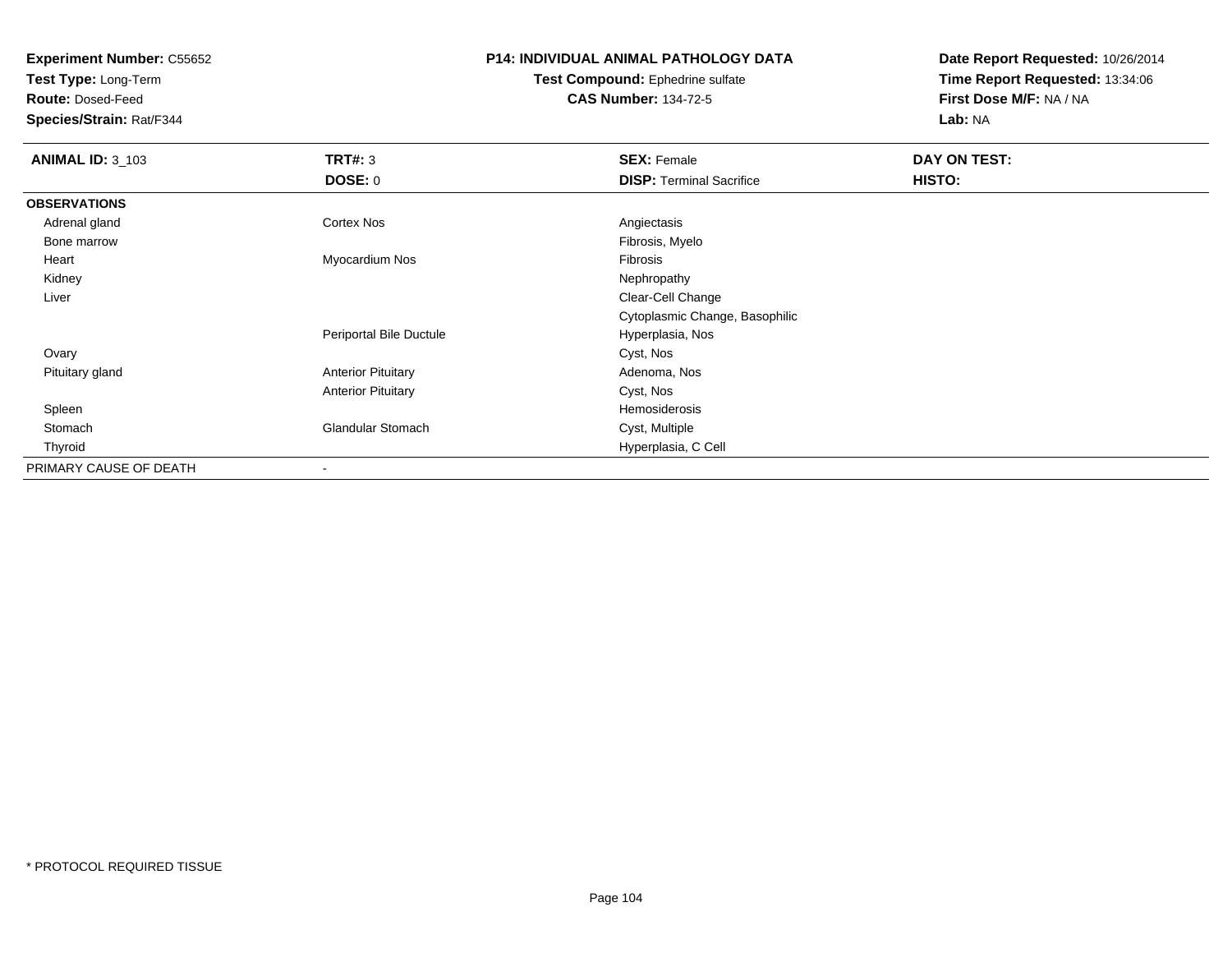**Experiment Number:** C55652
**Test Type:** Long-Term
**Route:** Dosed-Feed
**Species/Strain:** Rat/F344

**P14: INDIVIDUAL ANIMAL PATHOLOGY DATA**
**Test Compound:** Ephedrine sulfate
**CAS Number:** 134-72-5

**Date Report Requested:** 10/26/2014
**Time Report Requested:** 13:34:06
**First Dose M/F:** NA / NA
**Lab:** NA

| **ANIMAL ID:** 3_103 | **TRT#:** 3 | **SEX:** Female | **DAY ON TEST:** |
|---|---|---|---|
| | **DOSE:** 0 | **DISP:** Terminal Sacrifice | **HISTO:** |
| **OBSERVATIONS** | | | |
| Adrenal gland | Cortex Nos | Angiectasis | |
| Bone marrow | | Fibrosis, Myelo | |
| Heart | Myocardium Nos | Fibrosis | |
| Kidney | | Nephropathy | |
| Liver | | Clear-Cell Change | |
| | | Cytoplasmic Change, Basophilic | |
| | Periportal Bile Ductule | Hyperplasia, Nos | |
| Ovary | | Cyst, Nos | |
| Pituitary gland | Anterior Pituitary | Adenoma, Nos | |
| | Anterior Pituitary | Cyst, Nos | |
| Spleen | | Hemosiderosis | |
| Stomach | Glandular Stomach | Cyst, Multiple | |
| Thyroid | | Hyperplasia, C Cell | |
| PRIMARY CAUSE OF DEATH | - | | |

* PROTOCOL REQUIRED TISSUE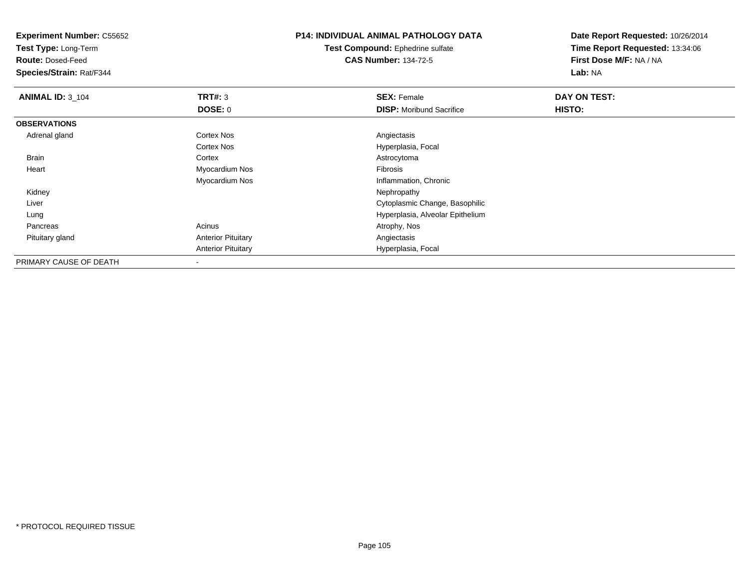**Experiment Number:** C55652
**Test Type:** Long-Term
**Route:** Dosed-Feed
**Species/Strain:** Rat/F344

**P14: INDIVIDUAL ANIMAL PATHOLOGY DATA**
**Test Compound:** Ephedrine sulfate
**CAS Number:** 134-72-5

**Date Report Requested:** 10/26/2014
**Time Report Requested:** 13:34:06
**First Dose M/F:** NA / NA
**Lab:** NA

| **ANIMAL ID:** 3_104 | **TRT#:** 3 | **SEX:** Female | **DAY ON TEST:** |
|---|---|---|---|
| | **DOSE:** 0 | **DISP:** Moribund Sacrifice | **HISTO:** |
| **OBSERVATIONS** | | | |
| Adrenal gland | Cortex Nos | Angiectasis | |
| | Cortex Nos | Hyperplasia, Focal | |
| Brain | Cortex | Astrocytoma | |
| Heart | Myocardium Nos | Fibrosis | |
| | Myocardium Nos | Inflammation, Chronic | |
| Kidney | | Nephropathy | |
| Liver | | Cytoplasmic Change, Basophilic | |
| Lung | | Hyperplasia, Alveolar Epithelium | |
| Pancreas | Acinus | Atrophy, Nos | |
| Pituitary gland | Anterior Pituitary | Angiectasis | |
| | Anterior Pituitary | Hyperplasia, Focal | |
| PRIMARY CAUSE OF DEATH | - | | |

* PROTOCOL REQUIRED TISSUE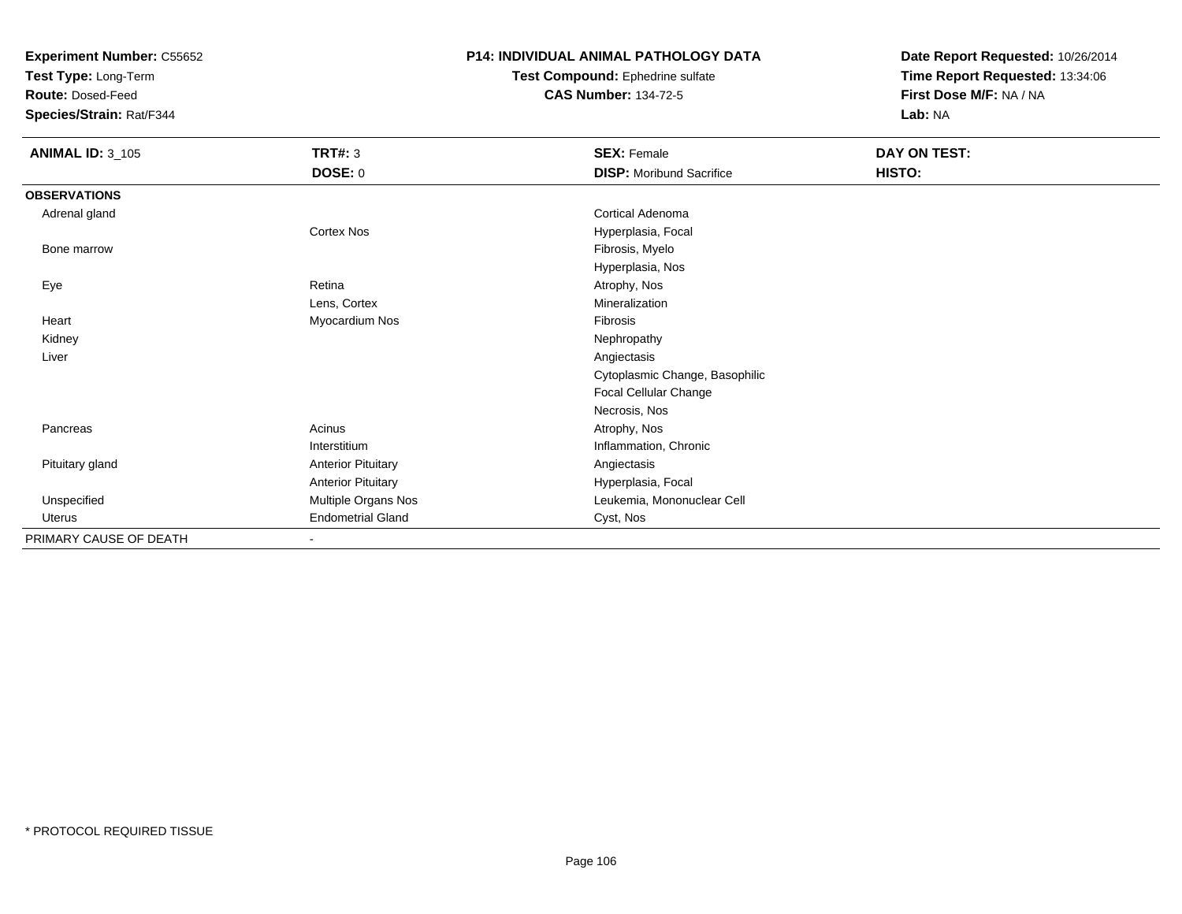**Experiment Number:** C55652
**Test Type:** Long-Term
**Route:** Dosed-Feed
**Species/Strain:** Rat/F344

**P14: INDIVIDUAL ANIMAL PATHOLOGY DATA**
**Test Compound:** Ephedrine sulfate
**CAS Number:** 134-72-5

**Date Report Requested:** 10/26/2014
**Time Report Requested:** 13:34:06
**First Dose M/F:** NA / NA
**Lab:** NA

| **ANIMAL ID:** 3_105 | **TRT#:** 3 | **SEX:** Female | **DAY ON TEST:** |
|---|---|---|---|
| | **DOSE:** 0 | **DISP:** Moribund Sacrifice | **HISTO:** |
| **OBSERVATIONS** | | | |
| Adrenal gland | | Cortical Adenoma | |
| | Cortex Nos | Hyperplasia, Focal | |
| Bone marrow | | Fibrosis, Myelo | |
| | | Hyperplasia, Nos | |
| Eye | Retina | Atrophy, Nos | |
| | Lens, Cortex | Mineralization | |
| Heart | Myocardium Nos | Fibrosis | |
| Kidney | | Nephropathy | |
| Liver | | Angiectasis | |
| | | Cytoplasmic Change, Basophilic | |
| | | Focal Cellular Change | |
| | | Necrosis, Nos | |
| Pancreas | Acinus | Atrophy, Nos | |
| | Interstitium | Inflammation, Chronic | |
| Pituitary gland | Anterior Pituitary | Angiectasis | |
| | Anterior Pituitary | Hyperplasia, Focal | |
| Unspecified | Multiple Organs Nos | Leukemia, Mononuclear Cell | |
| Uterus | Endometrial Gland | Cyst, Nos | |
| PRIMARY CAUSE OF DEATH | - | | |

* PROTOCOL REQUIRED TISSUE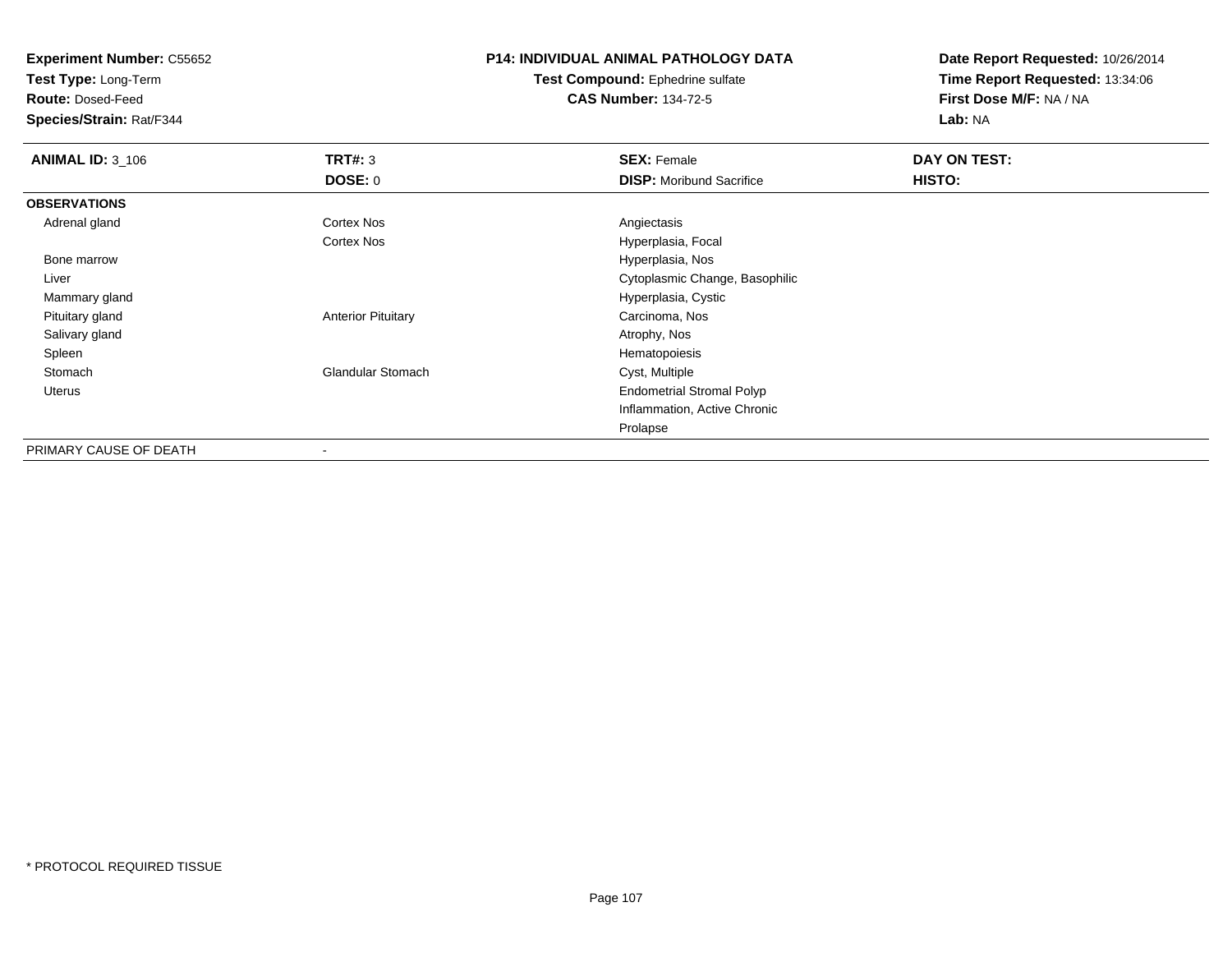**Experiment Number:** C55652
**Test Type:** Long-Term
**Route:** Dosed-Feed
**Species/Strain:** Rat/F344

**P14: INDIVIDUAL ANIMAL PATHOLOGY DATA**
**Test Compound:** Ephedrine sulfate
**CAS Number:** 134-72-5

**Date Report Requested:** 10/26/2014
**Time Report Requested:** 13:34:06
**First Dose M/F:** NA / NA
**Lab:** NA

| ANIMAL ID: 3_106 | TRT#: 3 | SEX: Female | DAY ON TEST: |
|---|---|---|---|
| | DOSE: 0 | DISP: Moribund Sacrifice | HISTO: |
| **OBSERVATIONS** | | | |
| Adrenal gland | Cortex Nos | Angiectasis | |
| | Cortex Nos | Hyperplasia, Focal | |
| Bone marrow | | Hyperplasia, Nos | |
| Liver | | Cytoplasmic Change, Basophilic | |
| Mammary gland | | Hyperplasia, Cystic | |
| Pituitary gland | Anterior Pituitary | Carcinoma, Nos | |
| Salivary gland | | Atrophy, Nos | |
| Spleen | | Hematopoiesis | |
| Stomach | Glandular Stomach | Cyst, Multiple | |
| Uterus | | Endometrial Stromal Polyp | |
| | | Inflammation, Active Chronic | |
| | | Prolapse | |
| PRIMARY CAUSE OF DEATH | - | | |

* PROTOCOL REQUIRED TISSUE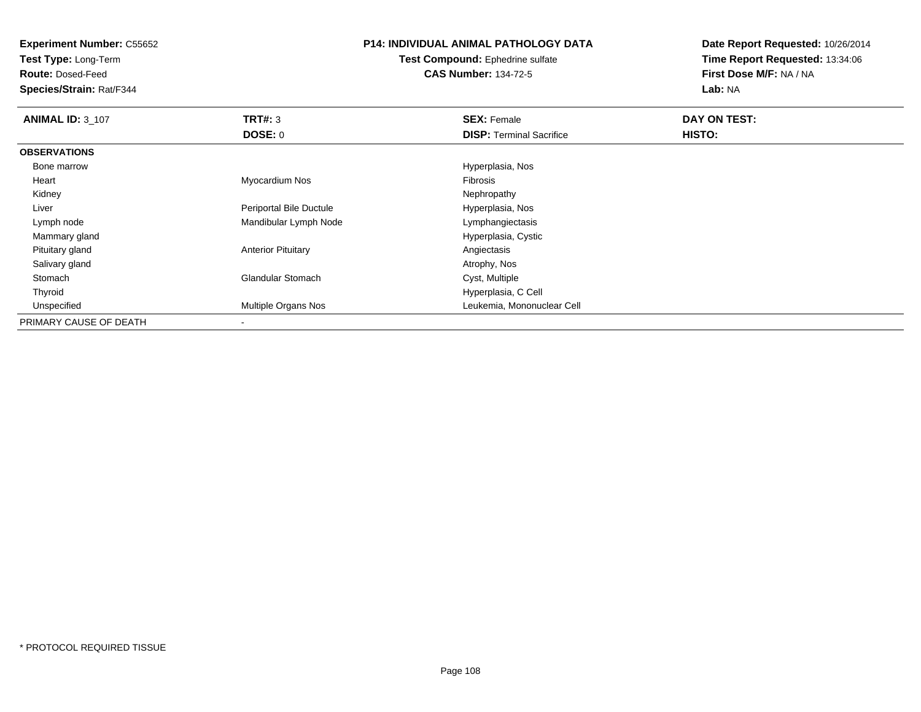**Experiment Number:** C55652
**Test Type:** Long-Term
**Route:** Dosed-Feed
**Species/Strain:** Rat/F344

**P14: INDIVIDUAL ANIMAL PATHOLOGY DATA**
**Test Compound:** Ephedrine sulfate
**CAS Number:** 134-72-5

**Date Report Requested:** 10/26/2014
**Time Report Requested:** 13:34:06
**First Dose M/F:** NA / NA
**Lab:** NA

| **ANIMAL ID:** 3_107 | **TRT#:** 3 | **SEX:** Female | **DAY ON TEST:** |
|---|---|---|---|
| | **DOSE:** 0 | **DISP:** Terminal Sacrifice | **HISTO:** |
| **OBSERVATIONS** | | | |
| Bone marrow | | Hyperplasia, Nos | |
| Heart | Myocardium Nos | Fibrosis | |
| Kidney | | Nephropathy | |
| Liver | Periportal Bile Ductule | Hyperplasia, Nos | |
| Lymph node | Mandibular Lymph Node | Lymphangiectasis | |
| Mammary gland | | Hyperplasia, Cystic | |
| Pituitary gland | Anterior Pituitary | Angiectasis | |
| Salivary gland | | Atrophy, Nos | |
| Stomach | Glandular Stomach | Cyst, Multiple | |
| Thyroid | | Hyperplasia, C Cell | |
| Unspecified | Multiple Organs Nos | Leukemia, Mononuclear Cell | |
| PRIMARY CAUSE OF DEATH | - | | |

* PROTOCOL REQUIRED TISSUE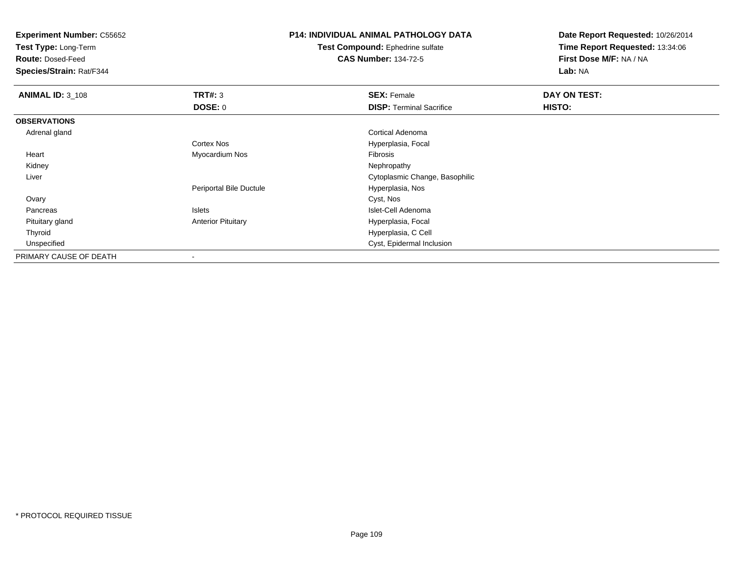**Experiment Number:** C55652
**Test Type:** Long-Term
**Route:** Dosed-Feed
**Species/Strain:** Rat/F344

**P14: INDIVIDUAL ANIMAL PATHOLOGY DATA**
**Test Compound:** Ephedrine sulfate
**CAS Number:** 134-72-5

**Date Report Requested:** 10/26/2014
**Time Report Requested:** 13:34:06
**First Dose M/F:** NA / NA
**Lab:** NA

| **ANIMAL ID:** 3_108 | **TRT#:** 3 | **SEX:** Female | **DAY ON TEST:** |
|---|---|---|---|
| | **DOSE:** 0 | **DISP:** Terminal Sacrifice | **HISTO:** |
| **OBSERVATIONS** | | | |
| Adrenal gland | | Cortical Adenoma | |
| | Cortex Nos | Hyperplasia, Focal | |
| Heart | Myocardium Nos | Fibrosis | |
| Kidney | | Nephropathy | |
| Liver | | Cytoplasmic Change, Basophilic | |
| | Periportal Bile Ductule | Hyperplasia, Nos | |
| Ovary | | Cyst, Nos | |
| Pancreas | Islets | Islet-Cell Adenoma | |
| Pituitary gland | Anterior Pituitary | Hyperplasia, Focal | |
| Thyroid | | Hyperplasia, C Cell | |
| Unspecified | | Cyst, Epidermal Inclusion | |
| PRIMARY CAUSE OF DEATH | - | | |

* PROTOCOL REQUIRED TISSUE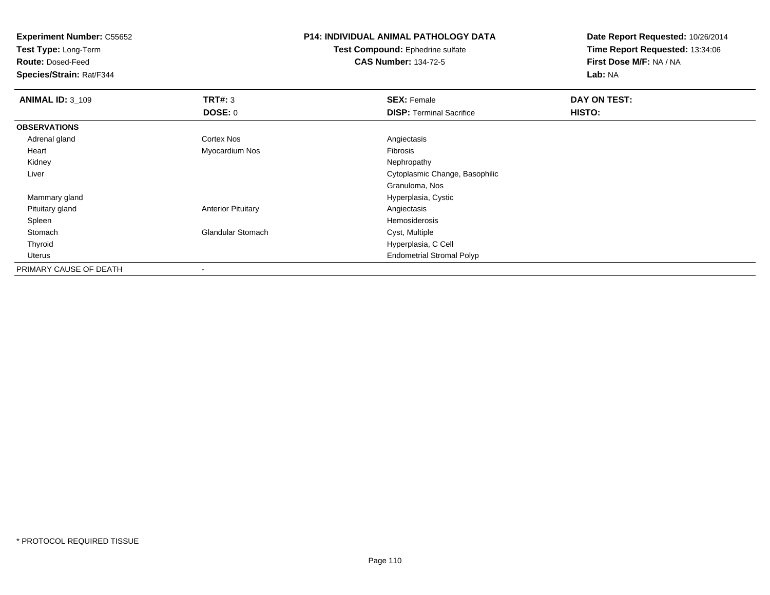**Experiment Number:** C55652
**Test Type:** Long-Term
**Route:** Dosed-Feed
**Species/Strain:** Rat/F344

**P14: INDIVIDUAL ANIMAL PATHOLOGY DATA**
**Test Compound:** Ephedrine sulfate
**CAS Number:** 134-72-5

**Date Report Requested:** 10/26/2014
**Time Report Requested:** 13:34:06
**First Dose M/F:** NA / NA
**Lab:** NA

| **ANIMAL ID:** 3_109 | **TRT#:** 3 | **SEX:** Female | **DAY ON TEST:** |
|---|---|---|---|
| | **DOSE:** 0 | **DISP:** Terminal Sacrifice | **HISTO:** |
| **OBSERVATIONS** | | | |
| Adrenal gland | Cortex Nos | Angiectasis | |
| Heart | Myocardium Nos | Fibrosis | |
| Kidney | | Nephropathy | |
| Liver | | Cytoplasmic Change, Basophilic | |
| | | Granuloma, Nos | |
| Mammary gland | | Hyperplasia, Cystic | |
| Pituitary gland | Anterior Pituitary | Angiectasis | |
| Spleen | | Hemosiderosis | |
| Stomach | Glandular Stomach | Cyst, Multiple | |
| Thyroid | | Hyperplasia, C Cell | |
| Uterus | | Endometrial Stromal Polyp | |
| PRIMARY CAUSE OF DEATH | - | | |

\* PROTOCOL REQUIRED TISSUE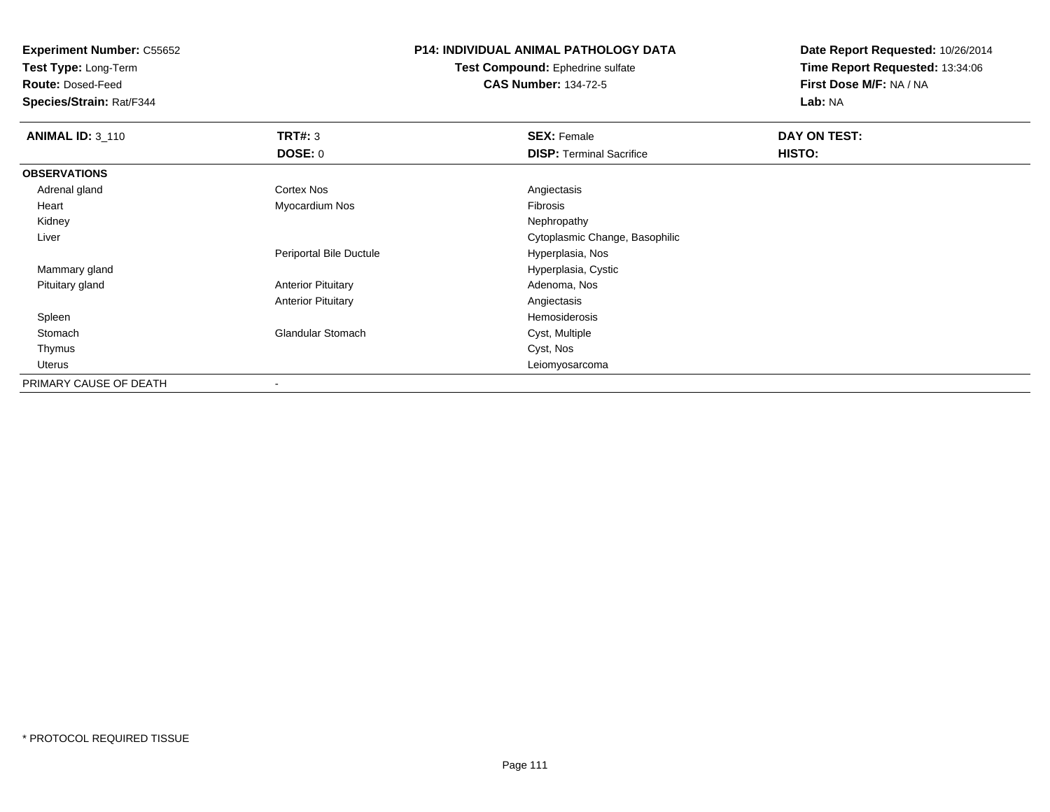**Experiment Number:** C55652
**Test Type:** Long-Term
**Route:** Dosed-Feed
**Species/Strain:** Rat/F344

**P14: INDIVIDUAL ANIMAL PATHOLOGY DATA**
**Test Compound:** Ephedrine sulfate
**CAS Number:** 134-72-5

**Date Report Requested:** 10/26/2014
**Time Report Requested:** 13:34:06
**First Dose M/F:** NA / NA
**Lab:** NA

| ANIMAL ID: 3_110 | TRT#: 3 | SEX: Female | DAY ON TEST: |
|---|---|---|---|
| | DOSE: 0 | DISP: Terminal Sacrifice | HISTO: |
| **OBSERVATIONS** | | | |
| Adrenal gland | Cortex Nos | Angiectasis | |
| Heart | Myocardium Nos | Fibrosis | |
| Kidney | | Nephropathy | |
| Liver | | Cytoplasmic Change, Basophilic | |
| | Periportal Bile Ductule | Hyperplasia, Nos | |
| Mammary gland | | Hyperplasia, Cystic | |
| Pituitary gland | Anterior Pituitary | Adenoma, Nos | |
| | Anterior Pituitary | Angiectasis | |
| Spleen | | Hemosiderosis | |
| Stomach | Glandular Stomach | Cyst, Multiple | |
| Thymus | | Cyst, Nos | |
| Uterus | | Leiomyosarcoma | |
| PRIMARY CAUSE OF DEATH | - | | |

* PROTOCOL REQUIRED TISSUE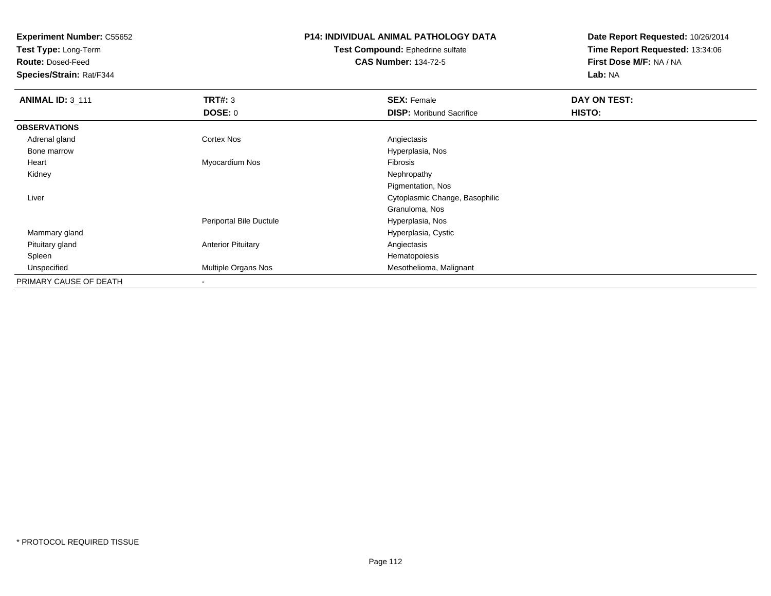**Experiment Number:** C55652
**Test Type:** Long-Term
**Route:** Dosed-Feed
**Species/Strain:** Rat/F344

**P14: INDIVIDUAL ANIMAL PATHOLOGY DATA**
**Test Compound:** Ephedrine sulfate
**CAS Number:** 134-72-5

**Date Report Requested:** 10/26/2014
**Time Report Requested:** 13:34:06
**First Dose M/F:** NA / NA
**Lab:** NA

| **ANIMAL ID:** 3_111 | **TRT#:** 3 | **SEX:** Female | **DAY ON TEST:** |
|---|---|---|---|
| | **DOSE:** 0 | **DISP:** Moribund Sacrifice | **HISTO:** |
| **OBSERVATIONS** | | | |
| Adrenal gland | Cortex Nos | Angiectasis | |
| Bone marrow | | Hyperplasia, Nos | |
| Heart | Myocardium Nos | Fibrosis | |
| Kidney | | Nephropathy | |
| | | Pigmentation, Nos | |
| Liver | | Cytoplasmic Change, Basophilic | |
| | | Granuloma, Nos | |
| | Periportal Bile Ductule | Hyperplasia, Nos | |
| Mammary gland | | Hyperplasia, Cystic | |
| Pituitary gland | Anterior Pituitary | Angiectasis | |
| Spleen | | Hematopoiesis | |
| Unspecified | Multiple Organs Nos | Mesothelioma, Malignant | |
| PRIMARY CAUSE OF DEATH | - | | |

* PROTOCOL REQUIRED TISSUE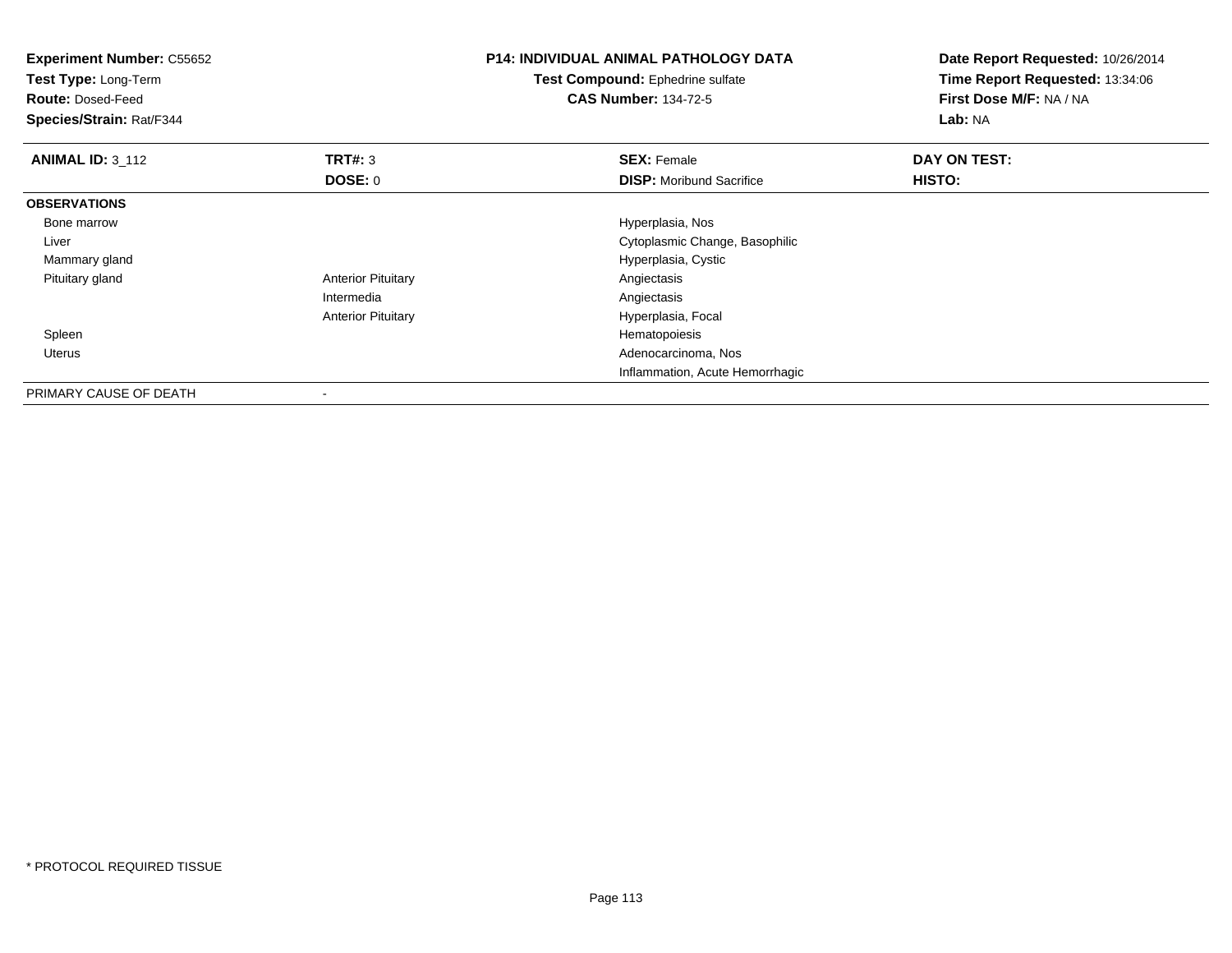**Experiment Number:** C55652
**Test Type:** Long-Term
**Route:** Dosed-Feed
**Species/Strain:** Rat/F344

**P14: INDIVIDUAL ANIMAL PATHOLOGY DATA**
**Test Compound:** Ephedrine sulfate
**CAS Number:** 134-72-5

**Date Report Requested:** 10/26/2014
**Time Report Requested:** 13:34:06
**First Dose M/F:** NA / NA
**Lab:** NA

| **ANIMAL ID:** 3_112 | **TRT#:** 3 | **SEX:** Female | **DAY ON TEST:** |
|---|---|---|---|
| | **DOSE:** 0 | **DISP:** Moribund Sacrifice | **HISTO:** |
| **OBSERVATIONS** | | | |
| Bone marrow | | Hyperplasia, Nos | |
| Liver | | Cytoplasmic Change, Basophilic | |
| Mammary gland | | Hyperplasia, Cystic | |
| Pituitary gland | Anterior Pituitary | Angiectasis | |
| | Intermedia | Angiectasis | |
| | Anterior Pituitary | Hyperplasia, Focal | |
| Spleen | | Hematopoiesis | |
| Uterus | | Adenocarcinoma, Nos | |
| | | Inflammation, Acute Hemorrhagic | |
| PRIMARY CAUSE OF DEATH | - | | |

* PROTOCOL REQUIRED TISSUE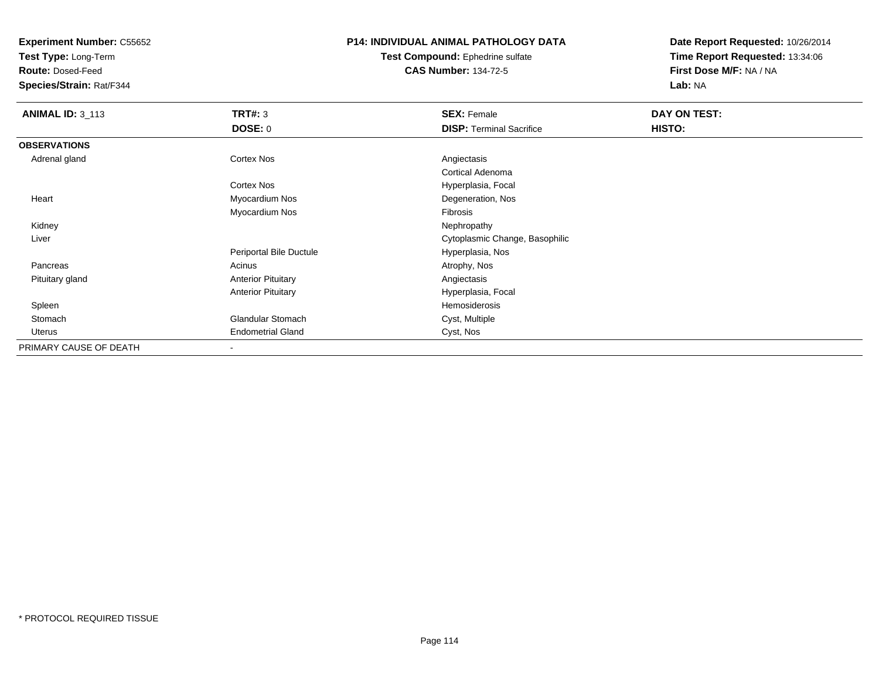**Experiment Number:** C55652
**Test Type:** Long-Term
**Route:** Dosed-Feed
**Species/Strain:** Rat/F344

**P14: INDIVIDUAL ANIMAL PATHOLOGY DATA**
**Test Compound:** Ephedrine sulfate
**CAS Number:** 134-72-5

**Date Report Requested:** 10/26/2014
**Time Report Requested:** 13:34:06
**First Dose M/F:** NA / NA
**Lab:** NA

| **ANIMAL ID:** 3_113 | **TRT#:** 3 | **SEX:** Female | **DAY ON TEST:** |
|---|---|---|---|
| | **DOSE:** 0 | **DISP:** Terminal Sacrifice | **HISTO:** |
| **OBSERVATIONS** | | | |
| Adrenal gland | Cortex Nos | Angiectasis | |
| | | Cortical Adenoma | |
| | Cortex Nos | Hyperplasia, Focal | |
| Heart | Myocardium Nos | Degeneration, Nos | |
| | Myocardium Nos | Fibrosis | |
| Kidney | | Nephropathy | |
| Liver | | Cytoplasmic Change, Basophilic | |
| | Periportal Bile Ductule | Hyperplasia, Nos | |
| Pancreas | Acinus | Atrophy, Nos | |
| Pituitary gland | Anterior Pituitary | Angiectasis | |
| | Anterior Pituitary | Hyperplasia, Focal | |
| Spleen | | Hemosiderosis | |
| Stomach | Glandular Stomach | Cyst, Multiple | |
| Uterus | Endometrial Gland | Cyst, Nos | |
| PRIMARY CAUSE OF DEATH | - | | |

\* PROTOCOL REQUIRED TISSUE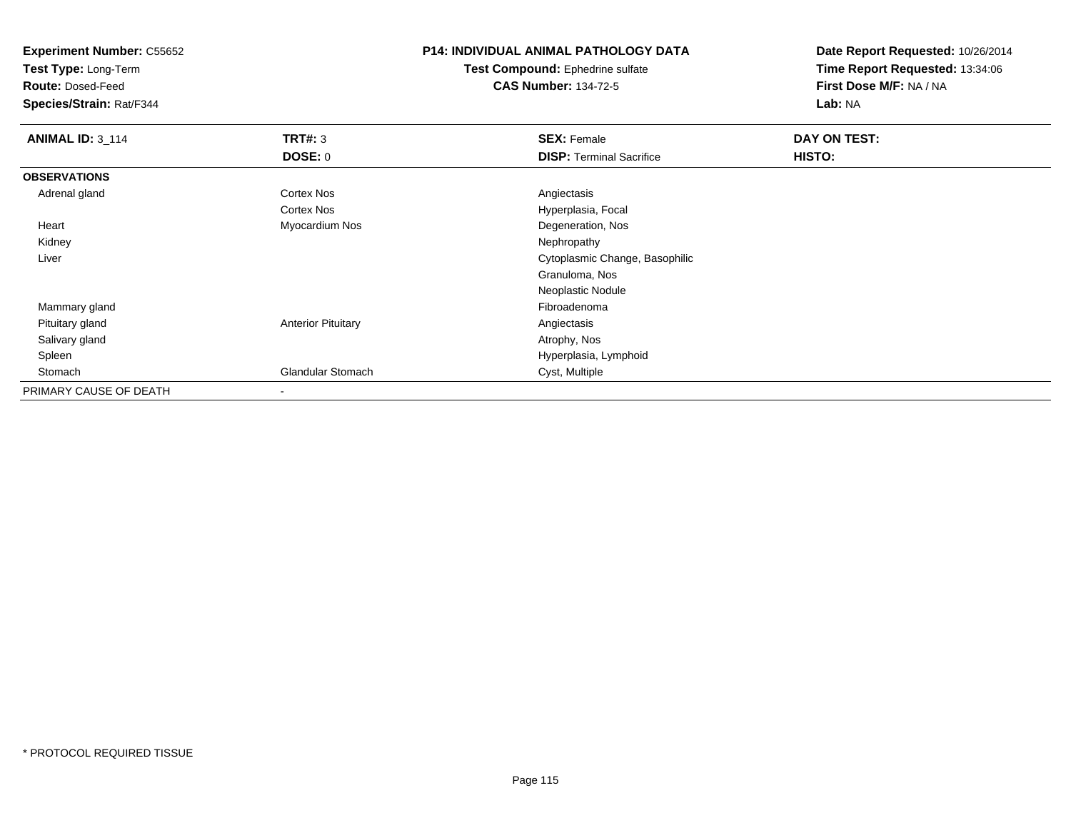**Experiment Number:** C55652
**Test Type:** Long-Term
**Route:** Dosed-Feed
**Species/Strain:** Rat/F344

**P14: INDIVIDUAL ANIMAL PATHOLOGY DATA**
**Test Compound:** Ephedrine sulfate
**CAS Number:** 134-72-5

**Date Report Requested:** 10/26/2014
**Time Report Requested:** 13:34:06
**First Dose M/F:** NA / NA
**Lab:** NA

| **ANIMAL ID:** 3_114 | **TRT#:** 3 | **SEX:** Female | **DAY ON TEST:** |
|---|---|---|---|
| | **DOSE:** 0 | **DISP:** Terminal Sacrifice | **HISTO:** |
| **OBSERVATIONS** | | | |
| Adrenal gland | Cortex Nos | Angiectasis | |
| | Cortex Nos | Hyperplasia, Focal | |
| Heart | Myocardium Nos | Degeneration, Nos | |
| Kidney | | Nephropathy | |
| Liver | | Cytoplasmic Change, Basophilic | |
| | | Granuloma, Nos | |
| | | Neoplastic Nodule | |
| Mammary gland | | Fibroadenoma | |
| Pituitary gland | Anterior Pituitary | Angiectasis | |
| Salivary gland | | Atrophy, Nos | |
| Spleen | | Hyperplasia, Lymphoid | |
| Stomach | Glandular Stomach | Cyst, Multiple | |
| PRIMARY CAUSE OF DEATH | - | | |

* PROTOCOL REQUIRED TISSUE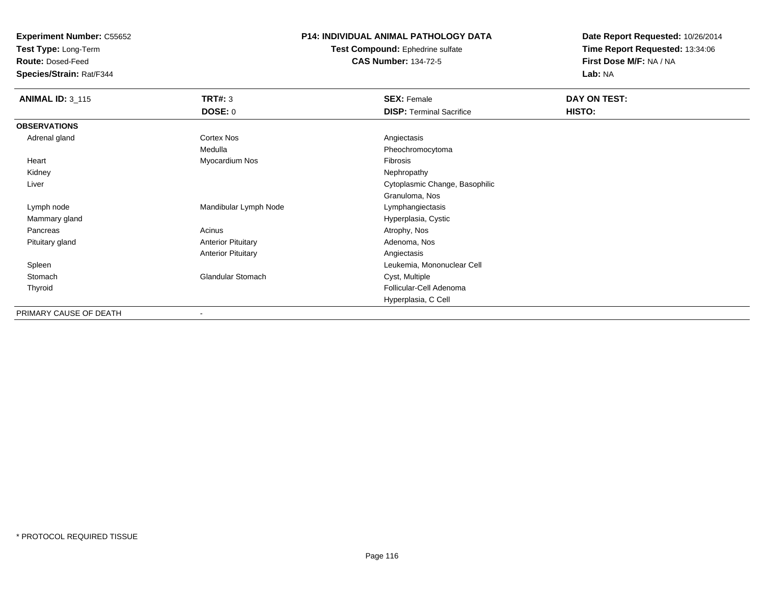**Experiment Number:** C55652
**Test Type:** Long-Term
**Route:** Dosed-Feed
**Species/Strain:** Rat/F344

## P14: INDIVIDUAL ANIMAL PATHOLOGY DATA

**Test Compound:** Ephedrine sulfate
**CAS Number:** 134-72-5

**Date Report Requested:** 10/26/2014
**Time Report Requested:** 13:34:06
**First Dose M/F:** NA / NA
**Lab:** NA

| **ANIMAL ID:** 3_115 | **TRT#:** 3 | **SEX:** Female | **DAY ON TEST:** |
|---|---|---|---|
| | **DOSE:** 0 | **DISP:** Terminal Sacrifice | **HISTO:** |
| **OBSERVATIONS** | | | |
| Adrenal gland | Cortex Nos | Angiectasis | |
| | Medulla | Pheochromocytoma | |
| Heart | Myocardium Nos | Fibrosis | |
| Kidney | | Nephropathy | |
| Liver | | Cytoplasmic Change, Basophilic | |
| | | Granuloma, Nos | |
| Lymph node | Mandibular Lymph Node | Lymphangiectasis | |
| Mammary gland | | Hyperplasia, Cystic | |
| Pancreas | Acinus | Atrophy, Nos | |
| Pituitary gland | Anterior Pituitary | Adenoma, Nos | |
| | Anterior Pituitary | Angiectasis | |
| Spleen | | Leukemia, Mononuclear Cell | |
| Stomach | Glandular Stomach | Cyst, Multiple | |
| Thyroid | | Follicular-Cell Adenoma | |
| | | Hyperplasia, C Cell | |
| PRIMARY CAUSE OF DEATH | - | | |

* PROTOCOL REQUIRED TISSUE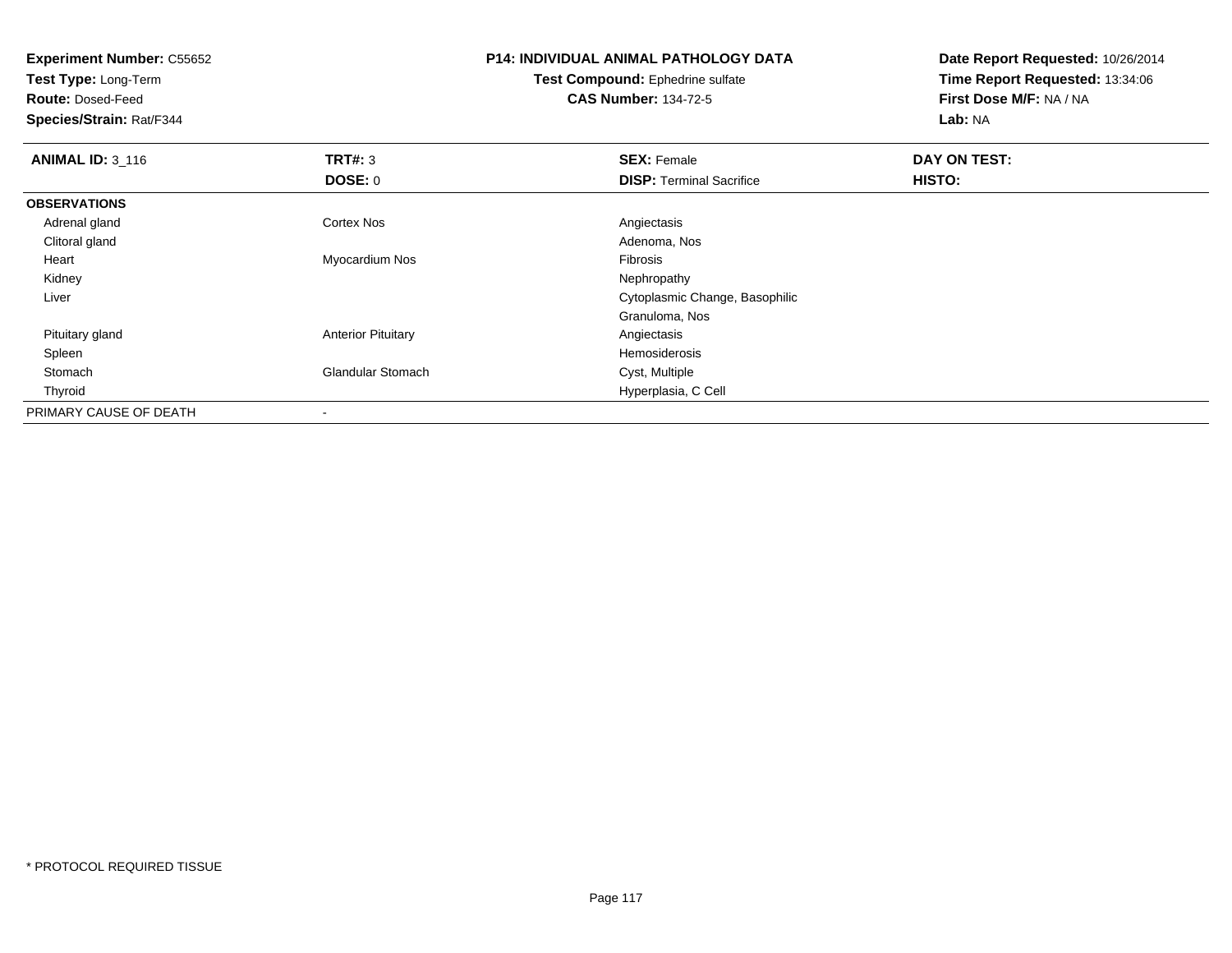**Experiment Number:** C55652
**Test Type:** Long-Term
**Route:** Dosed-Feed
**Species/Strain:** Rat/F344

**P14: INDIVIDUAL ANIMAL PATHOLOGY DATA**
**Test Compound:** Ephedrine sulfate
**CAS Number:** 134-72-5

**Date Report Requested:** 10/26/2014
**Time Report Requested:** 13:34:06
**First Dose M/F:** NA / NA
**Lab:** NA

| **ANIMAL ID:** 3_116 | **TRT#:** 3 | **SEX:** Female | **DAY ON TEST:** |
|---|---|---|---|
| | **DOSE:** 0 | **DISP:** Terminal Sacrifice | **HISTO:** |
| **OBSERVATIONS** | | | |
| Adrenal gland | Cortex Nos | Angiectasis | |
| Clitoral gland | | Adenoma, Nos | |
| Heart | Myocardium Nos | Fibrosis | |
| Kidney | | Nephropathy | |
| Liver | | Cytoplasmic Change, Basophilic | |
| | | Granuloma, Nos | |
| Pituitary gland | Anterior Pituitary | Angiectasis | |
| Spleen | | Hemosiderosis | |
| Stomach | Glandular Stomach | Cyst, Multiple | |
| Thyroid | | Hyperplasia, C Cell | |
| PRIMARY CAUSE OF DEATH | - | | |

* PROTOCOL REQUIRED TISSUE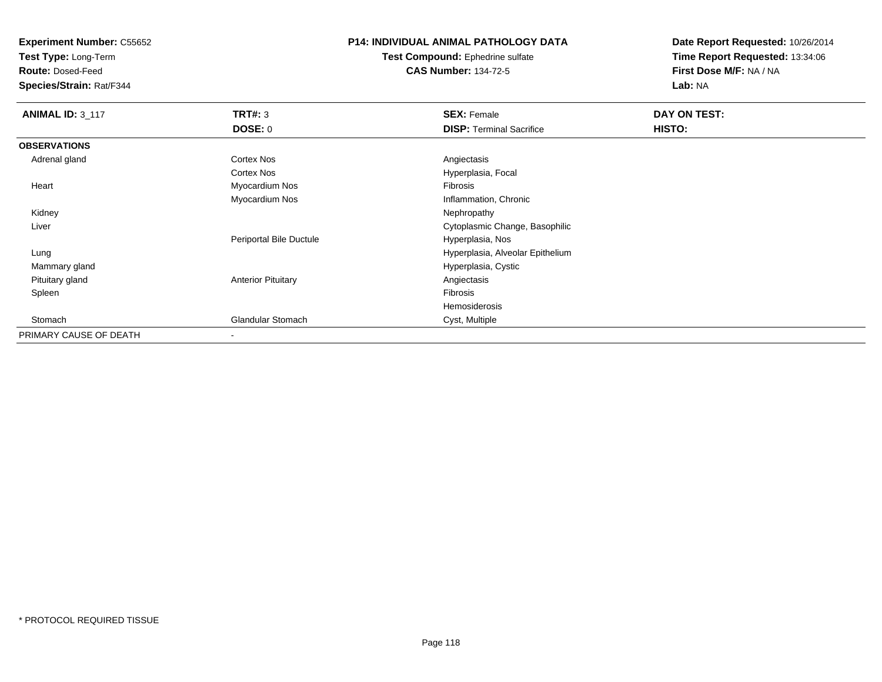**Experiment Number:** C55652
**Test Type:** Long-Term
**Route:** Dosed-Feed
**Species/Strain:** Rat/F344

**P14: INDIVIDUAL ANIMAL PATHOLOGY DATA**
**Test Compound:** Ephedrine sulfate
**CAS Number:** 134-72-5

**Date Report Requested:** 10/26/2014
**Time Report Requested:** 13:34:06
**First Dose M/F:** NA / NA
**Lab:** NA

| **ANIMAL ID:** 3_117 | **TRT#:** 3 | **SEX:** Female | **DAY ON TEST:** |
|---|---|---|---|
| | **DOSE:** 0 | **DISP:** Terminal Sacrifice | **HISTO:** |
| **OBSERVATIONS** | | | |
| Adrenal gland | Cortex Nos | Angiectasis | |
| | Cortex Nos | Hyperplasia, Focal | |
| Heart | Myocardium Nos | Fibrosis | |
| | Myocardium Nos | Inflammation, Chronic | |
| Kidney | | Nephropathy | |
| Liver | | Cytoplasmic Change, Basophilic | |
| | Periportal Bile Ductule | Hyperplasia, Nos | |
| Lung | | Hyperplasia, Alveolar Epithelium | |
| Mammary gland | | Hyperplasia, Cystic | |
| Pituitary gland | Anterior Pituitary | Angiectasis | |
| Spleen | | Fibrosis | |
| | | Hemosiderosis | |
| Stomach | Glandular Stomach | Cyst, Multiple | |
| PRIMARY CAUSE OF DEATH | - | | |

\* PROTOCOL REQUIRED TISSUE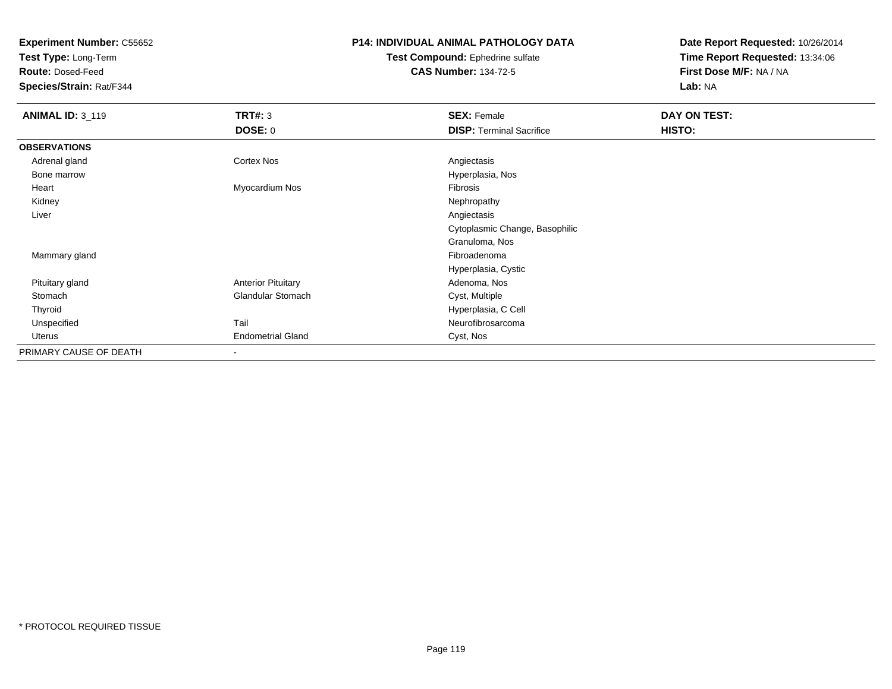**Experiment Number:** C55652
**Test Type:** Long-Term
**Route:** Dosed-Feed
**Species/Strain:** Rat/F344

**P14: INDIVIDUAL ANIMAL PATHOLOGY DATA**
**Test Compound:** Ephedrine sulfate
**CAS Number:** 134-72-5

**Date Report Requested:** 10/26/2014
**Time Report Requested:** 13:34:06
**First Dose M/F:** NA / NA
**Lab:** NA

| **ANIMAL ID:** 3_119 | **TRT#:** 3 | **SEX:** Female | **DAY ON TEST:** |
|---|---|---|---|
| | **DOSE:** 0 | **DISP:** Terminal Sacrifice | **HISTO:** |
| **OBSERVATIONS** | | | |
| Adrenal gland | Cortex Nos | Angiectasis | |
| Bone marrow | | Hyperplasia, Nos | |
| Heart | Myocardium Nos | Fibrosis | |
| Kidney | | Nephropathy | |
| Liver | | Angiectasis | |
| | | Cytoplasmic Change, Basophilic | |
| | | Granuloma, Nos | |
| Mammary gland | | Fibroadenoma | |
| | | Hyperplasia, Cystic | |
| Pituitary gland | Anterior Pituitary | Adenoma, Nos | |
| Stomach | Glandular Stomach | Cyst, Multiple | |
| Thyroid | | Hyperplasia, C Cell | |
| Unspecified | Tail | Neurofibrosarcoma | |
| Uterus | Endometrial Gland | Cyst, Nos | |
| PRIMARY CAUSE OF DEATH | - | | |

* PROTOCOL REQUIRED TISSUE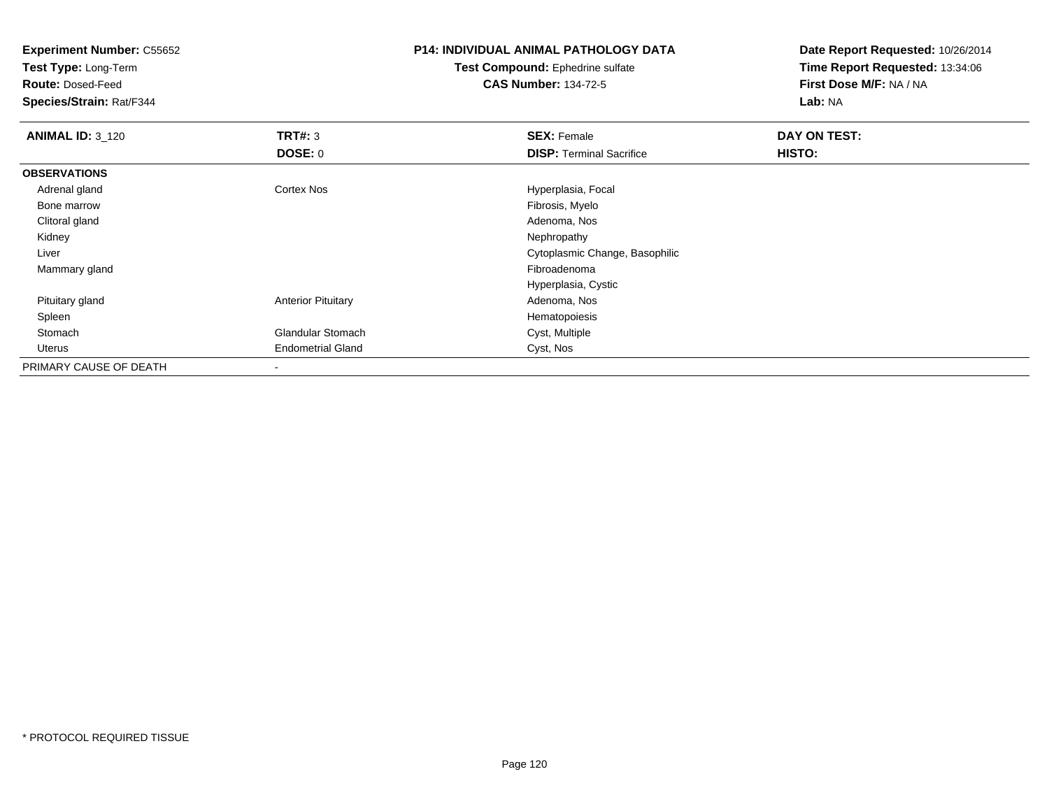**Experiment Number:** C55652
**Test Type:** Long-Term
**Route:** Dosed-Feed
**Species/Strain:** Rat/F344

**P14: INDIVIDUAL ANIMAL PATHOLOGY DATA**
**Test Compound:** Ephedrine sulfate
**CAS Number:** 134-72-5

**Date Report Requested:** 10/26/2014
**Time Report Requested:** 13:34:06
**First Dose M/F:** NA / NA
**Lab:** NA

| **ANIMAL ID:** 3_120 | **TRT#:** 3 | **SEX:** Female | **DAY ON TEST:** |
|---|---|---|---|
| | **DOSE:** 0 | **DISP:** Terminal Sacrifice | **HISTO:** |
| **OBSERVATIONS** | | | |
| Adrenal gland | Cortex Nos | Hyperplasia, Focal | |
| Bone marrow | | Fibrosis, Myelo | |
| Clitoral gland | | Adenoma, Nos | |
| Kidney | | Nephropathy | |
| Liver | | Cytoplasmic Change, Basophilic | |
| Mammary gland | | Fibroadenoma | |
| | | Hyperplasia, Cystic | |
| Pituitary gland | Anterior Pituitary | Adenoma, Nos | |
| Spleen | | Hematopoiesis | |
| Stomach | Glandular Stomach | Cyst, Multiple | |
| Uterus | Endometrial Gland | Cyst, Nos | |
| PRIMARY CAUSE OF DEATH | - | | |

* PROTOCOL REQUIRED TISSUE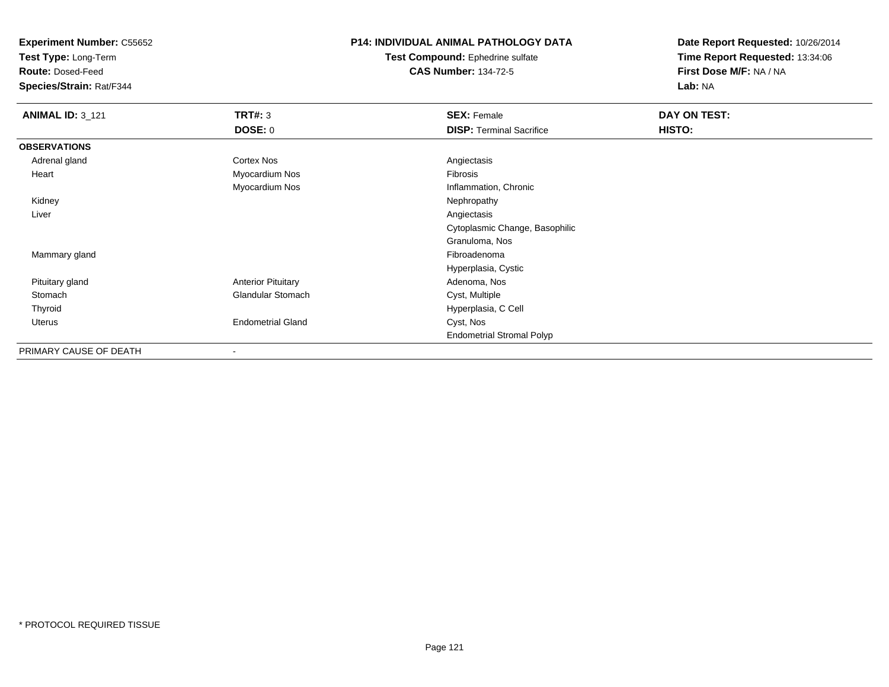**Experiment Number:** C55652
**Test Type:** Long-Term
**Route:** Dosed-Feed
**Species/Strain:** Rat/F344

**P14: INDIVIDUAL ANIMAL PATHOLOGY DATA**
**Test Compound:** Ephedrine sulfate
**CAS Number:** 134-72-5

**Date Report Requested:** 10/26/2014
**Time Report Requested:** 13:34:06
**First Dose M/F:** NA / NA
**Lab:** NA

| **ANIMAL ID:** 3_121 | **TRT#:** 3 | **SEX:** Female | **DAY ON TEST:** |
|---|---|---|---|
| | **DOSE:** 0 | **DISP:** Terminal Sacrifice | **HISTO:** |
| **OBSERVATIONS** | | | |
| Adrenal gland | Cortex Nos | Angiectasis | |
| Heart | Myocardium Nos | Fibrosis | |
| | Myocardium Nos | Inflammation, Chronic | |
| Kidney | | Nephropathy | |
| Liver | | Angiectasis | |
| | | Cytoplasmic Change, Basophilic | |
| | | Granuloma, Nos | |
| Mammary gland | | Fibroadenoma | |
| | | Hyperplasia, Cystic | |
| Pituitary gland | Anterior Pituitary | Adenoma, Nos | |
| Stomach | Glandular Stomach | Cyst, Multiple | |
| Thyroid | | Hyperplasia, C Cell | |
| Uterus | Endometrial Gland | Cyst, Nos | |
| | | Endometrial Stromal Polyp | |
| PRIMARY CAUSE OF DEATH | - | | |

* PROTOCOL REQUIRED TISSUE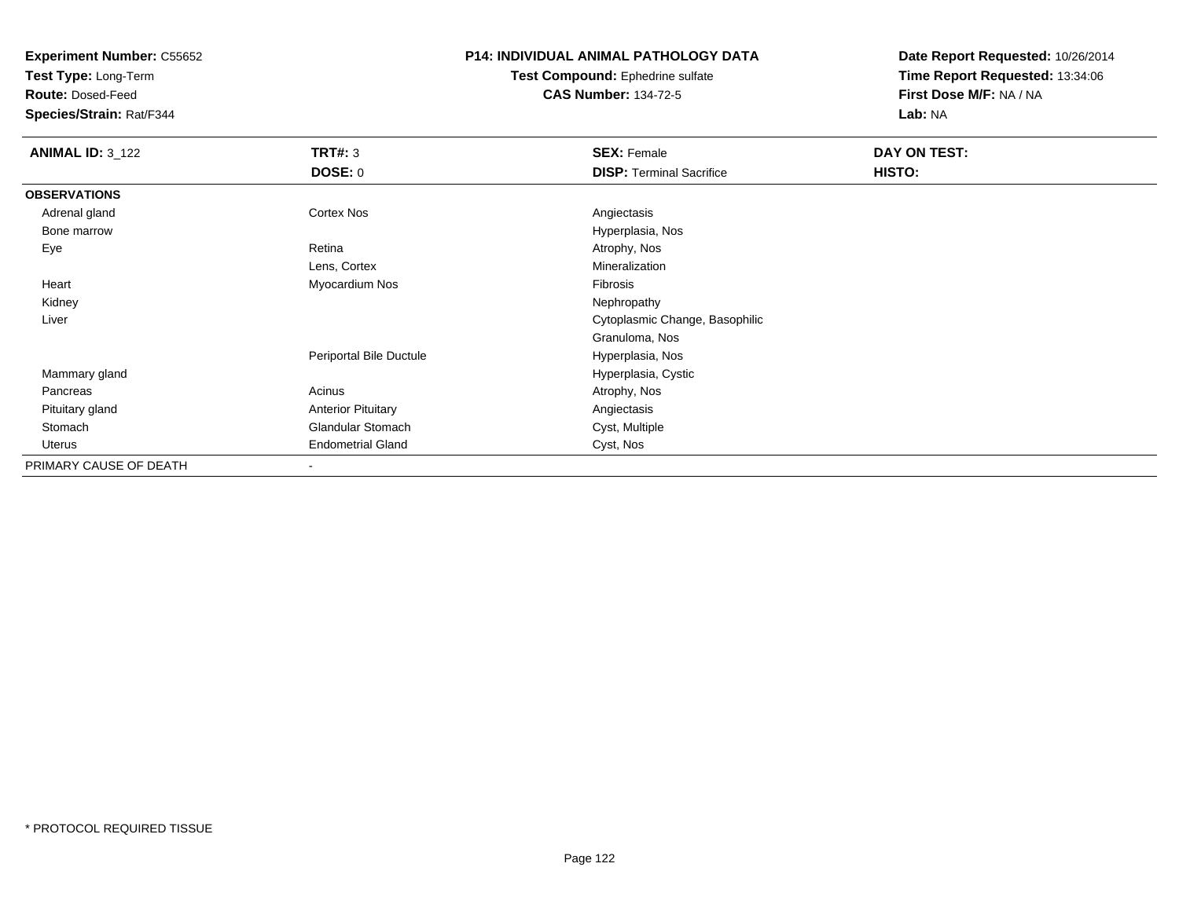**Experiment Number:** C55652
**Test Type:** Long-Term
**Route:** Dosed-Feed
**Species/Strain:** Rat/F344

**P14: INDIVIDUAL ANIMAL PATHOLOGY DATA**
**Test Compound:** Ephedrine sulfate
**CAS Number:** 134-72-5

**Date Report Requested:** 10/26/2014
**Time Report Requested:** 13:34:06
**First Dose M/F:** NA / NA
**Lab:** NA

| **ANIMAL ID:** 3_122 | **TRT#:** 3 | **SEX:** Female | **DAY ON TEST:** |
|---|---|---|---|
| | **DOSE:** 0 | **DISP:** Terminal Sacrifice | **HISTO:** |
| **OBSERVATIONS** | | | |
| Adrenal gland | Cortex Nos | Angiectasis | |
| Bone marrow | | Hyperplasia, Nos | |
| Eye | Retina | Atrophy, Nos | |
| | Lens, Cortex | Mineralization | |
| Heart | Myocardium Nos | Fibrosis | |
| Kidney | | Nephropathy | |
| Liver | | Cytoplasmic Change, Basophilic | |
| | | Granuloma, Nos | |
| | Periportal Bile Ductule | Hyperplasia, Nos | |
| Mammary gland | | Hyperplasia, Cystic | |
| Pancreas | Acinus | Atrophy, Nos | |
| Pituitary gland | Anterior Pituitary | Angiectasis | |
| Stomach | Glandular Stomach | Cyst, Multiple | |
| Uterus | Endometrial Gland | Cyst, Nos | |
| PRIMARY CAUSE OF DEATH | - | | |

\* PROTOCOL REQUIRED TISSUE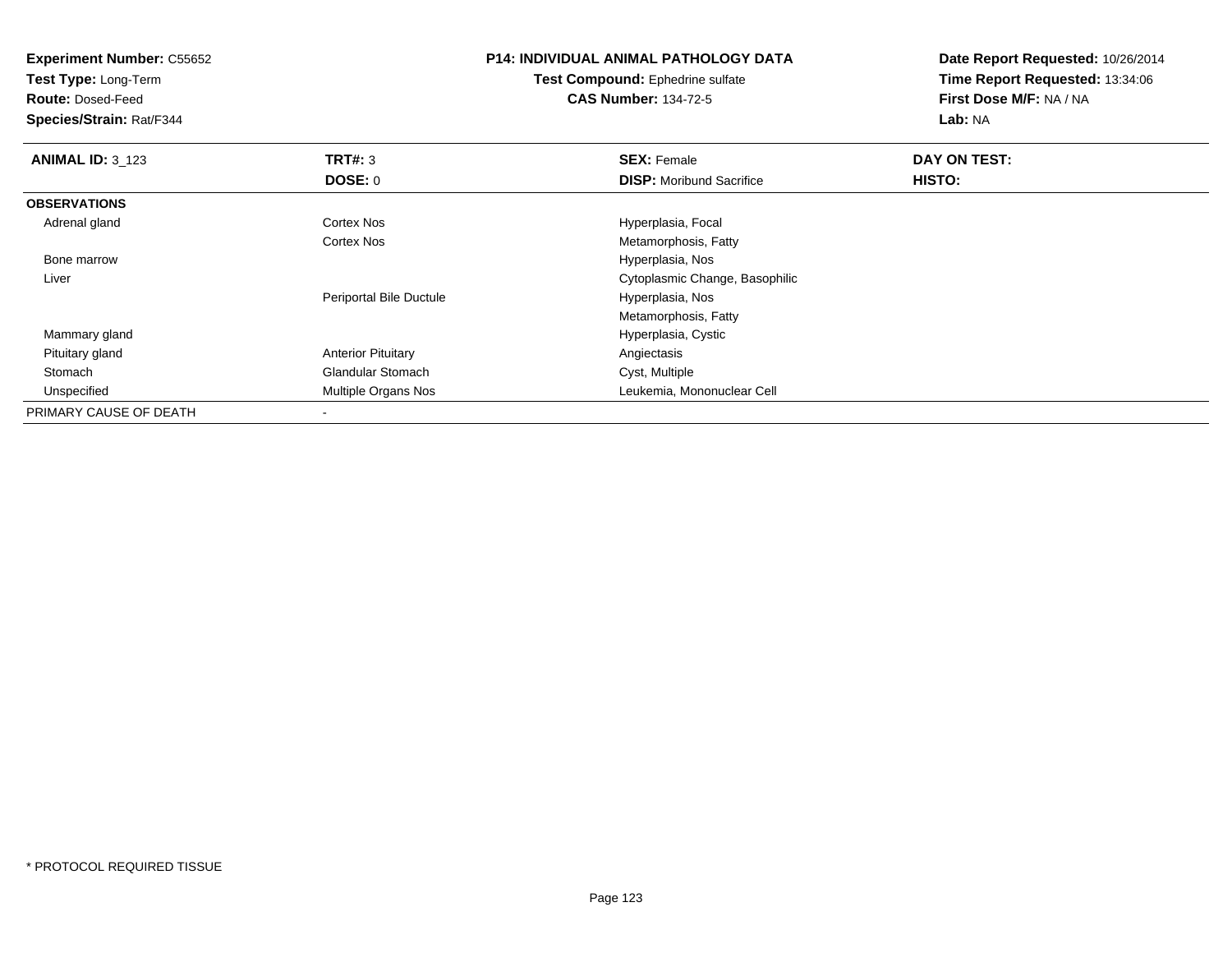**Experiment Number:** C55652
**Test Type:** Long-Term
**Route:** Dosed-Feed
**Species/Strain:** Rat/F344

**P14: INDIVIDUAL ANIMAL PATHOLOGY DATA**
**Test Compound:** Ephedrine sulfate
**CAS Number:** 134-72-5

**Date Report Requested:** 10/26/2014
**Time Report Requested:** 13:34:06
**First Dose M/F:** NA / NA
**Lab:** NA

| **ANIMAL ID:** 3_123 | **TRT#:** 3 | **SEX:** Female | **DAY ON TEST:** |
|---|---|---|---|
| | **DOSE:** 0 | **DISP:** Moribund Sacrifice | **HISTO:** |
| **OBSERVATIONS** | | | |
| Adrenal gland | Cortex Nos | Hyperplasia, Focal | |
| | Cortex Nos | Metamorphosis, Fatty | |
| Bone marrow | | Hyperplasia, Nos | |
| Liver | | Cytoplasmic Change, Basophilic | |
| | Periportal Bile Ductule | Hyperplasia, Nos | |
| | | Metamorphosis, Fatty | |
| Mammary gland | | Hyperplasia, Cystic | |
| Pituitary gland | Anterior Pituitary | Angiectasis | |
| Stomach | Glandular Stomach | Cyst, Multiple | |
| Unspecified | Multiple Organs Nos | Leukemia, Mononuclear Cell | |
| PRIMARY CAUSE OF DEATH | - | | |

* PROTOCOL REQUIRED TISSUE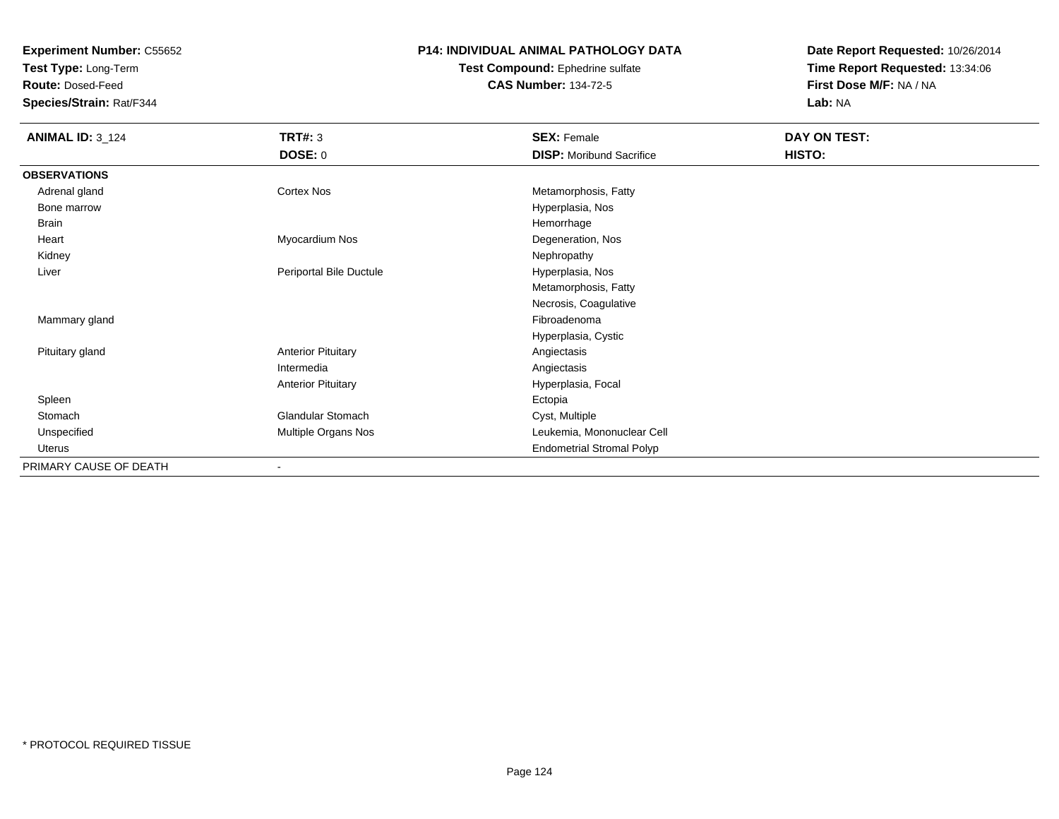**Experiment Number:** C55652
**Test Type:** Long-Term
**Route:** Dosed-Feed
**Species/Strain:** Rat/F344

**P14: INDIVIDUAL ANIMAL PATHOLOGY DATA**
**Test Compound:** Ephedrine sulfate
**CAS Number:** 134-72-5

**Date Report Requested:** 10/26/2014
**Time Report Requested:** 13:34:06
**First Dose M/F:** NA / NA
**Lab:** NA

| **ANIMAL ID:** 3_124 | **TRT#:** 3 | **SEX:** Female | **DAY ON TEST:** |
|---|---|---|---|
| | **DOSE:** 0 | **DISP:** Moribund Sacrifice | **HISTO:** |
| **OBSERVATIONS** | | | |
| Adrenal gland | Cortex Nos | Metamorphosis, Fatty | |
| Bone marrow | | Hyperplasia, Nos | |
| Brain | | Hemorrhage | |
| Heart | Myocardium Nos | Degeneration, Nos | |
| Kidney | | Nephropathy | |
| Liver | Periportal Bile Ductule | Hyperplasia, Nos | |
| | | Metamorphosis, Fatty | |
| | | Necrosis, Coagulative | |
| Mammary gland | | Fibroadenoma | |
| | | Hyperplasia, Cystic | |
| Pituitary gland | Anterior Pituitary | Angiectasis | |
| | Intermedia | Angiectasis | |
| | Anterior Pituitary | Hyperplasia, Focal | |
| Spleen | | Ectopia | |
| Stomach | Glandular Stomach | Cyst, Multiple | |
| Unspecified | Multiple Organs Nos | Leukemia, Mononuclear Cell | |
| Uterus | | Endometrial Stromal Polyp | |
| PRIMARY CAUSE OF DEATH | - | | |

* PROTOCOL REQUIRED TISSUE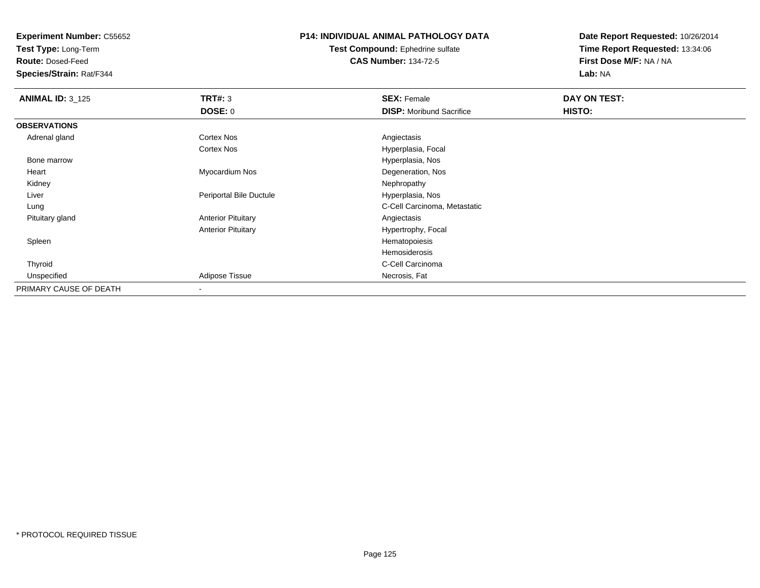**Experiment Number:** C55652
**Test Type:** Long-Term
**Route:** Dosed-Feed
**Species/Strain:** Rat/F344

**P14: INDIVIDUAL ANIMAL PATHOLOGY DATA**
**Test Compound:** Ephedrine sulfate
**CAS Number:** 134-72-5

**Date Report Requested:** 10/26/2014
**Time Report Requested:** 13:34:06
**First Dose M/F:** NA / NA
**Lab:** NA

| **ANIMAL ID:** 3_125 | **TRT#:** 3 | **SEX:** Female | **DAY ON TEST:** |
|---|---|---|---|
| | **DOSE:** 0 | **DISP:** Moribund Sacrifice | **HISTO:** |
| **OBSERVATIONS** | | | |
| Adrenal gland | Cortex Nos | Angiectasis | |
| | Cortex Nos | Hyperplasia, Focal | |
| Bone marrow | | Hyperplasia, Nos | |
| Heart | Myocardium Nos | Degeneration, Nos | |
| Kidney | | Nephropathy | |
| Liver | Periportal Bile Ductule | Hyperplasia, Nos | |
| Lung | | C-Cell Carcinoma, Metastatic | |
| Pituitary gland | Anterior Pituitary | Angiectasis | |
| | Anterior Pituitary | Hypertrophy, Focal | |
| Spleen | | Hematopoiesis | |
| | | Hemosiderosis | |
| Thyroid | | C-Cell Carcinoma | |
| Unspecified | Adipose Tissue | Necrosis, Fat | |
| PRIMARY CAUSE OF DEATH | - | | |

\* PROTOCOL REQUIRED TISSUE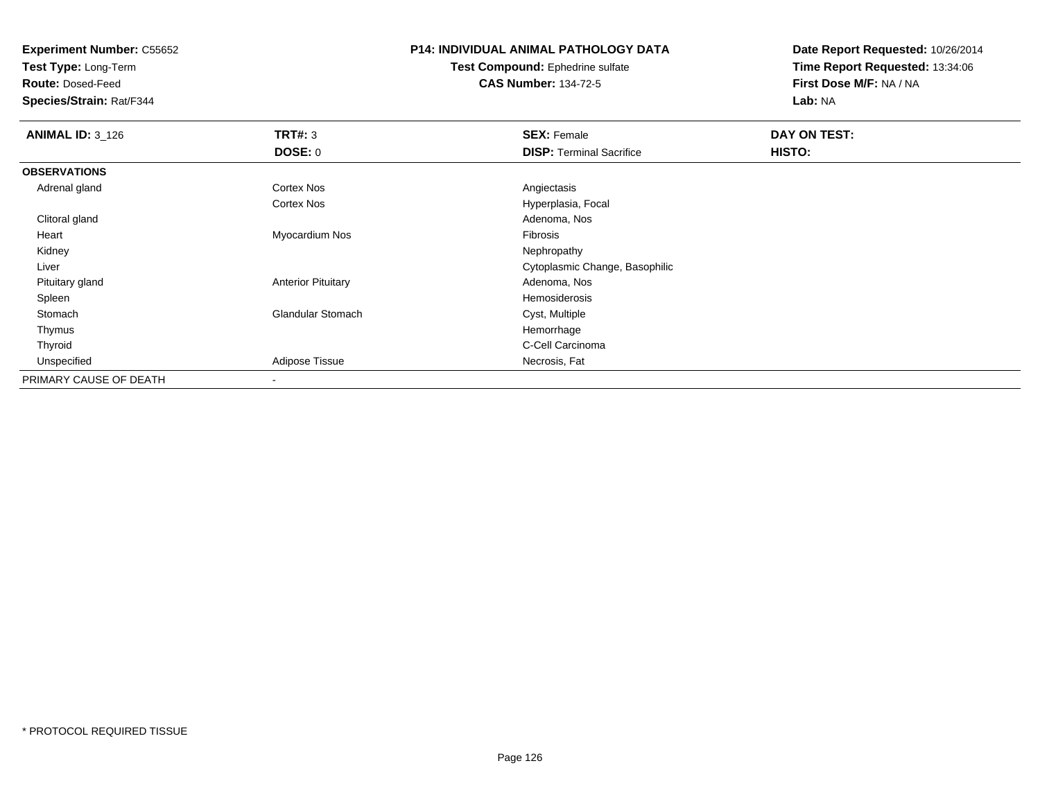**Experiment Number:** C55652
**Test Type:** Long-Term
**Route:** Dosed-Feed
**Species/Strain:** Rat/F344

# P14: INDIVIDUAL ANIMAL PATHOLOGY DATA

**Test Compound:** Ephedrine sulfate
**CAS Number:** 134-72-5

**Date Report Requested:** 10/26/2014
**Time Report Requested:** 13:34:06
**First Dose M/F:** NA / NA
**Lab:** NA

| **ANIMAL ID:** 3_126 | **TRT#:** 3 | **SEX:** Female | **DAY ON TEST:** |
|---|---|---|---|
| | **DOSE:** 0 | **DISP:** Terminal Sacrifice | **HISTO:** |
| **OBSERVATIONS** | | | |
| Adrenal gland | Cortex Nos | Angiectasis | |
| | Cortex Nos | Hyperplasia, Focal | |
| Clitoral gland | | Adenoma, Nos | |
| Heart | Myocardium Nos | Fibrosis | |
| Kidney | | Nephropathy | |
| Liver | | Cytoplasmic Change, Basophilic | |
| Pituitary gland | Anterior Pituitary | Adenoma, Nos | |
| Spleen | | Hemosiderosis | |
| Stomach | Glandular Stomach | Cyst, Multiple | |
| Thymus | | Hemorrhage | |
| Thyroid | | C-Cell Carcinoma | |
| Unspecified | Adipose Tissue | Necrosis, Fat | |
| PRIMARY CAUSE OF DEATH | - | | |

* PROTOCOL REQUIRED TISSUE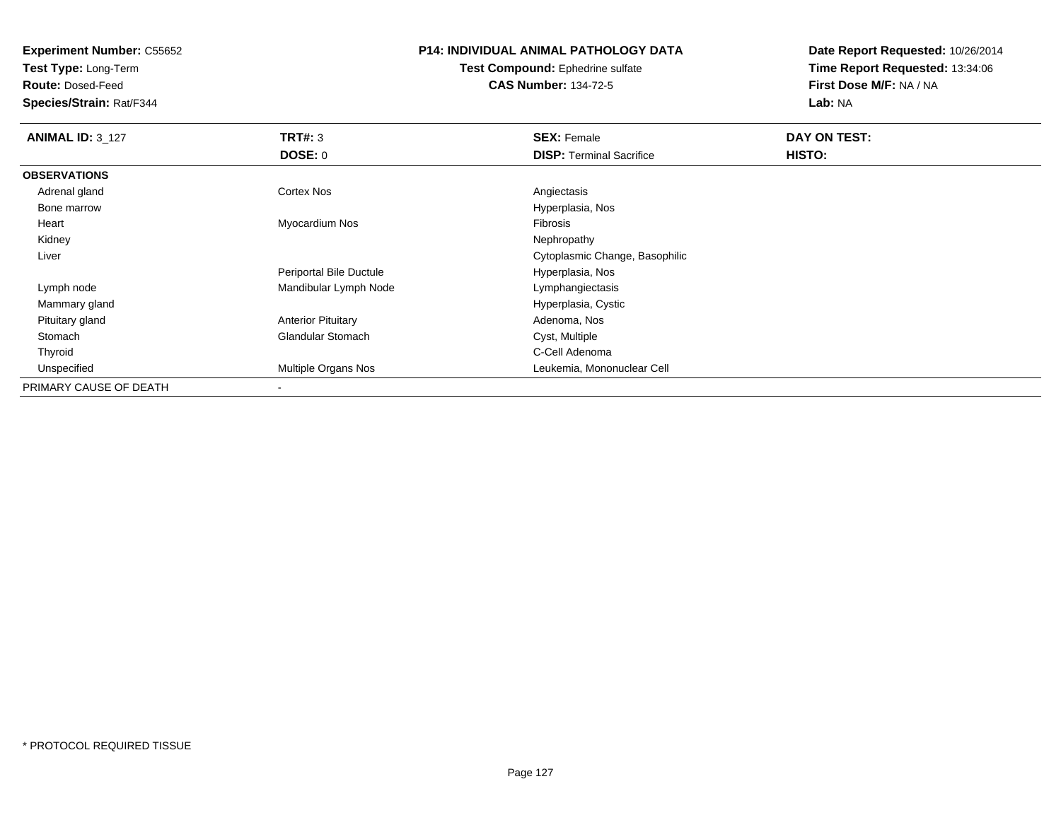**Experiment Number:** C55652
**Test Type:** Long-Term
**Route:** Dosed-Feed
**Species/Strain:** Rat/F344

**P14: INDIVIDUAL ANIMAL PATHOLOGY DATA**
**Test Compound:** Ephedrine sulfate
**CAS Number:** 134-72-5

**Date Report Requested:** 10/26/2014
**Time Report Requested:** 13:34:06
**First Dose M/F:** NA / NA
**Lab:** NA

| **ANIMAL ID:** 3_127 | **TRT#:** 3 | **SEX:** Female | **DAY ON TEST:** |
|---|---|---|---|
| | **DOSE:** 0 | **DISP:** Terminal Sacrifice | **HISTO:** |
| **OBSERVATIONS** | | | |
| Adrenal gland | Cortex Nos | Angiectasis | |
| Bone marrow | | Hyperplasia, Nos | |
| Heart | Myocardium Nos | Fibrosis | |
| Kidney | | Nephropathy | |
| Liver | | Cytoplasmic Change, Basophilic | |
| | Periportal Bile Ductule | Hyperplasia, Nos | |
| Lymph node | Mandibular Lymph Node | Lymphangiectasis | |
| Mammary gland | | Hyperplasia, Cystic | |
| Pituitary gland | Anterior Pituitary | Adenoma, Nos | |
| Stomach | Glandular Stomach | Cyst, Multiple | |
| Thyroid | | C-Cell Adenoma | |
| Unspecified | Multiple Organs Nos | Leukemia, Mononuclear Cell | |
| PRIMARY CAUSE OF DEATH | - | | |

* PROTOCOL REQUIRED TISSUE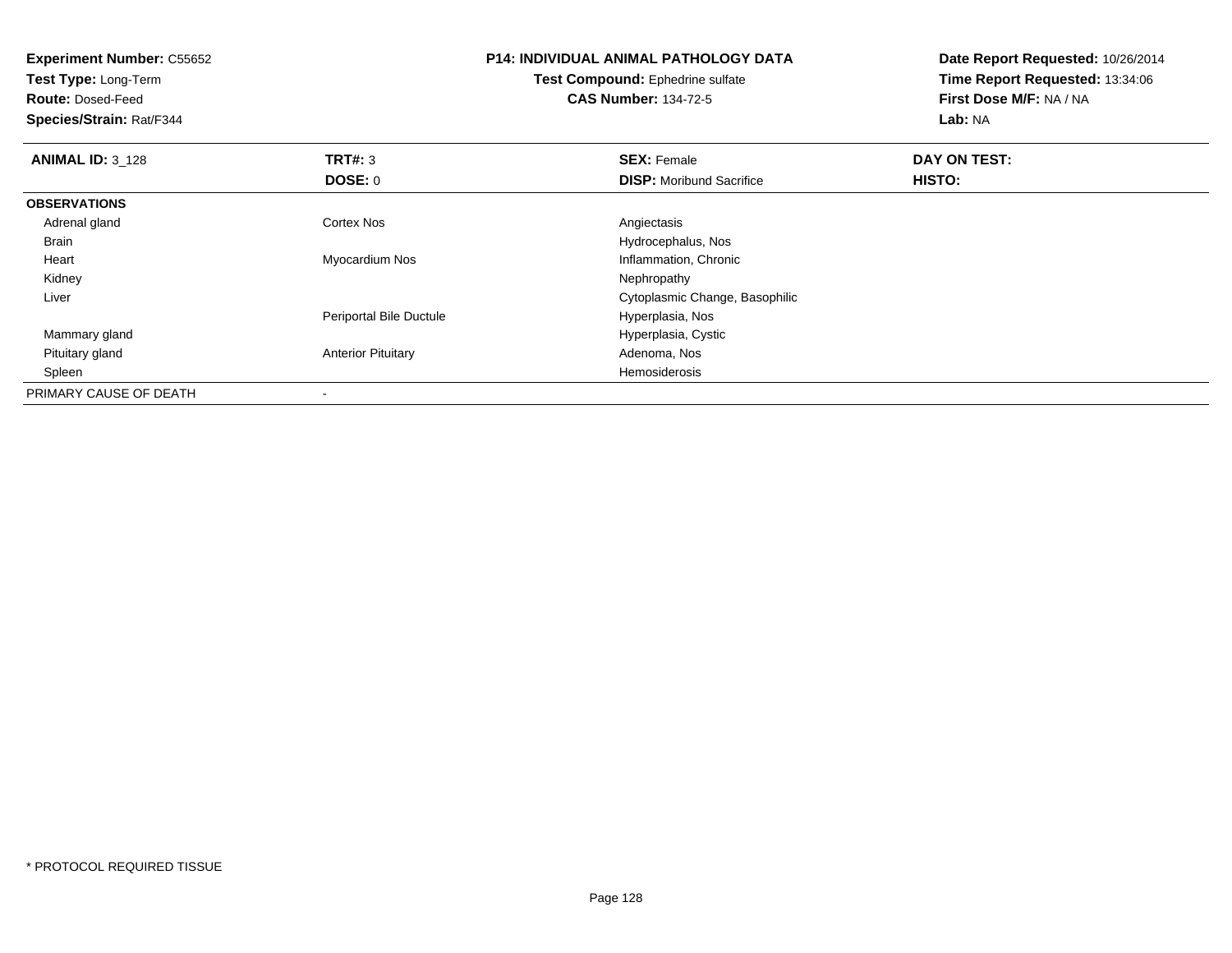**Experiment Number:** C55652
**Test Type:** Long-Term
**Route:** Dosed-Feed
**Species/Strain:** Rat/F344

# P14: INDIVIDUAL ANIMAL PATHOLOGY DATA

**Test Compound:** Ephedrine sulfate
**CAS Number:** 134-72-5

**Date Report Requested:** 10/26/2014
**Time Report Requested:** 13:34:06
**First Dose M/F:** NA / NA
**Lab:** NA

| **ANIMAL ID:** 3_128 | **TRT#:** 3 | **SEX:** Female | **DAY ON TEST:** |
|---|---|---|---|
| | **DOSE:** 0 | **DISP:** Moribund Sacrifice | **HISTO:** |
| **OBSERVATIONS** | | | |
| Adrenal gland | Cortex Nos | Angiectasis | |
| Brain | | Hydrocephalus, Nos | |
| Heart | Myocardium Nos | Inflammation, Chronic | |
| Kidney | | Nephropathy | |
| Liver | | Cytoplasmic Change, Basophilic | |
| | Periportal Bile Ductule | Hyperplasia, Nos | |
| Mammary gland | | Hyperplasia, Cystic | |
| Pituitary gland | Anterior Pituitary | Adenoma, Nos | |
| Spleen | | Hemosiderosis | |
| PRIMARY CAUSE OF DEATH | - | | |

* PROTOCOL REQUIRED TISSUE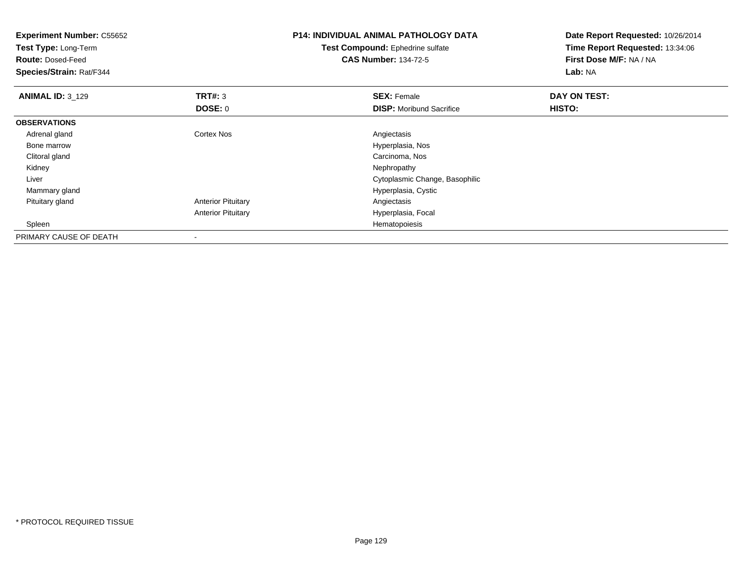**Experiment Number:** C55652
**Test Type:** Long-Term
**Route:** Dosed-Feed
**Species/Strain:** Rat/F344

**P14: INDIVIDUAL ANIMAL PATHOLOGY DATA**
**Test Compound:** Ephedrine sulfate
**CAS Number:** 134-72-5

**Date Report Requested:** 10/26/2014
**Time Report Requested:** 13:34:06
**First Dose M/F:** NA / NA
**Lab:** NA

| **ANIMAL ID:** 3_129 | **TRT#:** 3 | **SEX:** Female | **DAY ON TEST:** |
|---|---|---|---|
| | **DOSE:** 0 | **DISP:** Moribund Sacrifice | **HISTO:** |
| **OBSERVATIONS** | | | |
| Adrenal gland | Cortex Nos | Angiectasis | |
| Bone marrow | | Hyperplasia, Nos | |
| Clitoral gland | | Carcinoma, Nos | |
| Kidney | | Nephropathy | |
| Liver | | Cytoplasmic Change, Basophilic | |
| Mammary gland | | Hyperplasia, Cystic | |
| Pituitary gland | Anterior Pituitary | Angiectasis | |
| | Anterior Pituitary | Hyperplasia, Focal | |
| Spleen | | Hematopoiesis | |
| PRIMARY CAUSE OF DEATH | - | | |

* PROTOCOL REQUIRED TISSUE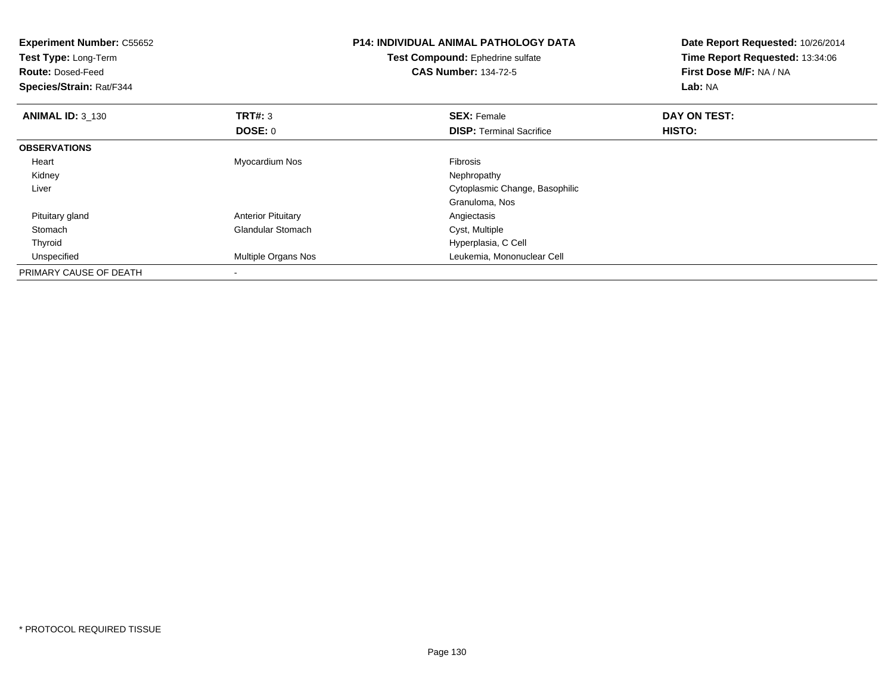**Experiment Number:** C55652
**Test Type:** Long-Term
**Route:** Dosed-Feed
**Species/Strain:** Rat/F344

**P14: INDIVIDUAL ANIMAL PATHOLOGY DATA**
**Test Compound:** Ephedrine sulfate
**CAS Number:** 134-72-5

**Date Report Requested:** 10/26/2014
**Time Report Requested:** 13:34:06
**First Dose M/F:** NA / NA
**Lab:** NA

| **ANIMAL ID:** 3_130 | **TRT#:** 3 | **SEX:** Female | **DAY ON TEST:** |
|---|---|---|---|
| | **DOSE:** 0 | **DISP:** Terminal Sacrifice | **HISTO:** |
| **OBSERVATIONS** | | | |
| Heart | Myocardium Nos | Fibrosis | |
| Kidney | | Nephropathy | |
| Liver | | Cytoplasmic Change, Basophilic | |
| | | Granuloma, Nos | |
| Pituitary gland | Anterior Pituitary | Angiectasis | |
| Stomach | Glandular Stomach | Cyst, Multiple | |
| Thyroid | | Hyperplasia, C Cell | |
| Unspecified | Multiple Organs Nos | Leukemia, Mononuclear Cell | |
| PRIMARY CAUSE OF DEATH | - | | |

* PROTOCOL REQUIRED TISSUE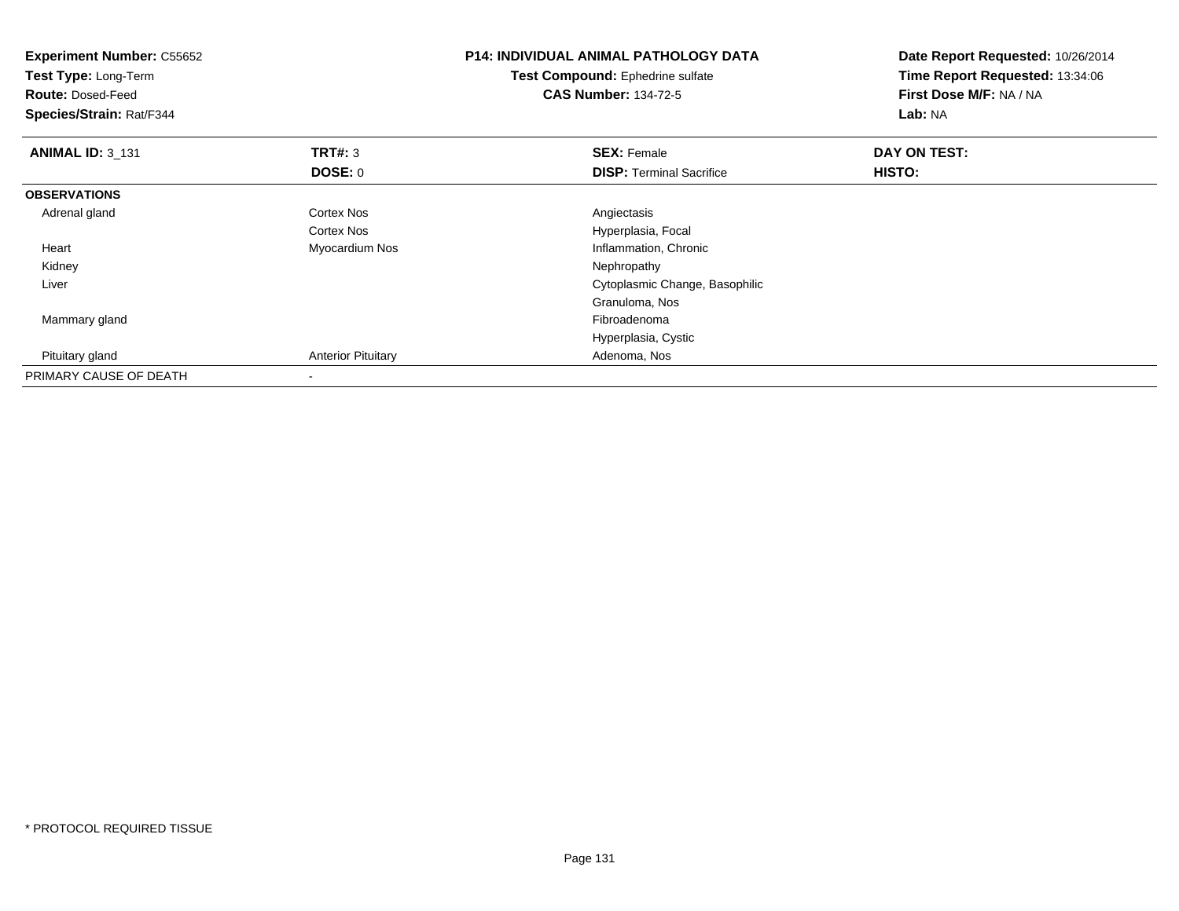**Experiment Number:** C55652
**Test Type:** Long-Term
**Route:** Dosed-Feed
**Species/Strain:** Rat/F344

## P14: INDIVIDUAL ANIMAL PATHOLOGY DATA

**Test Compound:** Ephedrine sulfate
**CAS Number:** 134-72-5

**Date Report Requested:** 10/26/2014
**Time Report Requested:** 13:34:06
**First Dose M/F:** NA / NA
**Lab:** NA

| **ANIMAL ID:** 3_131 | **TRT#:** 3 | **SEX:** Female | **DAY ON TEST:** |
|---|---|---|---|
| | **DOSE:** 0 | **DISP:** Terminal Sacrifice | **HISTO:** |
| **OBSERVATIONS** | | | |
| Adrenal gland | Cortex Nos | Angiectasis | |
| | Cortex Nos | Hyperplasia, Focal | |
| Heart | Myocardium Nos | Inflammation, Chronic | |
| Kidney | | Nephropathy | |
| Liver | | Cytoplasmic Change, Basophilic | |
| | | Granuloma, Nos | |
| Mammary gland | | Fibroadenoma | |
| | | Hyperplasia, Cystic | |
| Pituitary gland | Anterior Pituitary | Adenoma, Nos | |
| PRIMARY CAUSE OF DEATH | - | | |

* PROTOCOL REQUIRED TISSUE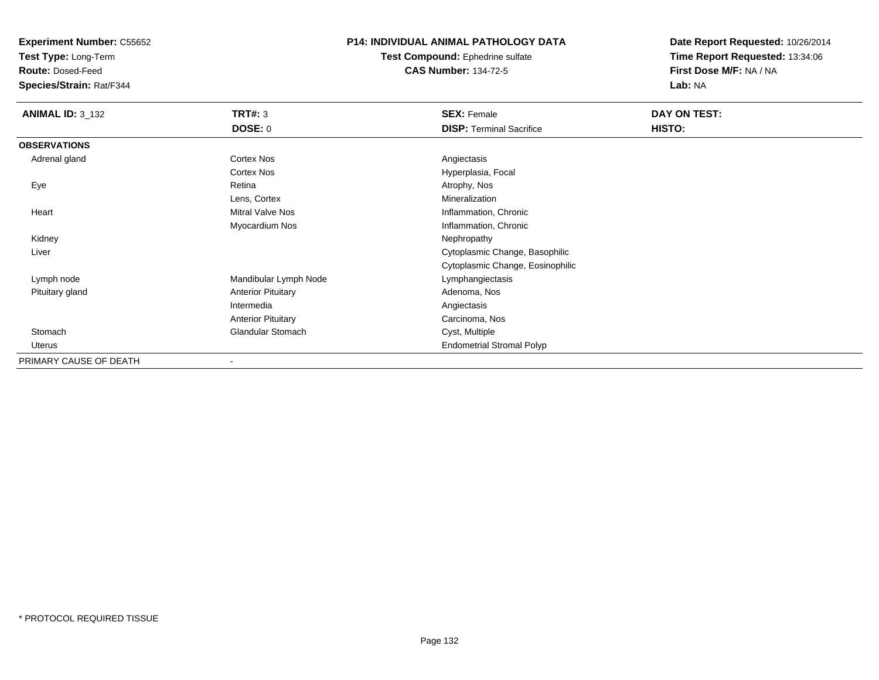**Experiment Number:** C55652
**Test Type:** Long-Term
**Route:** Dosed-Feed
**Species/Strain:** Rat/F344

**P14: INDIVIDUAL ANIMAL PATHOLOGY DATA**
**Test Compound:** Ephedrine sulfate
**CAS Number:** 134-72-5

**Date Report Requested:** 10/26/2014
**Time Report Requested:** 13:34:06
**First Dose M/F:** NA / NA
**Lab:** NA

| **ANIMAL ID:** 3_132 | **TRT#:** 3 | **SEX:** Female | **DAY ON TEST:** |
|---|---|---|---|
| | **DOSE:** 0 | **DISP:** Terminal Sacrifice | **HISTO:** |
| **OBSERVATIONS** | | | |
| Adrenal gland | Cortex Nos | Angiectasis | |
| | Cortex Nos | Hyperplasia, Focal | |
| Eye | Retina | Atrophy, Nos | |
| | Lens, Cortex | Mineralization | |
| Heart | Mitral Valve Nos | Inflammation, Chronic | |
| | Myocardium Nos | Inflammation, Chronic | |
| Kidney | | Nephropathy | |
| Liver | | Cytoplasmic Change, Basophilic | |
| | | Cytoplasmic Change, Eosinophilic | |
| Lymph node | Mandibular Lymph Node | Lymphangiectasis | |
| Pituitary gland | Anterior Pituitary | Adenoma, Nos | |
| | Intermedia | Angiectasis | |
| | Anterior Pituitary | Carcinoma, Nos | |
| Stomach | Glandular Stomach | Cyst, Multiple | |
| Uterus | | Endometrial Stromal Polyp | |
| PRIMARY CAUSE OF DEATH | - | | |

* PROTOCOL REQUIRED TISSUE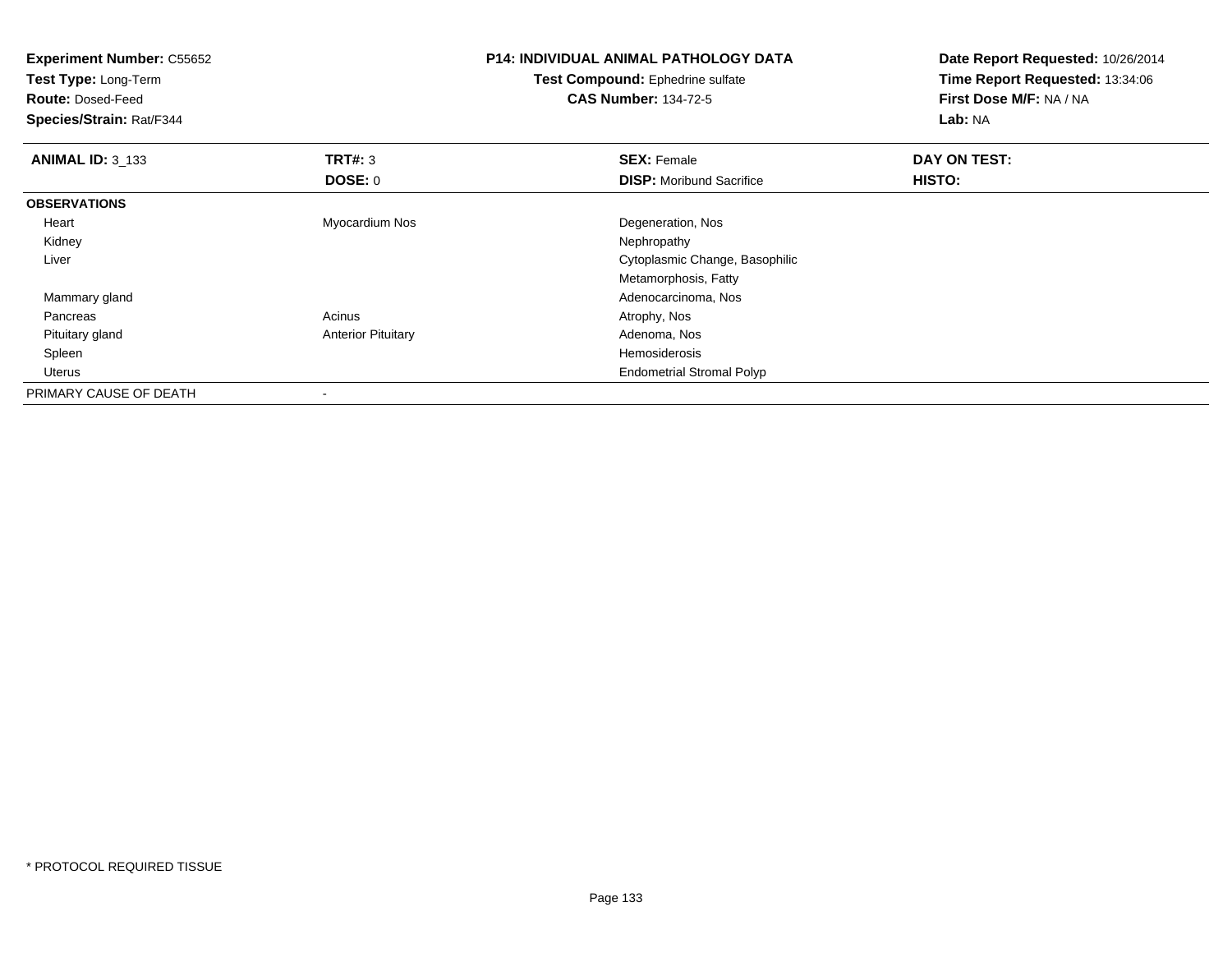**Experiment Number:** C55652
**Test Type:** Long-Term
**Route:** Dosed-Feed
**Species/Strain:** Rat/F344

**P14: INDIVIDUAL ANIMAL PATHOLOGY DATA**
**Test Compound:** Ephedrine sulfate
**CAS Number:** 134-72-5

**Date Report Requested:** 10/26/2014
**Time Report Requested:** 13:34:06
**First Dose M/F:** NA / NA
**Lab:** NA

| **ANIMAL ID:** 3_133 | **TRT#:** 3 | **SEX:** Female | **DAY ON TEST:** |
|---|---|---|---|
| | **DOSE:** 0 | **DISP:** Moribund Sacrifice | **HISTO:** |
| **OBSERVATIONS** | | | |
| Heart | Myocardium Nos | Degeneration, Nos | |
| Kidney | | Nephropathy | |
| Liver | | Cytoplasmic Change, Basophilic | |
| | | Metamorphosis, Fatty | |
| Mammary gland | | Adenocarcinoma, Nos | |
| Pancreas | Acinus | Atrophy, Nos | |
| Pituitary gland | Anterior Pituitary | Adenoma, Nos | |
| Spleen | | Hemosiderosis | |
| Uterus | | Endometrial Stromal Polyp | |
| PRIMARY CAUSE OF DEATH | - | | |

* PROTOCOL REQUIRED TISSUE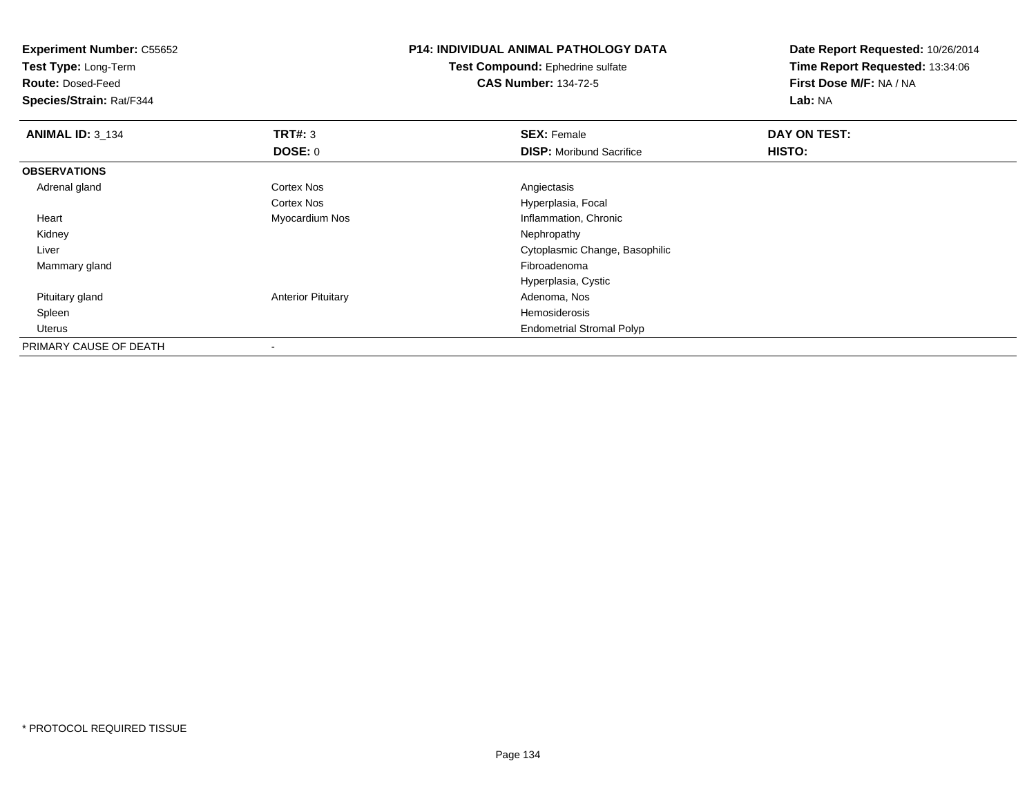**Experiment Number:** C55652
**Test Type:** Long-Term
**Route:** Dosed-Feed
**Species/Strain:** Rat/F344

**P14: INDIVIDUAL ANIMAL PATHOLOGY DATA**
**Test Compound:** Ephedrine sulfate
**CAS Number:** 134-72-5

**Date Report Requested:** 10/26/2014
**Time Report Requested:** 13:34:06
**First Dose M/F:** NA / NA
**Lab:** NA

| **ANIMAL ID:** 3_134 | **TRT#:** 3 | **SEX:** Female | **DAY ON TEST:** |
|---|---|---|---|
| | **DOSE:** 0 | **DISP:** Moribund Sacrifice | **HISTO:** |
| **OBSERVATIONS** | | | |
| Adrenal gland | Cortex Nos | Angiectasis | |
| | Cortex Nos | Hyperplasia, Focal | |
| Heart | Myocardium Nos | Inflammation, Chronic | |
| Kidney | | Nephropathy | |
| Liver | | Cytoplasmic Change, Basophilic | |
| Mammary gland | | Fibroadenoma | |
| | | Hyperplasia, Cystic | |
| Pituitary gland | Anterior Pituitary | Adenoma, Nos | |
| Spleen | | Hemosiderosis | |
| Uterus | | Endometrial Stromal Polyp | |
| PRIMARY CAUSE OF DEATH | - | | |

* PROTOCOL REQUIRED TISSUE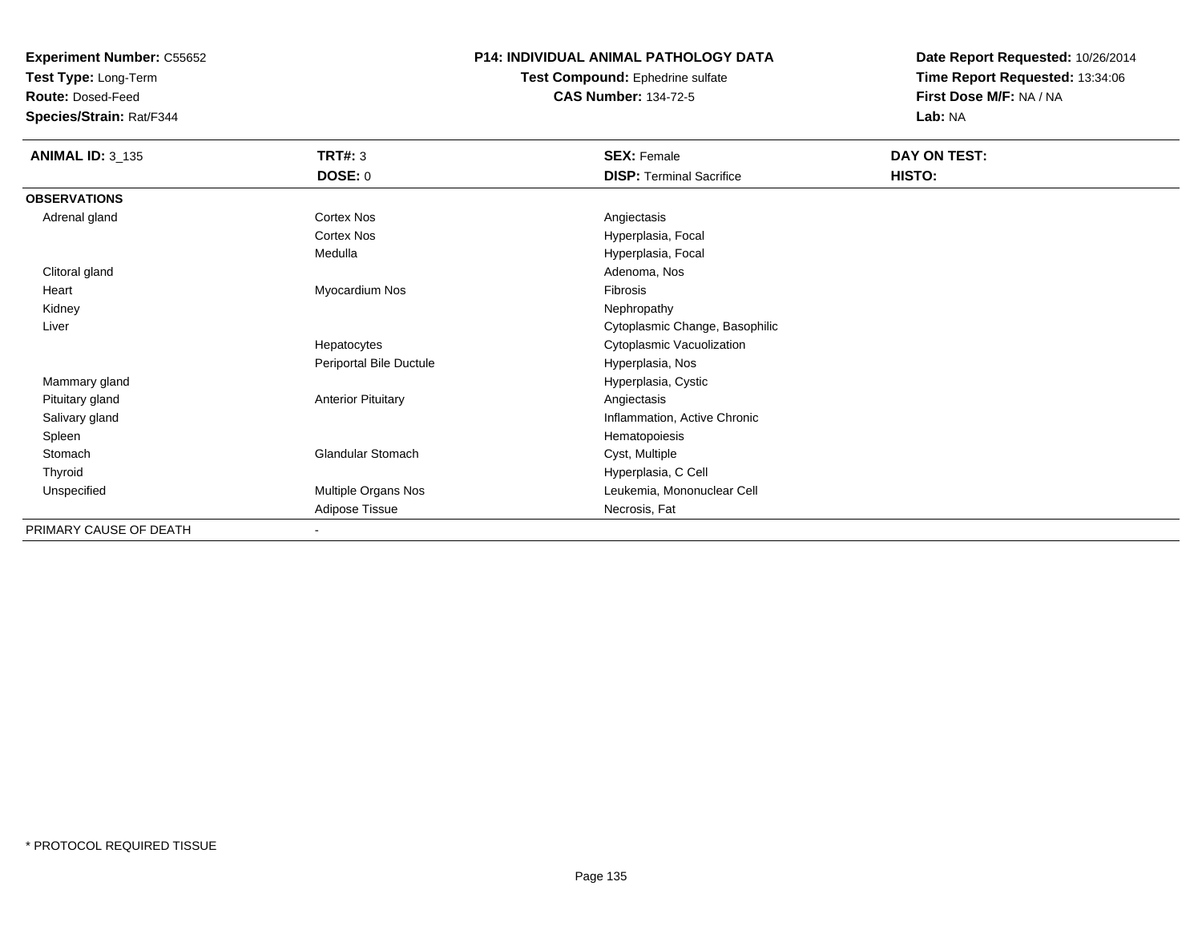**Experiment Number:** C55652
**Test Type:** Long-Term
**Route:** Dosed-Feed
**Species/Strain:** Rat/F344

**P14: INDIVIDUAL ANIMAL PATHOLOGY DATA**
**Test Compound:** Ephedrine sulfate
**CAS Number:** 134-72-5

**Date Report Requested:** 10/26/2014
**Time Report Requested:** 13:34:06
**First Dose M/F:** NA / NA
**Lab:** NA

| **ANIMAL ID:** 3_135 | **TRT#:** 3 | **SEX:** Female | **DAY ON TEST:** |
|---|---|---|---|
| | **DOSE:** 0 | **DISP:** Terminal Sacrifice | **HISTO:** |
| **OBSERVATIONS** | | | |
| Adrenal gland | Cortex Nos | Angiectasis | |
| | Cortex Nos | Hyperplasia, Focal | |
| | Medulla | Hyperplasia, Focal | |
| Clitoral gland | | Adenoma, Nos | |
| Heart | Myocardium Nos | Fibrosis | |
| Kidney | | Nephropathy | |
| Liver | | Cytoplasmic Change, Basophilic | |
| | Hepatocytes | Cytoplasmic Vacuolization | |
| | Periportal Bile Ductule | Hyperplasia, Nos | |
| Mammary gland | | Hyperplasia, Cystic | |
| Pituitary gland | Anterior Pituitary | Angiectasis | |
| Salivary gland | | Inflammation, Active Chronic | |
| Spleen | | Hematopoiesis | |
| Stomach | Glandular Stomach | Cyst, Multiple | |
| Thyroid | | Hyperplasia, C Cell | |
| Unspecified | Multiple Organs Nos | Leukemia, Mononuclear Cell | |
| | Adipose Tissue | Necrosis, Fat | |
| PRIMARY CAUSE OF DEATH | - | | |

* PROTOCOL REQUIRED TISSUE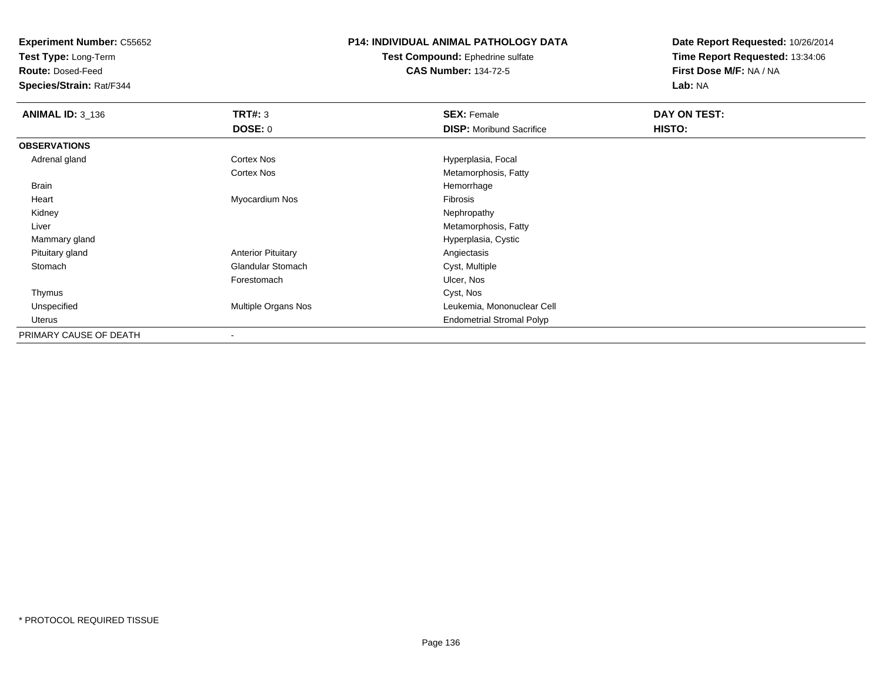**Experiment Number:** C55652
**Test Type:** Long-Term
**Route:** Dosed-Feed
**Species/Strain:** Rat/F344

**P14: INDIVIDUAL ANIMAL PATHOLOGY DATA**
**Test Compound:** Ephedrine sulfate
**CAS Number:** 134-72-5

**Date Report Requested:** 10/26/2014
**Time Report Requested:** 13:34:06
**First Dose M/F:** NA / NA
**Lab:** NA

| **ANIMAL ID:** 3_136 | **TRT#:** 3 | **SEX:** Female | **DAY ON TEST:** |
|---|---|---|---|
| | **DOSE:** 0 | **DISP:** Moribund Sacrifice | **HISTO:** |
| **OBSERVATIONS** | | | |
| Adrenal gland | Cortex Nos | Hyperplasia, Focal | |
| | Cortex Nos | Metamorphosis, Fatty | |
| Brain | | Hemorrhage | |
| Heart | Myocardium Nos | Fibrosis | |
| Kidney | | Nephropathy | |
| Liver | | Metamorphosis, Fatty | |
| Mammary gland | | Hyperplasia, Cystic | |
| Pituitary gland | Anterior Pituitary | Angiectasis | |
| Stomach | Glandular Stomach | Cyst, Multiple | |
| | Forestomach | Ulcer, Nos | |
| Thymus | | Cyst, Nos | |
| Unspecified | Multiple Organs Nos | Leukemia, Mononuclear Cell | |
| Uterus | | Endometrial Stromal Polyp | |
| PRIMARY CAUSE OF DEATH | - | | |

\* PROTOCOL REQUIRED TISSUE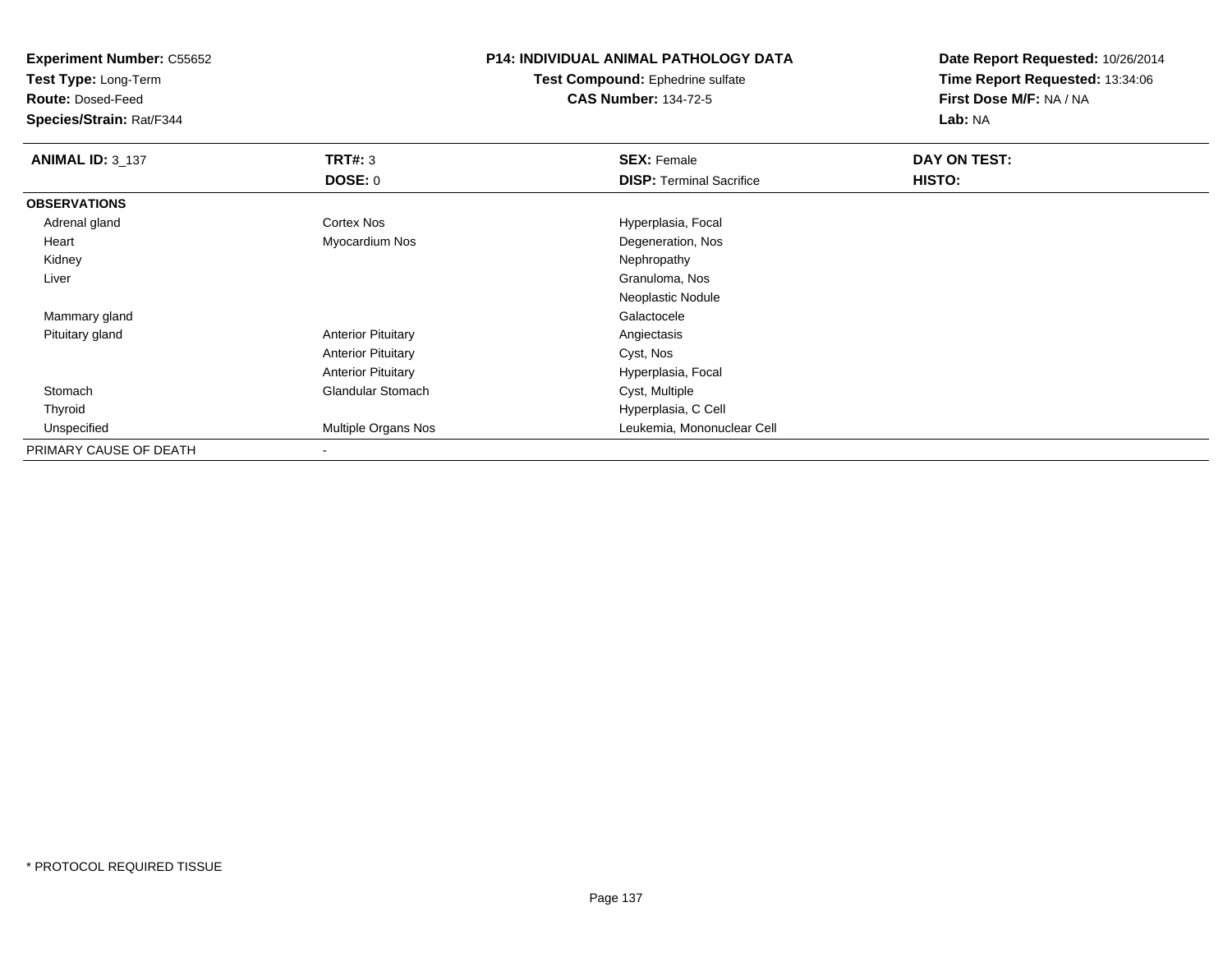**Experiment Number:** C55652
**Test Type:** Long-Term
**Route:** Dosed-Feed
**Species/Strain:** Rat/F344

**P14: INDIVIDUAL ANIMAL PATHOLOGY DATA**
**Test Compound:** Ephedrine sulfate
**CAS Number:** 134-72-5

**Date Report Requested:** 10/26/2014
**Time Report Requested:** 13:34:06
**First Dose M/F:** NA / NA
**Lab:** NA

| **ANIMAL ID:** 3_137 | **TRT#:** 3 | **SEX:** Female | **DAY ON TEST:** |
|---|---|---|---|
| | **DOSE:** 0 | **DISP:** Terminal Sacrifice | **HISTO:** |
| **OBSERVATIONS** | | | |
| Adrenal gland | Cortex Nos | Hyperplasia, Focal | |
| Heart | Myocardium Nos | Degeneration, Nos | |
| Kidney | | Nephropathy | |
| Liver | | Granuloma, Nos | |
| | | Neoplastic Nodule | |
| Mammary gland | | Galactocele | |
| Pituitary gland | Anterior Pituitary | Angiectasis | |
| | Anterior Pituitary | Cyst, Nos | |
| | Anterior Pituitary | Hyperplasia, Focal | |
| Stomach | Glandular Stomach | Cyst, Multiple | |
| Thyroid | | Hyperplasia, C Cell | |
| Unspecified | Multiple Organs Nos | Leukemia, Mononuclear Cell | |
| PRIMARY CAUSE OF DEATH | - | | |

* PROTOCOL REQUIRED TISSUE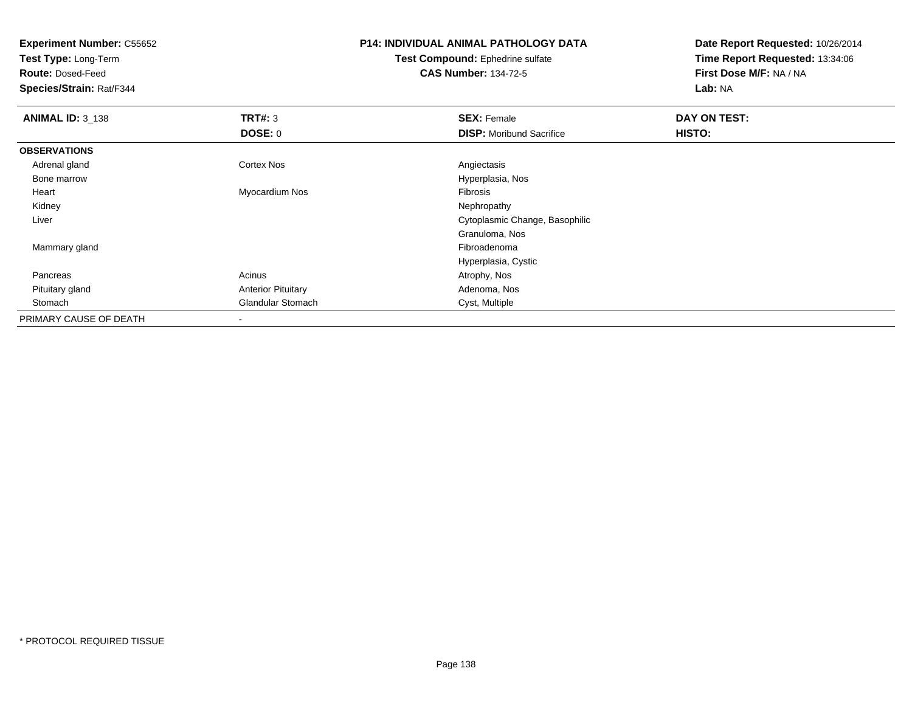**Experiment Number:** C55652
**Test Type:** Long-Term
**Route:** Dosed-Feed
**Species/Strain:** Rat/F344

**P14: INDIVIDUAL ANIMAL PATHOLOGY DATA**
**Test Compound:** Ephedrine sulfate
**CAS Number:** 134-72-5

**Date Report Requested:** 10/26/2014
**Time Report Requested:** 13:34:06
**First Dose M/F:** NA / NA
**Lab:** NA

| **ANIMAL ID:** 3_138 | **TRT#:** 3 | **SEX:** Female | **DAY ON TEST:** |
|---|---|---|---|
| | **DOSE:** 0 | **DISP:** Moribund Sacrifice | **HISTO:** |
| **OBSERVATIONS** | | | |
| Adrenal gland | Cortex Nos | Angiectasis | |
| Bone marrow | | Hyperplasia, Nos | |
| Heart | Myocardium Nos | Fibrosis | |
| Kidney | | Nephropathy | |
| Liver | | Cytoplasmic Change, Basophilic | |
| | | Granuloma, Nos | |
| Mammary gland | | Fibroadenoma | |
| | | Hyperplasia, Cystic | |
| Pancreas | Acinus | Atrophy, Nos | |
| Pituitary gland | Anterior Pituitary | Adenoma, Nos | |
| Stomach | Glandular Stomach | Cyst, Multiple | |
| PRIMARY CAUSE OF DEATH | - | | |

* PROTOCOL REQUIRED TISSUE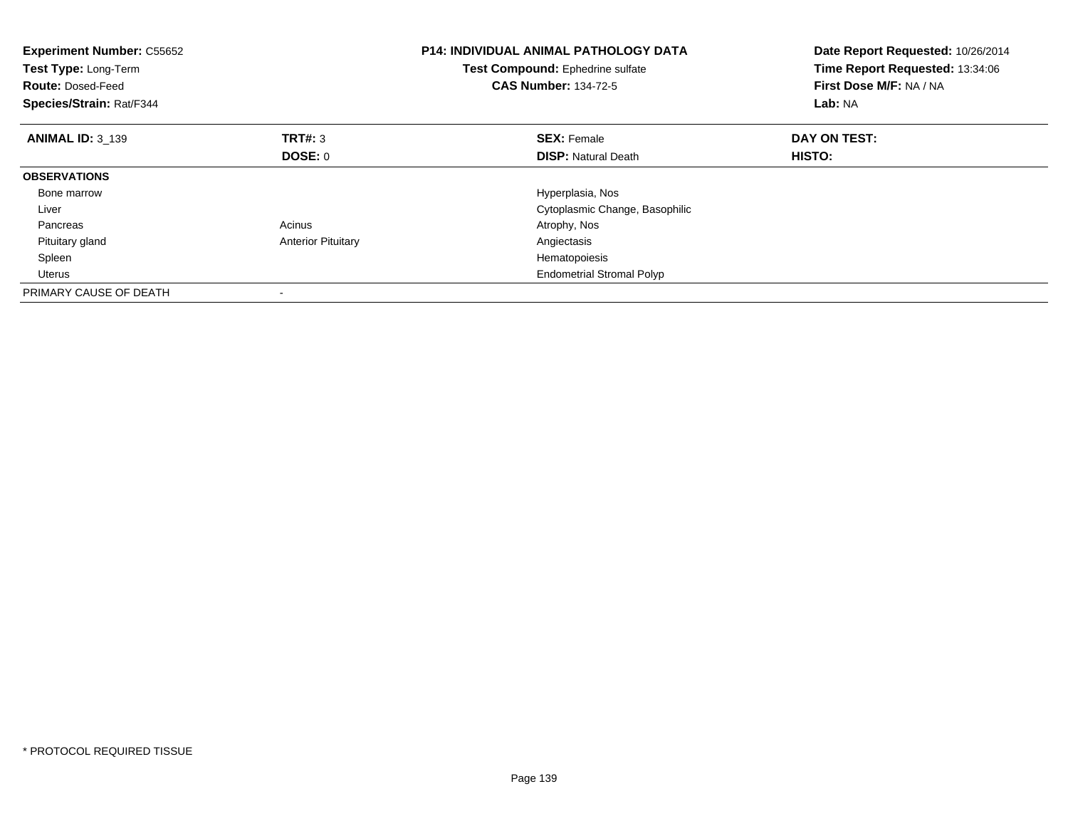**Experiment Number:** C55652
**Test Type:** Long-Term
**Route:** Dosed-Feed
**Species/Strain:** Rat/F344

**P14: INDIVIDUAL ANIMAL PATHOLOGY DATA**
**Test Compound:** Ephedrine sulfate
**CAS Number:** 134-72-5

**Date Report Requested:** 10/26/2014
**Time Report Requested:** 13:34:06
**First Dose M/F:** NA / NA
**Lab:** NA

| **ANIMAL ID:** 3_139 | **TRT#:** 3 | **SEX:** Female | **DAY ON TEST:** |
|---|---|---|---|
| | **DOSE:** 0 | **DISP:** Natural Death | **HISTO:** |
| **OBSERVATIONS** | | | |
| Bone marrow | | Hyperplasia, Nos | |
| Liver | | Cytoplasmic Change, Basophilic | |
| Pancreas | Acinus | Atrophy, Nos | |
| Pituitary gland | Anterior Pituitary | Angiectasis | |
| Spleen | | Hematopoiesis | |
| Uterus | | Endometrial Stromal Polyp | |
| PRIMARY CAUSE OF DEATH | - | | |

* PROTOCOL REQUIRED TISSUE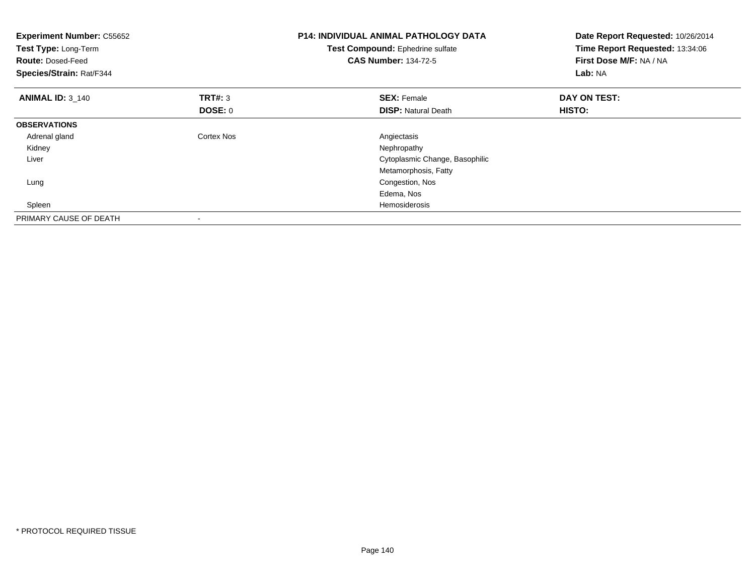**Experiment Number:** C55652
**Test Type:** Long-Term
**Route:** Dosed-Feed
**Species/Strain:** Rat/F344

**P14: INDIVIDUAL ANIMAL PATHOLOGY DATA**
**Test Compound:** Ephedrine sulfate
**CAS Number:** 134-72-5

**Date Report Requested:** 10/26/2014
**Time Report Requested:** 13:34:06
**First Dose M/F:** NA / NA
**Lab:** NA

| **ANIMAL ID:** 3_140 | **TRT#:** 3 | **SEX:** Female | **DAY ON TEST:** |
|---|---|---|---|
| | **DOSE:** 0 | **DISP:** Natural Death | **HISTO:** |
| **OBSERVATIONS** | | | |
| Adrenal gland | Cortex Nos | Angiectasis | |
| Kidney | | Nephropathy | |
| Liver | | Cytoplasmic Change, Basophilic | |
| | | Metamorphosis, Fatty | |
| Lung | | Congestion, Nos | |
| | | Edema, Nos | |
| Spleen | | Hemosiderosis | |
| PRIMARY CAUSE OF DEATH | - | | |

* PROTOCOL REQUIRED TISSUE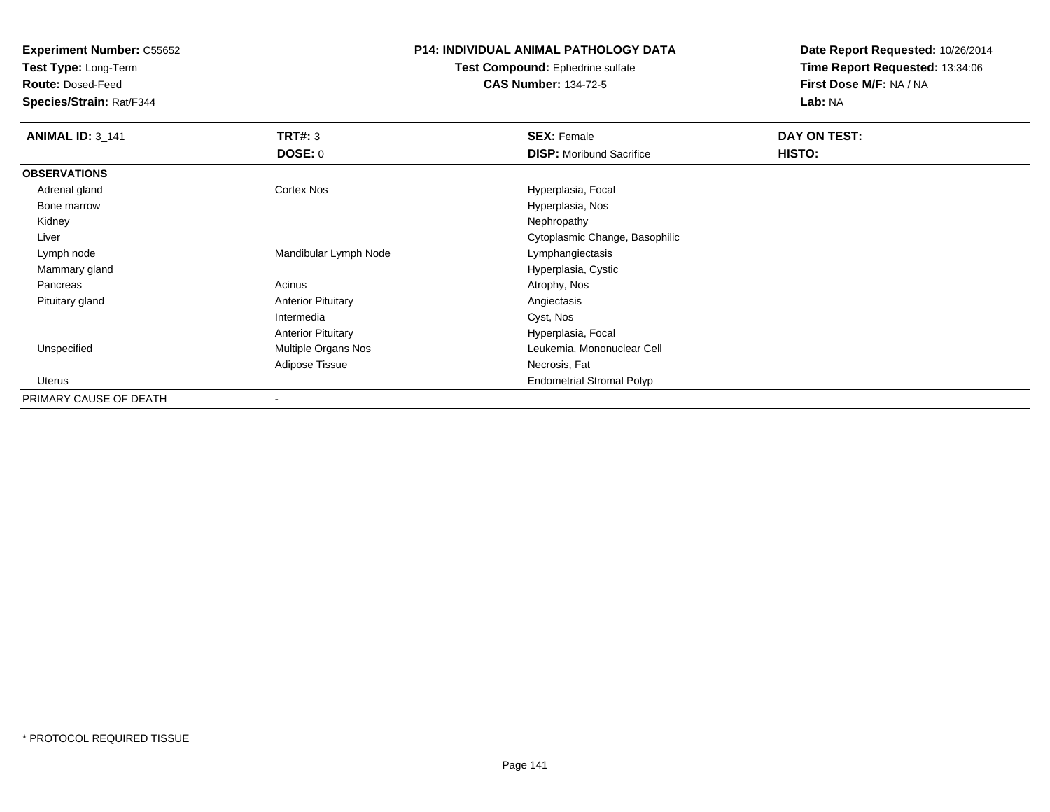**Experiment Number:** C55652
**Test Type:** Long-Term
**Route:** Dosed-Feed
**Species/Strain:** Rat/F344

**P14: INDIVIDUAL ANIMAL PATHOLOGY DATA**
**Test Compound:** Ephedrine sulfate
**CAS Number:** 134-72-5

**Date Report Requested:** 10/26/2014
**Time Report Requested:** 13:34:06
**First Dose M/F:** NA / NA
**Lab:** NA

| **ANIMAL ID:** 3_141 | **TRT#:** 3 | **SEX:** Female | **DAY ON TEST:** |
|---|---|---|---|
| | **DOSE:** 0 | **DISP:** Moribund Sacrifice | **HISTO:** |
| **OBSERVATIONS** | | | |
| Adrenal gland | Cortex Nos | Hyperplasia, Focal | |
| Bone marrow | | Hyperplasia, Nos | |
| Kidney | | Nephropathy | |
| Liver | | Cytoplasmic Change, Basophilic | |
| Lymph node | Mandibular Lymph Node | Lymphangiectasis | |
| Mammary gland | | Hyperplasia, Cystic | |
| Pancreas | Acinus | Atrophy, Nos | |
| Pituitary gland | Anterior Pituitary | Angiectasis | |
| | Intermedia | Cyst, Nos | |
| | Anterior Pituitary | Hyperplasia, Focal | |
| Unspecified | Multiple Organs Nos | Leukemia, Mononuclear Cell | |
| | Adipose Tissue | Necrosis, Fat | |
| Uterus | | Endometrial Stromal Polyp | |
| PRIMARY CAUSE OF DEATH | - | | |

\* PROTOCOL REQUIRED TISSUE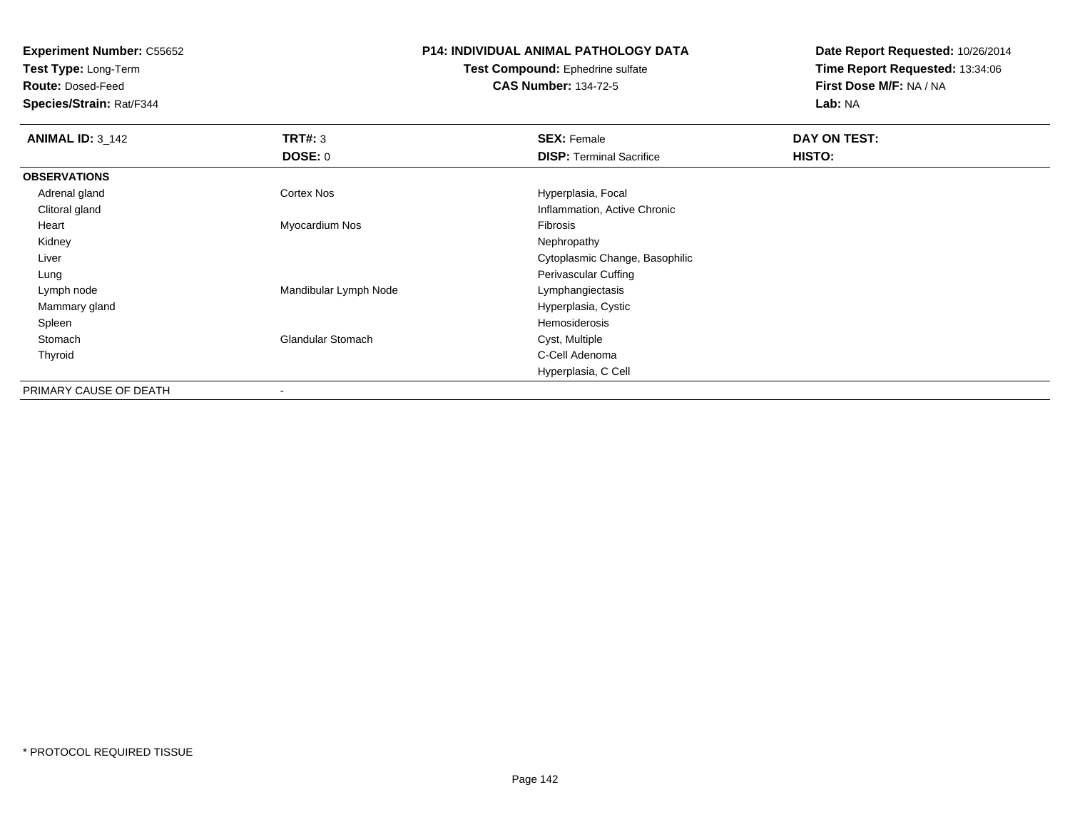**Experiment Number:** C55652
**Test Type:** Long-Term
**Route:** Dosed-Feed
**Species/Strain:** Rat/F344

## P14: INDIVIDUAL ANIMAL PATHOLOGY DATA

**Test Compound:** Ephedrine sulfate
**CAS Number:** 134-72-5

**Date Report Requested:** 10/26/2014
**Time Report Requested:** 13:34:06
**First Dose M/F:** NA / NA
**Lab:** NA

| **ANIMAL ID:** 3_142 | **TRT#:** 3 | **SEX:** Female | **DAY ON TEST:** |
|---|---|---|---|
| | **DOSE:** 0 | **DISP:** Terminal Sacrifice | **HISTO:** |
| **OBSERVATIONS** | | | |
| Adrenal gland | Cortex Nos | Hyperplasia, Focal | |
| Clitoral gland | | Inflammation, Active Chronic | |
| Heart | Myocardium Nos | Fibrosis | |
| Kidney | | Nephropathy | |
| Liver | | Cytoplasmic Change, Basophilic | |
| Lung | | Perivascular Cuffing | |
| Lymph node | Mandibular Lymph Node | Lymphangiectasis | |
| Mammary gland | | Hyperplasia, Cystic | |
| Spleen | | Hemosiderosis | |
| Stomach | Glandular Stomach | Cyst, Multiple | |
| Thyroid | | C-Cell Adenoma | |
| | | Hyperplasia, C Cell | |
| PRIMARY CAUSE OF DEATH | - | | |

* PROTOCOL REQUIRED TISSUE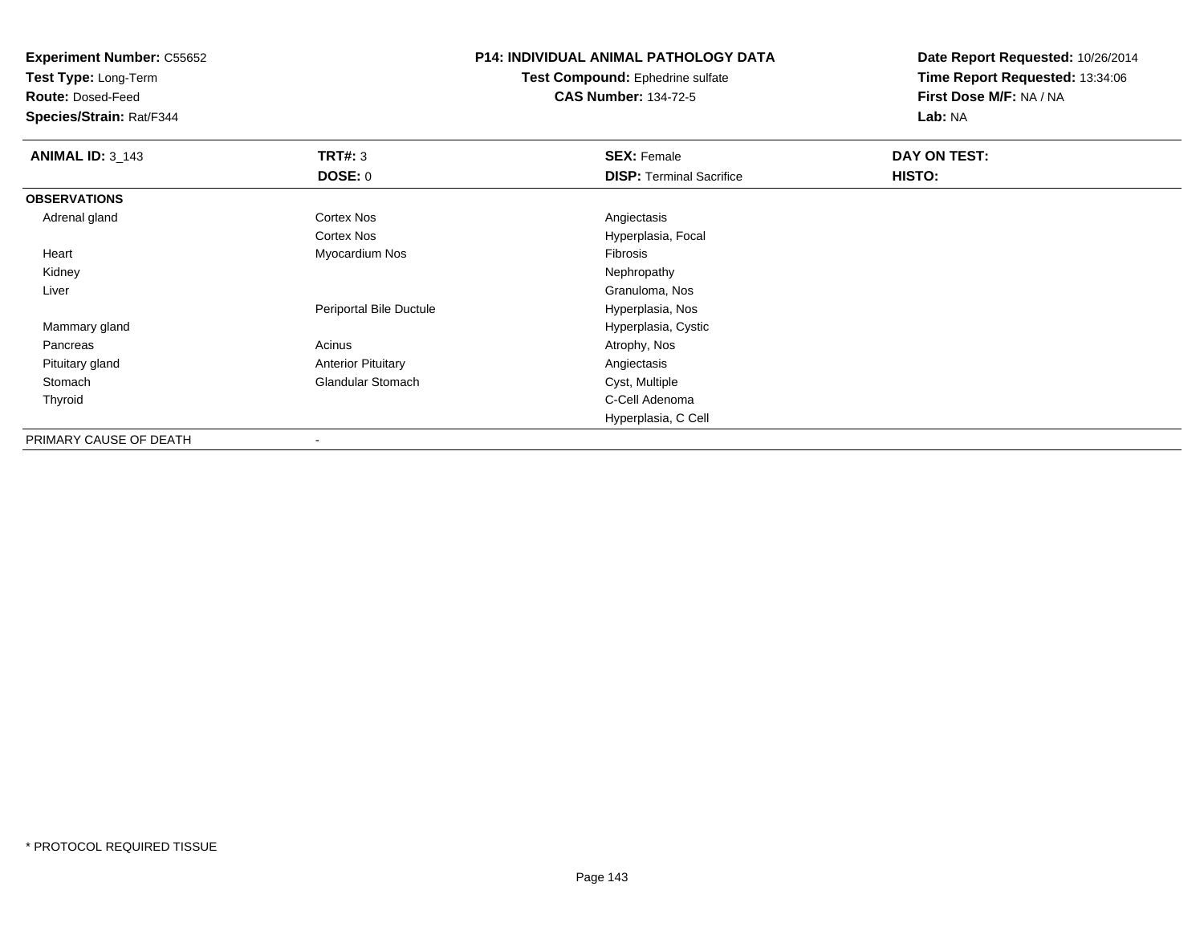**Experiment Number:** C55652
**Test Type:** Long-Term
**Route:** Dosed-Feed
**Species/Strain:** Rat/F344

**P14: INDIVIDUAL ANIMAL PATHOLOGY DATA**
**Test Compound:** Ephedrine sulfate
**CAS Number:** 134-72-5

**Date Report Requested:** 10/26/2014
**Time Report Requested:** 13:34:06
**First Dose M/F:** NA / NA
**Lab:** NA

| **ANIMAL ID:** 3_143 | **TRT#:** 3 | **SEX:** Female | **DAY ON TEST:** |
|---|---|---|---|
| | **DOSE:** 0 | **DISP:** Terminal Sacrifice | **HISTO:** |
| **OBSERVATIONS** | | | |
| Adrenal gland | Cortex Nos | Angiectasis | |
| | Cortex Nos | Hyperplasia, Focal | |
| Heart | Myocardium Nos | Fibrosis | |
| Kidney | | Nephropathy | |
| Liver | | Granuloma, Nos | |
| | Periportal Bile Ductule | Hyperplasia, Nos | |
| Mammary gland | | Hyperplasia, Cystic | |
| Pancreas | Acinus | Atrophy, Nos | |
| Pituitary gland | Anterior Pituitary | Angiectasis | |
| Stomach | Glandular Stomach | Cyst, Multiple | |
| Thyroid | | C-Cell Adenoma | |
| | | Hyperplasia, C Cell | |
| PRIMARY CAUSE OF DEATH | - | | |

* PROTOCOL REQUIRED TISSUE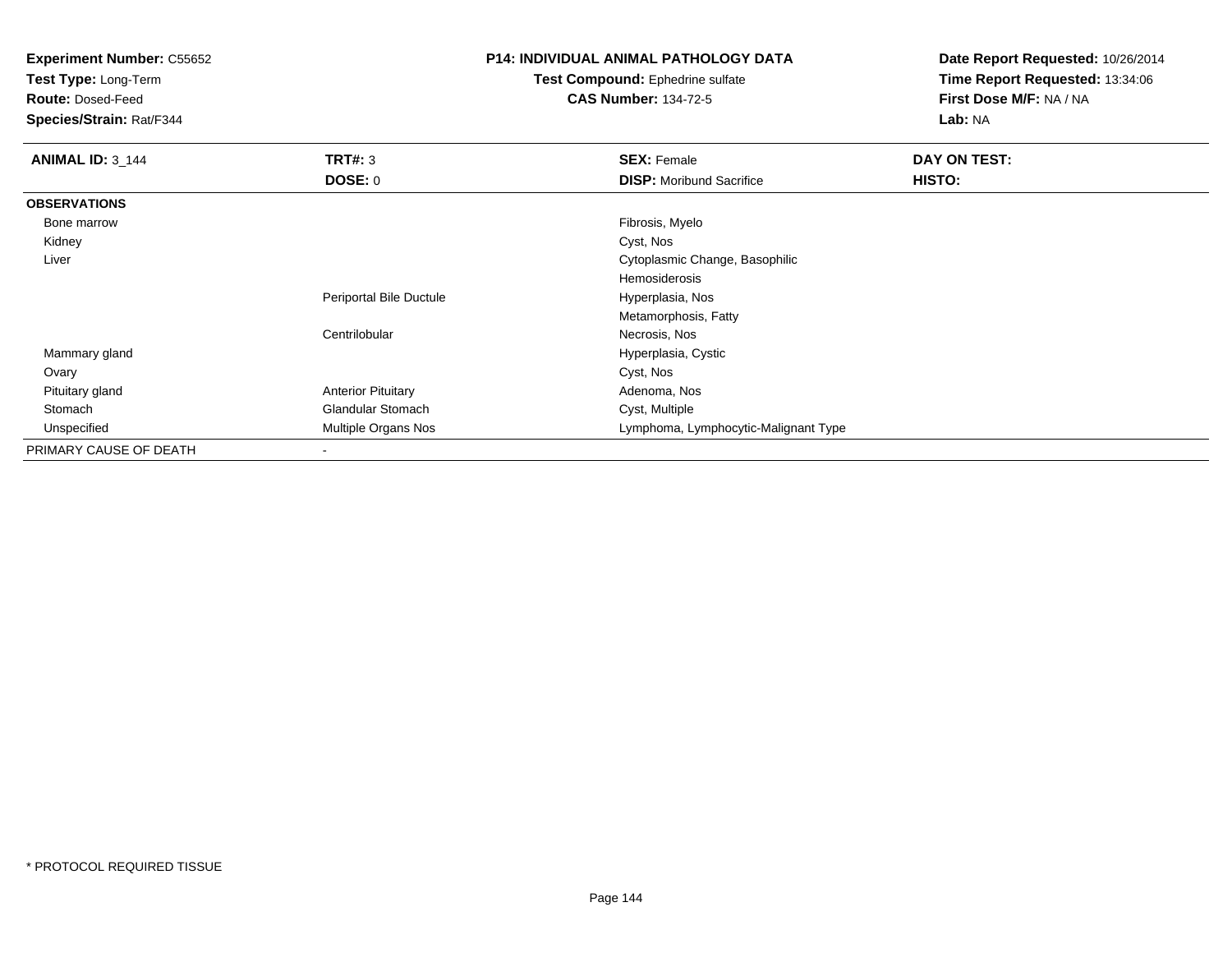**Experiment Number:** C55652
**Test Type:** Long-Term
**Route:** Dosed-Feed
**Species/Strain:** Rat/F344

**P14: INDIVIDUAL ANIMAL PATHOLOGY DATA**
**Test Compound:** Ephedrine sulfate
**CAS Number:** 134-72-5

**Date Report Requested:** 10/26/2014
**Time Report Requested:** 13:34:06
**First Dose M/F:** NA / NA
**Lab:** NA

| **ANIMAL ID:** 3_144 | **TRT#:** 3 | **SEX:** Female | **DAY ON TEST:** |
|---|---|---|---|
| | **DOSE:** 0 | **DISP:** Moribund Sacrifice | **HISTO:** |
| **OBSERVATIONS** | | | |
| Bone marrow | | Fibrosis, Myelo | |
| Kidney | | Cyst, Nos | |
| Liver | | Cytoplasmic Change, Basophilic | |
| | | Hemosiderosis | |
| | Periportal Bile Ductule | Hyperplasia, Nos | |
| | | Metamorphosis, Fatty | |
| | Centrilobular | Necrosis, Nos | |
| Mammary gland | | Hyperplasia, Cystic | |
| Ovary | | Cyst, Nos | |
| Pituitary gland | Anterior Pituitary | Adenoma, Nos | |
| Stomach | Glandular Stomach | Cyst, Multiple | |
| Unspecified | Multiple Organs Nos | Lymphoma, Lymphocytic-Malignant Type | |
| PRIMARY CAUSE OF DEATH | - | | |

\* PROTOCOL REQUIRED TISSUE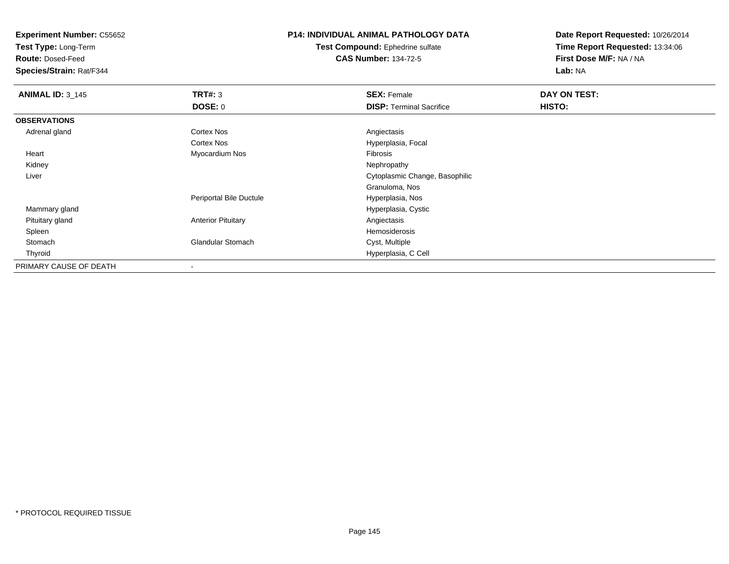**Experiment Number:** C55652
**Test Type:** Long-Term
**Route:** Dosed-Feed
**Species/Strain:** Rat/F344

**P14: INDIVIDUAL ANIMAL PATHOLOGY DATA**
**Test Compound:** Ephedrine sulfate
**CAS Number:** 134-72-5

**Date Report Requested:** 10/26/2014
**Time Report Requested:** 13:34:06
**First Dose M/F:** NA / NA
**Lab:** NA

| **ANIMAL ID:** 3_145 | **TRT#:** 3 | **SEX:** Female | **DAY ON TEST:** |
|---|---|---|---|
| | **DOSE:** 0 | **DISP:** Terminal Sacrifice | **HISTO:** |
| **OBSERVATIONS** | | | |
| Adrenal gland | Cortex Nos | Angiectasis | |
| | Cortex Nos | Hyperplasia, Focal | |
| Heart | Myocardium Nos | Fibrosis | |
| Kidney | | Nephropathy | |
| Liver | | Cytoplasmic Change, Basophilic | |
| | | Granuloma, Nos | |
| | Periportal Bile Ductule | Hyperplasia, Nos | |
| Mammary gland | | Hyperplasia, Cystic | |
| Pituitary gland | Anterior Pituitary | Angiectasis | |
| Spleen | | Hemosiderosis | |
| Stomach | Glandular Stomach | Cyst, Multiple | |
| Thyroid | | Hyperplasia, C Cell | |
| PRIMARY CAUSE OF DEATH | - | | |

* PROTOCOL REQUIRED TISSUE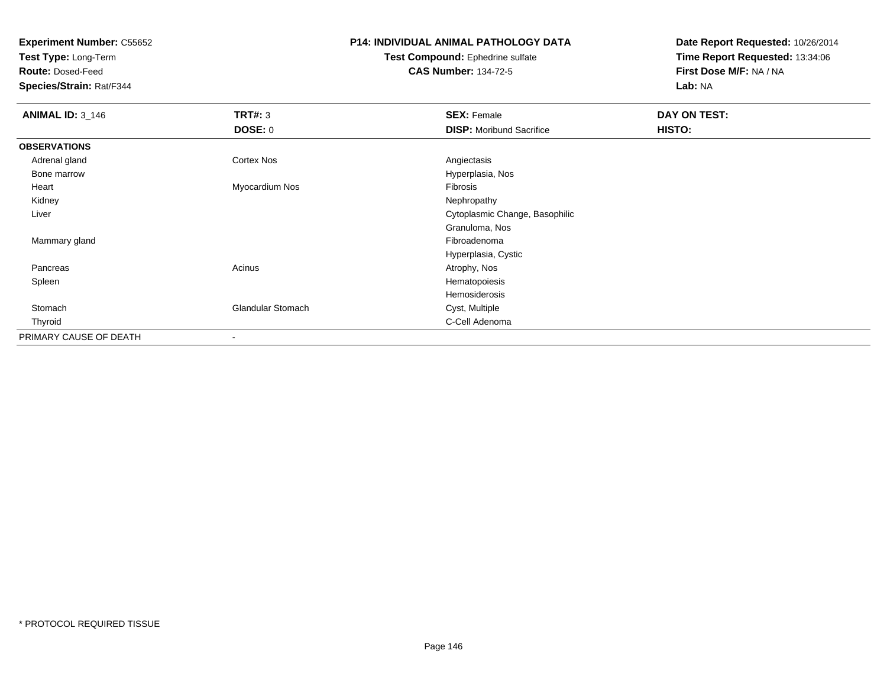**Experiment Number:** C55652
**Test Type:** Long-Term
**Route:** Dosed-Feed
**Species/Strain:** Rat/F344

**P14: INDIVIDUAL ANIMAL PATHOLOGY DATA**
**Test Compound:** Ephedrine sulfate
**CAS Number:** 134-72-5

**Date Report Requested:** 10/26/2014
**Time Report Requested:** 13:34:06
**First Dose M/F:** NA / NA
**Lab:** NA

| **ANIMAL ID:** 3_146 | **TRT#:** 3 | **SEX:** Female | **DAY ON TEST:** |
|---|---|---|---|
| | **DOSE:** 0 | **DISP:** Moribund Sacrifice | **HISTO:** |
| **OBSERVATIONS** | | | |
| Adrenal gland | Cortex Nos | Angiectasis | |
| Bone marrow | | Hyperplasia, Nos | |
| Heart | Myocardium Nos | Fibrosis | |
| Kidney | | Nephropathy | |
| Liver | | Cytoplasmic Change, Basophilic | |
| | | Granuloma, Nos | |
| Mammary gland | | Fibroadenoma | |
| | | Hyperplasia, Cystic | |
| Pancreas | Acinus | Atrophy, Nos | |
| Spleen | | Hematopoiesis | |
| | | Hemosiderosis | |
| Stomach | Glandular Stomach | Cyst, Multiple | |
| Thyroid | | C-Cell Adenoma | |
| PRIMARY CAUSE OF DEATH | - | | |

* PROTOCOL REQUIRED TISSUE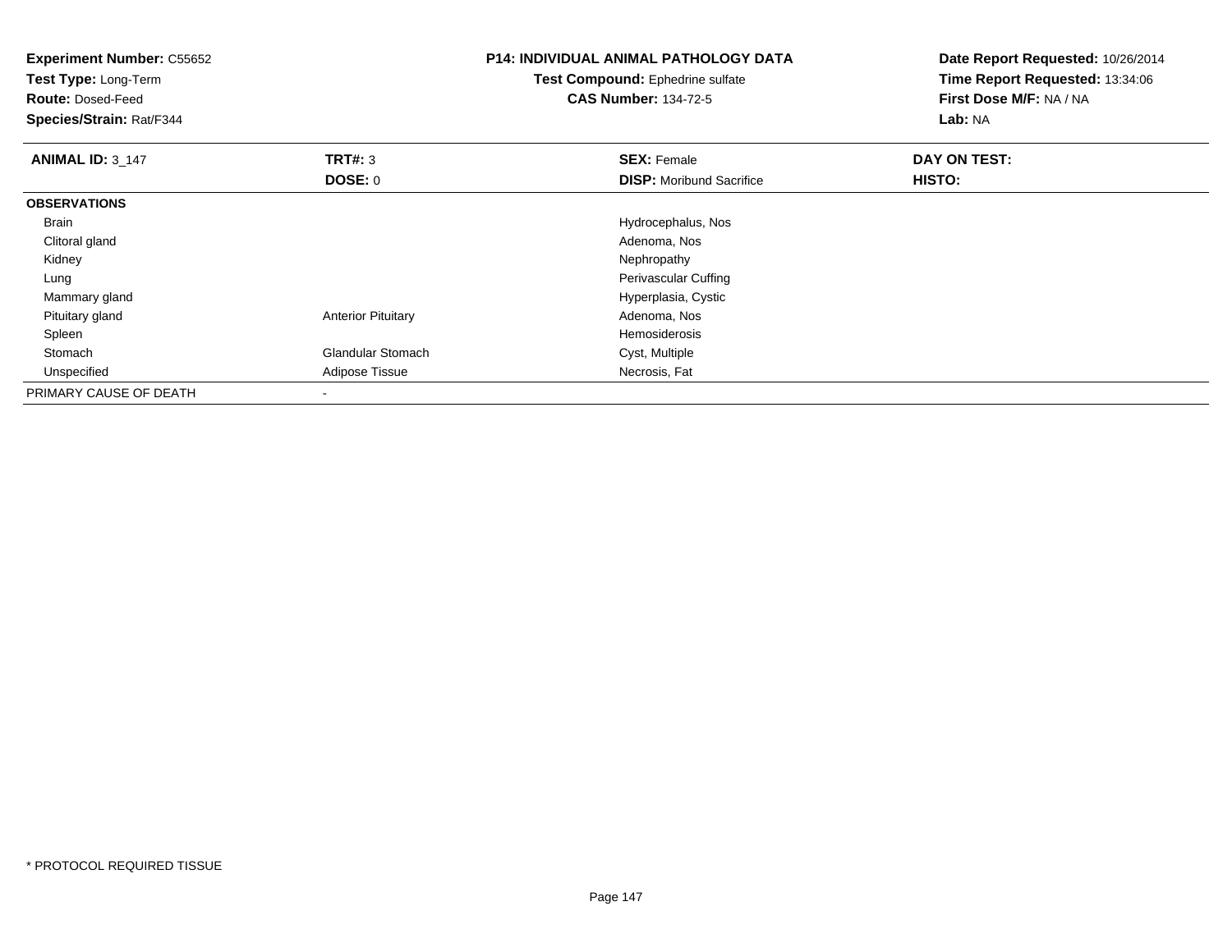**Experiment Number:** C55652
**Test Type:** Long-Term
**Route:** Dosed-Feed
**Species/Strain:** Rat/F344

**P14: INDIVIDUAL ANIMAL PATHOLOGY DATA**
**Test Compound:** Ephedrine sulfate
**CAS Number:** 134-72-5

**Date Report Requested:** 10/26/2014
**Time Report Requested:** 13:34:06
**First Dose M/F:** NA / NA
**Lab:** NA

| **ANIMAL ID:** 3_147 | **TRT#:** 3 | **SEX:** Female | **DAY ON TEST:** |
|---|---|---|---|
| | **DOSE:** 0 | **DISP:** Moribund Sacrifice | **HISTO:** |
| **OBSERVATIONS** | | | |
| Brain | | Hydrocephalus, Nos | |
| Clitoral gland | | Adenoma, Nos | |
| Kidney | | Nephropathy | |
| Lung | | Perivascular Cuffing | |
| Mammary gland | | Hyperplasia, Cystic | |
| Pituitary gland | Anterior Pituitary | Adenoma, Nos | |
| Spleen | | Hemosiderosis | |
| Stomach | Glandular Stomach | Cyst, Multiple | |
| Unspecified | Adipose Tissue | Necrosis, Fat | |
| PRIMARY CAUSE OF DEATH | - | | |

* PROTOCOL REQUIRED TISSUE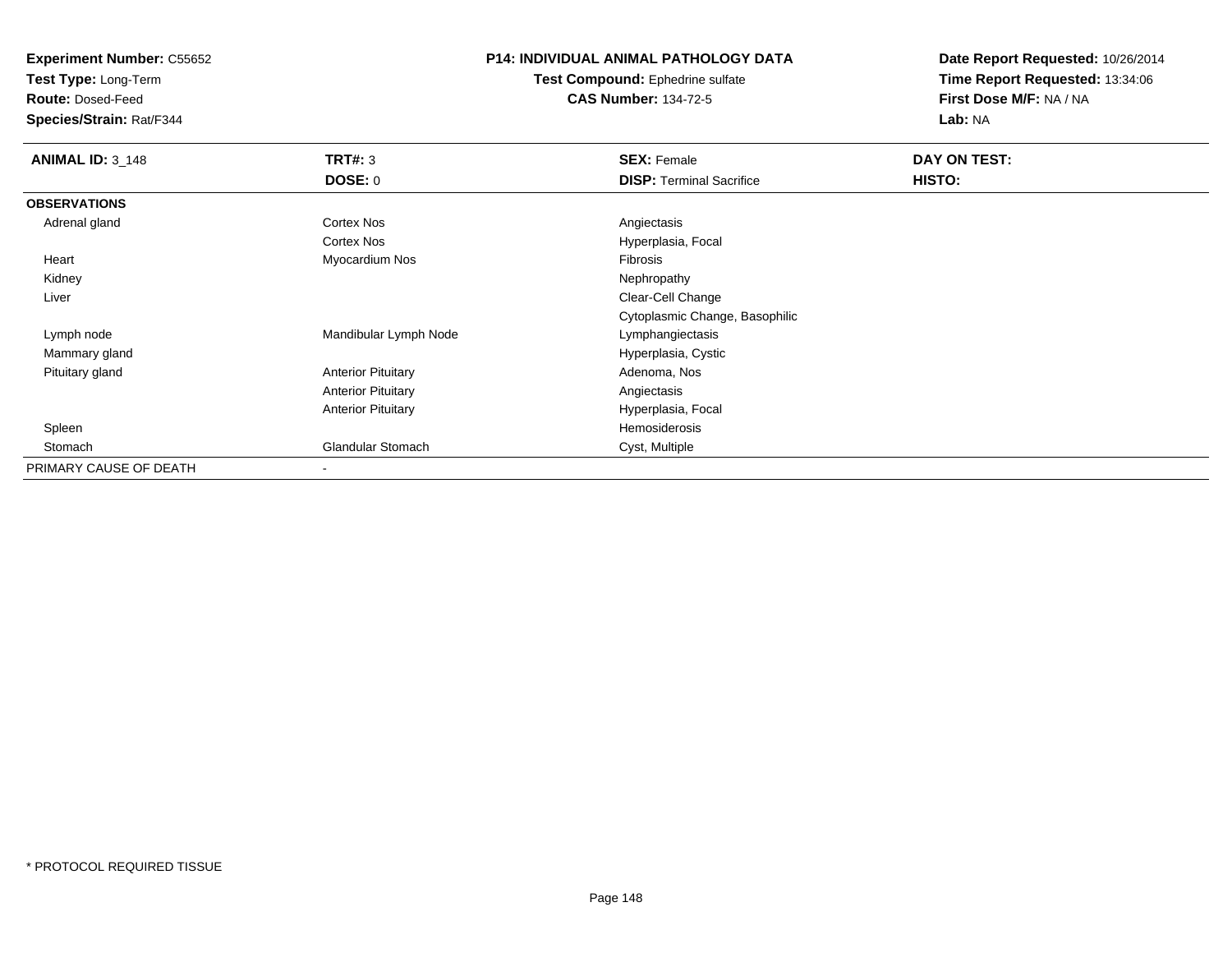**Experiment Number:** C55652
**Test Type:** Long-Term
**Route:** Dosed-Feed
**Species/Strain:** Rat/F344

**P14: INDIVIDUAL ANIMAL PATHOLOGY DATA**
**Test Compound:** Ephedrine sulfate
**CAS Number:** 134-72-5

**Date Report Requested:** 10/26/2014
**Time Report Requested:** 13:34:06
**First Dose M/F:** NA / NA
**Lab:** NA

| **ANIMAL ID:** 3_148 | **TRT#:** 3 | **SEX:** Female | **DAY ON TEST:** |
|---|---|---|---|
| | **DOSE:** 0 | **DISP:** Terminal Sacrifice | **HISTO:** |
| **OBSERVATIONS** | | | |
| Adrenal gland | Cortex Nos | Angiectasis | |
| | Cortex Nos | Hyperplasia, Focal | |
| Heart | Myocardium Nos | Fibrosis | |
| Kidney | | Nephropathy | |
| Liver | | Clear-Cell Change | |
| | | Cytoplasmic Change, Basophilic | |
| Lymph node | Mandibular Lymph Node | Lymphangiectasis | |
| Mammary gland | | Hyperplasia, Cystic | |
| Pituitary gland | Anterior Pituitary | Adenoma, Nos | |
| | Anterior Pituitary | Angiectasis | |
| | Anterior Pituitary | Hyperplasia, Focal | |
| Spleen | | Hemosiderosis | |
| Stomach | Glandular Stomach | Cyst, Multiple | |
| PRIMARY CAUSE OF DEATH | - | | |

\* PROTOCOL REQUIRED TISSUE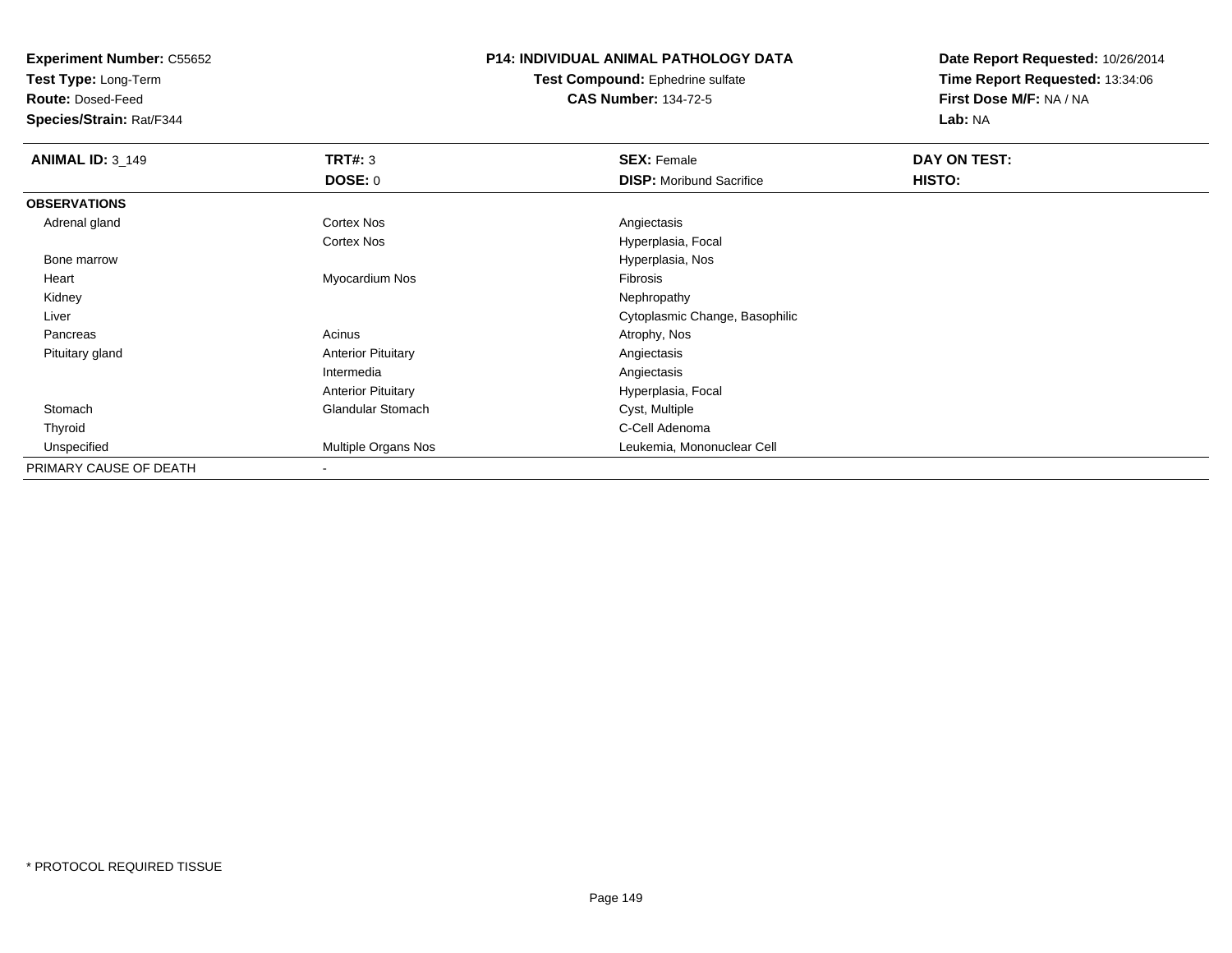**Experiment Number:** C55652
**Test Type:** Long-Term
**Route:** Dosed-Feed
**Species/Strain:** Rat/F344

**P14: INDIVIDUAL ANIMAL PATHOLOGY DATA**
**Test Compound:** Ephedrine sulfate
**CAS Number:** 134-72-5

**Date Report Requested:** 10/26/2014
**Time Report Requested:** 13:34:06
**First Dose M/F:** NA / NA
**Lab:** NA

| **ANIMAL ID:** 3_149 | **TRT#:** 3 | **SEX:** Female | **DAY ON TEST:** |
|---|---|---|---|
| | **DOSE:** 0 | **DISP:** Moribund Sacrifice | **HISTO:** |
| **OBSERVATIONS** | | | |
| Adrenal gland | Cortex Nos | Angiectasis | |
| | Cortex Nos | Hyperplasia, Focal | |
| Bone marrow | | Hyperplasia, Nos | |
| Heart | Myocardium Nos | Fibrosis | |
| Kidney | | Nephropathy | |
| Liver | | Cytoplasmic Change, Basophilic | |
| Pancreas | Acinus | Atrophy, Nos | |
| Pituitary gland | Anterior Pituitary | Angiectasis | |
| | Intermedia | Angiectasis | |
| | Anterior Pituitary | Hyperplasia, Focal | |
| Stomach | Glandular Stomach | Cyst, Multiple | |
| Thyroid | | C-Cell Adenoma | |
| Unspecified | Multiple Organs Nos | Leukemia, Mononuclear Cell | |
| PRIMARY CAUSE OF DEATH | - | | |

* PROTOCOL REQUIRED TISSUE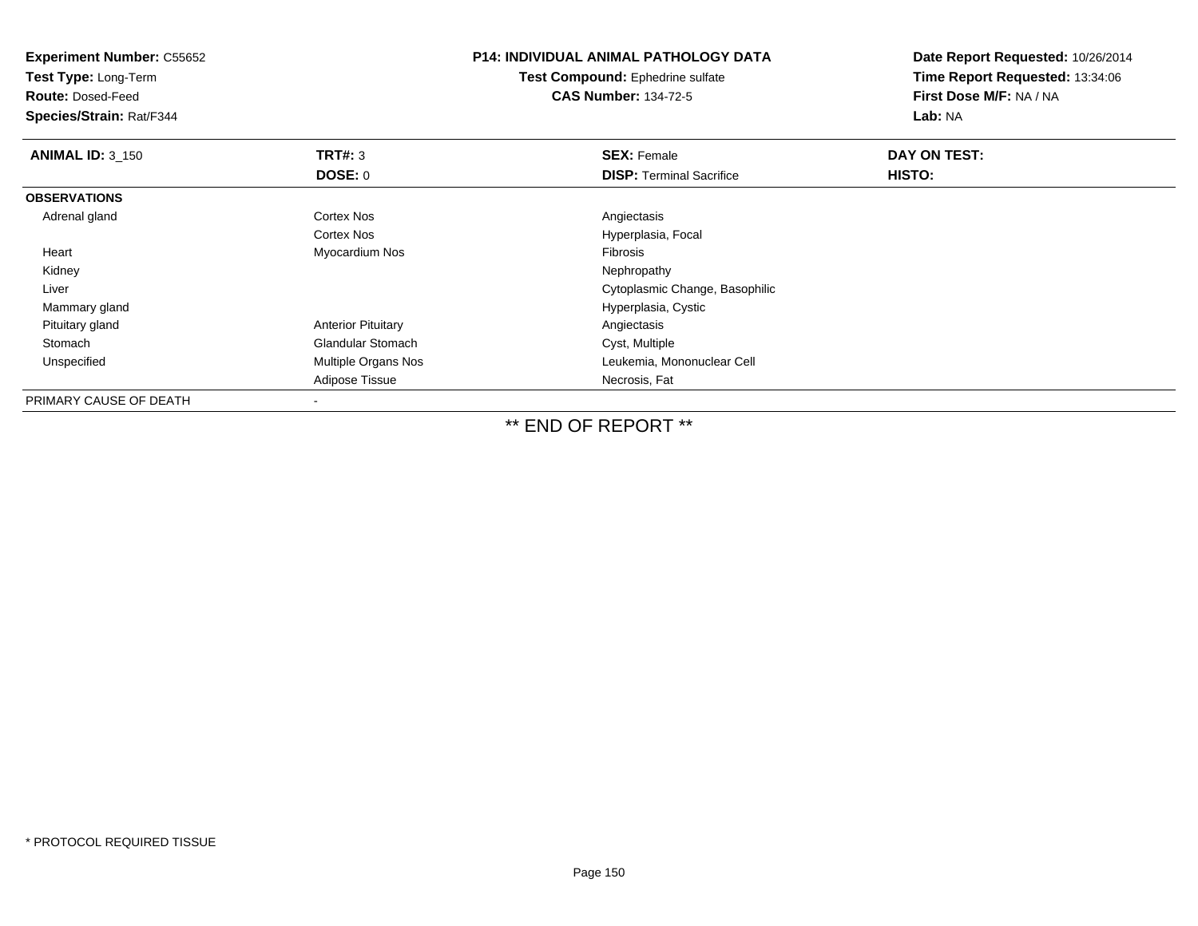**Experiment Number:** C55652
**Test Type:** Long-Term
**Route:** Dosed-Feed
**Species/Strain:** Rat/F344

**P14: INDIVIDUAL ANIMAL PATHOLOGY DATA**
**Test Compound:** Ephedrine sulfate
**CAS Number:** 134-72-5

**Date Report Requested:** 10/26/2014
**Time Report Requested:** 13:34:06
**First Dose M/F:** NA / NA
**Lab:** NA

| **ANIMAL ID:** 3_150 | **TRT#:** 3 | **SEX:** Female | **DAY ON TEST:** |
|---|---|---|---|
| | **DOSE:** 0 | **DISP:** Terminal Sacrifice | **HISTO:** |
| **OBSERVATIONS** | | | |
| Adrenal gland | Cortex Nos | Angiectasis | |
| | Cortex Nos | Hyperplasia, Focal | |
| Heart | Myocardium Nos | Fibrosis | |
| Kidney | | Nephropathy | |
| Liver | | Cytoplasmic Change, Basophilic | |
| Mammary gland | | Hyperplasia, Cystic | |
| Pituitary gland | Anterior Pituitary | Angiectasis | |
| Stomach | Glandular Stomach | Cyst, Multiple | |
| Unspecified | Multiple Organs Nos | Leukemia, Mononuclear Cell | |
| | Adipose Tissue | Necrosis, Fat | |
| PRIMARY CAUSE OF DEATH | - | | |

** END OF REPORT **

* PROTOCOL REQUIRED TISSUE